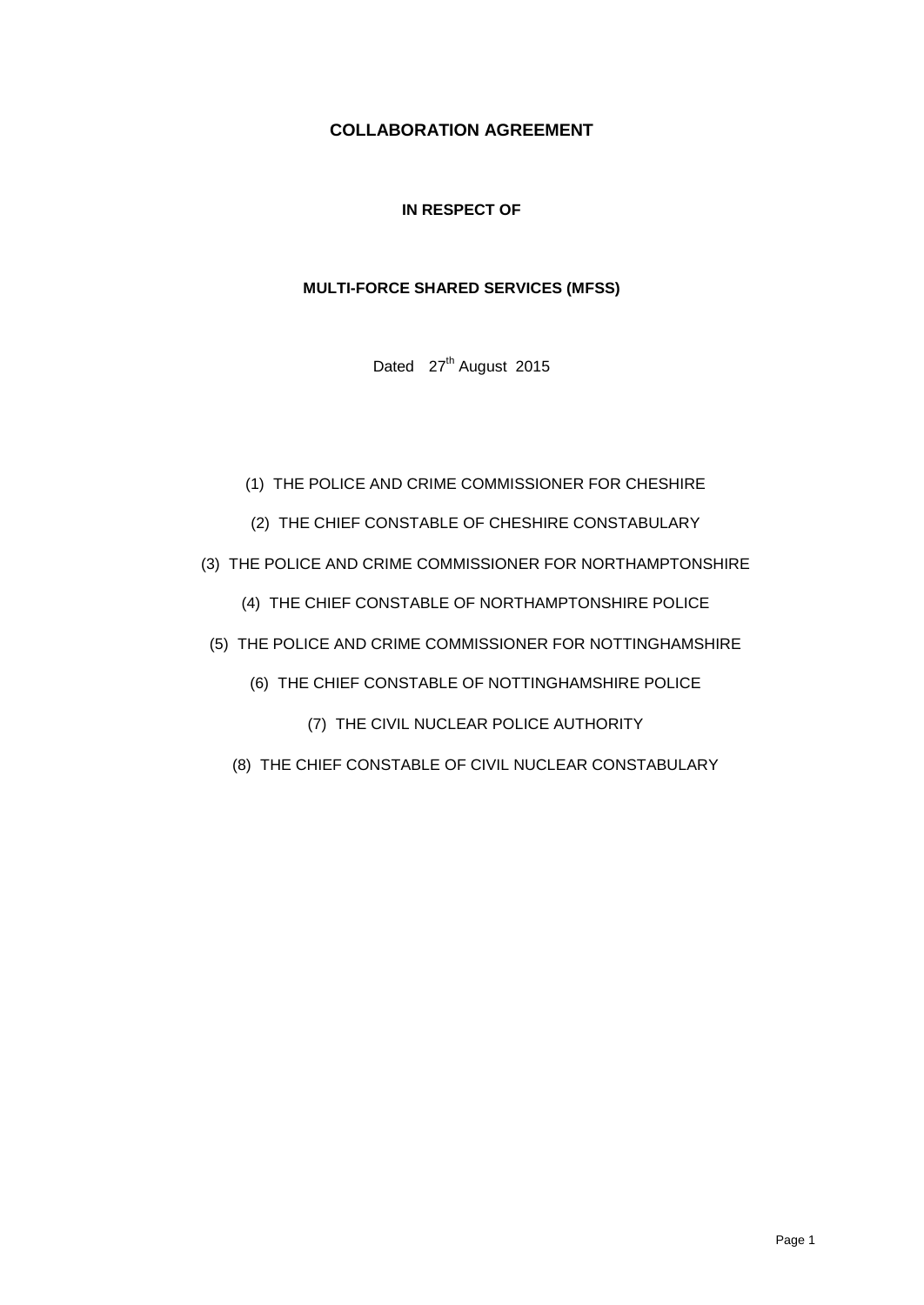# COLLABORATION AGREEMENT

**IN RESPECT OF**

**MULTI-FORCE SHARED SERVICES (MFSS)**

Dated 27th August 2015

(1) THE POLICE AND CRIME COMMISSIONER FOR CHESHIRE

(2) THE CHIEF CONSTABLE OF CHESHIRE CONSTABULARY

(3) THE POLICE AND CRIME COMMISSIONER FOR NORTHAMPTONSHIRE

(4) THE CHIEF CONSTABLE OF NORTHAMPTONSHIRE POLICE

(5) THE POLICE AND CRIME COMMISSIONER FOR NOTTINGHAMSHIRE

(6) THE CHIEF CONSTABLE OF NOTTINGHAMSHIRE POLICE

(7) THE CIVIL NUCLEAR POLICE AUTHORITY

(8) THE CHIEF CONSTABLE OF CIVIL NUCLEAR CONSTABULARY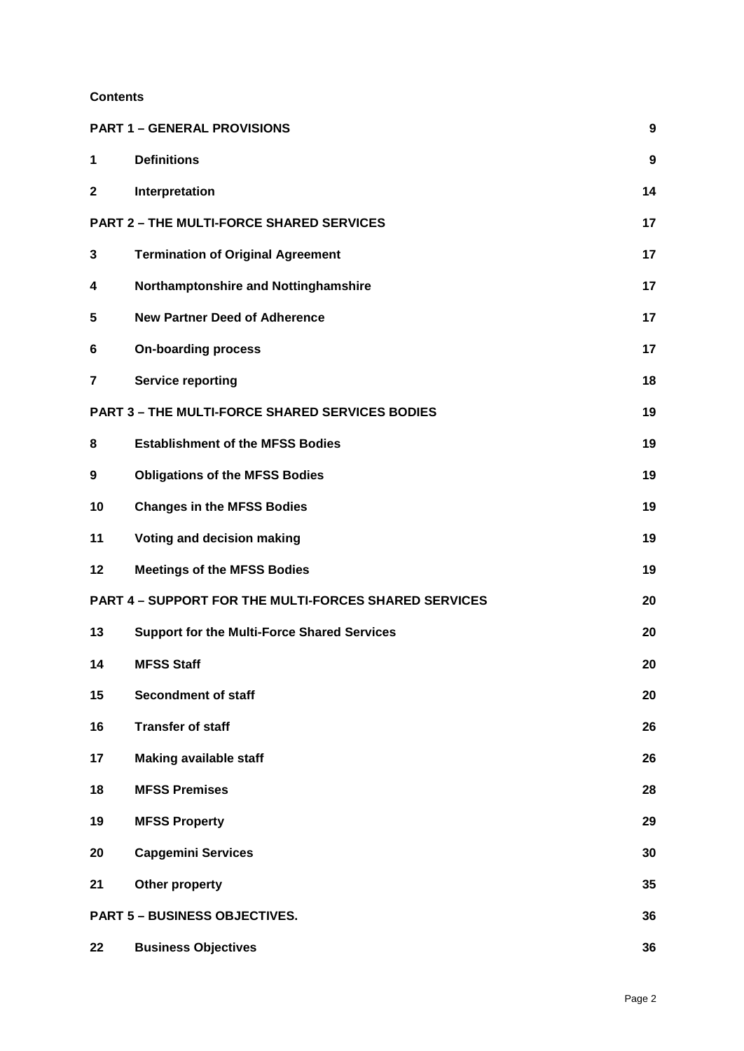**Contents**

| | | |
|---|---|---|
| **PART 1 – GENERAL PROVISIONS** | | **9** |
| **1** | **Definitions** | **9** |
| **2** | **Interpretation** | **14** |
| **PART 2 – THE MULTI-FORCE SHARED SERVICES** | | **17** |
| **3** | **Termination of Original Agreement** | **17** |
| **4** | **Northamptonshire and Nottinghamshire** | **17** |
| **5** | **New Partner Deed of Adherence** | **17** |
| **6** | **On-boarding process** | **17** |
| **7** | **Service reporting** | **18** |
| **PART 3 – THE MULTI-FORCE SHARED SERVICES BODIES** | | **19** |
| **8** | **Establishment of the MFSS Bodies** | **19** |
| **9** | **Obligations of the MFSS Bodies** | **19** |
| **10** | **Changes in the MFSS Bodies** | **19** |
| **11** | **Voting and decision making** | **19** |
| **12** | **Meetings of the MFSS Bodies** | **19** |
| **PART 4 – SUPPORT FOR THE MULTI-FORCES SHARED SERVICES** | | **20** |
| **13** | **Support for the Multi-Force Shared Services** | **20** |
| **14** | **MFSS Staff** | **20** |
| **15** | **Secondment of staff** | **20** |
| **16** | **Transfer of staff** | **26** |
| **17** | **Making available staff** | **26** |
| **18** | **MFSS Premises** | **28** |
| **19** | **MFSS Property** | **29** |
| **20** | **Capgemini Services** | **30** |
| **21** | **Other property** | **35** |
| **PART 5 – BUSINESS OBJECTIVES.** | | **36** |
| **22** | **Business Objectives** | **36** |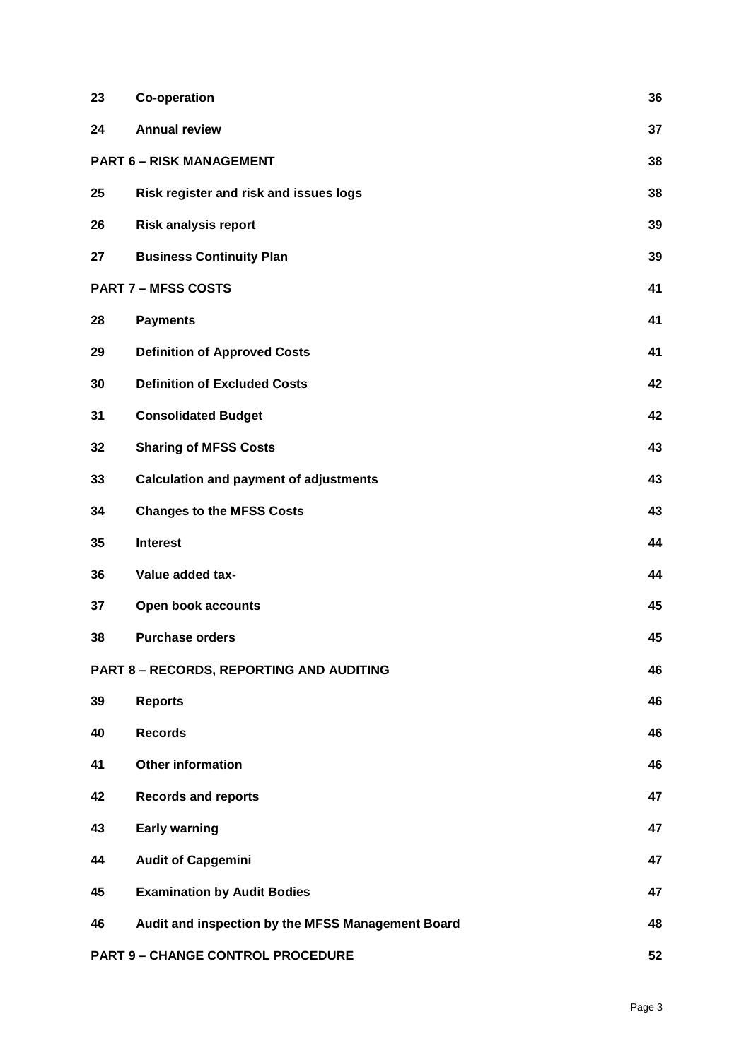| | | |
|---|---|---|
| 23 | **Co-operation** | 36 |
| 24 | **Annual review** | 37 |
| **PART 6 – RISK MANAGEMENT** | | 38 |
| 25 | **Risk register and risk and issues logs** | 38 |
| 26 | **Risk analysis report** | 39 |
| 27 | **Business Continuity Plan** | 39 |
| **PART 7 – MFSS COSTS** | | 41 |
| 28 | **Payments** | 41 |
| 29 | **Definition of Approved Costs** | 41 |
| 30 | **Definition of Excluded Costs** | 42 |
| 31 | **Consolidated Budget** | 42 |
| 32 | **Sharing of MFSS Costs** | 43 |
| 33 | **Calculation and payment of adjustments** | 43 |
| 34 | **Changes to the MFSS Costs** | 43 |
| 35 | **Interest** | 44 |
| 36 | **Value added tax-** | 44 |
| 37 | **Open book accounts** | 45 |
| 38 | **Purchase orders** | 45 |
| **PART 8 – RECORDS, REPORTING AND AUDITING** | | 46 |
| 39 | **Reports** | 46 |
| 40 | **Records** | 46 |
| 41 | **Other information** | 46 |
| 42 | **Records and reports** | 47 |
| 43 | **Early warning** | 47 |
| 44 | **Audit of Capgemini** | 47 |
| 45 | **Examination by Audit Bodies** | 47 |
| 46 | **Audit and inspection by the MFSS Management Board** | 48 |
| **PART 9 – CHANGE CONTROL PROCEDURE** | | 52 |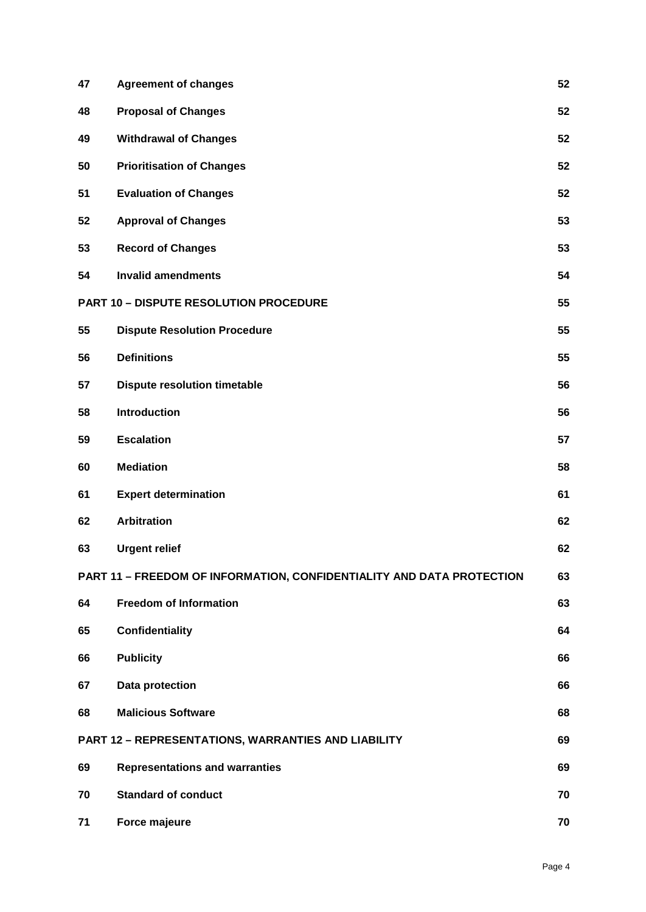| | | |
|---|---|---|
| **47** | **Agreement of changes** | **52** |
| **48** | **Proposal of Changes** | **52** |
| **49** | **Withdrawal of Changes** | **52** |
| **50** | **Prioritisation of Changes** | **52** |
| **51** | **Evaluation of Changes** | **52** |
| **52** | **Approval of Changes** | **53** |
| **53** | **Record of Changes** | **53** |
| **54** | **Invalid amendments** | **54** |
| **PART 10 – DISPUTE RESOLUTION PROCEDURE** | | **55** |
| **55** | **Dispute Resolution Procedure** | **55** |
| **56** | **Definitions** | **55** |
| **57** | **Dispute resolution timetable** | **56** |
| **58** | **Introduction** | **56** |
| **59** | **Escalation** | **57** |
| **60** | **Mediation** | **58** |
| **61** | **Expert determination** | **61** |
| **62** | **Arbitration** | **62** |
| **63** | **Urgent relief** | **62** |
| **PART 11 – FREEDOM OF INFORMATION, CONFIDENTIALITY AND DATA PROTECTION** | | **63** |
| **64** | **Freedom of Information** | **63** |
| **65** | **Confidentiality** | **64** |
| **66** | **Publicity** | **66** |
| **67** | **Data protection** | **66** |
| **68** | **Malicious Software** | **68** |
| **PART 12 – REPRESENTATIONS, WARRANTIES AND LIABILITY** | | **69** |
| **69** | **Representations and warranties** | **69** |
| **70** | **Standard of conduct** | **70** |
| **71** | **Force majeure** | **70** |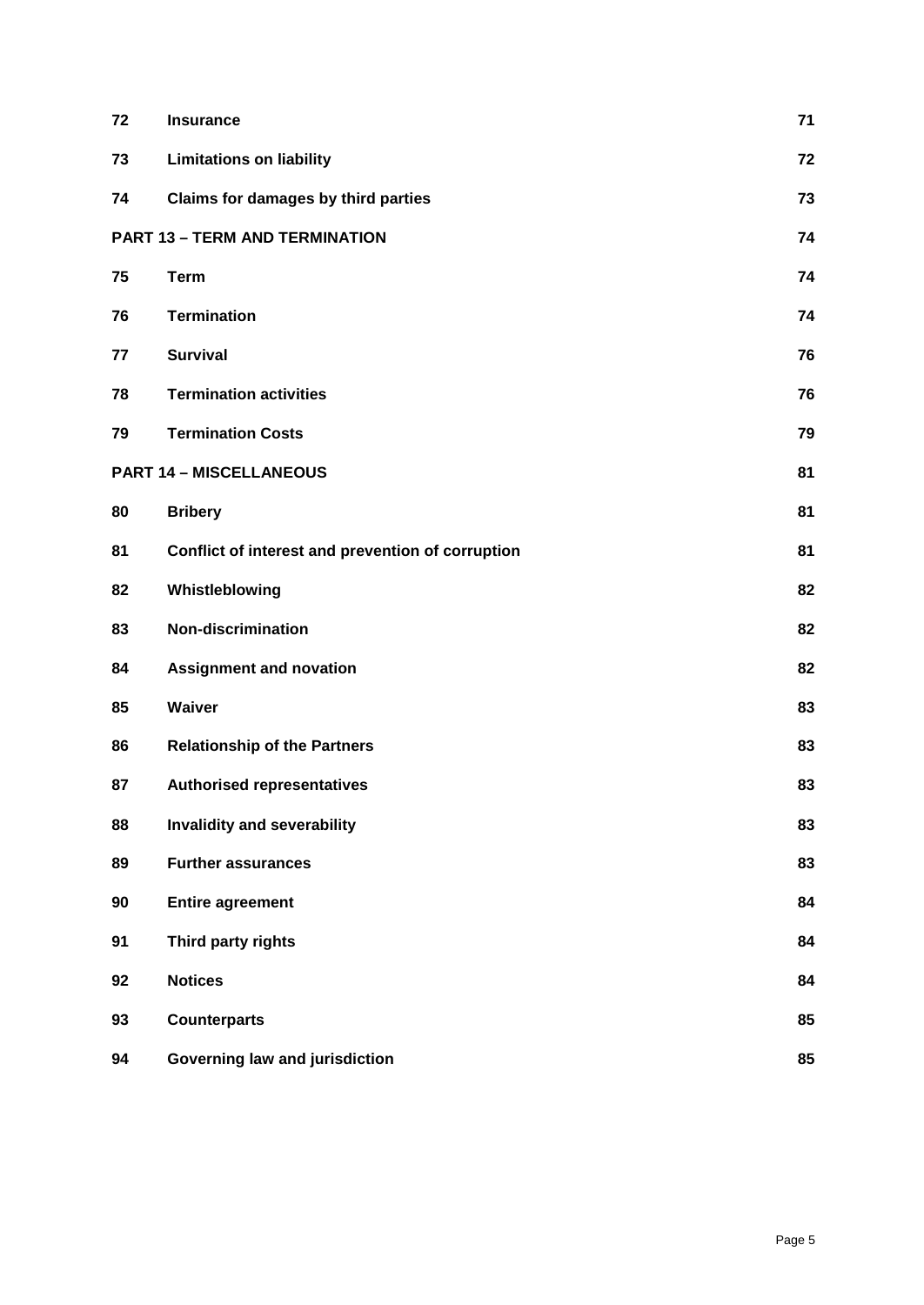| | | |
|---|---|---|
| **72** | **Insurance** | **71** |
| **73** | **Limitations on liability** | **72** |
| **74** | **Claims for damages by third parties** | **73** |
| **PART 13 – TERM AND TERMINATION** | | **74** |
| **75** | **Term** | **74** |
| **76** | **Termination** | **74** |
| **77** | **Survival** | **76** |
| **78** | **Termination activities** | **76** |
| **79** | **Termination Costs** | **79** |
| **PART 14 – MISCELLANEOUS** | | **81** |
| **80** | **Bribery** | **81** |
| **81** | **Conflict of interest and prevention of corruption** | **81** |
| **82** | **Whistleblowing** | **82** |
| **83** | **Non-discrimination** | **82** |
| **84** | **Assignment and novation** | **82** |
| **85** | **Waiver** | **83** |
| **86** | **Relationship of the Partners** | **83** |
| **87** | **Authorised representatives** | **83** |
| **88** | **Invalidity and severability** | **83** |
| **89** | **Further assurances** | **83** |
| **90** | **Entire agreement** | **84** |
| **91** | **Third party rights** | **84** |
| **92** | **Notices** | **84** |
| **93** | **Counterparts** | **85** |
| **94** | **Governing law and jurisdiction** | **85** |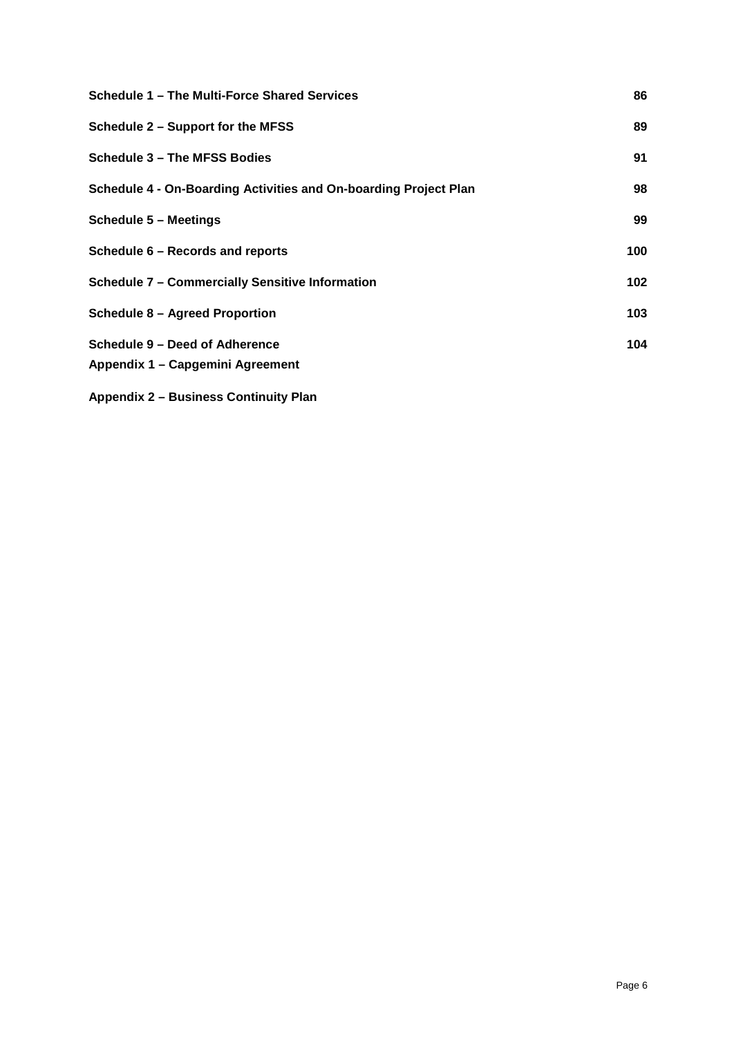| | |
|---|---|
| **Schedule 1 – The Multi-Force Shared Services** | **86** |
| **Schedule 2 – Support for the MFSS** | **89** |
| **Schedule 3 – The MFSS Bodies** | **91** |
| **Schedule 4 - On-Boarding Activities and On-boarding Project Plan** | **98** |
| **Schedule 5 – Meetings** | **99** |
| **Schedule 6 – Records and reports** | **100** |
| **Schedule 7 – Commercially Sensitive Information** | **102** |
| **Schedule 8 – Agreed Proportion** | **103** |
| **Schedule 9 – Deed of Adherence** | **104** |
| **Appendix 1 – Capgemini Agreement** | |
| **Appendix 2 – Business Continuity Plan** | |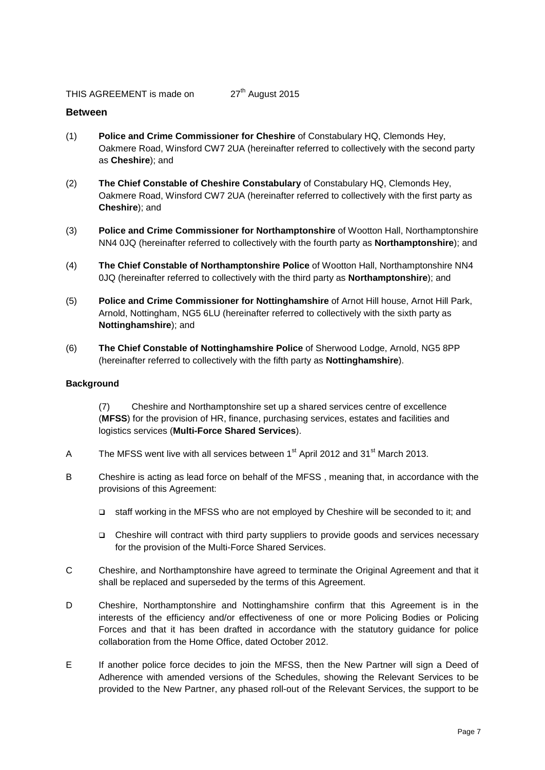THIS AGREEMENT is made on 27th August 2015

**Between**

(1) **Police and Crime Commissioner for Cheshire** of Constabulary HQ, Clemonds Hey, Oakmere Road, Winsford CW7 2UA (hereinafter referred to collectively with the second party as **Cheshire**); and

(2) **The Chief Constable of Cheshire Constabulary** of Constabulary HQ, Clemonds Hey, Oakmere Road, Winsford CW7 2UA (hereinafter referred to collectively with the first party as **Cheshire**); and

(3) **Police and Crime Commissioner for Northamptonshire** of Wootton Hall, Northamptonshire NN4 0JQ (hereinafter referred to collectively with the fourth party as **Northamptonshire**); and

(4) **The Chief Constable of Northamptonshire Police** of Wootton Hall, Northamptonshire NN4 0JQ (hereinafter referred to collectively with the third party as **Northamptonshire**); and

(5) **Police and Crime Commissioner for Nottinghamshire** of Arnot Hill house, Arnot Hill Park, Arnold, Nottingham, NG5 6LU (hereinafter referred to collectively with the sixth party as **Nottinghamshire**); and

(6) **The Chief Constable of Nottinghamshire Police** of Sherwood Lodge, Arnold, NG5 8PP (hereinafter referred to collectively with the fifth party as **Nottinghamshire**).

**Background**

(7) Cheshire and Northamptonshire set up a shared services centre of excellence (**MFSS**) for the provision of HR, finance, purchasing services, estates and facilities and logistics services (**Multi-Force Shared Services**).

A The MFSS went live with all services between 1st April 2012 and 31st March 2013.

B Cheshire is acting as lead force on behalf of the MFSS , meaning that, in accordance with the provisions of this Agreement:

- staff working in the MFSS who are not employed by Cheshire will be seconded to it; and
- Cheshire will contract with third party suppliers to provide goods and services necessary for the provision of the Multi-Force Shared Services.

C Cheshire, and Northamptonshire have agreed to terminate the Original Agreement and that it shall be replaced and superseded by the terms of this Agreement.

D Cheshire, Northamptonshire and Nottinghamshire confirm that this Agreement is in the interests of the efficiency and/or effectiveness of one or more Policing Bodies or Policing Forces and that it has been drafted in accordance with the statutory guidance for police collaboration from the Home Office, dated October 2012.

E If another police force decides to join the MFSS, then the New Partner will sign a Deed of Adherence with amended versions of the Schedules, showing the Relevant Services to be provided to the New Partner, any phased roll-out of the Relevant Services, the support to be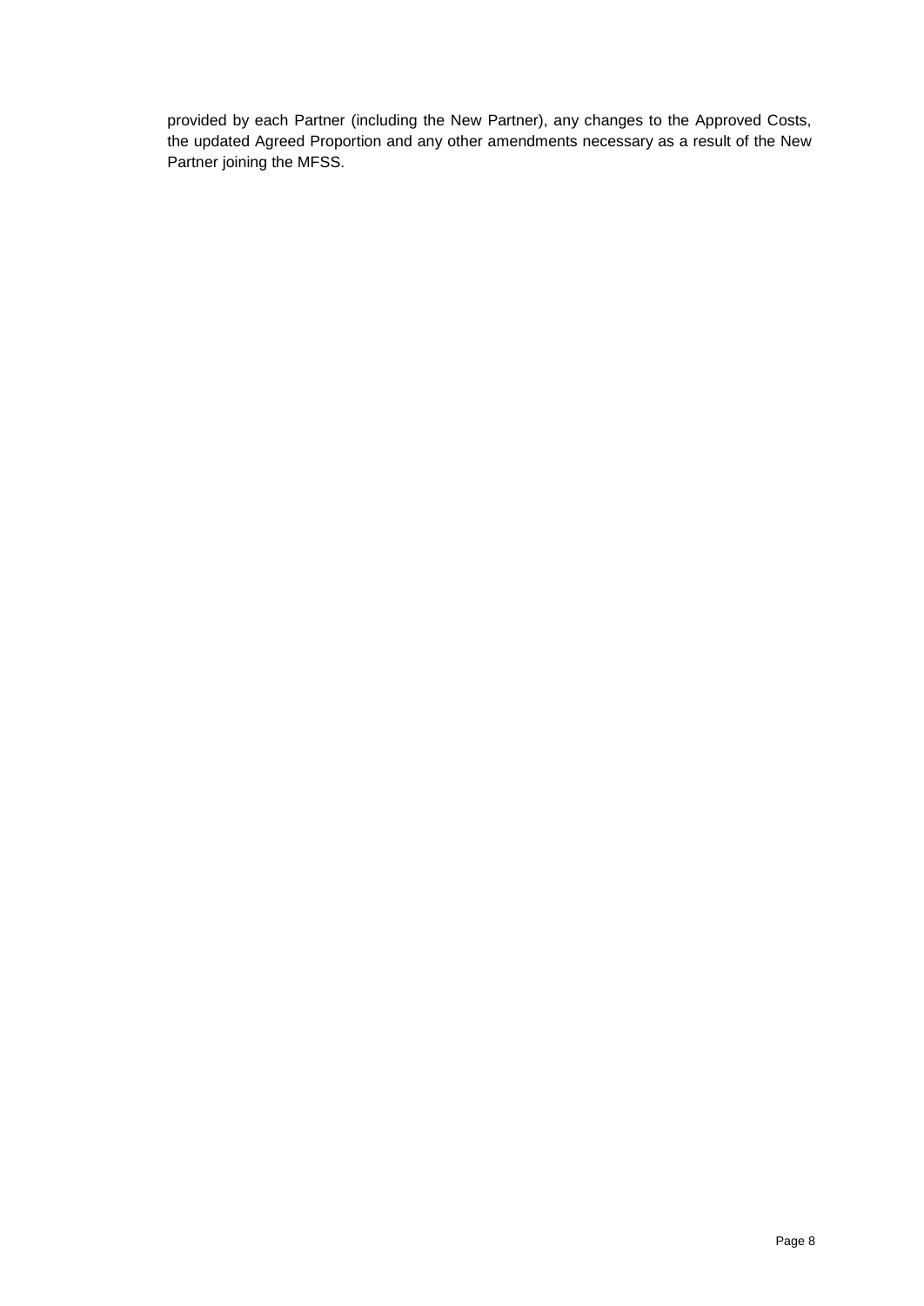provided by each Partner (including the New Partner), any changes to the Approved Costs, the updated Agreed Proportion and any other amendments necessary as a result of the New Partner joining the MFSS.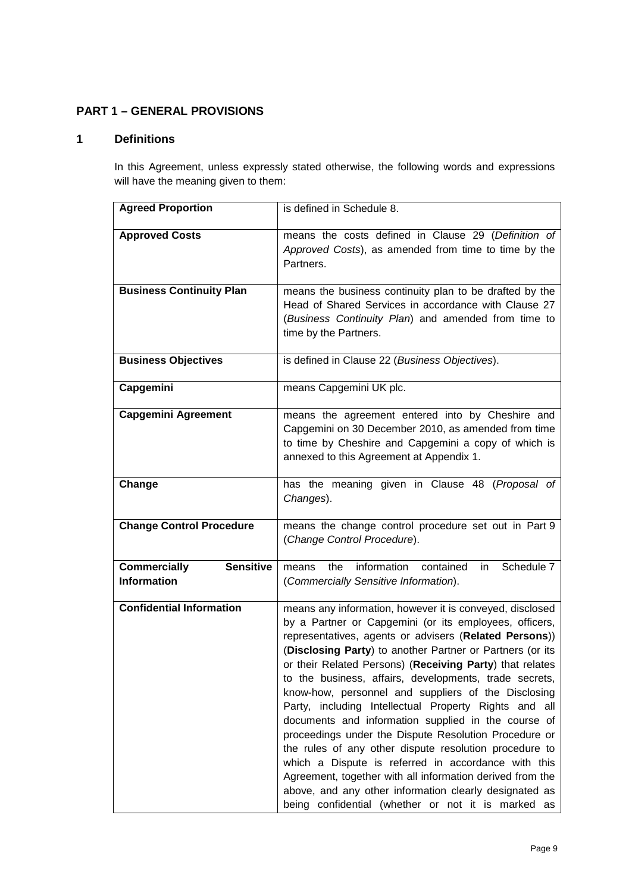## PART 1 – GENERAL PROVISIONS

### 1 Definitions

In this Agreement, unless expressly stated otherwise, the following words and expressions will have the meaning given to them:

| | |
|---|---|
| **Agreed Proportion** | is defined in Schedule 8. |
| **Approved Costs** | means the costs defined in Clause 29 (*Definition of Approved Costs*), as amended from time to time by the Partners. |
| **Business Continuity Plan** | means the business continuity plan to be drafted by the Head of Shared Services in accordance with Clause 27 (*Business Continuity Plan*) and amended from time to time by the Partners. |
| **Business Objectives** | is defined in Clause 22 (*Business Objectives*). |
| **Capgemini** | means Capgemini UK plc. |
| **Capgemini Agreement** | means the agreement entered into by Cheshire and Capgemini on 30 December 2010, as amended from time to time by Cheshire and Capgemini a copy of which is annexed to this Agreement at Appendix 1. |
| **Change** | has the meaning given in Clause 48 (*Proposal of Changes*). |
| **Change Control Procedure** | means the change control procedure set out in Part 9 (*Change Control Procedure*). |
| **Commercially Sensitive Information** | means the information contained in Schedule 7 (*Commercially Sensitive Information*). |
| **Confidential Information** | means any information, however it is conveyed, disclosed by a Partner or Capgemini (or its employees, officers, representatives, agents or advisers (**Related Persons**)) (**Disclosing Party**) to another Partner or Partners (or its or their Related Persons) (**Receiving Party**) that relates to the business, affairs, developments, trade secrets, know-how, personnel and suppliers of the Disclosing Party, including Intellectual Property Rights and all documents and information supplied in the course of proceedings under the Dispute Resolution Procedure or the rules of any other dispute resolution procedure to which a Dispute is referred in accordance with this Agreement, together with all information derived from the above, and any other information clearly designated as being confidential (whether or not it is marked as |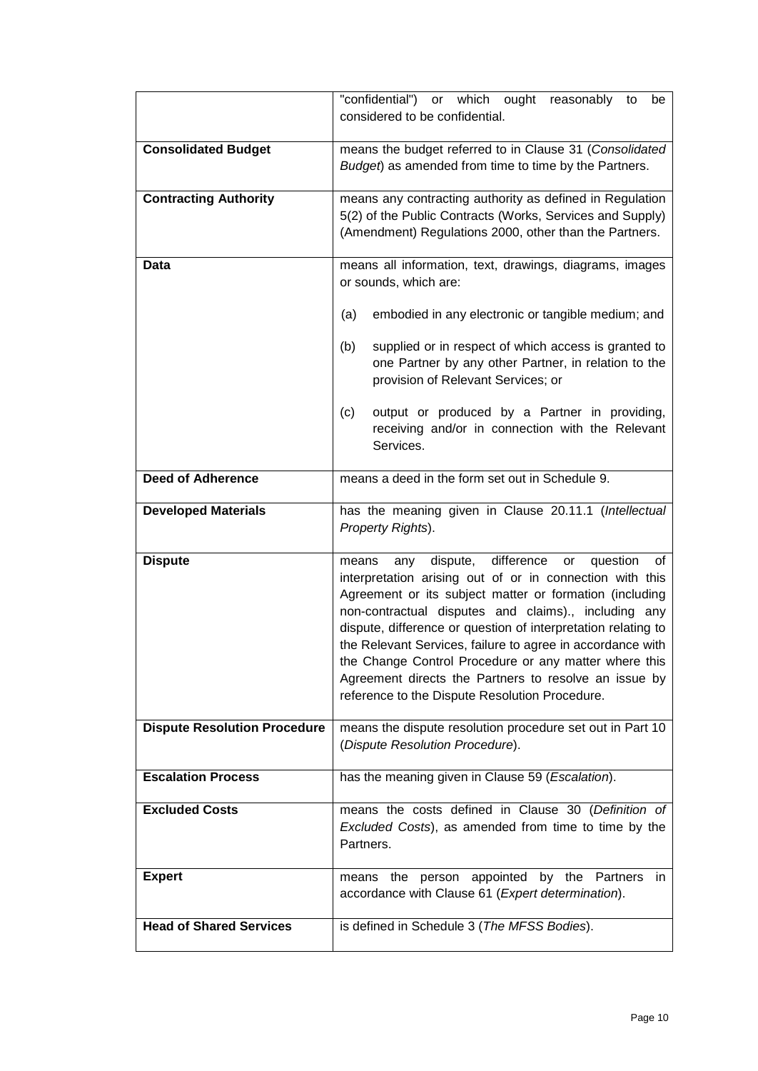| | |
|---|---|
| | "confidential") or which ought reasonably to be considered to be confidential. |
| **Consolidated Budget** | means the budget referred to in Clause 31 (*Consolidated Budget*) as amended from time to time by the Partners. |
| **Contracting Authority** | means any contracting authority as defined in Regulation 5(2) of the Public Contracts (Works, Services and Supply) (Amendment) Regulations 2000, other than the Partners. |
| **Data** | means all information, text, drawings, diagrams, images or sounds, which are:<br><br>(a) embodied in any electronic or tangible medium; and<br><br>(b) supplied or in respect of which access is granted to one Partner by any other Partner, in relation to the provision of Relevant Services; or<br><br>(c) output or produced by a Partner in providing, receiving and/or in connection with the Relevant Services. |
| **Deed of Adherence** | means a deed in the form set out in Schedule 9. |
| **Developed Materials** | has the meaning given in Clause 20.11.1 (*Intellectual Property Rights*). |
| **Dispute** | means any dispute, difference or question of interpretation arising out of or in connection with this Agreement or its subject matter or formation (including non-contractual disputes and claims)., including any dispute, difference or question of interpretation relating to the Relevant Services, failure to agree in accordance with the Change Control Procedure or any matter where this Agreement directs the Partners to resolve an issue by reference to the Dispute Resolution Procedure. |
| **Dispute Resolution Procedure** | means the dispute resolution procedure set out in Part 10 (*Dispute Resolution Procedure*). |
| **Escalation Process** | has the meaning given in Clause 59 (*Escalation*). |
| **Excluded Costs** | means the costs defined in Clause 30 (*Definition of Excluded Costs*), as amended from time to time by the Partners. |
| **Expert** | means the person appointed by the Partners in accordance with Clause 61 (*Expert determination*). |
| **Head of Shared Services** | is defined in Schedule 3 (*The MFSS Bodies*). |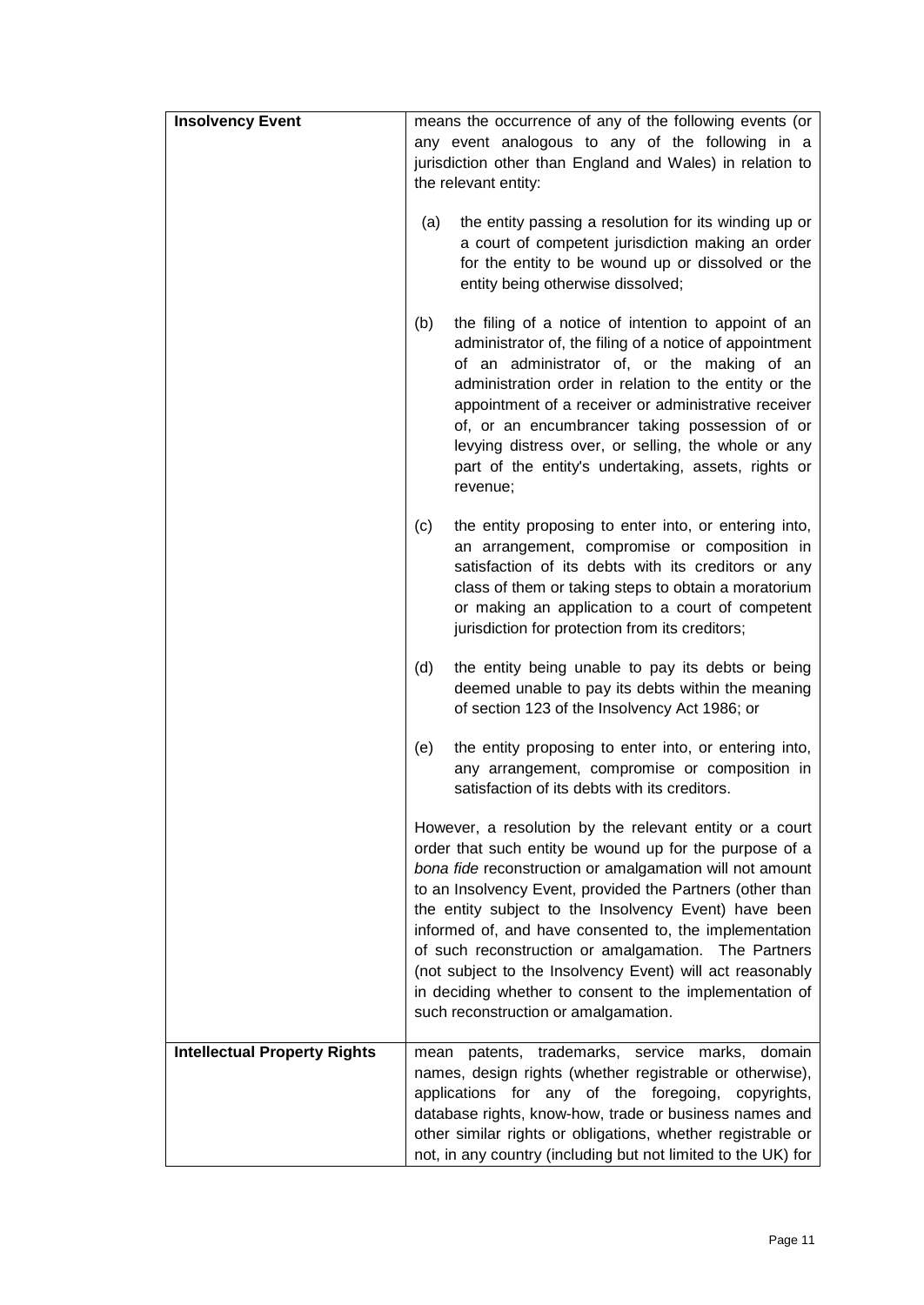| | |
|---|---|
| **Insolvency Event** | means the occurrence of any of the following events (or any event analogous to any of the following in a jurisdiction other than England and Wales) in relation to the relevant entity:<br><br>(a) the entity passing a resolution for its winding up or a court of competent jurisdiction making an order for the entity to be wound up or dissolved or the entity being otherwise dissolved;<br><br>(b) the filing of a notice of intention to appoint of an administrator of, the filing of a notice of appointment of an administrator of, or the making of an administration order in relation to the entity or the appointment of a receiver or administrative receiver of, or an encumbrancer taking possession of or levying distress over, or selling, the whole or any part of the entity's undertaking, assets, rights or revenue;<br><br>(c) the entity proposing to enter into, or entering into, an arrangement, compromise or composition in satisfaction of its debts with its creditors or any class of them or taking steps to obtain a moratorium or making an application to a court of competent jurisdiction for protection from its creditors;<br><br>(d) the entity being unable to pay its debts or being deemed unable to pay its debts within the meaning of section 123 of the Insolvency Act 1986; or<br><br>(e) the entity proposing to enter into, or entering into, any arrangement, compromise or composition in satisfaction of its debts with its creditors.<br><br>However, a resolution by the relevant entity or a court order that such entity be wound up for the purpose of a *bona fide* reconstruction or amalgamation will not amount to an Insolvency Event, provided the Partners (other than the entity subject to the Insolvency Event) have been informed of, and have consented to, the implementation of such reconstruction or amalgamation. The Partners (not subject to the Insolvency Event) will act reasonably in deciding whether to consent to the implementation of such reconstruction or amalgamation. |
| **Intellectual Property Rights** | mean patents, trademarks, service marks, domain names, design rights (whether registrable or otherwise), applications for any of the foregoing, copyrights, database rights, know-how, trade or business names and other similar rights or obligations, whether registrable or not, in any country (including but not limited to the UK) for |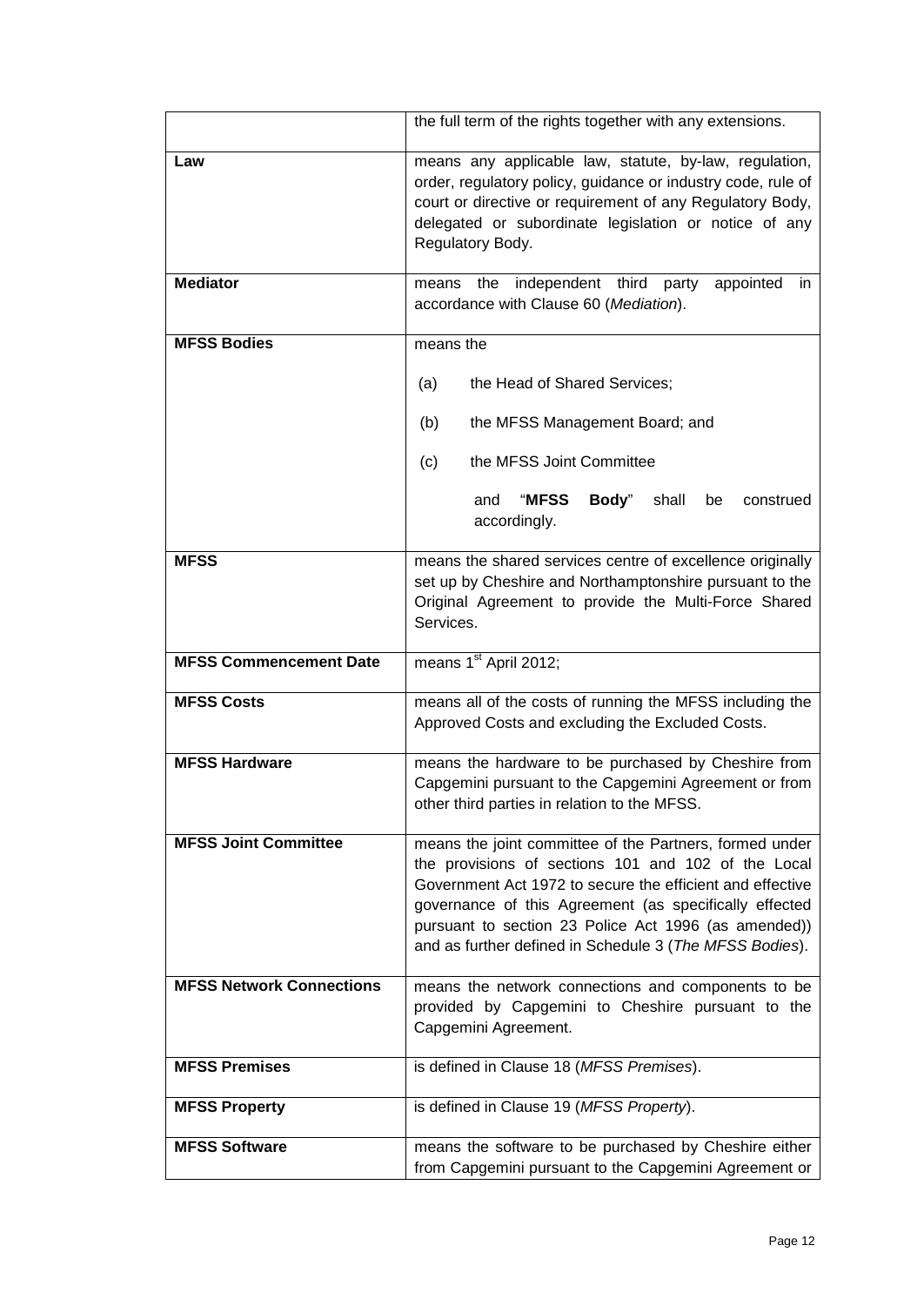| | |
|---|---|
| | the full term of the rights together with any extensions. |
| **Law** | means any applicable law, statute, by-law, regulation, order, regulatory policy, guidance or industry code, rule of court or directive or requirement of any Regulatory Body, delegated or subordinate legislation or notice of any Regulatory Body. |
| **Mediator** | means the independent third party appointed in accordance with Clause 60 (*Mediation*). |
| **MFSS Bodies** | means the<br><br>(a) the Head of Shared Services;<br><br>(b) the MFSS Management Board; and<br><br>(c) the MFSS Joint Committee<br><br>and "**MFSS Body**" shall be construed accordingly. |
| **MFSS** | means the shared services centre of excellence originally set up by Cheshire and Northamptonshire pursuant to the Original Agreement to provide the Multi-Force Shared Services. |
| **MFSS Commencement Date** | means 1st April 2012; |
| **MFSS Costs** | means all of the costs of running the MFSS including the Approved Costs and excluding the Excluded Costs. |
| **MFSS Hardware** | means the hardware to be purchased by Cheshire from Capgemini pursuant to the Capgemini Agreement or from other third parties in relation to the MFSS. |
| **MFSS Joint Committee** | means the joint committee of the Partners, formed under the provisions of sections 101 and 102 of the Local Government Act 1972 to secure the efficient and effective governance of this Agreement (as specifically effected pursuant to section 23 Police Act 1996 (as amended)) and as further defined in Schedule 3 (*The MFSS Bodies*). |
| **MFSS Network Connections** | means the network connections and components to be provided by Capgemini to Cheshire pursuant to the Capgemini Agreement. |
| **MFSS Premises** | is defined in Clause 18 (*MFSS Premises*). |
| **MFSS Property** | is defined in Clause 19 (*MFSS Property*). |
| **MFSS Software** | means the software to be purchased by Cheshire either from Capgemini pursuant to the Capgemini Agreement or |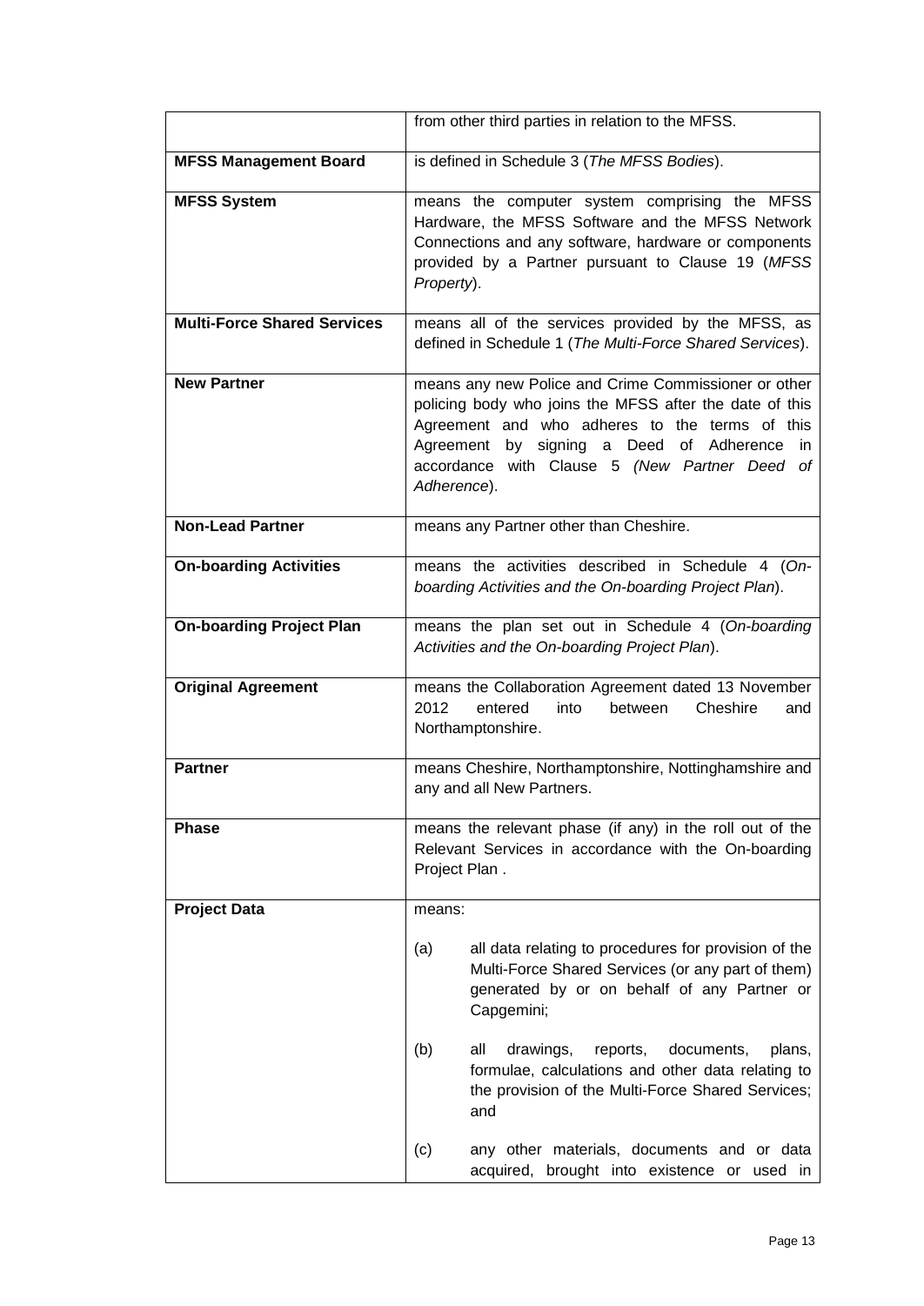| | |
|---|---|
| | from other third parties in relation to the MFSS. |
| **MFSS Management Board** | is defined in Schedule 3 (*The MFSS Bodies*). |
| **MFSS System** | means the computer system comprising the MFSS Hardware, the MFSS Software and the MFSS Network Connections and any software, hardware or components provided by a Partner pursuant to Clause 19 (*MFSS Property*). |
| **Multi-Force Shared Services** | means all of the services provided by the MFSS, as defined in Schedule 1 (*The Multi-Force Shared Services*). |
| **New Partner** | means any new Police and Crime Commissioner or other policing body who joins the MFSS after the date of this Agreement and who adheres to the terms of this Agreement by signing a Deed of Adherence in accordance with Clause 5 *(New Partner Deed of Adherence*). |
| **Non-Lead Partner** | means any Partner other than Cheshire. |
| **On-boarding Activities** | means the activities described in Schedule 4 (*On-boarding Activities and the On-boarding Project Plan*). |
| **On-boarding Project Plan** | means the plan set out in Schedule 4 (*On-boarding Activities and the On-boarding Project Plan*). |
| **Original Agreement** | means the Collaboration Agreement dated 13 November 2012 entered into between Cheshire and Northamptonshire. |
| **Partner** | means Cheshire, Northamptonshire, Nottinghamshire and any and all New Partners. |
| **Phase** | means the relevant phase (if any) in the roll out of the Relevant Services in accordance with the On-boarding Project Plan . |
| **Project Data** | means:<br><br>(a) all data relating to procedures for provision of the Multi-Force Shared Services (or any part of them) generated by or on behalf of any Partner or Capgemini;<br><br>(b) all drawings, reports, documents, plans, formulae, calculations and other data relating to the provision of the Multi-Force Shared Services; and<br><br>(c) any other materials, documents and or data acquired, brought into existence or used in |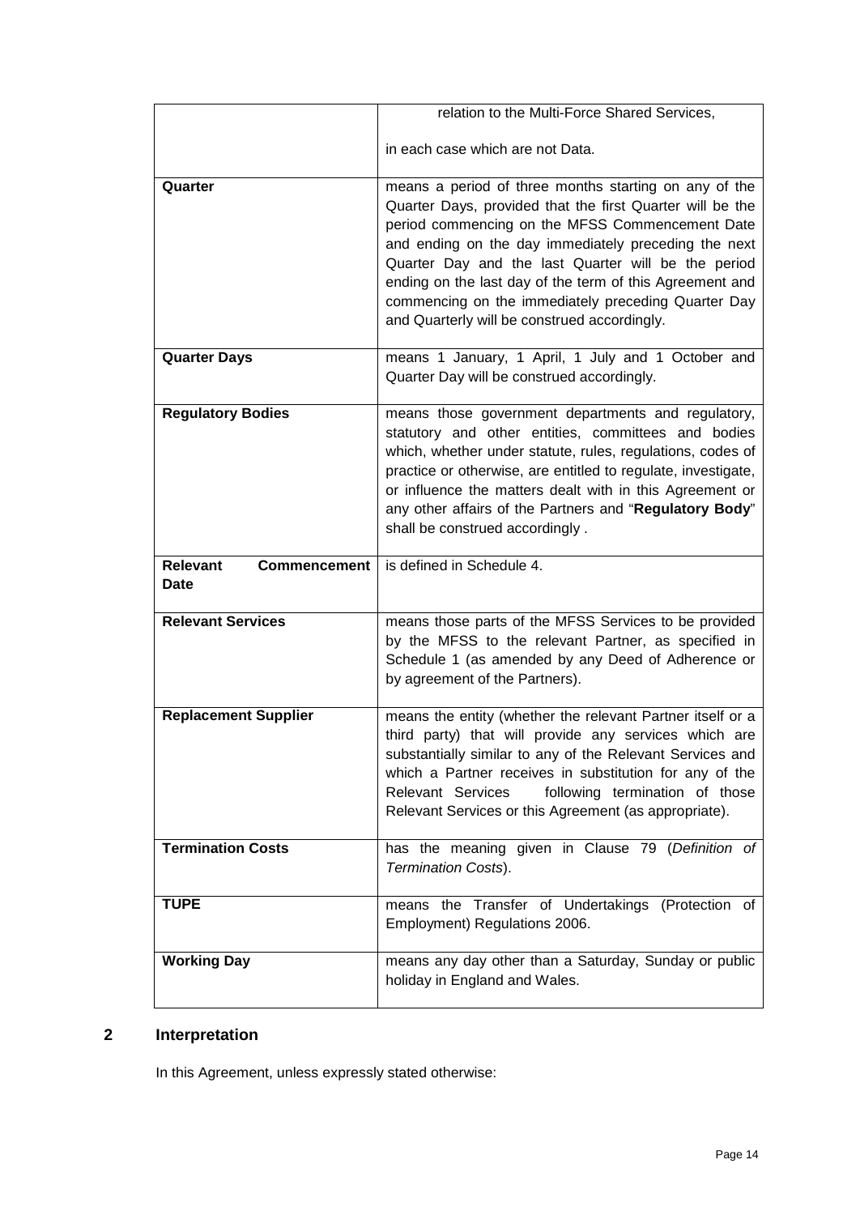| | |
|---|---|
| | relation to the Multi-Force Shared Services,<br><br>in each case which are not Data. |
| **Quarter** | means a period of three months starting on any of the Quarter Days, provided that the first Quarter will be the period commencing on the MFSS Commencement Date and ending on the day immediately preceding the next Quarter Day and the last Quarter will be the period ending on the last day of the term of this Agreement and commencing on the immediately preceding Quarter Day and Quarterly will be construed accordingly. |
| **Quarter Days** | means 1 January, 1 April, 1 July and 1 October and Quarter Day will be construed accordingly. |
| **Regulatory Bodies** | means those government departments and regulatory, statutory and other entities, committees and bodies which, whether under statute, rules, regulations, codes of practice or otherwise, are entitled to regulate, investigate, or influence the matters dealt with in this Agreement or any other affairs of the Partners and "**Regulatory Body**" shall be construed accordingly . |
| **Relevant Commencement Date** | is defined in Schedule 4. |
| **Relevant Services** | means those parts of the MFSS Services to be provided by the MFSS to the relevant Partner, as specified in Schedule 1 (as amended by any Deed of Adherence or by agreement of the Partners). |
| **Replacement Supplier** | means the entity (whether the relevant Partner itself or a third party) that will provide any services which are substantially similar to any of the Relevant Services and which a Partner receives in substitution for any of the Relevant Services following termination of those Relevant Services or this Agreement (as appropriate). |
| **Termination Costs** | has the meaning given in Clause 79 (*Definition of Termination Costs*). |
| **TUPE** | means the Transfer of Undertakings (Protection of Employment) Regulations 2006. |
| **Working Day** | means any day other than a Saturday, Sunday or public holiday in England and Wales. |

## 2 Interpretation

In this Agreement, unless expressly stated otherwise: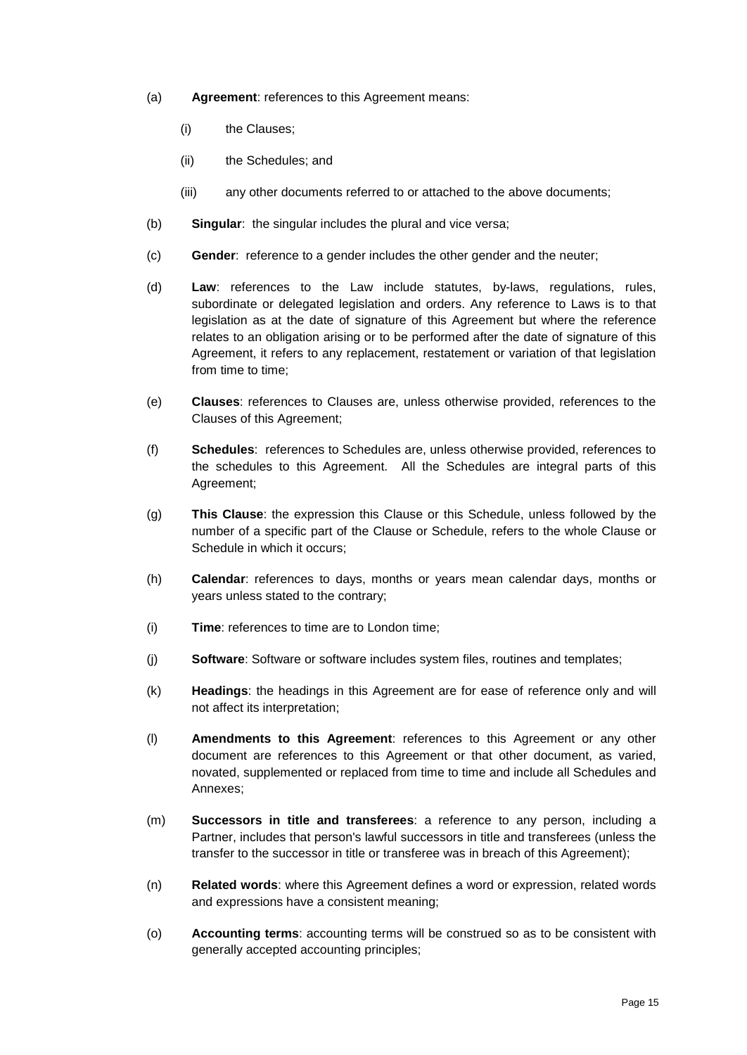(a) **Agreement**: references to this Agreement means:

   (i) the Clauses;

   (ii) the Schedules; and

   (iii) any other documents referred to or attached to the above documents;

(b) **Singular**: the singular includes the plural and vice versa;

(c) **Gender**: reference to a gender includes the other gender and the neuter;

(d) **Law**: references to the Law include statutes, by-laws, regulations, rules, subordinate or delegated legislation and orders. Any reference to Laws is to that legislation as at the date of signature of this Agreement but where the reference relates to an obligation arising or to be performed after the date of signature of this Agreement, it refers to any replacement, restatement or variation of that legislation from time to time;

(e) **Clauses**: references to Clauses are, unless otherwise provided, references to the Clauses of this Agreement;

(f) **Schedules**: references to Schedules are, unless otherwise provided, references to the schedules to this Agreement. All the Schedules are integral parts of this Agreement;

(g) **This Clause**: the expression this Clause or this Schedule, unless followed by the number of a specific part of the Clause or Schedule, refers to the whole Clause or Schedule in which it occurs;

(h) **Calendar**: references to days, months or years mean calendar days, months or years unless stated to the contrary;

(i) **Time**: references to time are to London time;

(j) **Software**: Software or software includes system files, routines and templates;

(k) **Headings**: the headings in this Agreement are for ease of reference only and will not affect its interpretation;

(l) **Amendments to this Agreement**: references to this Agreement or any other document are references to this Agreement or that other document, as varied, novated, supplemented or replaced from time to time and include all Schedules and Annexes;

(m) **Successors in title and transferees**: a reference to any person, including a Partner, includes that person's lawful successors in title and transferees (unless the transfer to the successor in title or transferee was in breach of this Agreement);

(n) **Related words**: where this Agreement defines a word or expression, related words and expressions have a consistent meaning;

(o) **Accounting terms**: accounting terms will be construed so as to be consistent with generally accepted accounting principles;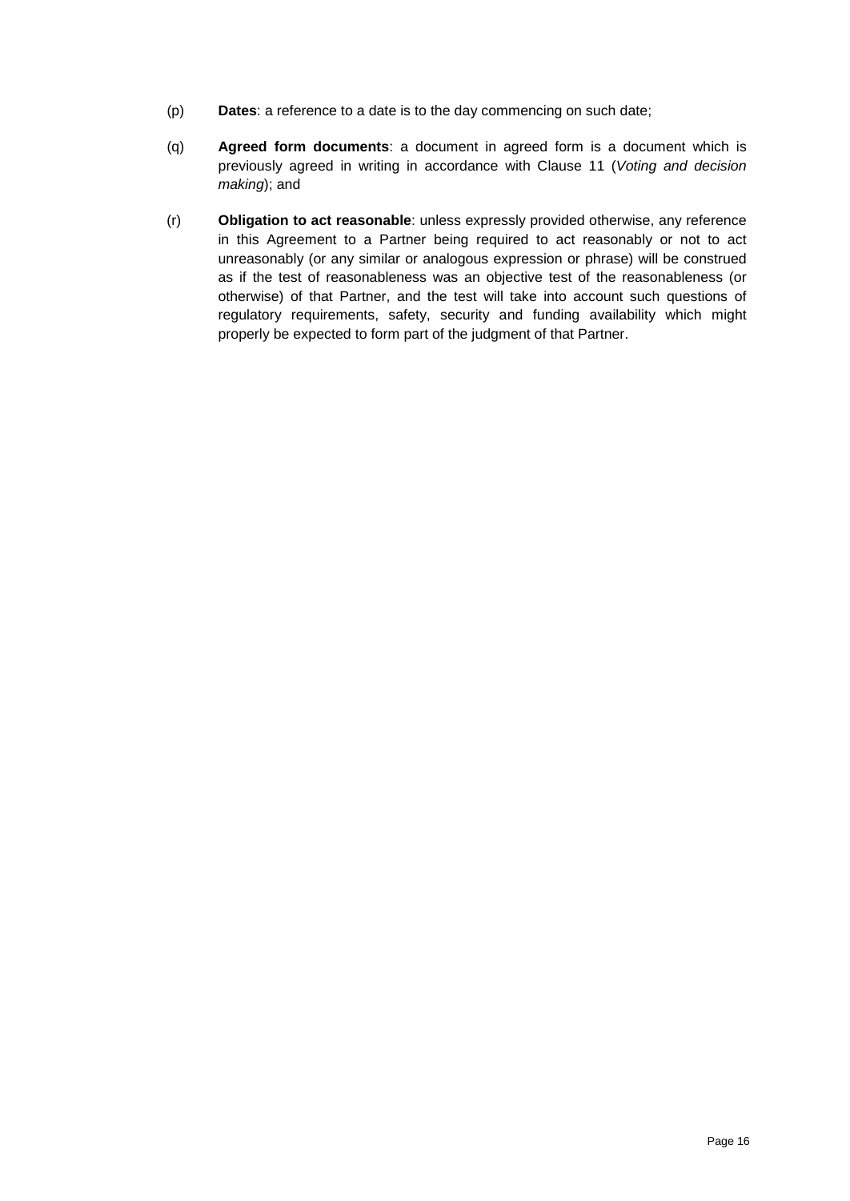(p) **Dates**: a reference to a date is to the day commencing on such date;

(q) **Agreed form documents**: a document in agreed form is a document which is previously agreed in writing in accordance with Clause 11 (*Voting and decision making*); and

(r) **Obligation to act reasonable**: unless expressly provided otherwise, any reference in this Agreement to a Partner being required to act reasonably or not to act unreasonably (or any similar or analogous expression or phrase) will be construed as if the test of reasonableness was an objective test of the reasonableness (or otherwise) of that Partner, and the test will take into account such questions of regulatory requirements, safety, security and funding availability which might properly be expected to form part of the judgment of that Partner.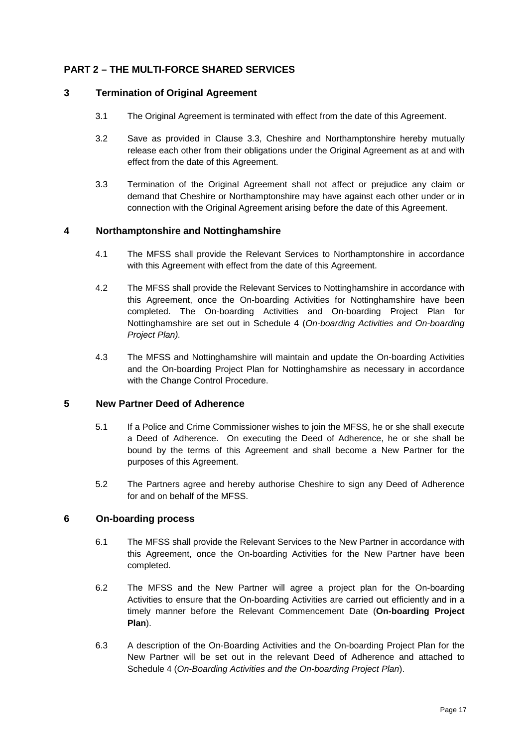## PART 2 – THE MULTI-FORCE SHARED SERVICES

### 3 Termination of Original Agreement

3.1 The Original Agreement is terminated with effect from the date of this Agreement.

3.2 Save as provided in Clause 3.3, Cheshire and Northamptonshire hereby mutually release each other from their obligations under the Original Agreement as at and with effect from the date of this Agreement.

3.3 Termination of the Original Agreement shall not affect or prejudice any claim or demand that Cheshire or Northamptonshire may have against each other under or in connection with the Original Agreement arising before the date of this Agreement.

### 4 Northamptonshire and Nottinghamshire

4.1 The MFSS shall provide the Relevant Services to Northamptonshire in accordance with this Agreement with effect from the date of this Agreement.

4.2 The MFSS shall provide the Relevant Services to Nottinghamshire in accordance with this Agreement, once the On-boarding Activities for Nottinghamshire have been completed. The On-boarding Activities and On-boarding Project Plan for Nottinghamshire are set out in Schedule 4 (*On-boarding Activities and On-boarding Project Plan).*

4.3 The MFSS and Nottinghamshire will maintain and update the On-boarding Activities and the On-boarding Project Plan for Nottinghamshire as necessary in accordance with the Change Control Procedure.

### 5 New Partner Deed of Adherence

5.1 If a Police and Crime Commissioner wishes to join the MFSS, he or she shall execute a Deed of Adherence. On executing the Deed of Adherence, he or she shall be bound by the terms of this Agreement and shall become a New Partner for the purposes of this Agreement.

5.2 The Partners agree and hereby authorise Cheshire to sign any Deed of Adherence for and on behalf of the MFSS.

### 6 On-boarding process

6.1 The MFSS shall provide the Relevant Services to the New Partner in accordance with this Agreement, once the On-boarding Activities for the New Partner have been completed.

6.2 The MFSS and the New Partner will agree a project plan for the On-boarding Activities to ensure that the On-boarding Activities are carried out efficiently and in a timely manner before the Relevant Commencement Date (**On-boarding Project Plan**).

6.3 A description of the On-Boarding Activities and the On-boarding Project Plan for the New Partner will be set out in the relevant Deed of Adherence and attached to Schedule 4 (*On-Boarding Activities and the On-boarding Project Plan*).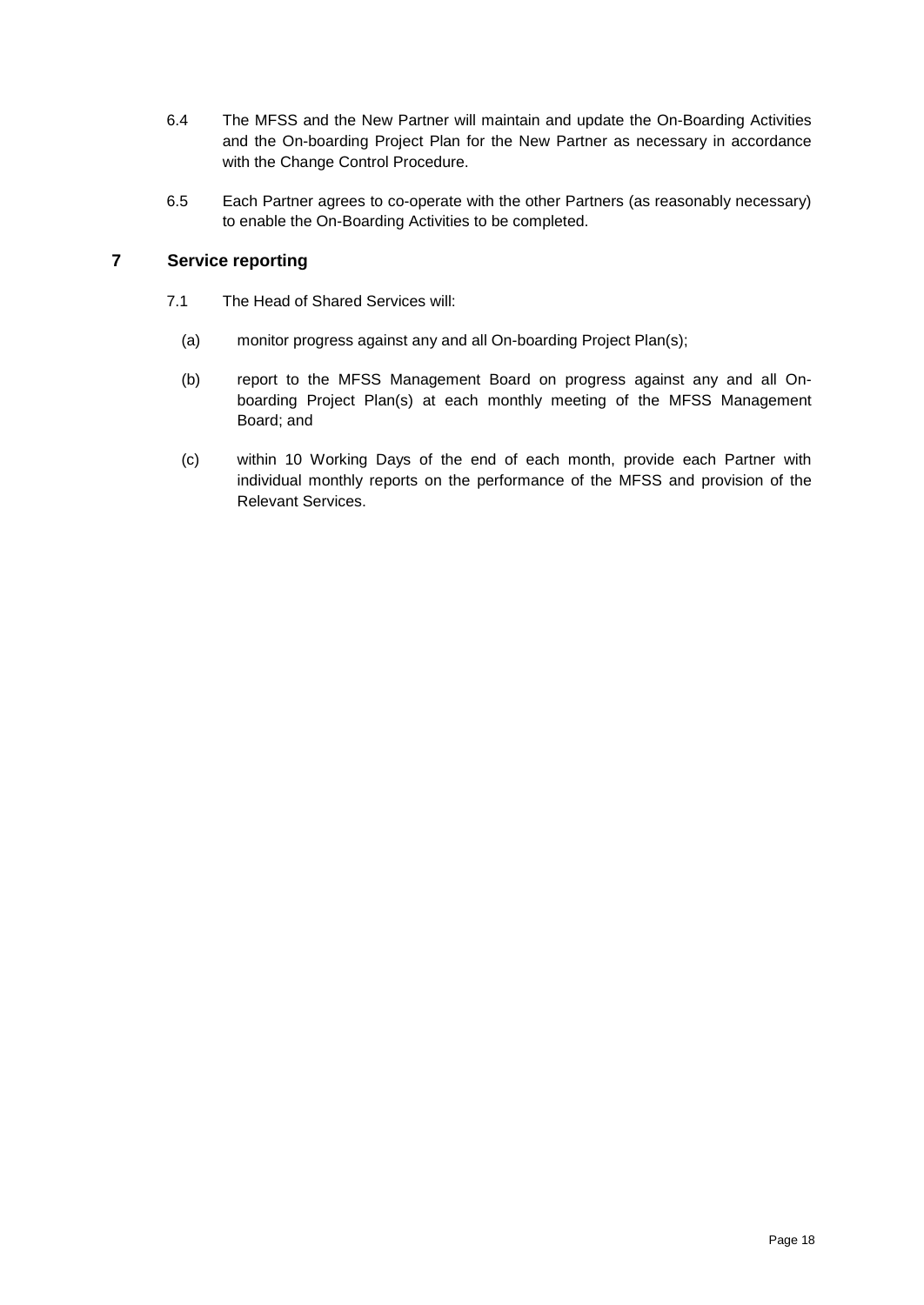6.4 The MFSS and the New Partner will maintain and update the On-Boarding Activities and the On-boarding Project Plan for the New Partner as necessary in accordance with the Change Control Procedure.

6.5 Each Partner agrees to co-operate with the other Partners (as reasonably necessary) to enable the On-Boarding Activities to be completed.

## 7 Service reporting

7.1 The Head of Shared Services will:

(a) monitor progress against any and all On-boarding Project Plan(s);

(b) report to the MFSS Management Board on progress against any and all On-boarding Project Plan(s) at each monthly meeting of the MFSS Management Board; and

(c) within 10 Working Days of the end of each month, provide each Partner with individual monthly reports on the performance of the MFSS and provision of the Relevant Services.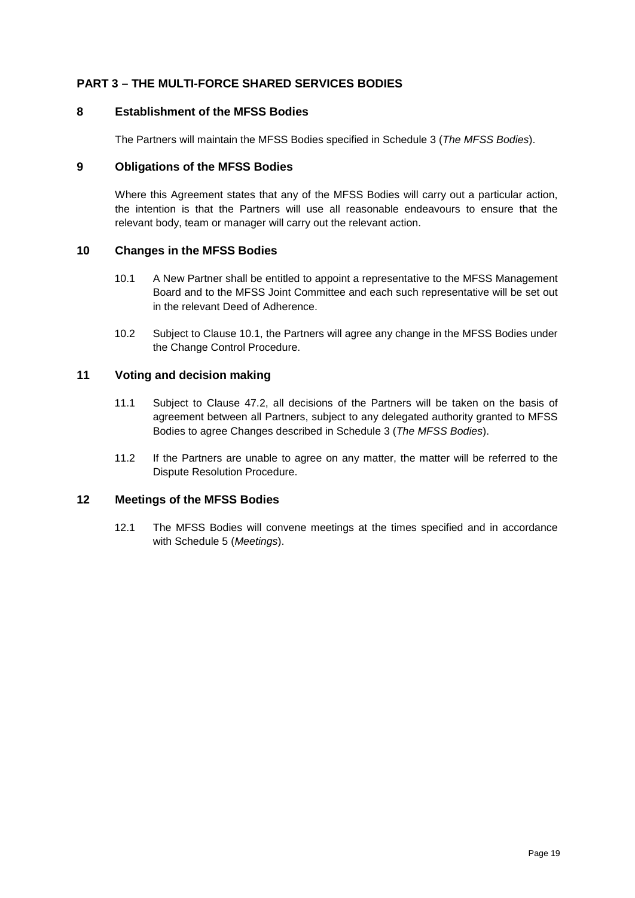## PART 3 – THE MULTI-FORCE SHARED SERVICES BODIES

### 8 Establishment of the MFSS Bodies

The Partners will maintain the MFSS Bodies specified in Schedule 3 (*The MFSS Bodies*).

### 9 Obligations of the MFSS Bodies

Where this Agreement states that any of the MFSS Bodies will carry out a particular action, the intention is that the Partners will use all reasonable endeavours to ensure that the relevant body, team or manager will carry out the relevant action.

### 10 Changes in the MFSS Bodies

10.1 A New Partner shall be entitled to appoint a representative to the MFSS Management Board and to the MFSS Joint Committee and each such representative will be set out in the relevant Deed of Adherence.

10.2 Subject to Clause 10.1, the Partners will agree any change in the MFSS Bodies under the Change Control Procedure.

### 11 Voting and decision making

11.1 Subject to Clause 47.2, all decisions of the Partners will be taken on the basis of agreement between all Partners, subject to any delegated authority granted to MFSS Bodies to agree Changes described in Schedule 3 (*The MFSS Bodies*).

11.2 If the Partners are unable to agree on any matter, the matter will be referred to the Dispute Resolution Procedure.

### 12 Meetings of the MFSS Bodies

12.1 The MFSS Bodies will convene meetings at the times specified and in accordance with Schedule 5 (*Meetings*).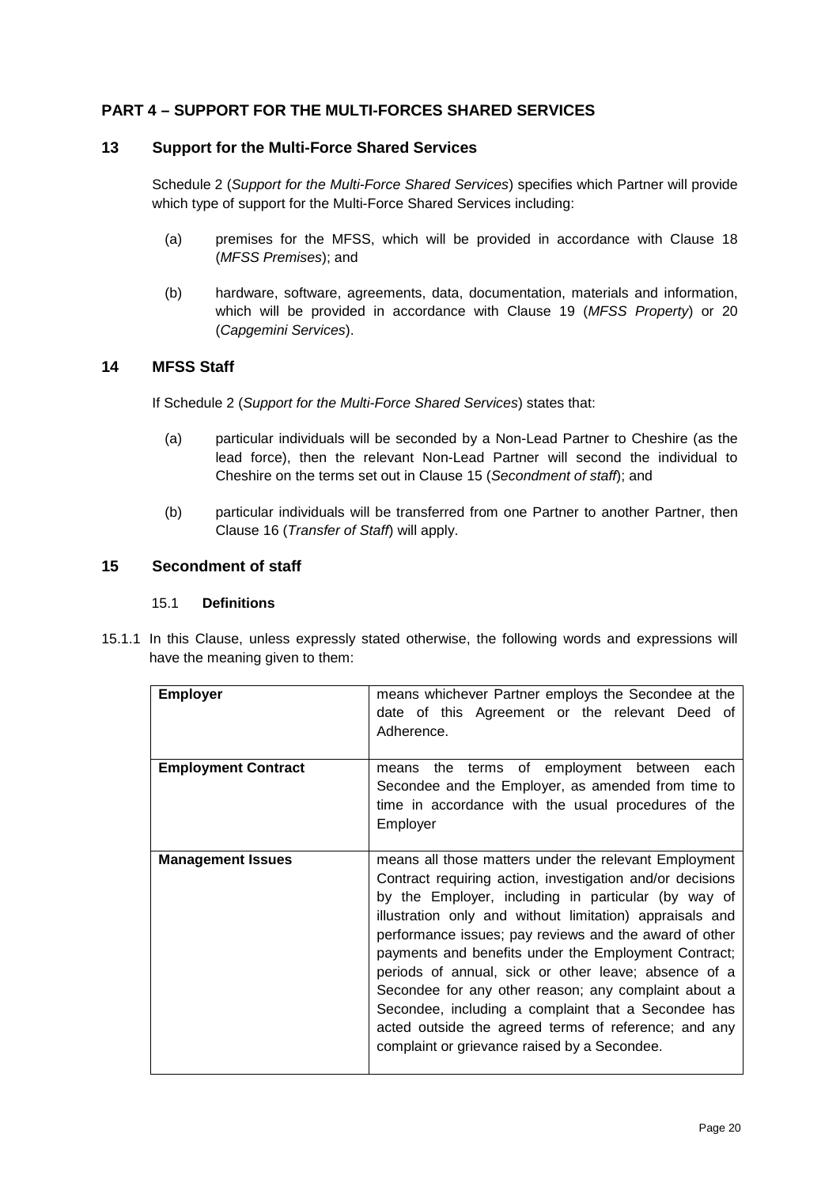## PART 4 – SUPPORT FOR THE MULTI-FORCES SHARED SERVICES

### 13 Support for the Multi-Force Shared Services

Schedule 2 (*Support for the Multi-Force Shared Services*) specifies which Partner will provide which type of support for the Multi-Force Shared Services including:

(a) premises for the MFSS, which will be provided in accordance with Clause 18 (*MFSS Premises*); and

(b) hardware, software, agreements, data, documentation, materials and information, which will be provided in accordance with Clause 19 (*MFSS Property*) or 20 (*Capgemini Services*).

### 14 MFSS Staff

If Schedule 2 (*Support for the Multi-Force Shared Services*) states that:

(a) particular individuals will be seconded by a Non-Lead Partner to Cheshire (as the lead force), then the relevant Non-Lead Partner will second the individual to Cheshire on the terms set out in Clause 15 (*Secondment of staff*); and

(b) particular individuals will be transferred from one Partner to another Partner, then Clause 16 (*Transfer of Staff*) will apply.

### 15 Secondment of staff

#### 15.1 Definitions

15.1.1 In this Clause, unless expressly stated otherwise, the following words and expressions will have the meaning given to them:

| | |
|---|---|
| **Employer** | means whichever Partner employs the Secondee at the date of this Agreement or the relevant Deed of Adherence. |
| **Employment Contract** | means the terms of employment between each Secondee and the Employer, as amended from time to time in accordance with the usual procedures of the Employer |
| **Management Issues** | means all those matters under the relevant Employment Contract requiring action, investigation and/or decisions by the Employer, including in particular (by way of illustration only and without limitation) appraisals and performance issues; pay reviews and the award of other payments and benefits under the Employment Contract; periods of annual, sick or other leave; absence of a Secondee for any other reason; any complaint about a Secondee, including a complaint that a Secondee has acted outside the agreed terms of reference; and any complaint or grievance raised by a Secondee. |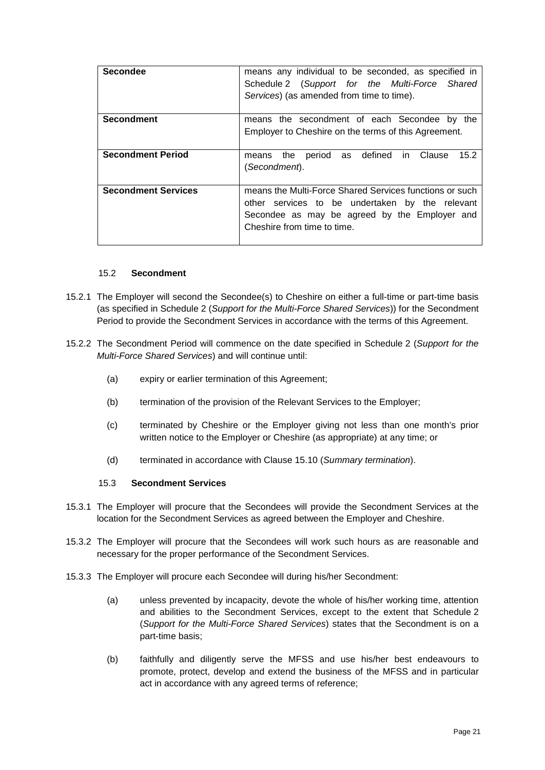| | |
|---|---|
| **Secondee** | means any individual to be seconded, as specified in Schedule 2 (*Support for the Multi-Force Shared Services*) (as amended from time to time). |
| **Secondment** | means the secondment of each Secondee by the Employer to Cheshire on the terms of this Agreement. |
| **Secondment Period** | means the period as defined in Clause 15.2 (*Secondment*). |
| **Secondment Services** | means the Multi-Force Shared Services functions or such other services to be undertaken by the relevant Secondee as may be agreed by the Employer and Cheshire from time to time. |

### 15.2 Secondment

15.2.1 The Employer will second the Secondee(s) to Cheshire on either a full-time or part-time basis (as specified in Schedule 2 (*Support for the Multi-Force Shared Services*)) for the Secondment Period to provide the Secondment Services in accordance with the terms of this Agreement.

15.2.2 The Secondment Period will commence on the date specified in Schedule 2 (*Support for the Multi-Force Shared Services*) and will continue until:

- (a) expiry or earlier termination of this Agreement;
- (b) termination of the provision of the Relevant Services to the Employer;
- (c) terminated by Cheshire or the Employer giving not less than one month's prior written notice to the Employer or Cheshire (as appropriate) at any time; or
- (d) terminated in accordance with Clause 15.10 (*Summary termination*).

### 15.3 Secondment Services

15.3.1 The Employer will procure that the Secondees will provide the Secondment Services at the location for the Secondment Services as agreed between the Employer and Cheshire.

15.3.2 The Employer will procure that the Secondees will work such hours as are reasonable and necessary for the proper performance of the Secondment Services.

15.3.3 The Employer will procure each Secondee will during his/her Secondment:

- (a) unless prevented by incapacity, devote the whole of his/her working time, attention and abilities to the Secondment Services, except to the extent that Schedule 2 (*Support for the Multi-Force Shared Services*) states that the Secondment is on a part-time basis;
- (b) faithfully and diligently serve the MFSS and use his/her best endeavours to promote, protect, develop and extend the business of the MFSS and in particular act in accordance with any agreed terms of reference;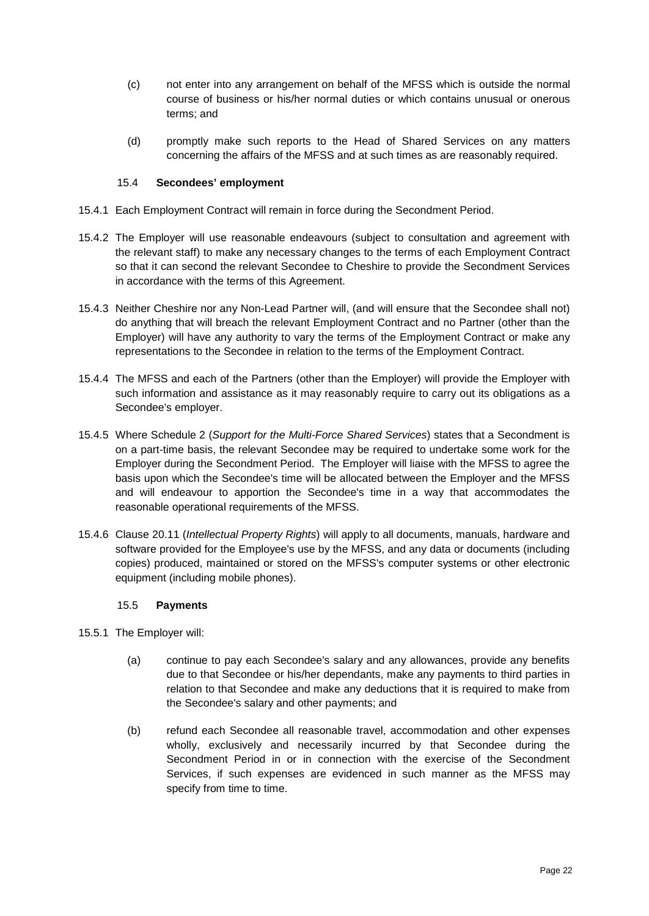(c) not enter into any arrangement on behalf of the MFSS which is outside the normal course of business or his/her normal duties or which contains unusual or onerous terms; and

(d) promptly make such reports to the Head of Shared Services on any matters concerning the affairs of the MFSS and at such times as are reasonably required.

### 15.4 **Secondees' employment**

15.4.1 Each Employment Contract will remain in force during the Secondment Period.

15.4.2 The Employer will use reasonable endeavours (subject to consultation and agreement with the relevant staff) to make any necessary changes to the terms of each Employment Contract so that it can second the relevant Secondee to Cheshire to provide the Secondment Services in accordance with the terms of this Agreement.

15.4.3 Neither Cheshire nor any Non-Lead Partner will, (and will ensure that the Secondee shall not) do anything that will breach the relevant Employment Contract and no Partner (other than the Employer) will have any authority to vary the terms of the Employment Contract or make any representations to the Secondee in relation to the terms of the Employment Contract.

15.4.4 The MFSS and each of the Partners (other than the Employer) will provide the Employer with such information and assistance as it may reasonably require to carry out its obligations as a Secondee's employer.

15.4.5 Where Schedule 2 (*Support for the Multi-Force Shared Services*) states that a Secondment is on a part-time basis, the relevant Secondee may be required to undertake some work for the Employer during the Secondment Period. The Employer will liaise with the MFSS to agree the basis upon which the Secondee's time will be allocated between the Employer and the MFSS and will endeavour to apportion the Secondee's time in a way that accommodates the reasonable operational requirements of the MFSS.

15.4.6 Clause 20.11 (*Intellectual Property Rights*) will apply to all documents, manuals, hardware and software provided for the Employee's use by the MFSS, and any data or documents (including copies) produced, maintained or stored on the MFSS's computer systems or other electronic equipment (including mobile phones).

### 15.5 **Payments**

15.5.1 The Employer will:

(a) continue to pay each Secondee's salary and any allowances, provide any benefits due to that Secondee or his/her dependants, make any payments to third parties in relation to that Secondee and make any deductions that it is required to make from the Secondee's salary and other payments; and

(b) refund each Secondee all reasonable travel, accommodation and other expenses wholly, exclusively and necessarily incurred by that Secondee during the Secondment Period in or in connection with the exercise of the Secondment Services, if such expenses are evidenced in such manner as the MFSS may specify from time to time.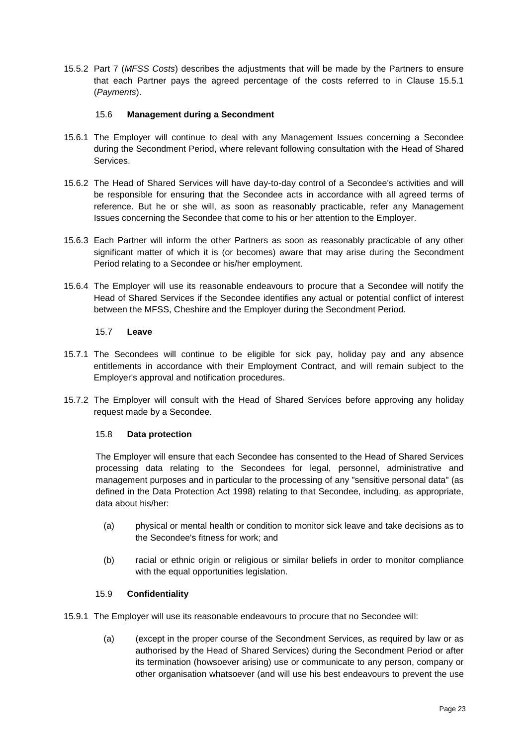15.5.2 Part 7 (*MFSS Costs*) describes the adjustments that will be made by the Partners to ensure that each Partner pays the agreed percentage of the costs referred to in Clause 15.5.1 (*Payments*).

### 15.6 Management during a Secondment

15.6.1 The Employer will continue to deal with any Management Issues concerning a Secondee during the Secondment Period, where relevant following consultation with the Head of Shared Services.

15.6.2 The Head of Shared Services will have day-to-day control of a Secondee's activities and will be responsible for ensuring that the Secondee acts in accordance with all agreed terms of reference. But he or she will, as soon as reasonably practicable, refer any Management Issues concerning the Secondee that come to his or her attention to the Employer.

15.6.3 Each Partner will inform the other Partners as soon as reasonably practicable of any other significant matter of which it is (or becomes) aware that may arise during the Secondment Period relating to a Secondee or his/her employment.

15.6.4 The Employer will use its reasonable endeavours to procure that a Secondee will notify the Head of Shared Services if the Secondee identifies any actual or potential conflict of interest between the MFSS, Cheshire and the Employer during the Secondment Period.

### 15.7 Leave

15.7.1 The Secondees will continue to be eligible for sick pay, holiday pay and any absence entitlements in accordance with their Employment Contract, and will remain subject to the Employer's approval and notification procedures.

15.7.2 The Employer will consult with the Head of Shared Services before approving any holiday request made by a Secondee.

### 15.8 Data protection

The Employer will ensure that each Secondee has consented to the Head of Shared Services processing data relating to the Secondees for legal, personnel, administrative and management purposes and in particular to the processing of any "sensitive personal data" (as defined in the Data Protection Act 1998) relating to that Secondee, including, as appropriate, data about his/her:

(a) physical or mental health or condition to monitor sick leave and take decisions as to the Secondee's fitness for work; and

(b) racial or ethnic origin or religious or similar beliefs in order to monitor compliance with the equal opportunities legislation.

### 15.9 Confidentiality

15.9.1 The Employer will use its reasonable endeavours to procure that no Secondee will:

(a) (except in the proper course of the Secondment Services, as required by law or as authorised by the Head of Shared Services) during the Secondment Period or after its termination (howsoever arising) use or communicate to any person, company or other organisation whatsoever (and will use his best endeavours to prevent the use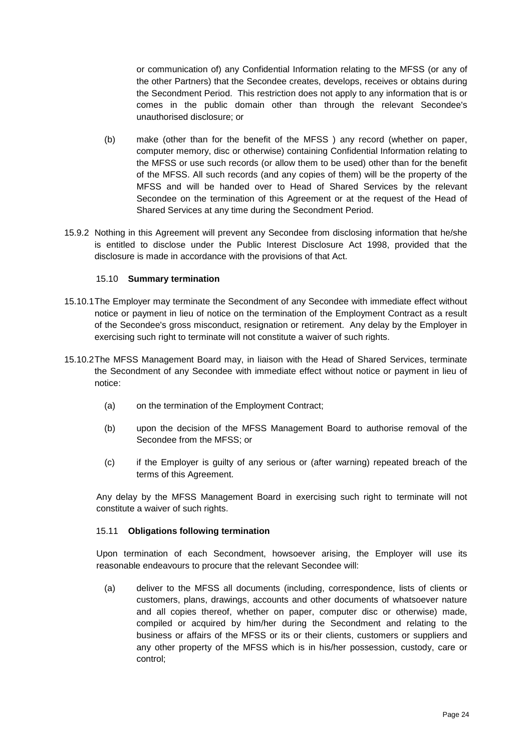or communication of) any Confidential Information relating to the MFSS (or any of the other Partners) that the Secondee creates, develops, receives or obtains during the Secondment Period. This restriction does not apply to any information that is or comes in the public domain other than through the relevant Secondee's unauthorised disclosure; or

(b) make (other than for the benefit of the MFSS ) any record (whether on paper, computer memory, disc or otherwise) containing Confidential Information relating to the MFSS or use such records (or allow them to be used) other than for the benefit of the MFSS. All such records (and any copies of them) will be the property of the MFSS and will be handed over to Head of Shared Services by the relevant Secondee on the termination of this Agreement or at the request of the Head of Shared Services at any time during the Secondment Period.

15.9.2 Nothing in this Agreement will prevent any Secondee from disclosing information that he/she is entitled to disclose under the Public Interest Disclosure Act 1998, provided that the disclosure is made in accordance with the provisions of that Act.

### 15.10 **Summary termination**

15.10.1 The Employer may terminate the Secondment of any Secondee with immediate effect without notice or payment in lieu of notice on the termination of the Employment Contract as a result of the Secondee's gross misconduct, resignation or retirement. Any delay by the Employer in exercising such right to terminate will not constitute a waiver of such rights.

15.10.2 The MFSS Management Board may, in liaison with the Head of Shared Services, terminate the Secondment of any Secondee with immediate effect without notice or payment in lieu of notice:

(a) on the termination of the Employment Contract;

(b) upon the decision of the MFSS Management Board to authorise removal of the Secondee from the MFSS; or

(c) if the Employer is guilty of any serious or (after warning) repeated breach of the terms of this Agreement.

Any delay by the MFSS Management Board in exercising such right to terminate will not constitute a waiver of such rights.

### 15.11 **Obligations following termination**

Upon termination of each Secondment, howsoever arising, the Employer will use its reasonable endeavours to procure that the relevant Secondee will:

(a) deliver to the MFSS all documents (including, correspondence, lists of clients or customers, plans, drawings, accounts and other documents of whatsoever nature and all copies thereof, whether on paper, computer disc or otherwise) made, compiled or acquired by him/her during the Secondment and relating to the business or affairs of the MFSS or its or their clients, customers or suppliers and any other property of the MFSS which is in his/her possession, custody, care or control;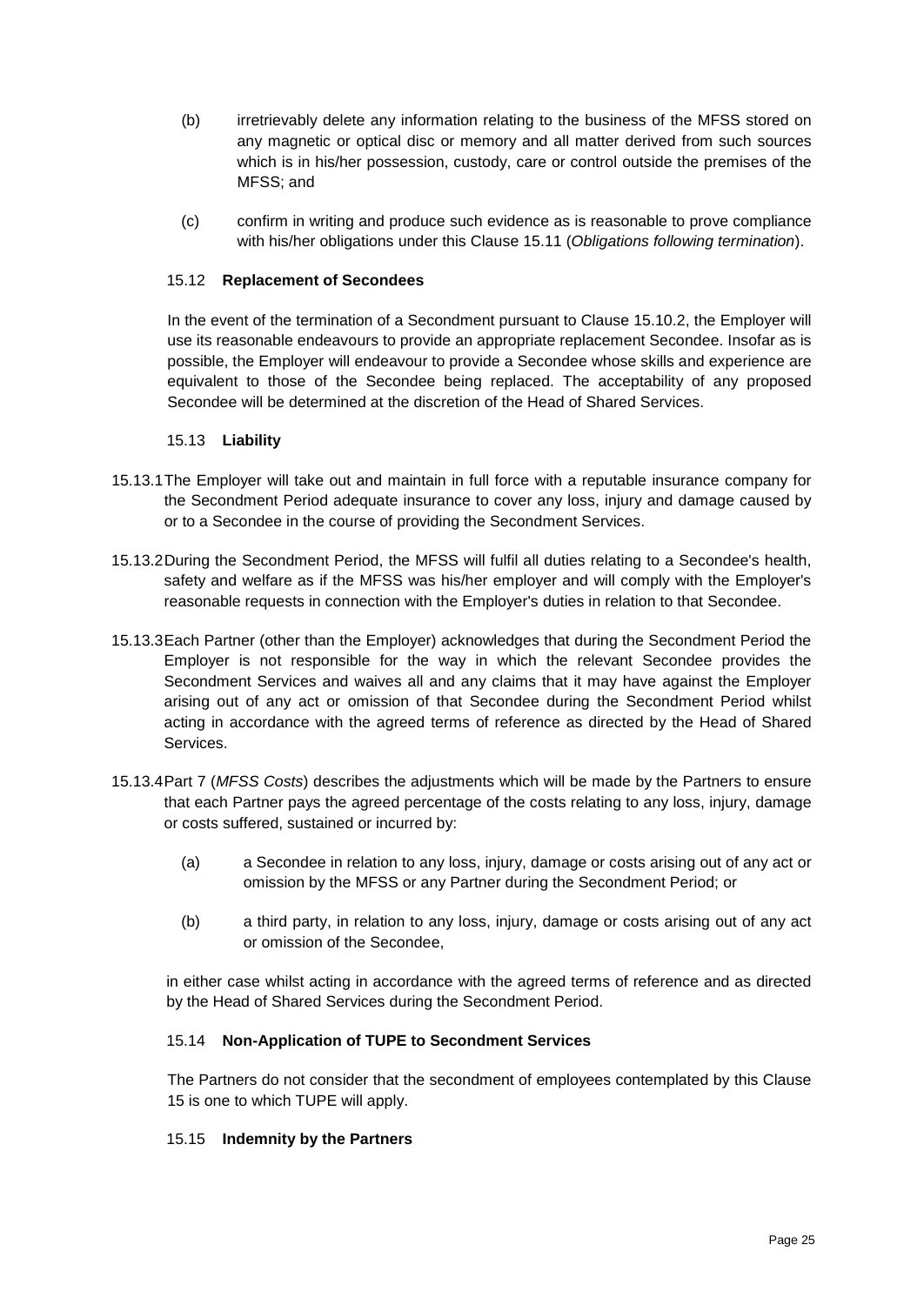(b) irretrievably delete any information relating to the business of the MFSS stored on any magnetic or optical disc or memory and all matter derived from such sources which is in his/her possession, custody, care or control outside the premises of the MFSS; and

(c) confirm in writing and produce such evidence as is reasonable to prove compliance with his/her obligations under this Clause 15.11 (*Obligations following termination*).

### 15.12 Replacement of Secondees

In the event of the termination of a Secondment pursuant to Clause 15.10.2, the Employer will use its reasonable endeavours to provide an appropriate replacement Secondee. Insofar as is possible, the Employer will endeavour to provide a Secondee whose skills and experience are equivalent to those of the Secondee being replaced. The acceptability of any proposed Secondee will be determined at the discretion of the Head of Shared Services.

### 15.13 Liability

15.13.1 The Employer will take out and maintain in full force with a reputable insurance company for the Secondment Period adequate insurance to cover any loss, injury and damage caused by or to a Secondee in the course of providing the Secondment Services.

15.13.2 During the Secondment Period, the MFSS will fulfil all duties relating to a Secondee's health, safety and welfare as if the MFSS was his/her employer and will comply with the Employer's reasonable requests in connection with the Employer's duties in relation to that Secondee.

15.13.3 Each Partner (other than the Employer) acknowledges that during the Secondment Period the Employer is not responsible for the way in which the relevant Secondee provides the Secondment Services and waives all and any claims that it may have against the Employer arising out of any act or omission of that Secondee during the Secondment Period whilst acting in accordance with the agreed terms of reference as directed by the Head of Shared Services.

15.13.4 Part 7 (*MFSS Costs*) describes the adjustments which will be made by the Partners to ensure that each Partner pays the agreed percentage of the costs relating to any loss, injury, damage or costs suffered, sustained or incurred by:

(a) a Secondee in relation to any loss, injury, damage or costs arising out of any act or omission by the MFSS or any Partner during the Secondment Period; or

(b) a third party, in relation to any loss, injury, damage or costs arising out of any act or omission of the Secondee,

in either case whilst acting in accordance with the agreed terms of reference and as directed by the Head of Shared Services during the Secondment Period.

### 15.14 Non-Application of TUPE to Secondment Services

The Partners do not consider that the secondment of employees contemplated by this Clause 15 is one to which TUPE will apply.

### 15.15 Indemnity by the Partners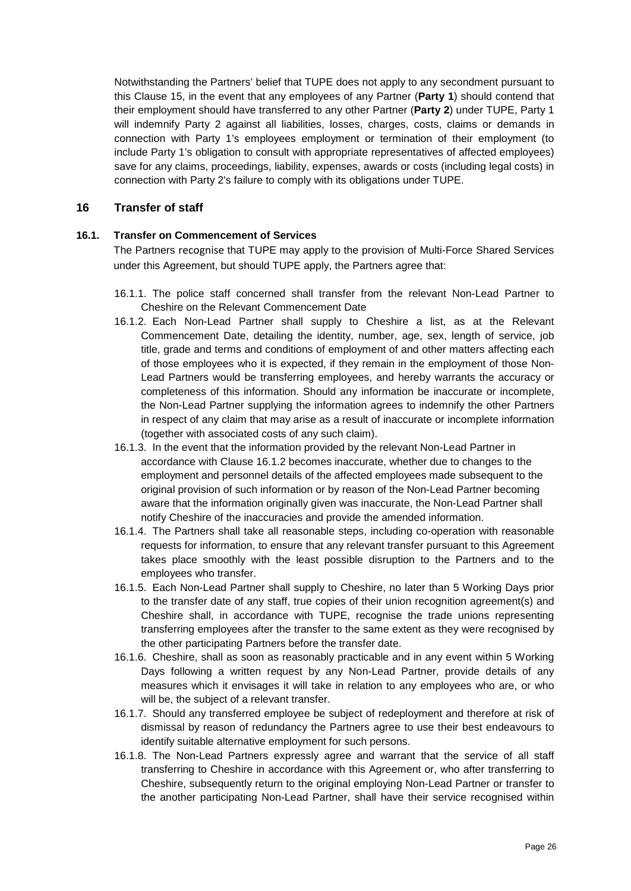Notwithstanding the Partners' belief that TUPE does not apply to any secondment pursuant to this Clause 15, in the event that any employees of any Partner (**Party 1**) should contend that their employment should have transferred to any other Partner (**Party 2**) under TUPE, Party 1 will indemnify Party 2 against all liabilities, losses, charges, costs, claims or demands in connection with Party 1's employees employment or termination of their employment (to include Party 1's obligation to consult with appropriate representatives of affected employees) save for any claims, proceedings, liability, expenses, awards or costs (including legal costs) in connection with Party 2's failure to comply with its obligations under TUPE.

## 16 Transfer of staff

### 16.1. Transfer on Commencement of Services

The Partners recognise that TUPE may apply to the provision of Multi-Force Shared Services under this Agreement, but should TUPE apply, the Partners agree that:

16.1.1. The police staff concerned shall transfer from the relevant Non-Lead Partner to Cheshire on the Relevant Commencement Date

16.1.2. Each Non-Lead Partner shall supply to Cheshire a list, as at the Relevant Commencement Date, detailing the identity, number, age, sex, length of service, job title, grade and terms and conditions of employment of and other matters affecting each of those employees who it is expected, if they remain in the employment of those Non-Lead Partners would be transferring employees, and hereby warrants the accuracy or completeness of this information. Should any information be inaccurate or incomplete, the Non-Lead Partner supplying the information agrees to indemnify the other Partners in respect of any claim that may arise as a result of inaccurate or incomplete information (together with associated costs of any such claim).

16.1.3. In the event that the information provided by the relevant Non-Lead Partner in accordance with Clause 16.1.2 becomes inaccurate, whether due to changes to the employment and personnel details of the affected employees made subsequent to the original provision of such information or by reason of the Non-Lead Partner becoming aware that the information originally given was inaccurate, the Non-Lead Partner shall notify Cheshire of the inaccuracies and provide the amended information.

16.1.4. The Partners shall take all reasonable steps, including co-operation with reasonable requests for information, to ensure that any relevant transfer pursuant to this Agreement takes place smoothly with the least possible disruption to the Partners and to the employees who transfer.

16.1.5. Each Non-Lead Partner shall supply to Cheshire, no later than 5 Working Days prior to the transfer date of any staff, true copies of their union recognition agreement(s) and Cheshire shall, in accordance with TUPE, recognise the trade unions representing transferring employees after the transfer to the same extent as they were recognised by the other participating Partners before the transfer date.

16.1.6. Cheshire, shall as soon as reasonably practicable and in any event within 5 Working Days following a written request by any Non-Lead Partner, provide details of any measures which it envisages it will take in relation to any employees who are, or who will be, the subject of a relevant transfer.

16.1.7. Should any transferred employee be subject of redeployment and therefore at risk of dismissal by reason of redundancy the Partners agree to use their best endeavours to identify suitable alternative employment for such persons.

16.1.8. The Non-Lead Partners expressly agree and warrant that the service of all staff transferring to Cheshire in accordance with this Agreement or, who after transferring to Cheshire, subsequently return to the original employing Non-Lead Partner or transfer to the another participating Non-Lead Partner, shall have their service recognised within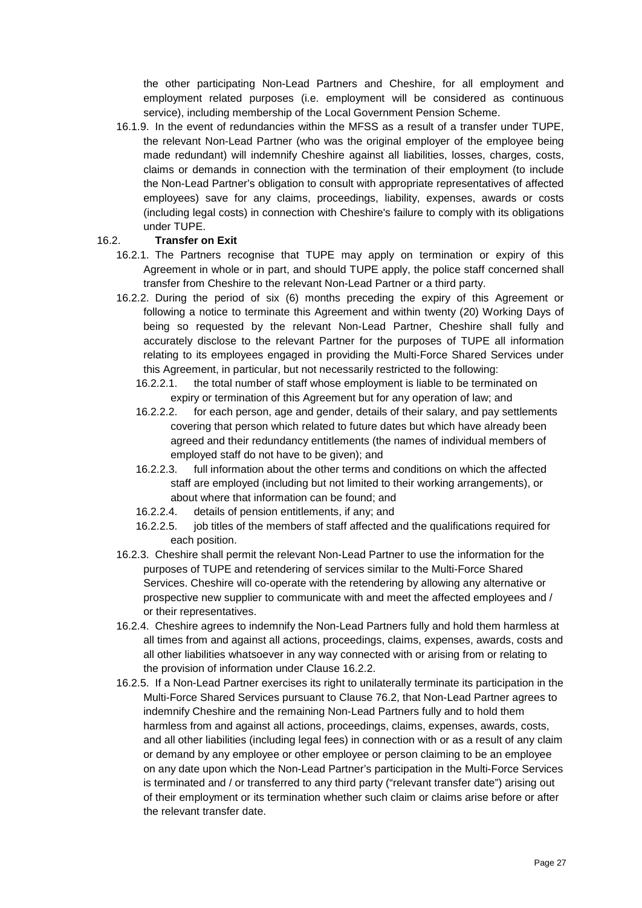the other participating Non-Lead Partners and Cheshire, for all employment and employment related purposes (i.e. employment will be considered as continuous service), including membership of the Local Government Pension Scheme.

16.1.9. In the event of redundancies within the MFSS as a result of a transfer under TUPE, the relevant Non-Lead Partner (who was the original employer of the employee being made redundant) will indemnify Cheshire against all liabilities, losses, charges, costs, claims or demands in connection with the termination of their employment (to include the Non-Lead Partner's obligation to consult with appropriate representatives of affected employees) save for any claims, proceedings, liability, expenses, awards or costs (including legal costs) in connection with Cheshire's failure to comply with its obligations under TUPE.

16.2. **Transfer on Exit**

16.2.1. The Partners recognise that TUPE may apply on termination or expiry of this Agreement in whole or in part, and should TUPE apply, the police staff concerned shall transfer from Cheshire to the relevant Non-Lead Partner or a third party.

16.2.2. During the period of six (6) months preceding the expiry of this Agreement or following a notice to terminate this Agreement and within twenty (20) Working Days of being so requested by the relevant Non-Lead Partner, Cheshire shall fully and accurately disclose to the relevant Partner for the purposes of TUPE all information relating to its employees engaged in providing the Multi-Force Shared Services under this Agreement, in particular, but not necessarily restricted to the following:

16.2.2.1. the total number of staff whose employment is liable to be terminated on expiry or termination of this Agreement but for any operation of law; and

16.2.2.2. for each person, age and gender, details of their salary, and pay settlements covering that person which related to future dates but which have already been agreed and their redundancy entitlements (the names of individual members of employed staff do not have to be given); and

16.2.2.3. full information about the other terms and conditions on which the affected staff are employed (including but not limited to their working arrangements), or about where that information can be found; and

16.2.2.4. details of pension entitlements, if any; and

16.2.2.5. job titles of the members of staff affected and the qualifications required for each position.

16.2.3. Cheshire shall permit the relevant Non-Lead Partner to use the information for the purposes of TUPE and retendering of services similar to the Multi-Force Shared Services. Cheshire will co-operate with the retendering by allowing any alternative or prospective new supplier to communicate with and meet the affected employees and / or their representatives.

16.2.4. Cheshire agrees to indemnify the Non-Lead Partners fully and hold them harmless at all times from and against all actions, proceedings, claims, expenses, awards, costs and all other liabilities whatsoever in any way connected with or arising from or relating to the provision of information under Clause 16.2.2.

16.2.5. If a Non-Lead Partner exercises its right to unilaterally terminate its participation in the Multi-Force Shared Services pursuant to Clause 76.2, that Non-Lead Partner agrees to indemnify Cheshire and the remaining Non-Lead Partners fully and to hold them harmless from and against all actions, proceedings, claims, expenses, awards, costs, and all other liabilities (including legal fees) in connection with or as a result of any claim or demand by any employee or other employee or person claiming to be an employee on any date upon which the Non-Lead Partner's participation in the Multi-Force Services is terminated and / or transferred to any third party ("relevant transfer date") arising out of their employment or its termination whether such claim or claims arise before or after the relevant transfer date.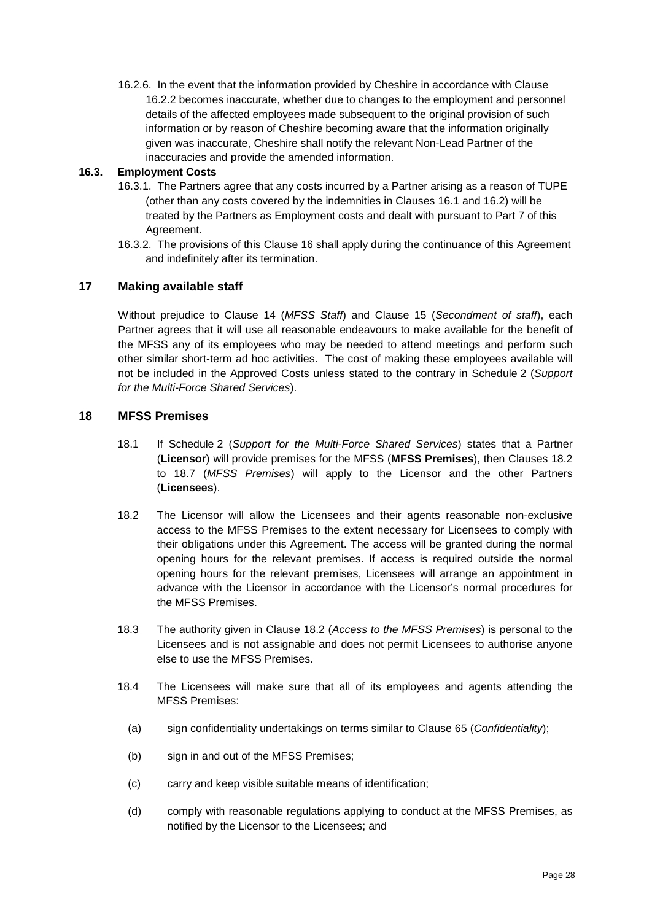16.2.6. In the event that the information provided by Cheshire in accordance with Clause 16.2.2 becomes inaccurate, whether due to changes to the employment and personnel details of the affected employees made subsequent to the original provision of such information or by reason of Cheshire becoming aware that the information originally given was inaccurate, Cheshire shall notify the relevant Non-Lead Partner of the inaccuracies and provide the amended information.

**16.3. Employment Costs**

16.3.1. The Partners agree that any costs incurred by a Partner arising as a reason of TUPE (other than any costs covered by the indemnities in Clauses 16.1 and 16.2) will be treated by the Partners as Employment costs and dealt with pursuant to Part 7 of this Agreement.

16.3.2. The provisions of this Clause 16 shall apply during the continuance of this Agreement and indefinitely after its termination.

## 17 Making available staff

Without prejudice to Clause 14 (*MFSS Staff*) and Clause 15 (*Secondment of staff*), each Partner agrees that it will use all reasonable endeavours to make available for the benefit of the MFSS any of its employees who may be needed to attend meetings and perform such other similar short-term ad hoc activities. The cost of making these employees available will not be included in the Approved Costs unless stated to the contrary in Schedule 2 (*Support for the Multi-Force Shared Services*).

## 18 MFSS Premises

18.1 If Schedule 2 (*Support for the Multi-Force Shared Services*) states that a Partner (**Licensor**) will provide premises for the MFSS (**MFSS Premises**), then Clauses 18.2 to 18.7 (*MFSS Premises*) will apply to the Licensor and the other Partners (**Licensees**).

18.2 The Licensor will allow the Licensees and their agents reasonable non-exclusive access to the MFSS Premises to the extent necessary for Licensees to comply with their obligations under this Agreement. The access will be granted during the normal opening hours for the relevant premises. If access is required outside the normal opening hours for the relevant premises, Licensees will arrange an appointment in advance with the Licensor in accordance with the Licensor's normal procedures for the MFSS Premises.

18.3 The authority given in Clause 18.2 (*Access to the MFSS Premises*) is personal to the Licensees and is not assignable and does not permit Licensees to authorise anyone else to use the MFSS Premises.

18.4 The Licensees will make sure that all of its employees and agents attending the MFSS Premises:

(a) sign confidentiality undertakings on terms similar to Clause 65 (*Confidentiality*);

(b) sign in and out of the MFSS Premises;

(c) carry and keep visible suitable means of identification;

(d) comply with reasonable regulations applying to conduct at the MFSS Premises, as notified by the Licensor to the Licensees; and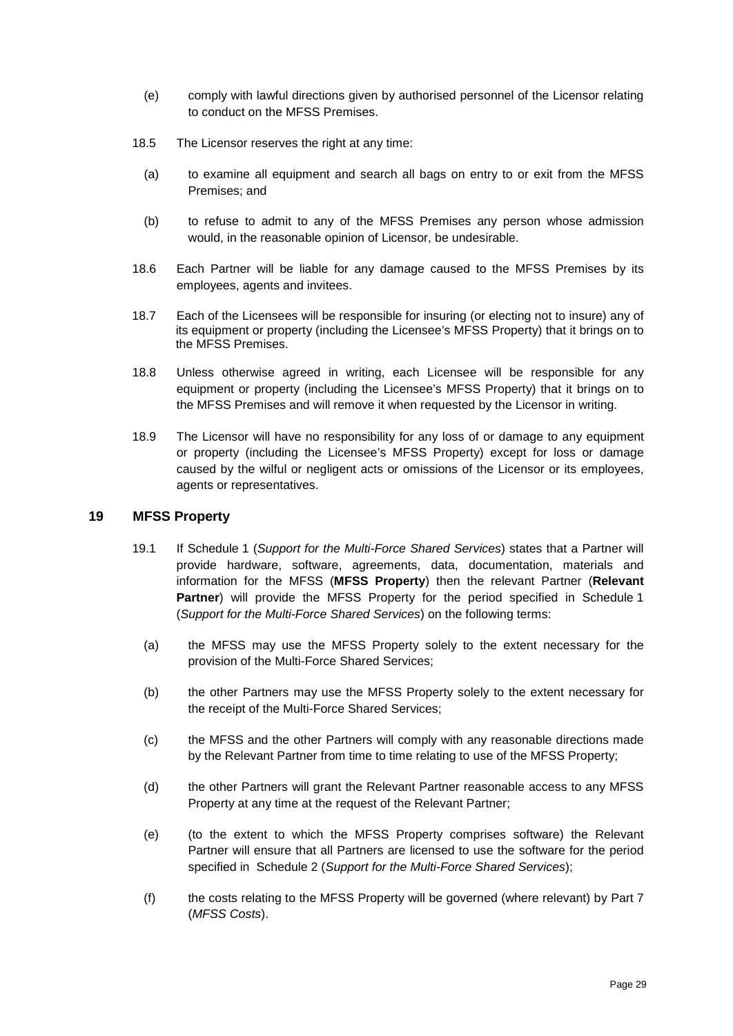(e) comply with lawful directions given by authorised personnel of the Licensor relating to conduct on the MFSS Premises.

18.5 The Licensor reserves the right at any time:

(a) to examine all equipment and search all bags on entry to or exit from the MFSS Premises; and

(b) to refuse to admit to any of the MFSS Premises any person whose admission would, in the reasonable opinion of Licensor, be undesirable.

18.6 Each Partner will be liable for any damage caused to the MFSS Premises by its employees, agents and invitees.

18.7 Each of the Licensees will be responsible for insuring (or electing not to insure) any of its equipment or property (including the Licensee's MFSS Property) that it brings on to the MFSS Premises.

18.8 Unless otherwise agreed in writing, each Licensee will be responsible for any equipment or property (including the Licensee's MFSS Property) that it brings on to the MFSS Premises and will remove it when requested by the Licensor in writing.

18.9 The Licensor will have no responsibility for any loss of or damage to any equipment or property (including the Licensee's MFSS Property) except for loss or damage caused by the wilful or negligent acts or omissions of the Licensor or its employees, agents or representatives.

## 19 MFSS Property

19.1 If Schedule 1 (*Support for the Multi-Force Shared Services*) states that a Partner will provide hardware, software, agreements, data, documentation, materials and information for the MFSS (**MFSS Property**) then the relevant Partner (**Relevant Partner**) will provide the MFSS Property for the period specified in Schedule 1 (*Support for the Multi-Force Shared Services*) on the following terms:

(a) the MFSS may use the MFSS Property solely to the extent necessary for the provision of the Multi-Force Shared Services;

(b) the other Partners may use the MFSS Property solely to the extent necessary for the receipt of the Multi-Force Shared Services;

(c) the MFSS and the other Partners will comply with any reasonable directions made by the Relevant Partner from time to time relating to use of the MFSS Property;

(d) the other Partners will grant the Relevant Partner reasonable access to any MFSS Property at any time at the request of the Relevant Partner;

(e) (to the extent to which the MFSS Property comprises software) the Relevant Partner will ensure that all Partners are licensed to use the software for the period specified in Schedule 2 (*Support for the Multi-Force Shared Services*);

(f) the costs relating to the MFSS Property will be governed (where relevant) by Part 7 (*MFSS Costs*).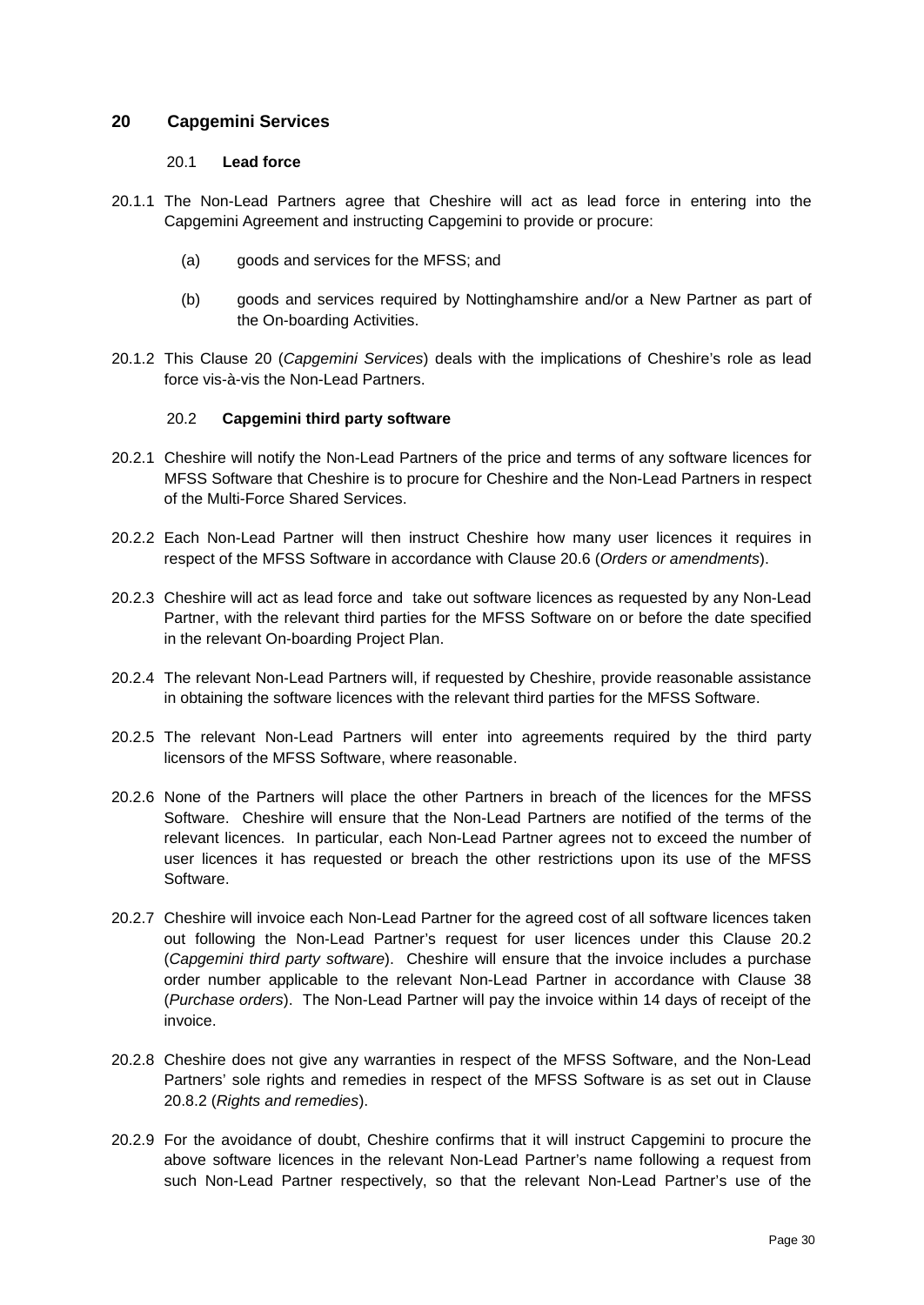## 20 Capgemini Services

### 20.1 Lead force

20.1.1 The Non-Lead Partners agree that Cheshire will act as lead force in entering into the Capgemini Agreement and instructing Capgemini to provide or procure:

(a) goods and services for the MFSS; and

(b) goods and services required by Nottinghamshire and/or a New Partner as part of the On-boarding Activities.

20.1.2 This Clause 20 (*Capgemini Services*) deals with the implications of Cheshire's role as lead force vis-à-vis the Non-Lead Partners.

### 20.2 Capgemini third party software

20.2.1 Cheshire will notify the Non-Lead Partners of the price and terms of any software licences for MFSS Software that Cheshire is to procure for Cheshire and the Non-Lead Partners in respect of the Multi-Force Shared Services.

20.2.2 Each Non-Lead Partner will then instruct Cheshire how many user licences it requires in respect of the MFSS Software in accordance with Clause 20.6 (*Orders or amendments*).

20.2.3 Cheshire will act as lead force and take out software licences as requested by any Non-Lead Partner, with the relevant third parties for the MFSS Software on or before the date specified in the relevant On-boarding Project Plan.

20.2.4 The relevant Non-Lead Partners will, if requested by Cheshire, provide reasonable assistance in obtaining the software licences with the relevant third parties for the MFSS Software.

20.2.5 The relevant Non-Lead Partners will enter into agreements required by the third party licensors of the MFSS Software, where reasonable.

20.2.6 None of the Partners will place the other Partners in breach of the licences for the MFSS Software. Cheshire will ensure that the Non-Lead Partners are notified of the terms of the relevant licences. In particular, each Non-Lead Partner agrees not to exceed the number of user licences it has requested or breach the other restrictions upon its use of the MFSS Software.

20.2.7 Cheshire will invoice each Non-Lead Partner for the agreed cost of all software licences taken out following the Non-Lead Partner's request for user licences under this Clause 20.2 (*Capgemini third party software*). Cheshire will ensure that the invoice includes a purchase order number applicable to the relevant Non-Lead Partner in accordance with Clause 38 (*Purchase orders*). The Non-Lead Partner will pay the invoice within 14 days of receipt of the invoice.

20.2.8 Cheshire does not give any warranties in respect of the MFSS Software, and the Non-Lead Partners' sole rights and remedies in respect of the MFSS Software is as set out in Clause 20.8.2 (*Rights and remedies*).

20.2.9 For the avoidance of doubt, Cheshire confirms that it will instruct Capgemini to procure the above software licences in the relevant Non-Lead Partner's name following a request from such Non-Lead Partner respectively, so that the relevant Non-Lead Partner's use of the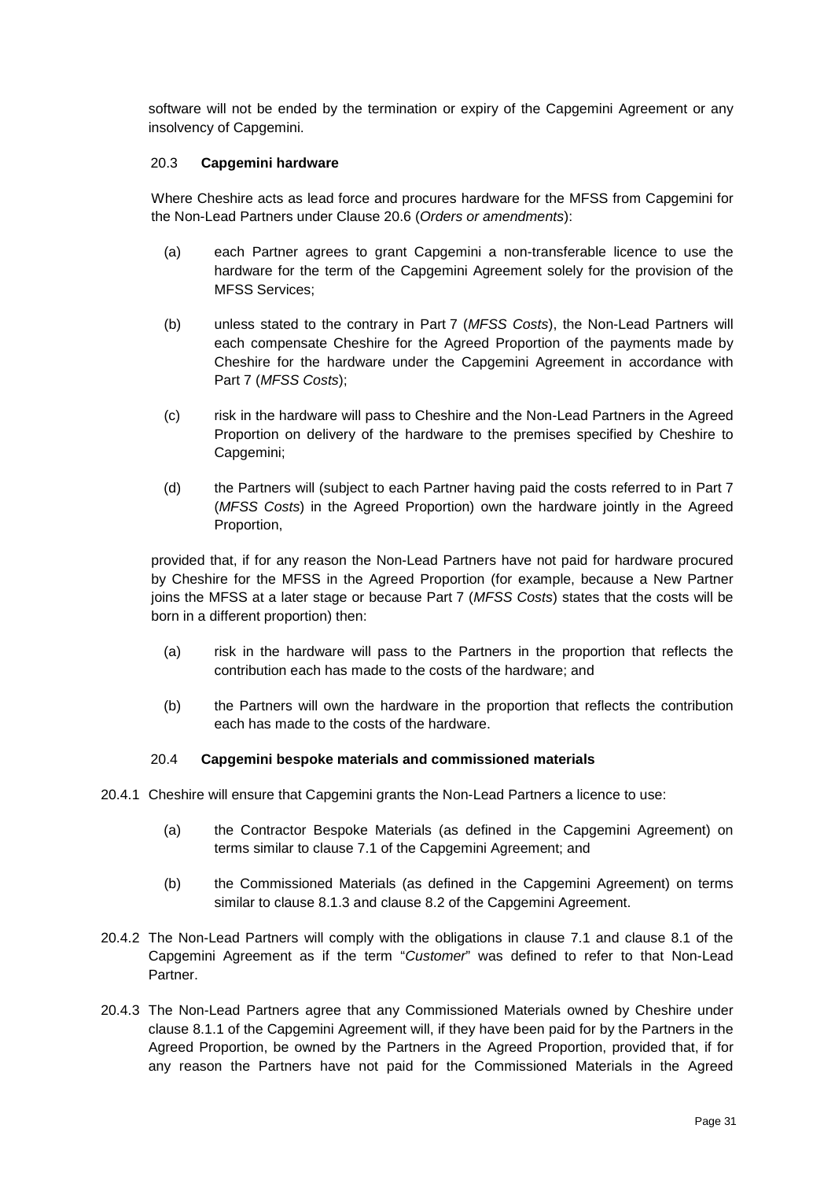software will not be ended by the termination or expiry of the Capgemini Agreement or any insolvency of Capgemini.

### 20.3 Capgemini hardware

Where Cheshire acts as lead force and procures hardware for the MFSS from Capgemini for the Non-Lead Partners under Clause 20.6 (*Orders or amendments*):

(a) each Partner agrees to grant Capgemini a non-transferable licence to use the hardware for the term of the Capgemini Agreement solely for the provision of the MFSS Services;

(b) unless stated to the contrary in Part 7 (*MFSS Costs*), the Non-Lead Partners will each compensate Cheshire for the Agreed Proportion of the payments made by Cheshire for the hardware under the Capgemini Agreement in accordance with Part 7 (*MFSS Costs*);

(c) risk in the hardware will pass to Cheshire and the Non-Lead Partners in the Agreed Proportion on delivery of the hardware to the premises specified by Cheshire to Capgemini;

(d) the Partners will (subject to each Partner having paid the costs referred to in Part 7 (*MFSS Costs*) in the Agreed Proportion) own the hardware jointly in the Agreed Proportion,

provided that, if for any reason the Non-Lead Partners have not paid for hardware procured by Cheshire for the MFSS in the Agreed Proportion (for example, because a New Partner joins the MFSS at a later stage or because Part 7 (*MFSS Costs*) states that the costs will be born in a different proportion) then:

(a) risk in the hardware will pass to the Partners in the proportion that reflects the contribution each has made to the costs of the hardware; and

(b) the Partners will own the hardware in the proportion that reflects the contribution each has made to the costs of the hardware.

### 20.4 Capgemini bespoke materials and commissioned materials

20.4.1 Cheshire will ensure that Capgemini grants the Non-Lead Partners a licence to use:

(a) the Contractor Bespoke Materials (as defined in the Capgemini Agreement) on terms similar to clause 7.1 of the Capgemini Agreement; and

(b) the Commissioned Materials (as defined in the Capgemini Agreement) on terms similar to clause 8.1.3 and clause 8.2 of the Capgemini Agreement.

20.4.2 The Non-Lead Partners will comply with the obligations in clause 7.1 and clause 8.1 of the Capgemini Agreement as if the term "*Customer*" was defined to refer to that Non-Lead Partner.

20.4.3 The Non-Lead Partners agree that any Commissioned Materials owned by Cheshire under clause 8.1.1 of the Capgemini Agreement will, if they have been paid for by the Partners in the Agreed Proportion, be owned by the Partners in the Agreed Proportion, provided that, if for any reason the Partners have not paid for the Commissioned Materials in the Agreed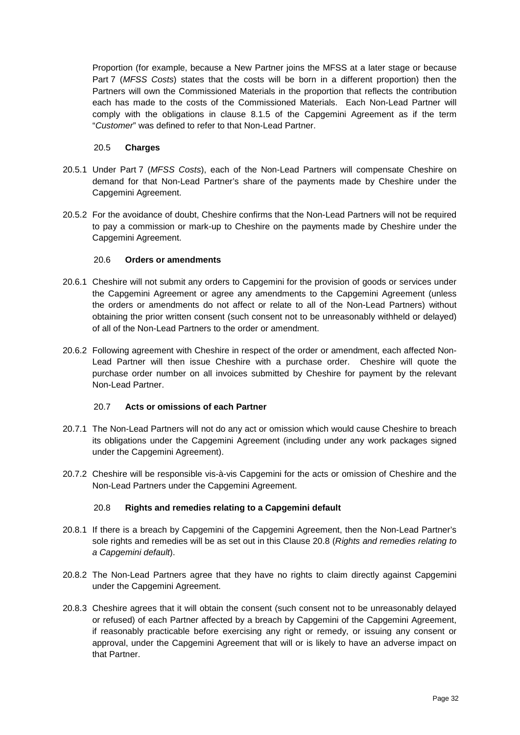Proportion (for example, because a New Partner joins the MFSS at a later stage or because Part 7 (*MFSS Costs*) states that the costs will be born in a different proportion) then the Partners will own the Commissioned Materials in the proportion that reflects the contribution each has made to the costs of the Commissioned Materials. Each Non-Lead Partner will comply with the obligations in clause 8.1.5 of the Capgemini Agreement as if the term "*Customer*" was defined to refer to that Non-Lead Partner.

### 20.5 **Charges**

20.5.1 Under Part 7 (*MFSS Costs*), each of the Non-Lead Partners will compensate Cheshire on demand for that Non-Lead Partner's share of the payments made by Cheshire under the Capgemini Agreement.

20.5.2 For the avoidance of doubt, Cheshire confirms that the Non-Lead Partners will not be required to pay a commission or mark-up to Cheshire on the payments made by Cheshire under the Capgemini Agreement.

### 20.6 **Orders or amendments**

20.6.1 Cheshire will not submit any orders to Capgemini for the provision of goods or services under the Capgemini Agreement or agree any amendments to the Capgemini Agreement (unless the orders or amendments do not affect or relate to all of the Non-Lead Partners) without obtaining the prior written consent (such consent not to be unreasonably withheld or delayed) of all of the Non-Lead Partners to the order or amendment.

20.6.2 Following agreement with Cheshire in respect of the order or amendment, each affected Non-Lead Partner will then issue Cheshire with a purchase order. Cheshire will quote the purchase order number on all invoices submitted by Cheshire for payment by the relevant Non-Lead Partner.

### 20.7 **Acts or omissions of each Partner**

20.7.1 The Non-Lead Partners will not do any act or omission which would cause Cheshire to breach its obligations under the Capgemini Agreement (including under any work packages signed under the Capgemini Agreement).

20.7.2 Cheshire will be responsible vis-à-vis Capgemini for the acts or omission of Cheshire and the Non-Lead Partners under the Capgemini Agreement.

### 20.8 **Rights and remedies relating to a Capgemini default**

20.8.1 If there is a breach by Capgemini of the Capgemini Agreement, then the Non-Lead Partner's sole rights and remedies will be as set out in this Clause 20.8 (*Rights and remedies relating to a Capgemini default*).

20.8.2 The Non-Lead Partners agree that they have no rights to claim directly against Capgemini under the Capgemini Agreement.

20.8.3 Cheshire agrees that it will obtain the consent (such consent not to be unreasonably delayed or refused) of each Partner affected by a breach by Capgemini of the Capgemini Agreement, if reasonably practicable before exercising any right or remedy, or issuing any consent or approval, under the Capgemini Agreement that will or is likely to have an adverse impact on that Partner.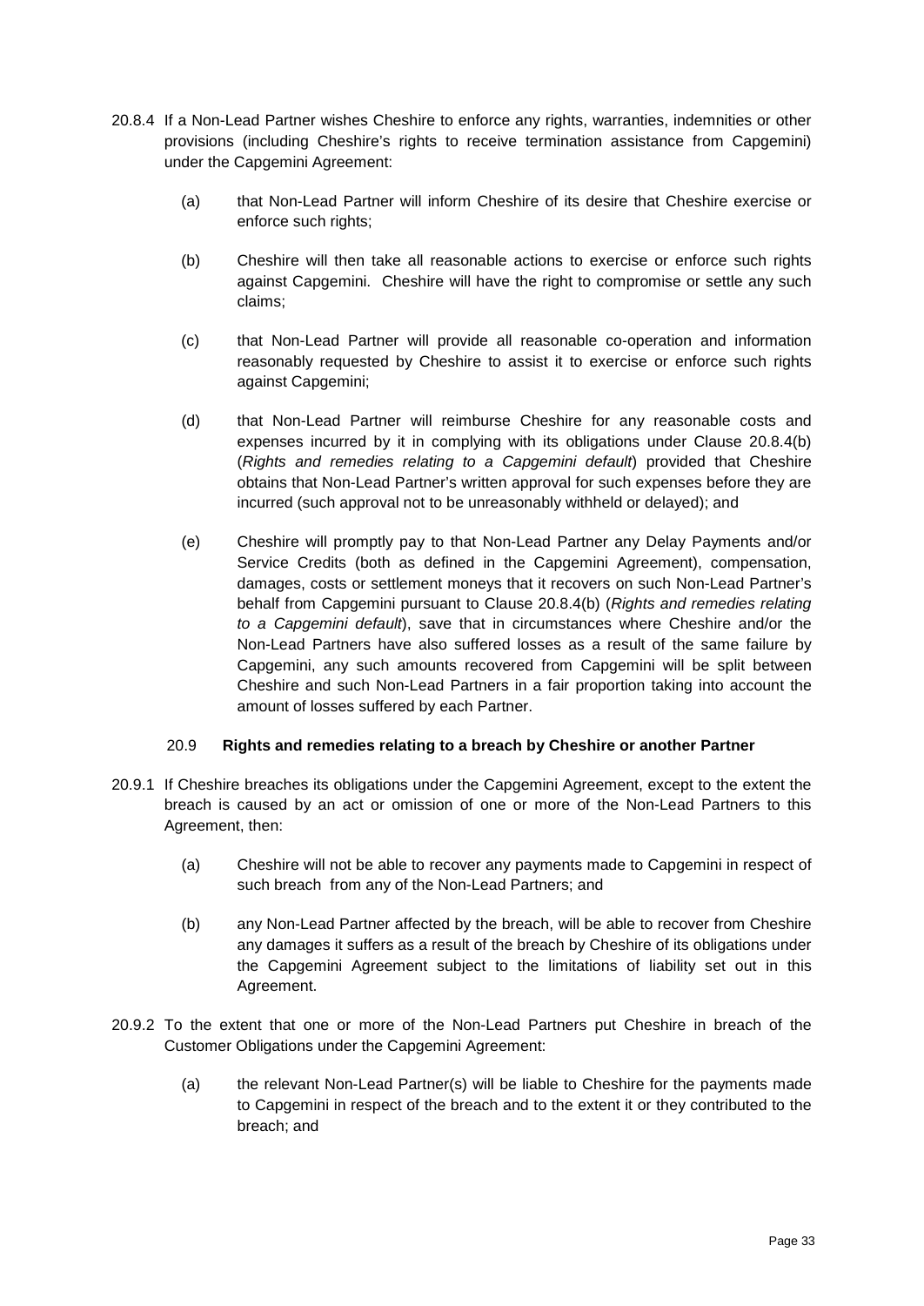20.8.4 If a Non-Lead Partner wishes Cheshire to enforce any rights, warranties, indemnities or other provisions (including Cheshire's rights to receive termination assistance from Capgemini) under the Capgemini Agreement:

(a) that Non-Lead Partner will inform Cheshire of its desire that Cheshire exercise or enforce such rights;

(b) Cheshire will then take all reasonable actions to exercise or enforce such rights against Capgemini. Cheshire will have the right to compromise or settle any such claims;

(c) that Non-Lead Partner will provide all reasonable co-operation and information reasonably requested by Cheshire to assist it to exercise or enforce such rights against Capgemini;

(d) that Non-Lead Partner will reimburse Cheshire for any reasonable costs and expenses incurred by it in complying with its obligations under Clause 20.8.4(b) (*Rights and remedies relating to a Capgemini default*) provided that Cheshire obtains that Non-Lead Partner's written approval for such expenses before they are incurred (such approval not to be unreasonably withheld or delayed); and

(e) Cheshire will promptly pay to that Non-Lead Partner any Delay Payments and/or Service Credits (both as defined in the Capgemini Agreement), compensation, damages, costs or settlement moneys that it recovers on such Non-Lead Partner's behalf from Capgemini pursuant to Clause 20.8.4(b) (*Rights and remedies relating to a Capgemini default*), save that in circumstances where Cheshire and/or the Non-Lead Partners have also suffered losses as a result of the same failure by Capgemini, any such amounts recovered from Capgemini will be split between Cheshire and such Non-Lead Partners in a fair proportion taking into account the amount of losses suffered by each Partner.

### 20.9 Rights and remedies relating to a breach by Cheshire or another Partner

20.9.1 If Cheshire breaches its obligations under the Capgemini Agreement, except to the extent the breach is caused by an act or omission of one or more of the Non-Lead Partners to this Agreement, then:

(a) Cheshire will not be able to recover any payments made to Capgemini in respect of such breach from any of the Non-Lead Partners; and

(b) any Non-Lead Partner affected by the breach, will be able to recover from Cheshire any damages it suffers as a result of the breach by Cheshire of its obligations under the Capgemini Agreement subject to the limitations of liability set out in this Agreement.

20.9.2 To the extent that one or more of the Non-Lead Partners put Cheshire in breach of the Customer Obligations under the Capgemini Agreement:

(a) the relevant Non-Lead Partner(s) will be liable to Cheshire for the payments made to Capgemini in respect of the breach and to the extent it or they contributed to the breach; and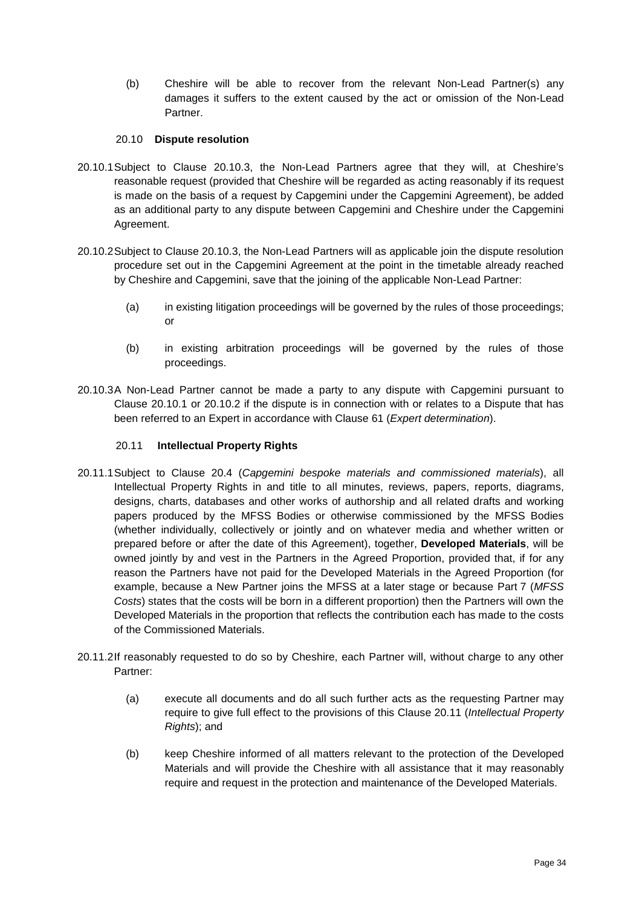(b) Cheshire will be able to recover from the relevant Non-Lead Partner(s) any damages it suffers to the extent caused by the act or omission of the Non-Lead Partner.

### 20.10 Dispute resolution

20.10.1 Subject to Clause 20.10.3, the Non-Lead Partners agree that they will, at Cheshire's reasonable request (provided that Cheshire will be regarded as acting reasonably if its request is made on the basis of a request by Capgemini under the Capgemini Agreement), be added as an additional party to any dispute between Capgemini and Cheshire under the Capgemini Agreement.

20.10.2 Subject to Clause 20.10.3, the Non-Lead Partners will as applicable join the dispute resolution procedure set out in the Capgemini Agreement at the point in the timetable already reached by Cheshire and Capgemini, save that the joining of the applicable Non-Lead Partner:

(a) in existing litigation proceedings will be governed by the rules of those proceedings; or

(b) in existing arbitration proceedings will be governed by the rules of those proceedings.

20.10.3 A Non-Lead Partner cannot be made a party to any dispute with Capgemini pursuant to Clause 20.10.1 or 20.10.2 if the dispute is in connection with or relates to a Dispute that has been referred to an Expert in accordance with Clause 61 (*Expert determination*).

### 20.11 Intellectual Property Rights

20.11.1 Subject to Clause 20.4 (*Capgemini bespoke materials and commissioned materials*), all Intellectual Property Rights in and title to all minutes, reviews, papers, reports, diagrams, designs, charts, databases and other works of authorship and all related drafts and working papers produced by the MFSS Bodies or otherwise commissioned by the MFSS Bodies (whether individually, collectively or jointly and on whatever media and whether written or prepared before or after the date of this Agreement), together, **Developed Materials**, will be owned jointly by and vest in the Partners in the Agreed Proportion, provided that, if for any reason the Partners have not paid for the Developed Materials in the Agreed Proportion (for example, because a New Partner joins the MFSS at a later stage or because Part 7 (*MFSS Costs*) states that the costs will be born in a different proportion) then the Partners will own the Developed Materials in the proportion that reflects the contribution each has made to the costs of the Commissioned Materials.

20.11.2 If reasonably requested to do so by Cheshire, each Partner will, without charge to any other Partner:

(a) execute all documents and do all such further acts as the requesting Partner may require to give full effect to the provisions of this Clause 20.11 (*Intellectual Property Rights*); and

(b) keep Cheshire informed of all matters relevant to the protection of the Developed Materials and will provide the Cheshire with all assistance that it may reasonably require and request in the protection and maintenance of the Developed Materials.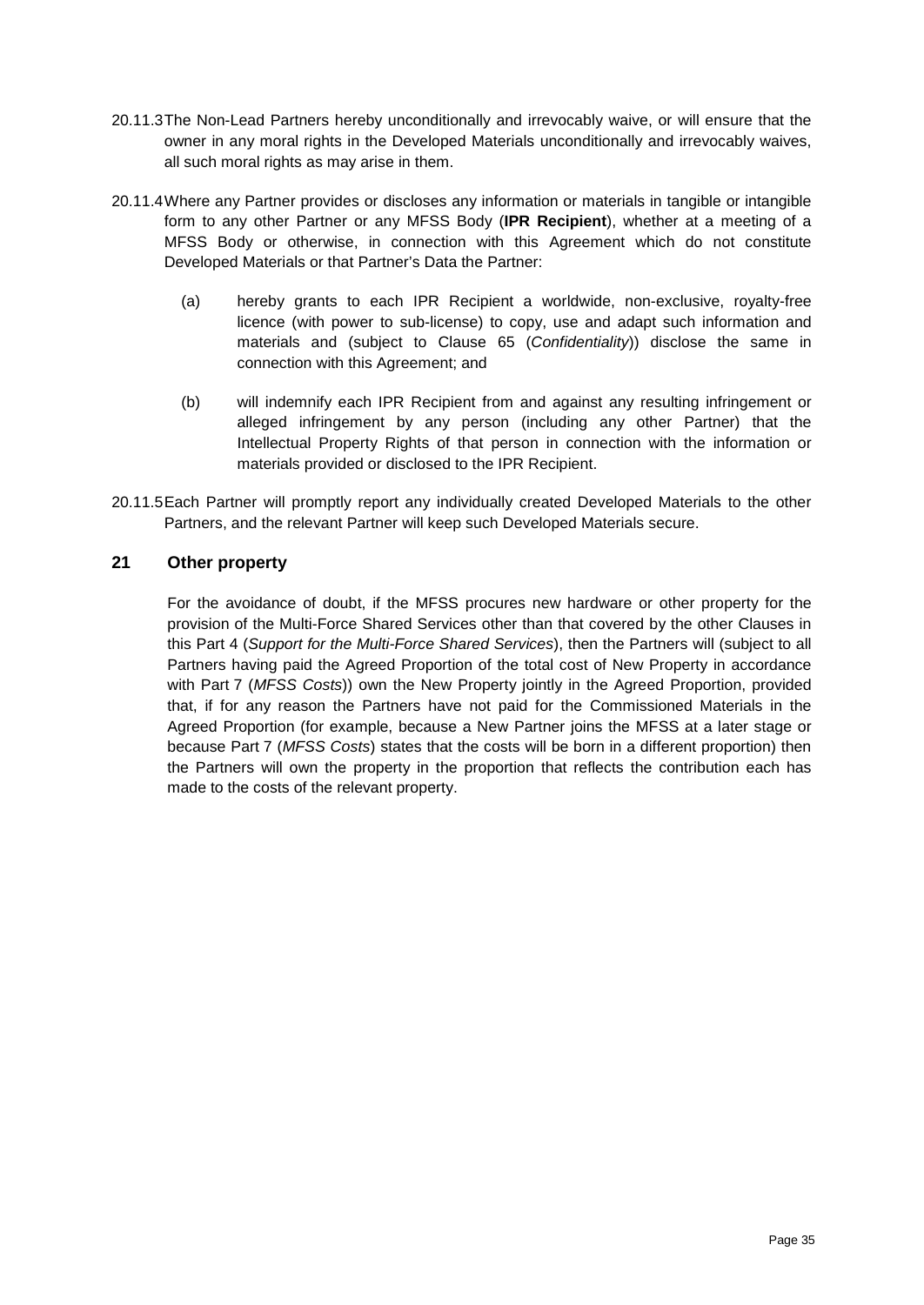20.11.3 The Non-Lead Partners hereby unconditionally and irrevocably waive, or will ensure that the owner in any moral rights in the Developed Materials unconditionally and irrevocably waives, all such moral rights as may arise in them.

20.11.4 Where any Partner provides or discloses any information or materials in tangible or intangible form to any other Partner or any MFSS Body (**IPR Recipient**), whether at a meeting of a MFSS Body or otherwise, in connection with this Agreement which do not constitute Developed Materials or that Partner's Data the Partner:

(a) hereby grants to each IPR Recipient a worldwide, non-exclusive, royalty-free licence (with power to sub-license) to copy, use and adapt such information and materials and (subject to Clause 65 (*Confidentiality*)) disclose the same in connection with this Agreement; and

(b) will indemnify each IPR Recipient from and against any resulting infringement or alleged infringement by any person (including any other Partner) that the Intellectual Property Rights of that person in connection with the information or materials provided or disclosed to the IPR Recipient.

20.11.5 Each Partner will promptly report any individually created Developed Materials to the other Partners, and the relevant Partner will keep such Developed Materials secure.

## 21 Other property

For the avoidance of doubt, if the MFSS procures new hardware or other property for the provision of the Multi-Force Shared Services other than that covered by the other Clauses in this Part 4 (*Support for the Multi-Force Shared Services*), then the Partners will (subject to all Partners having paid the Agreed Proportion of the total cost of New Property in accordance with Part 7 (*MFSS Costs*)) own the New Property jointly in the Agreed Proportion, provided that, if for any reason the Partners have not paid for the Commissioned Materials in the Agreed Proportion (for example, because a New Partner joins the MFSS at a later stage or because Part 7 (*MFSS Costs*) states that the costs will be born in a different proportion) then the Partners will own the property in the proportion that reflects the contribution each has made to the costs of the relevant property.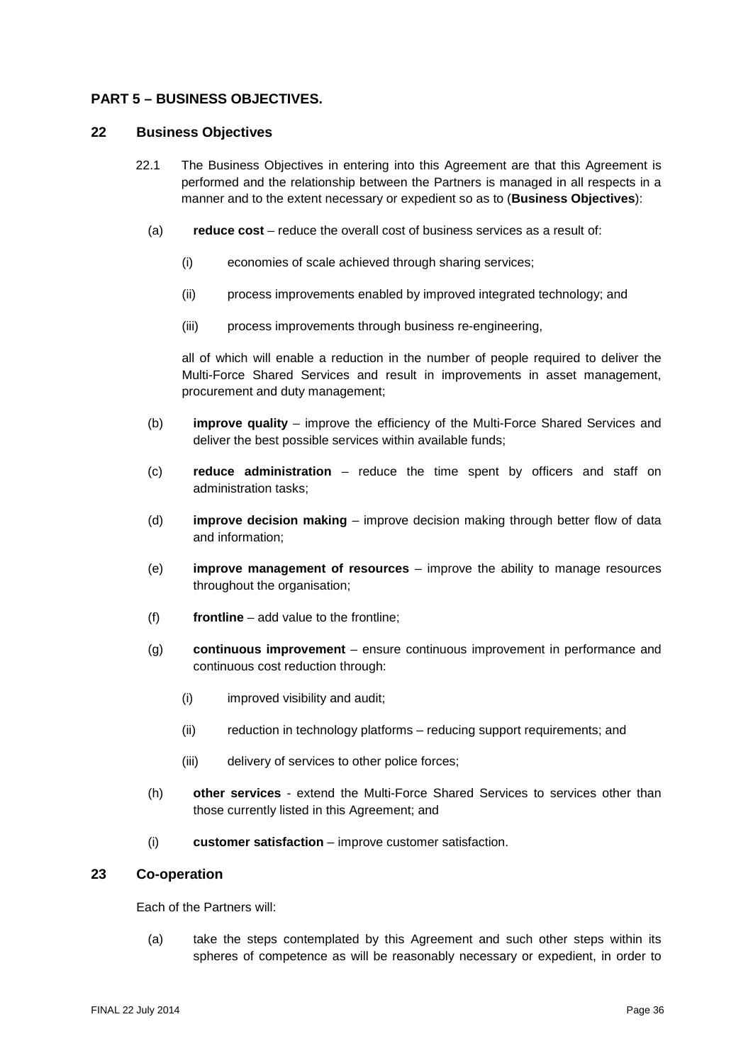## PART 5 – BUSINESS OBJECTIVES.

### 22 Business Objectives

22.1 The Business Objectives in entering into this Agreement are that this Agreement is performed and the relationship between the Partners is managed in all respects in a manner and to the extent necessary or expedient so as to (**Business Objectives**):

(a) **reduce cost** – reduce the overall cost of business services as a result of:

(i) economies of scale achieved through sharing services;

(ii) process improvements enabled by improved integrated technology; and

(iii) process improvements through business re-engineering,

all of which will enable a reduction in the number of people required to deliver the Multi-Force Shared Services and result in improvements in asset management, procurement and duty management;

(b) **improve quality** – improve the efficiency of the Multi-Force Shared Services and deliver the best possible services within available funds;

(c) **reduce administration** – reduce the time spent by officers and staff on administration tasks;

(d) **improve decision making** – improve decision making through better flow of data and information;

(e) **improve management of resources** – improve the ability to manage resources throughout the organisation;

(f) **frontline** – add value to the frontline;

(g) **continuous improvement** – ensure continuous improvement in performance and continuous cost reduction through:

(i) improved visibility and audit;

(ii) reduction in technology platforms – reducing support requirements; and

(iii) delivery of services to other police forces;

(h) **other services** - extend the Multi-Force Shared Services to services other than those currently listed in this Agreement; and

(i) **customer satisfaction** – improve customer satisfaction.

### 23 Co-operation

Each of the Partners will:

(a) take the steps contemplated by this Agreement and such other steps within its spheres of competence as will be reasonably necessary or expedient, in order to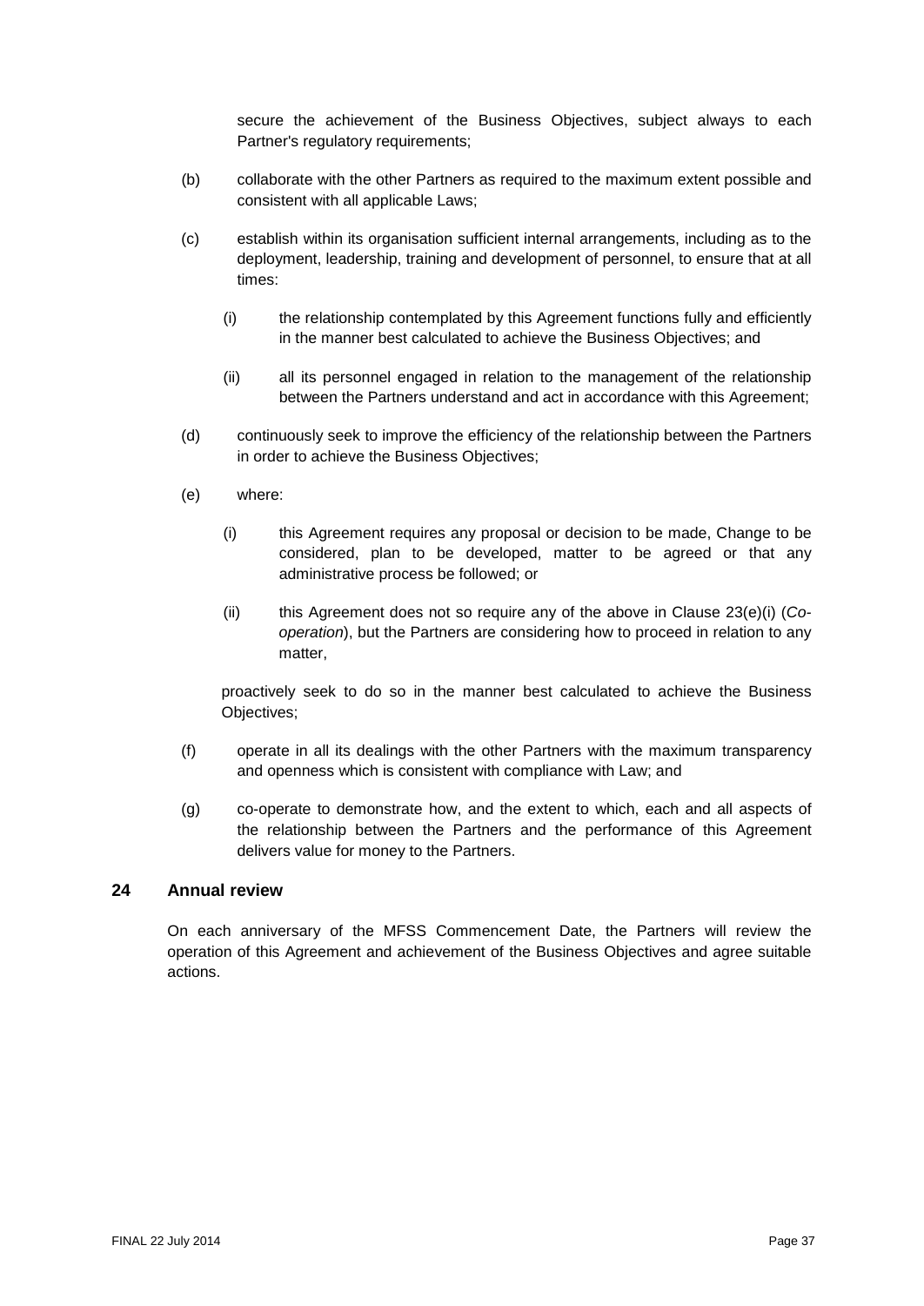secure the achievement of the Business Objectives, subject always to each Partner's regulatory requirements;

(b) collaborate with the other Partners as required to the maximum extent possible and consistent with all applicable Laws;

(c) establish within its organisation sufficient internal arrangements, including as to the deployment, leadership, training and development of personnel, to ensure that at all times:

  (i) the relationship contemplated by this Agreement functions fully and efficiently in the manner best calculated to achieve the Business Objectives; and

  (ii) all its personnel engaged in relation to the management of the relationship between the Partners understand and act in accordance with this Agreement;

(d) continuously seek to improve the efficiency of the relationship between the Partners in order to achieve the Business Objectives;

(e) where:

  (i) this Agreement requires any proposal or decision to be made, Change to be considered, plan to be developed, matter to be agreed or that any administrative process be followed; or

  (ii) this Agreement does not so require any of the above in Clause 23(e)(i) (*Co-operation*), but the Partners are considering how to proceed in relation to any matter,

  proactively seek to do so in the manner best calculated to achieve the Business Objectives;

(f) operate in all its dealings with the other Partners with the maximum transparency and openness which is consistent with compliance with Law; and

(g) co-operate to demonstrate how, and the extent to which, each and all aspects of the relationship between the Partners and the performance of this Agreement delivers value for money to the Partners.

## 24 Annual review

On each anniversary of the MFSS Commencement Date, the Partners will review the operation of this Agreement and achievement of the Business Objectives and agree suitable actions.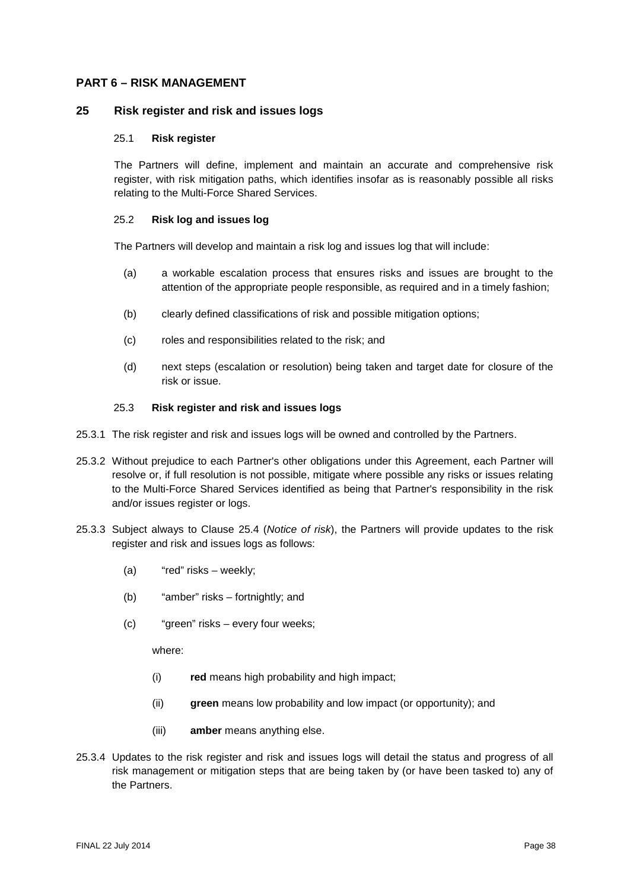## PART 6 – RISK MANAGEMENT

### 25 Risk register and risk and issues logs

#### 25.1 Risk register

The Partners will define, implement and maintain an accurate and comprehensive risk register, with risk mitigation paths, which identifies insofar as is reasonably possible all risks relating to the Multi-Force Shared Services.

#### 25.2 Risk log and issues log

The Partners will develop and maintain a risk log and issues log that will include:

(a) a workable escalation process that ensures risks and issues are brought to the attention of the appropriate people responsible, as required and in a timely fashion;

(b) clearly defined classifications of risk and possible mitigation options;

(c) roles and responsibilities related to the risk; and

(d) next steps (escalation or resolution) being taken and target date for closure of the risk or issue.

#### 25.3 Risk register and risk and issues logs

25.3.1 The risk register and risk and issues logs will be owned and controlled by the Partners.

25.3.2 Without prejudice to each Partner's other obligations under this Agreement, each Partner will resolve or, if full resolution is not possible, mitigate where possible any risks or issues relating to the Multi-Force Shared Services identified as being that Partner's responsibility in the risk and/or issues register or logs.

25.3.3 Subject always to Clause 25.4 (*Notice of risk*), the Partners will provide updates to the risk register and risk and issues logs as follows:

(a) "red" risks – weekly;

(b) "amber" risks – fortnightly; and

(c) "green" risks – every four weeks;

where:

(i) **red** means high probability and high impact;

(ii) **green** means low probability and low impact (or opportunity); and

(iii) **amber** means anything else.

25.3.4 Updates to the risk register and risk and issues logs will detail the status and progress of all risk management or mitigation steps that are being taken by (or have been tasked to) any of the Partners.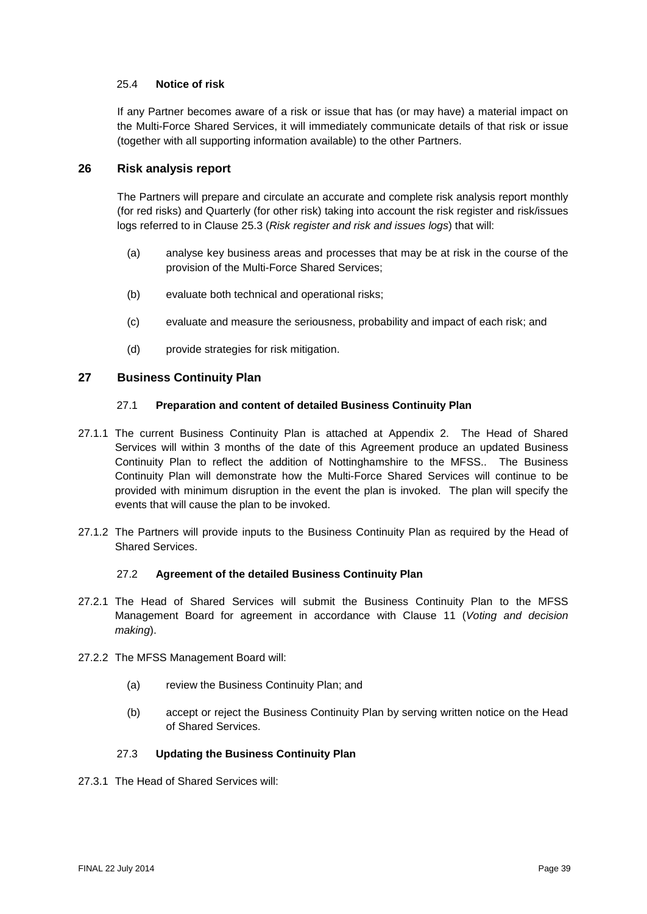### 25.4 **Notice of risk**

If any Partner becomes aware of a risk or issue that has (or may have) a material impact on the Multi-Force Shared Services, it will immediately communicate details of that risk or issue (together with all supporting information available) to the other Partners.

## 26 Risk analysis report

The Partners will prepare and circulate an accurate and complete risk analysis report monthly (for red risks) and Quarterly (for other risk) taking into account the risk register and risk/issues logs referred to in Clause 25.3 (*Risk register and risk and issues logs*) that will:

(a) analyse key business areas and processes that may be at risk in the course of the provision of the Multi-Force Shared Services;

(b) evaluate both technical and operational risks;

(c) evaluate and measure the seriousness, probability and impact of each risk; and

(d) provide strategies for risk mitigation.

## 27 Business Continuity Plan

### 27.1 **Preparation and content of detailed Business Continuity Plan**

27.1.1 The current Business Continuity Plan is attached at Appendix 2. The Head of Shared Services will within 3 months of the date of this Agreement produce an updated Business Continuity Plan to reflect the addition of Nottinghamshire to the MFSS.. The Business Continuity Plan will demonstrate how the Multi-Force Shared Services will continue to be provided with minimum disruption in the event the plan is invoked. The plan will specify the events that will cause the plan to be invoked.

27.1.2 The Partners will provide inputs to the Business Continuity Plan as required by the Head of Shared Services.

### 27.2 **Agreement of the detailed Business Continuity Plan**

27.2.1 The Head of Shared Services will submit the Business Continuity Plan to the MFSS Management Board for agreement in accordance with Clause 11 (*Voting and decision making*).

27.2.2 The MFSS Management Board will:

(a) review the Business Continuity Plan; and

(b) accept or reject the Business Continuity Plan by serving written notice on the Head of Shared Services.

### 27.3 **Updating the Business Continuity Plan**

27.3.1 The Head of Shared Services will: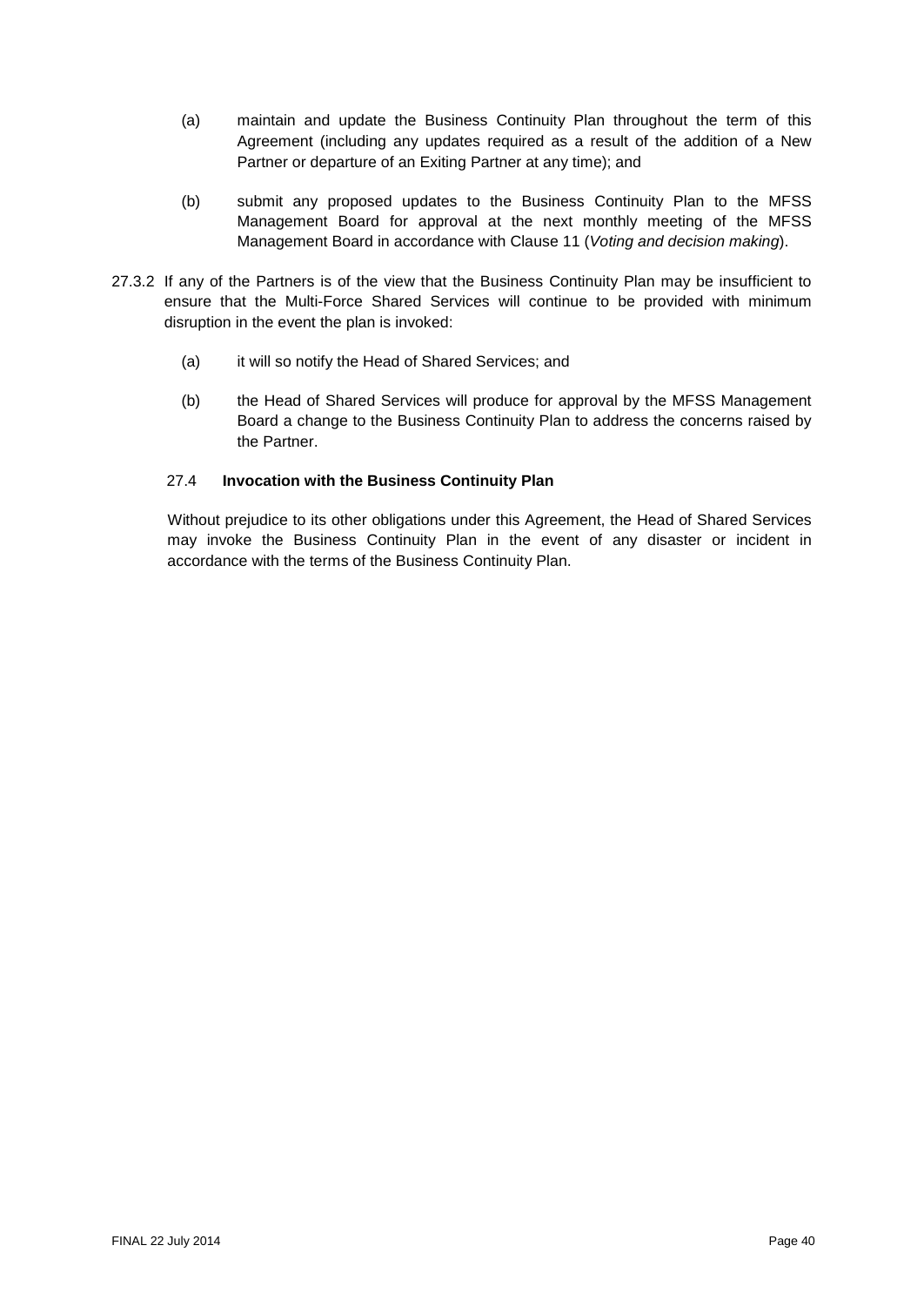(a) maintain and update the Business Continuity Plan throughout the term of this Agreement (including any updates required as a result of the addition of a New Partner or departure of an Exiting Partner at any time); and

(b) submit any proposed updates to the Business Continuity Plan to the MFSS Management Board for approval at the next monthly meeting of the MFSS Management Board in accordance with Clause 11 (*Voting and decision making*).

27.3.2 If any of the Partners is of the view that the Business Continuity Plan may be insufficient to ensure that the Multi-Force Shared Services will continue to be provided with minimum disruption in the event the plan is invoked:

(a) it will so notify the Head of Shared Services; and

(b) the Head of Shared Services will produce for approval by the MFSS Management Board a change to the Business Continuity Plan to address the concerns raised by the Partner.

27.4 **Invocation with the Business Continuity Plan**

Without prejudice to its other obligations under this Agreement, the Head of Shared Services may invoke the Business Continuity Plan in the event of any disaster or incident in accordance with the terms of the Business Continuity Plan.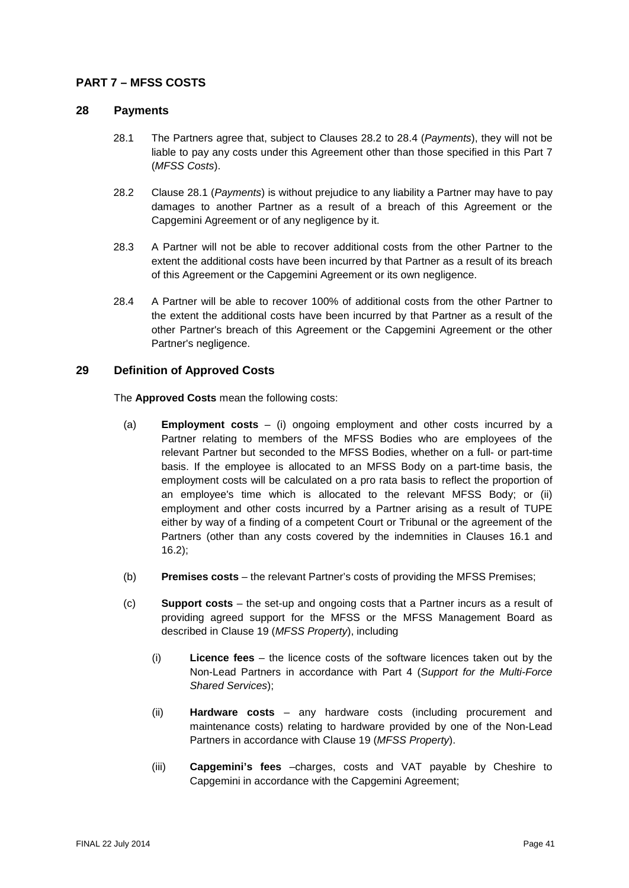## PART 7 – MFSS COSTS

### 28 Payments

28.1 The Partners agree that, subject to Clauses 28.2 to 28.4 (*Payments*), they will not be liable to pay any costs under this Agreement other than those specified in this Part 7 (*MFSS Costs*).

28.2 Clause 28.1 (*Payments*) is without prejudice to any liability a Partner may have to pay damages to another Partner as a result of a breach of this Agreement or the Capgemini Agreement or of any negligence by it.

28.3 A Partner will not be able to recover additional costs from the other Partner to the extent the additional costs have been incurred by that Partner as a result of its breach of this Agreement or the Capgemini Agreement or its own negligence.

28.4 A Partner will be able to recover 100% of additional costs from the other Partner to the extent the additional costs have been incurred by that Partner as a result of the other Partner's breach of this Agreement or the Capgemini Agreement or the other Partner's negligence.

### 29 Definition of Approved Costs

The **Approved Costs** mean the following costs:

(a) **Employment costs** – (i) ongoing employment and other costs incurred by a Partner relating to members of the MFSS Bodies who are employees of the relevant Partner but seconded to the MFSS Bodies, whether on a full- or part-time basis. If the employee is allocated to an MFSS Body on a part-time basis, the employment costs will be calculated on a pro rata basis to reflect the proportion of an employee's time which is allocated to the relevant MFSS Body; or (ii) employment and other costs incurred by a Partner arising as a result of TUPE either by way of a finding of a competent Court or Tribunal or the agreement of the Partners (other than any costs covered by the indemnities in Clauses 16.1 and 16.2);

(b) **Premises costs** – the relevant Partner's costs of providing the MFSS Premises;

(c) **Support costs** – the set-up and ongoing costs that a Partner incurs as a result of providing agreed support for the MFSS or the MFSS Management Board as described in Clause 19 (*MFSS Property*), including

(i) **Licence fees** – the licence costs of the software licences taken out by the Non-Lead Partners in accordance with Part 4 (*Support for the Multi-Force Shared Services*);

(ii) **Hardware costs** – any hardware costs (including procurement and maintenance costs) relating to hardware provided by one of the Non-Lead Partners in accordance with Clause 19 (*MFSS Property*).

(iii) **Capgemini's fees** –charges, costs and VAT payable by Cheshire to Capgemini in accordance with the Capgemini Agreement;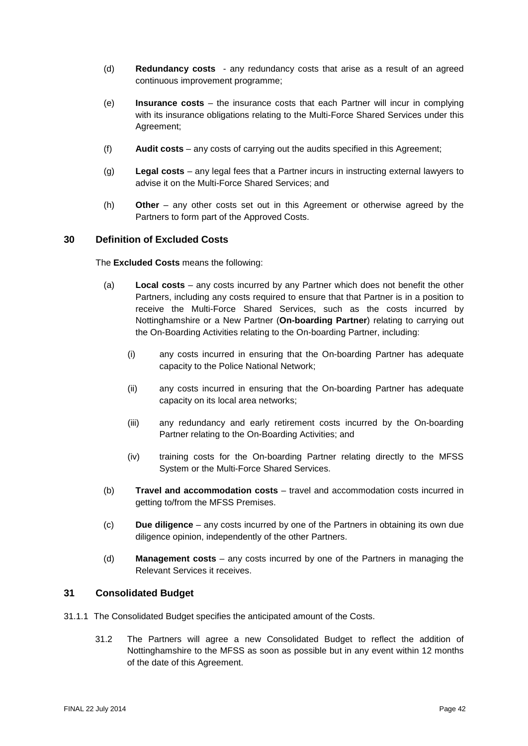(d) **Redundancy costs** - any redundancy costs that arise as a result of an agreed continuous improvement programme;

(e) **Insurance costs** – the insurance costs that each Partner will incur in complying with its insurance obligations relating to the Multi-Force Shared Services under this Agreement;

(f) **Audit costs** – any costs of carrying out the audits specified in this Agreement;

(g) **Legal costs** – any legal fees that a Partner incurs in instructing external lawyers to advise it on the Multi-Force Shared Services; and

(h) **Other** – any other costs set out in this Agreement or otherwise agreed by the Partners to form part of the Approved Costs.

## 30 Definition of Excluded Costs

The **Excluded Costs** means the following:

(a) **Local costs** – any costs incurred by any Partner which does not benefit the other Partners, including any costs required to ensure that that Partner is in a position to receive the Multi-Force Shared Services, such as the costs incurred by Nottinghamshire or a New Partner (**On-boarding Partner**) relating to carrying out the On-Boarding Activities relating to the On-boarding Partner, including:

  (i) any costs incurred in ensuring that the On-boarding Partner has adequate capacity to the Police National Network;

  (ii) any costs incurred in ensuring that the On-boarding Partner has adequate capacity on its local area networks;

  (iii) any redundancy and early retirement costs incurred by the On-boarding Partner relating to the On-Boarding Activities; and

  (iv) training costs for the On-boarding Partner relating directly to the MFSS System or the Multi-Force Shared Services.

(b) **Travel and accommodation costs** – travel and accommodation costs incurred in getting to/from the MFSS Premises.

(c) **Due diligence** – any costs incurred by one of the Partners in obtaining its own due diligence opinion, independently of the other Partners.

(d) **Management costs** – any costs incurred by one of the Partners in managing the Relevant Services it receives.

## 31 Consolidated Budget

31.1.1 The Consolidated Budget specifies the anticipated amount of the Costs.

31.2 The Partners will agree a new Consolidated Budget to reflect the addition of Nottinghamshire to the MFSS as soon as possible but in any event within 12 months of the date of this Agreement.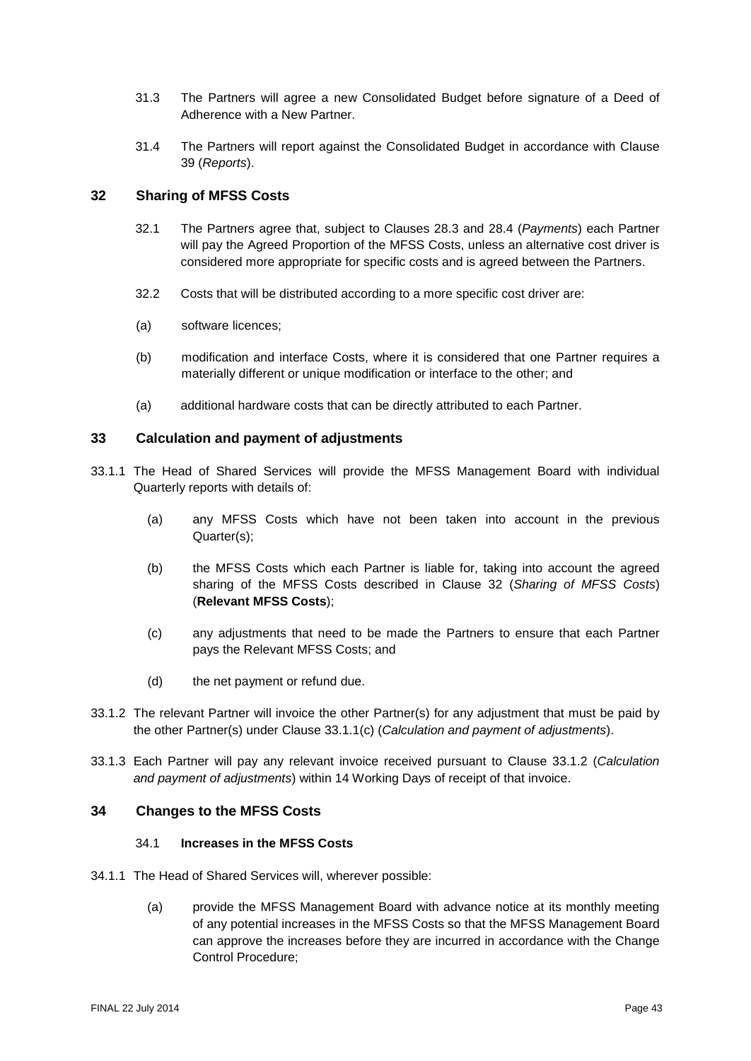31.3 The Partners will agree a new Consolidated Budget before signature of a Deed of Adherence with a New Partner.

31.4 The Partners will report against the Consolidated Budget in accordance with Clause 39 (*Reports*).

## 32 Sharing of MFSS Costs

32.1 The Partners agree that, subject to Clauses 28.3 and 28.4 (*Payments*) each Partner will pay the Agreed Proportion of the MFSS Costs, unless an alternative cost driver is considered more appropriate for specific costs and is agreed between the Partners.

32.2 Costs that will be distributed according to a more specific cost driver are:

(a) software licences;

(b) modification and interface Costs, where it is considered that one Partner requires a materially different or unique modification or interface to the other; and

(a) additional hardware costs that can be directly attributed to each Partner.

## 33 Calculation and payment of adjustments

33.1.1 The Head of Shared Services will provide the MFSS Management Board with individual Quarterly reports with details of:

(a) any MFSS Costs which have not been taken into account in the previous Quarter(s);

(b) the MFSS Costs which each Partner is liable for, taking into account the agreed sharing of the MFSS Costs described in Clause 32 (*Sharing of MFSS Costs*) (**Relevant MFSS Costs**);

(c) any adjustments that need to be made the Partners to ensure that each Partner pays the Relevant MFSS Costs; and

(d) the net payment or refund due.

33.1.2 The relevant Partner will invoice the other Partner(s) for any adjustment that must be paid by the other Partner(s) under Clause 33.1.1(c) (*Calculation and payment of adjustments*).

33.1.3 Each Partner will pay any relevant invoice received pursuant to Clause 33.1.2 (*Calculation and payment of adjustments*) within 14 Working Days of receipt of that invoice.

## 34 Changes to the MFSS Costs

### 34.1 Increases in the MFSS Costs

34.1.1 The Head of Shared Services will, wherever possible:

(a) provide the MFSS Management Board with advance notice at its monthly meeting of any potential increases in the MFSS Costs so that the MFSS Management Board can approve the increases before they are incurred in accordance with the Change Control Procedure;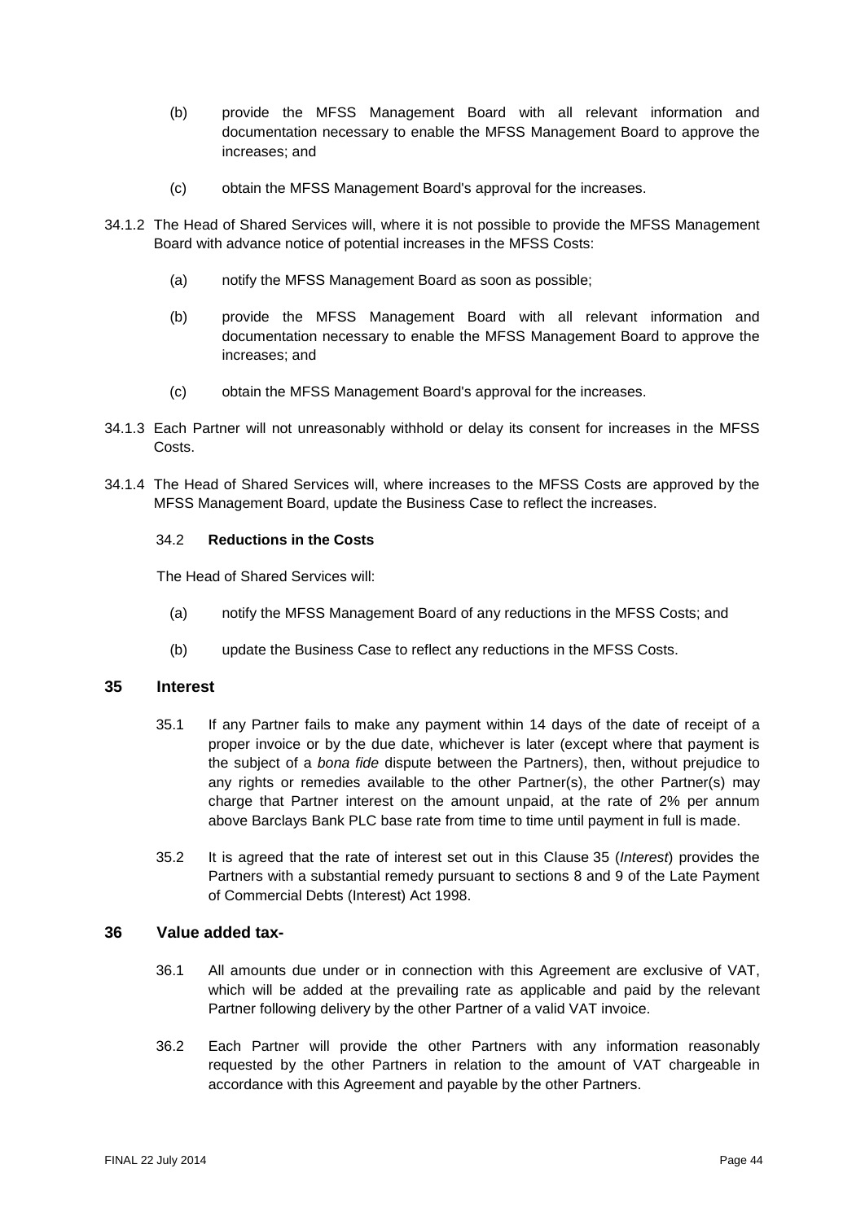(b) provide the MFSS Management Board with all relevant information and documentation necessary to enable the MFSS Management Board to approve the increases; and

(c) obtain the MFSS Management Board's approval for the increases.

34.1.2 The Head of Shared Services will, where it is not possible to provide the MFSS Management Board with advance notice of potential increases in the MFSS Costs:

(a) notify the MFSS Management Board as soon as possible;

(b) provide the MFSS Management Board with all relevant information and documentation necessary to enable the MFSS Management Board to approve the increases; and

(c) obtain the MFSS Management Board's approval for the increases.

34.1.3 Each Partner will not unreasonably withhold or delay its consent for increases in the MFSS Costs.

34.1.4 The Head of Shared Services will, where increases to the MFSS Costs are approved by the MFSS Management Board, update the Business Case to reflect the increases.

34.2 **Reductions in the Costs**

The Head of Shared Services will:

(a) notify the MFSS Management Board of any reductions in the MFSS Costs; and

(b) update the Business Case to reflect any reductions in the MFSS Costs.

## 35 Interest

35.1 If any Partner fails to make any payment within 14 days of the date of receipt of a proper invoice or by the due date, whichever is later (except where that payment is the subject of a *bona fide* dispute between the Partners), then, without prejudice to any rights or remedies available to the other Partner(s), the other Partner(s) may charge that Partner interest on the amount unpaid, at the rate of 2% per annum above Barclays Bank PLC base rate from time to time until payment in full is made.

35.2 It is agreed that the rate of interest set out in this Clause 35 (*Interest*) provides the Partners with a substantial remedy pursuant to sections 8 and 9 of the Late Payment of Commercial Debts (Interest) Act 1998.

## 36 Value added tax-

36.1 All amounts due under or in connection with this Agreement are exclusive of VAT, which will be added at the prevailing rate as applicable and paid by the relevant Partner following delivery by the other Partner of a valid VAT invoice.

36.2 Each Partner will provide the other Partners with any information reasonably requested by the other Partners in relation to the amount of VAT chargeable in accordance with this Agreement and payable by the other Partners.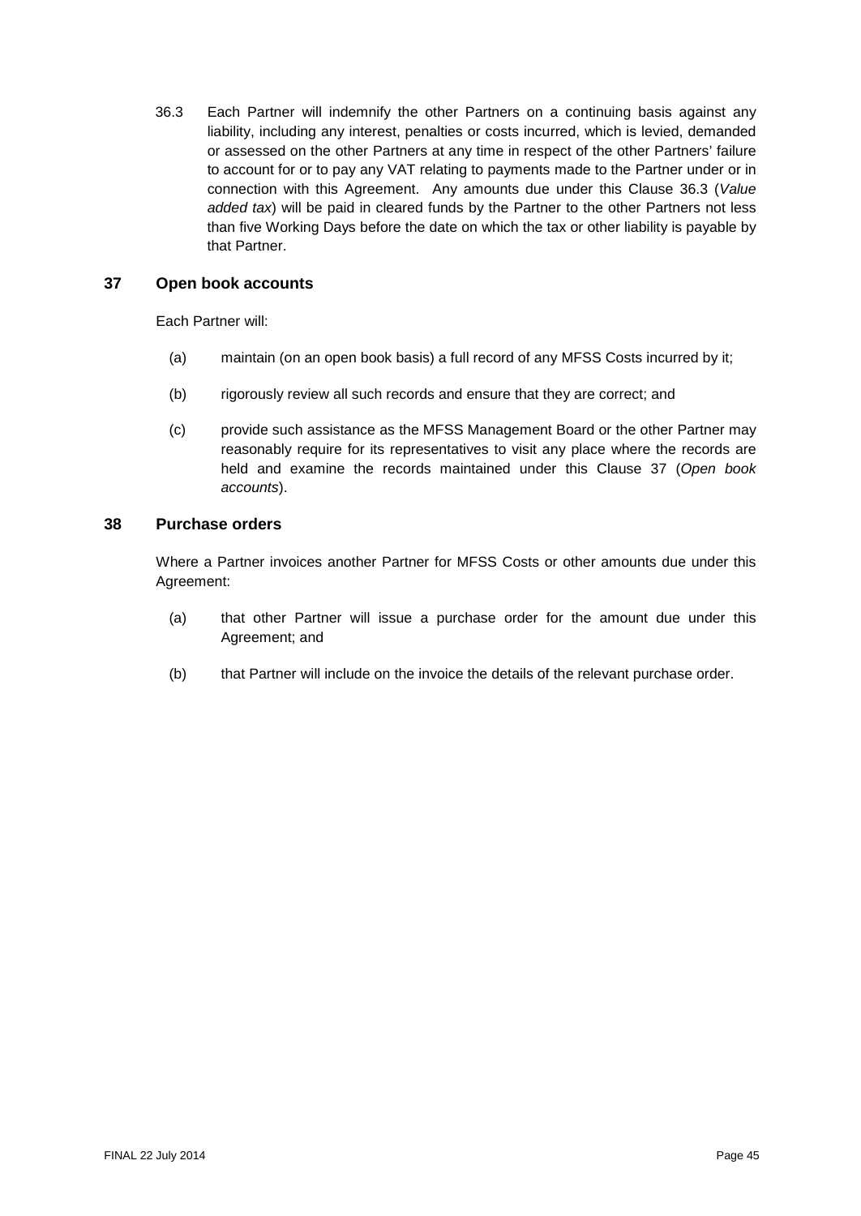36.3 Each Partner will indemnify the other Partners on a continuing basis against any liability, including any interest, penalties or costs incurred, which is levied, demanded or assessed on the other Partners at any time in respect of the other Partners' failure to account for or to pay any VAT relating to payments made to the Partner under or in connection with this Agreement. Any amounts due under this Clause 36.3 (*Value added tax*) will be paid in cleared funds by the Partner to the other Partners not less than five Working Days before the date on which the tax or other liability is payable by that Partner.

## 37 Open book accounts

Each Partner will:

(a) maintain (on an open book basis) a full record of any MFSS Costs incurred by it;

(b) rigorously review all such records and ensure that they are correct; and

(c) provide such assistance as the MFSS Management Board or the other Partner may reasonably require for its representatives to visit any place where the records are held and examine the records maintained under this Clause 37 (*Open book accounts*).

## 38 Purchase orders

Where a Partner invoices another Partner for MFSS Costs or other amounts due under this Agreement:

(a) that other Partner will issue a purchase order for the amount due under this Agreement; and

(b) that Partner will include on the invoice the details of the relevant purchase order.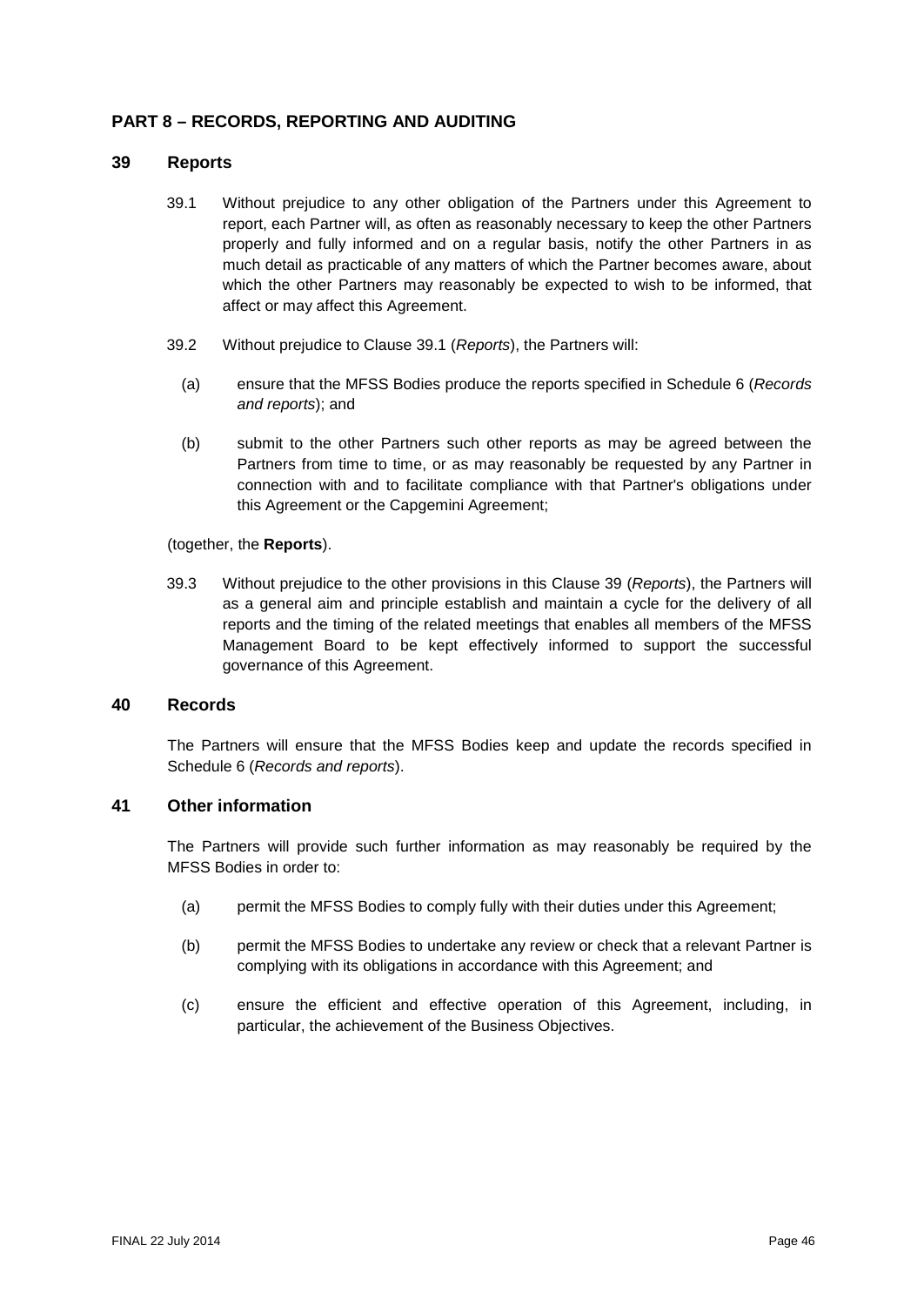## PART 8 – RECORDS, REPORTING AND AUDITING

### 39 Reports

39.1 Without prejudice to any other obligation of the Partners under this Agreement to report, each Partner will, as often as reasonably necessary to keep the other Partners properly and fully informed and on a regular basis, notify the other Partners in as much detail as practicable of any matters of which the Partner becomes aware, about which the other Partners may reasonably be expected to wish to be informed, that affect or may affect this Agreement.

39.2 Without prejudice to Clause 39.1 (*Reports*), the Partners will:

(a) ensure that the MFSS Bodies produce the reports specified in Schedule 6 (*Records and reports*); and

(b) submit to the other Partners such other reports as may be agreed between the Partners from time to time, or as may reasonably be requested by any Partner in connection with and to facilitate compliance with that Partner's obligations under this Agreement or the Capgemini Agreement;

(together, the **Reports**).

39.3 Without prejudice to the other provisions in this Clause 39 (*Reports*), the Partners will as a general aim and principle establish and maintain a cycle for the delivery of all reports and the timing of the related meetings that enables all members of the MFSS Management Board to be kept effectively informed to support the successful governance of this Agreement.

### 40 Records

The Partners will ensure that the MFSS Bodies keep and update the records specified in Schedule 6 (*Records and reports*).

### 41 Other information

The Partners will provide such further information as may reasonably be required by the MFSS Bodies in order to:

(a) permit the MFSS Bodies to comply fully with their duties under this Agreement;

(b) permit the MFSS Bodies to undertake any review or check that a relevant Partner is complying with its obligations in accordance with this Agreement; and

(c) ensure the efficient and effective operation of this Agreement, including, in particular, the achievement of the Business Objectives.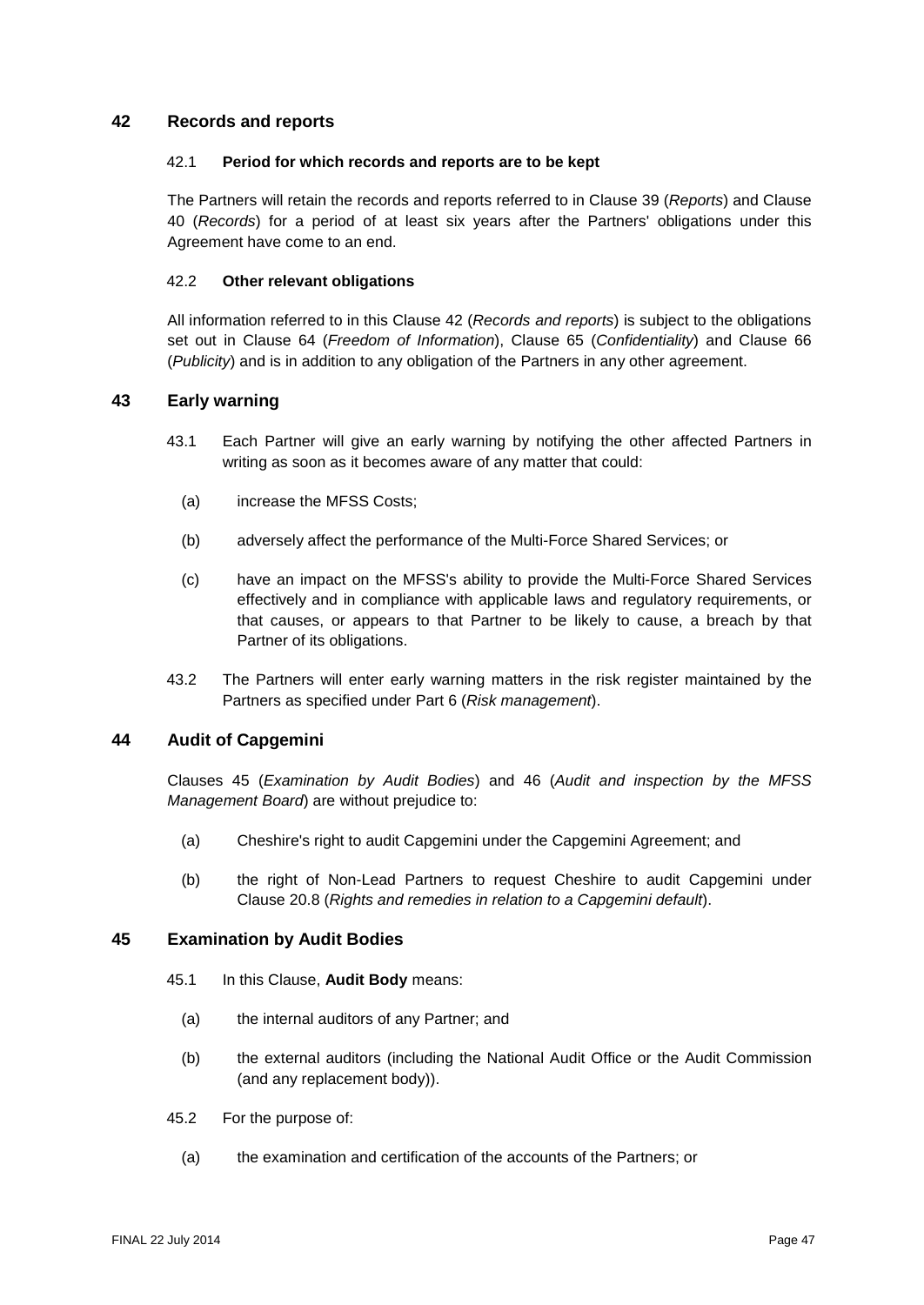## 42 Records and reports

### 42.1 **Period for which records and reports are to be kept**

The Partners will retain the records and reports referred to in Clause 39 (*Reports*) and Clause 40 (*Records*) for a period of at least six years after the Partners' obligations under this Agreement have come to an end.

### 42.2 **Other relevant obligations**

All information referred to in this Clause 42 (*Records and reports*) is subject to the obligations set out in Clause 64 (*Freedom of Information*), Clause 65 (*Confidentiality*) and Clause 66 (*Publicity*) and is in addition to any obligation of the Partners in any other agreement.

## 43 Early warning

43.1 Each Partner will give an early warning by notifying the other affected Partners in writing as soon as it becomes aware of any matter that could:

(a) increase the MFSS Costs;

(b) adversely affect the performance of the Multi-Force Shared Services; or

(c) have an impact on the MFSS's ability to provide the Multi-Force Shared Services effectively and in compliance with applicable laws and regulatory requirements, or that causes, or appears to that Partner to be likely to cause, a breach by that Partner of its obligations.

43.2 The Partners will enter early warning matters in the risk register maintained by the Partners as specified under Part 6 (*Risk management*).

## 44 Audit of Capgemini

Clauses 45 (*Examination by Audit Bodies*) and 46 (*Audit and inspection by the MFSS Management Board*) are without prejudice to:

(a) Cheshire's right to audit Capgemini under the Capgemini Agreement; and

(b) the right of Non-Lead Partners to request Cheshire to audit Capgemini under Clause 20.8 (*Rights and remedies in relation to a Capgemini default*).

## 45 Examination by Audit Bodies

45.1 In this Clause, **Audit Body** means:

(a) the internal auditors of any Partner; and

(b) the external auditors (including the National Audit Office or the Audit Commission (and any replacement body)).

45.2 For the purpose of:

(a) the examination and certification of the accounts of the Partners; or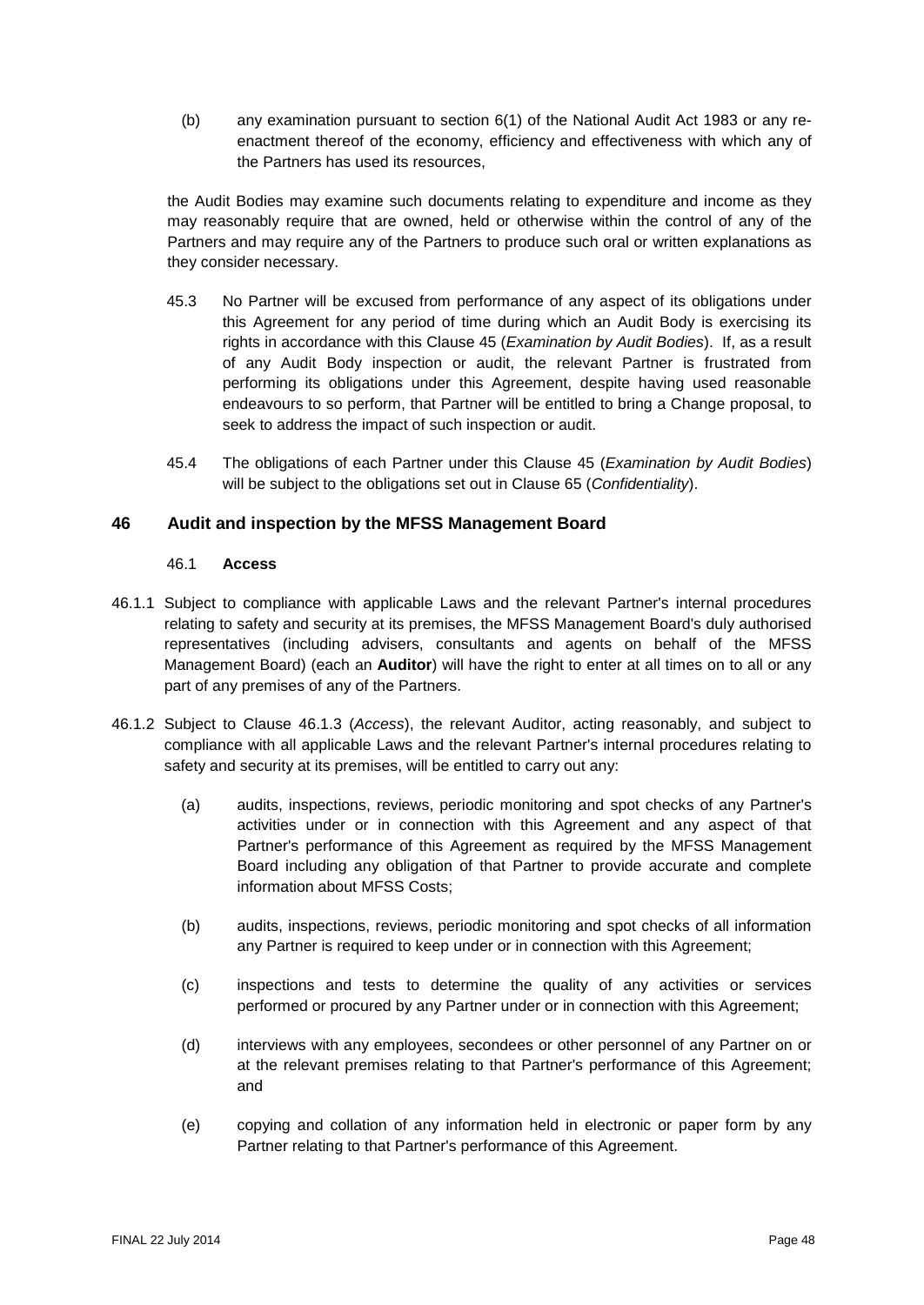(b) any examination pursuant to section 6(1) of the National Audit Act 1983 or any re-enactment thereof of the economy, efficiency and effectiveness with which any of the Partners has used its resources,

the Audit Bodies may examine such documents relating to expenditure and income as they may reasonably require that are owned, held or otherwise within the control of any of the Partners and may require any of the Partners to produce such oral or written explanations as they consider necessary.

45.3 No Partner will be excused from performance of any aspect of its obligations under this Agreement for any period of time during which an Audit Body is exercising its rights in accordance with this Clause 45 (*Examination by Audit Bodies*). If, as a result of any Audit Body inspection or audit, the relevant Partner is frustrated from performing its obligations under this Agreement, despite having used reasonable endeavours to so perform, that Partner will be entitled to bring a Change proposal, to seek to address the impact of such inspection or audit.

45.4 The obligations of each Partner under this Clause 45 (*Examination by Audit Bodies*) will be subject to the obligations set out in Clause 65 (*Confidentiality*).

## 46 Audit and inspection by the MFSS Management Board

46.1 **Access**

46.1.1 Subject to compliance with applicable Laws and the relevant Partner's internal procedures relating to safety and security at its premises, the MFSS Management Board's duly authorised representatives (including advisers, consultants and agents on behalf of the MFSS Management Board) (each an **Auditor**) will have the right to enter at all times on to all or any part of any premises of any of the Partners.

46.1.2 Subject to Clause 46.1.3 (*Access*), the relevant Auditor, acting reasonably, and subject to compliance with all applicable Laws and the relevant Partner's internal procedures relating to safety and security at its premises, will be entitled to carry out any:

(a) audits, inspections, reviews, periodic monitoring and spot checks of any Partner's activities under or in connection with this Agreement and any aspect of that Partner's performance of this Agreement as required by the MFSS Management Board including any obligation of that Partner to provide accurate and complete information about MFSS Costs;

(b) audits, inspections, reviews, periodic monitoring and spot checks of all information any Partner is required to keep under or in connection with this Agreement;

(c) inspections and tests to determine the quality of any activities or services performed or procured by any Partner under or in connection with this Agreement;

(d) interviews with any employees, secondees or other personnel of any Partner on or at the relevant premises relating to that Partner's performance of this Agreement; and

(e) copying and collation of any information held in electronic or paper form by any Partner relating to that Partner's performance of this Agreement.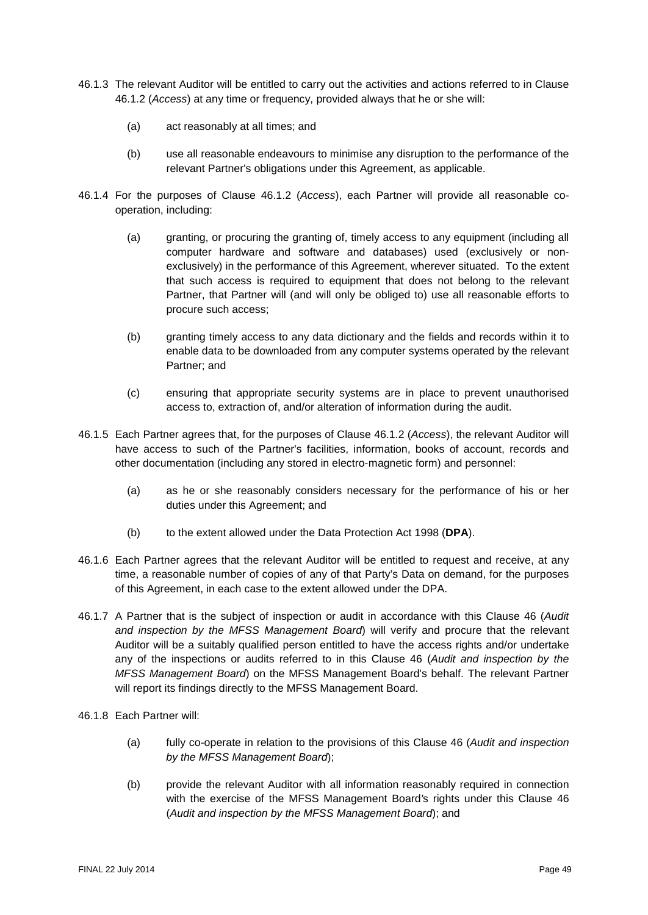46.1.3 The relevant Auditor will be entitled to carry out the activities and actions referred to in Clause 46.1.2 (*Access*) at any time or frequency, provided always that he or she will:

(a) act reasonably at all times; and

(b) use all reasonable endeavours to minimise any disruption to the performance of the relevant Partner's obligations under this Agreement, as applicable.

46.1.4 For the purposes of Clause 46.1.2 (*Access*), each Partner will provide all reasonable co-operation, including:

(a) granting, or procuring the granting of, timely access to any equipment (including all computer hardware and software and databases) used (exclusively or non-exclusively) in the performance of this Agreement, wherever situated. To the extent that such access is required to equipment that does not belong to the relevant Partner, that Partner will (and will only be obliged to) use all reasonable efforts to procure such access;

(b) granting timely access to any data dictionary and the fields and records within it to enable data to be downloaded from any computer systems operated by the relevant Partner; and

(c) ensuring that appropriate security systems are in place to prevent unauthorised access to, extraction of, and/or alteration of information during the audit.

46.1.5 Each Partner agrees that, for the purposes of Clause 46.1.2 (*Access*), the relevant Auditor will have access to such of the Partner's facilities, information, books of account, records and other documentation (including any stored in electro-magnetic form) and personnel:

(a) as he or she reasonably considers necessary for the performance of his or her duties under this Agreement; and

(b) to the extent allowed under the Data Protection Act 1998 (**DPA**).

46.1.6 Each Partner agrees that the relevant Auditor will be entitled to request and receive, at any time, a reasonable number of copies of any of that Party's Data on demand, for the purposes of this Agreement, in each case to the extent allowed under the DPA.

46.1.7 A Partner that is the subject of inspection or audit in accordance with this Clause 46 (*Audit and inspection by the MFSS Management Board*) will verify and procure that the relevant Auditor will be a suitably qualified person entitled to have the access rights and/or undertake any of the inspections or audits referred to in this Clause 46 (*Audit and inspection by the MFSS Management Board*) on the MFSS Management Board's behalf. The relevant Partner will report its findings directly to the MFSS Management Board.

46.1.8 Each Partner will:

(a) fully co-operate in relation to the provisions of this Clause 46 (*Audit and inspection by the MFSS Management Board*);

(b) provide the relevant Auditor with all information reasonably required in connection with the exercise of the MFSS Management Board's rights under this Clause 46 (*Audit and inspection by the MFSS Management Board*); and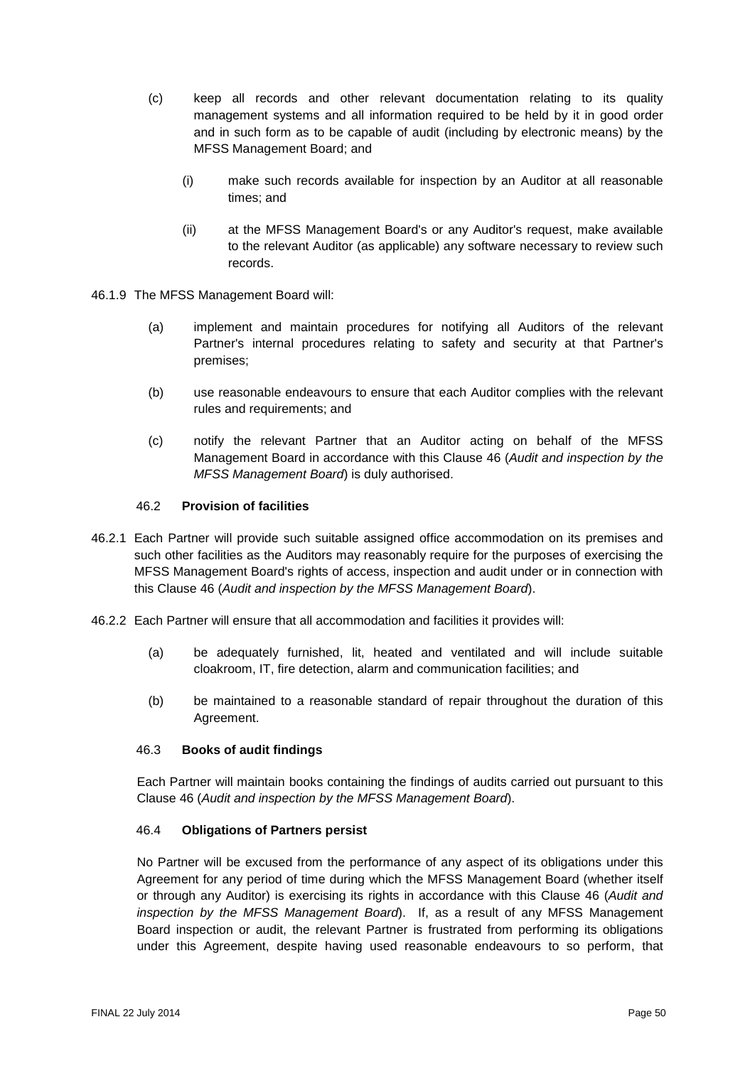(c) keep all records and other relevant documentation relating to its quality management systems and all information required to be held by it in good order and in such form as to be capable of audit (including by electronic means) by the MFSS Management Board; and

  (i) make such records available for inspection by an Auditor at all reasonable times; and

  (ii) at the MFSS Management Board's or any Auditor's request, make available to the relevant Auditor (as applicable) any software necessary to review such records.

46.1.9 The MFSS Management Board will:

(a) implement and maintain procedures for notifying all Auditors of the relevant Partner's internal procedures relating to safety and security at that Partner's premises;

(b) use reasonable endeavours to ensure that each Auditor complies with the relevant rules and requirements; and

(c) notify the relevant Partner that an Auditor acting on behalf of the MFSS Management Board in accordance with this Clause 46 (*Audit and inspection by the MFSS Management Board*) is duly authorised.

### 46.2 **Provision of facilities**

46.2.1 Each Partner will provide such suitable assigned office accommodation on its premises and such other facilities as the Auditors may reasonably require for the purposes of exercising the MFSS Management Board's rights of access, inspection and audit under or in connection with this Clause 46 (*Audit and inspection by the MFSS Management Board*).

46.2.2 Each Partner will ensure that all accommodation and facilities it provides will:

(a) be adequately furnished, lit, heated and ventilated and will include suitable cloakroom, IT, fire detection, alarm and communication facilities; and

(b) be maintained to a reasonable standard of repair throughout the duration of this Agreement.

### 46.3 **Books of audit findings**

Each Partner will maintain books containing the findings of audits carried out pursuant to this Clause 46 (*Audit and inspection by the MFSS Management Board*).

### 46.4 **Obligations of Partners persist**

No Partner will be excused from the performance of any aspect of its obligations under this Agreement for any period of time during which the MFSS Management Board (whether itself or through any Auditor) is exercising its rights in accordance with this Clause 46 (*Audit and inspection by the MFSS Management Board*). If, as a result of any MFSS Management Board inspection or audit, the relevant Partner is frustrated from performing its obligations under this Agreement, despite having used reasonable endeavours to so perform, that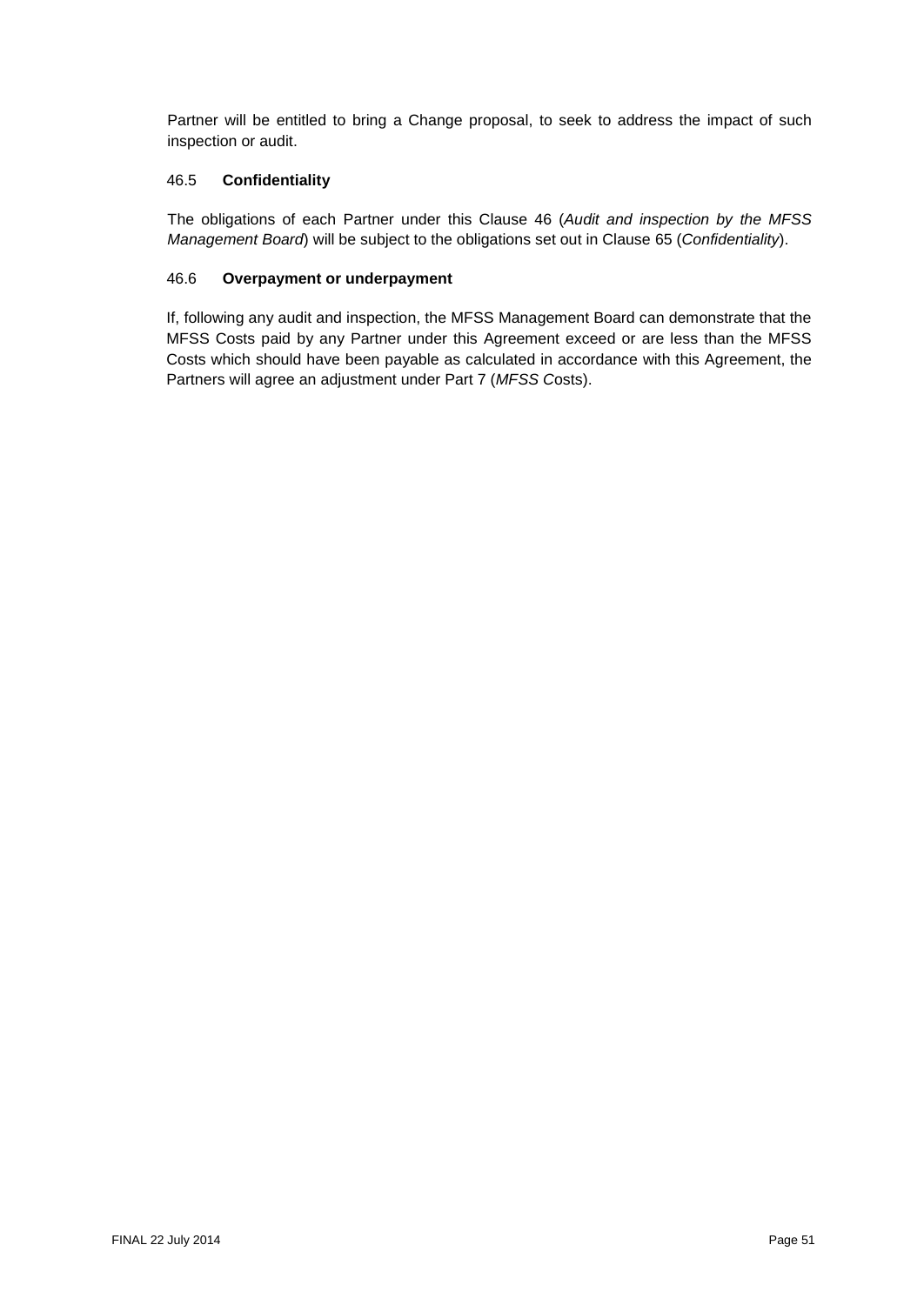Partner will be entitled to bring a Change proposal, to seek to address the impact of such inspection or audit.

### 46.5 Confidentiality

The obligations of each Partner under this Clause 46 (*Audit and inspection by the MFSS Management Board*) will be subject to the obligations set out in Clause 65 (*Confidentiality*).

### 46.6 Overpayment or underpayment

If, following any audit and inspection, the MFSS Management Board can demonstrate that the MFSS Costs paid by any Partner under this Agreement exceed or are less than the MFSS Costs which should have been payable as calculated in accordance with this Agreement, the Partners will agree an adjustment under Part 7 (*MFSS Costs*).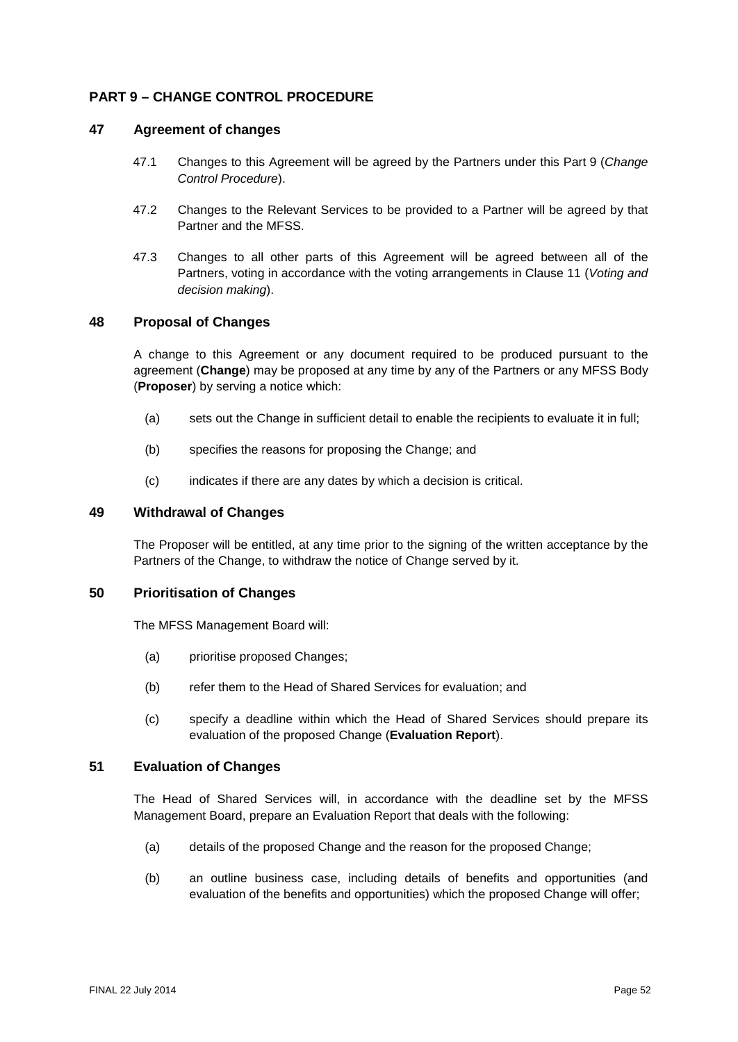## PART 9 – CHANGE CONTROL PROCEDURE

### 47 Agreement of changes

47.1 Changes to this Agreement will be agreed by the Partners under this Part 9 (*Change Control Procedure*).

47.2 Changes to the Relevant Services to be provided to a Partner will be agreed by that Partner and the MFSS.

47.3 Changes to all other parts of this Agreement will be agreed between all of the Partners, voting in accordance with the voting arrangements in Clause 11 (*Voting and decision making*).

### 48 Proposal of Changes

A change to this Agreement or any document required to be produced pursuant to the agreement (**Change**) may be proposed at any time by any of the Partners or any MFSS Body (**Proposer**) by serving a notice which:

(a) sets out the Change in sufficient detail to enable the recipients to evaluate it in full;

(b) specifies the reasons for proposing the Change; and

(c) indicates if there are any dates by which a decision is critical.

### 49 Withdrawal of Changes

The Proposer will be entitled, at any time prior to the signing of the written acceptance by the Partners of the Change, to withdraw the notice of Change served by it.

### 50 Prioritisation of Changes

The MFSS Management Board will:

(a) prioritise proposed Changes;

(b) refer them to the Head of Shared Services for evaluation; and

(c) specify a deadline within which the Head of Shared Services should prepare its evaluation of the proposed Change (**Evaluation Report**).

### 51 Evaluation of Changes

The Head of Shared Services will, in accordance with the deadline set by the MFSS Management Board, prepare an Evaluation Report that deals with the following:

(a) details of the proposed Change and the reason for the proposed Change;

(b) an outline business case, including details of benefits and opportunities (and evaluation of the benefits and opportunities) which the proposed Change will offer;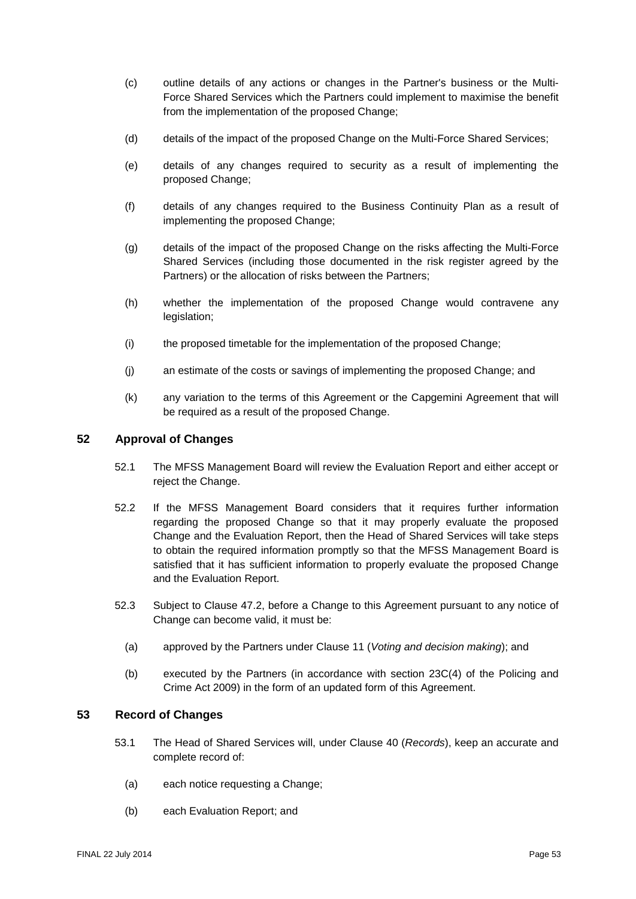(c) outline details of any actions or changes in the Partner's business or the Multi-Force Shared Services which the Partners could implement to maximise the benefit from the implementation of the proposed Change;

(d) details of the impact of the proposed Change on the Multi-Force Shared Services;

(e) details of any changes required to security as a result of implementing the proposed Change;

(f) details of any changes required to the Business Continuity Plan as a result of implementing the proposed Change;

(g) details of the impact of the proposed Change on the risks affecting the Multi-Force Shared Services (including those documented in the risk register agreed by the Partners) or the allocation of risks between the Partners;

(h) whether the implementation of the proposed Change would contravene any legislation;

(i) the proposed timetable for the implementation of the proposed Change;

(j) an estimate of the costs or savings of implementing the proposed Change; and

(k) any variation to the terms of this Agreement or the Capgemini Agreement that will be required as a result of the proposed Change.

## 52 Approval of Changes

52.1 The MFSS Management Board will review the Evaluation Report and either accept or reject the Change.

52.2 If the MFSS Management Board considers that it requires further information regarding the proposed Change so that it may properly evaluate the proposed Change and the Evaluation Report, then the Head of Shared Services will take steps to obtain the required information promptly so that the MFSS Management Board is satisfied that it has sufficient information to properly evaluate the proposed Change and the Evaluation Report.

52.3 Subject to Clause 47.2, before a Change to this Agreement pursuant to any notice of Change can become valid, it must be:

(a) approved by the Partners under Clause 11 (*Voting and decision making*); and

(b) executed by the Partners (in accordance with section 23C(4) of the Policing and Crime Act 2009) in the form of an updated form of this Agreement.

## 53 Record of Changes

53.1 The Head of Shared Services will, under Clause 40 (*Records*), keep an accurate and complete record of:

(a) each notice requesting a Change;

(b) each Evaluation Report; and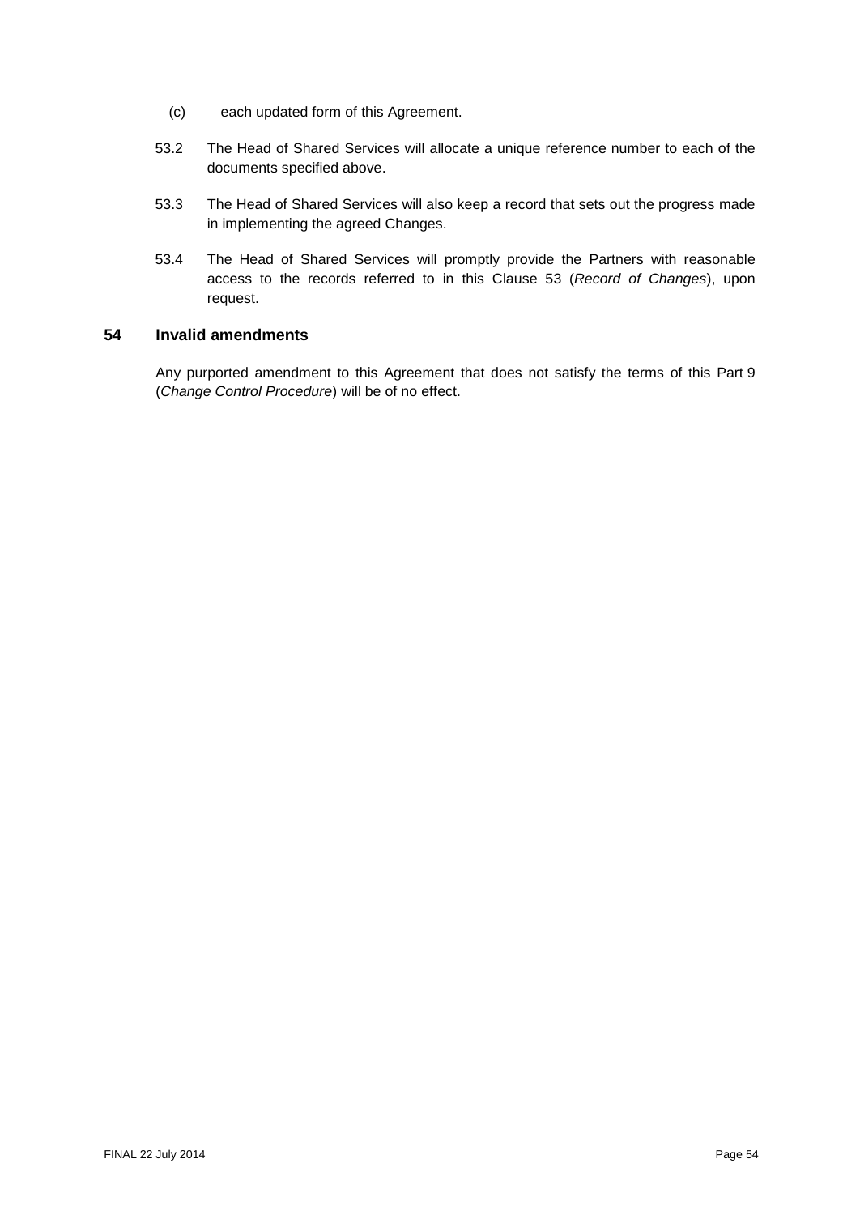(c) each updated form of this Agreement.

53.2 The Head of Shared Services will allocate a unique reference number to each of the documents specified above.

53.3 The Head of Shared Services will also keep a record that sets out the progress made in implementing the agreed Changes.

53.4 The Head of Shared Services will promptly provide the Partners with reasonable access to the records referred to in this Clause 53 (*Record of Changes*), upon request.

## 54 Invalid amendments

Any purported amendment to this Agreement that does not satisfy the terms of this Part 9 (*Change Control Procedure*) will be of no effect.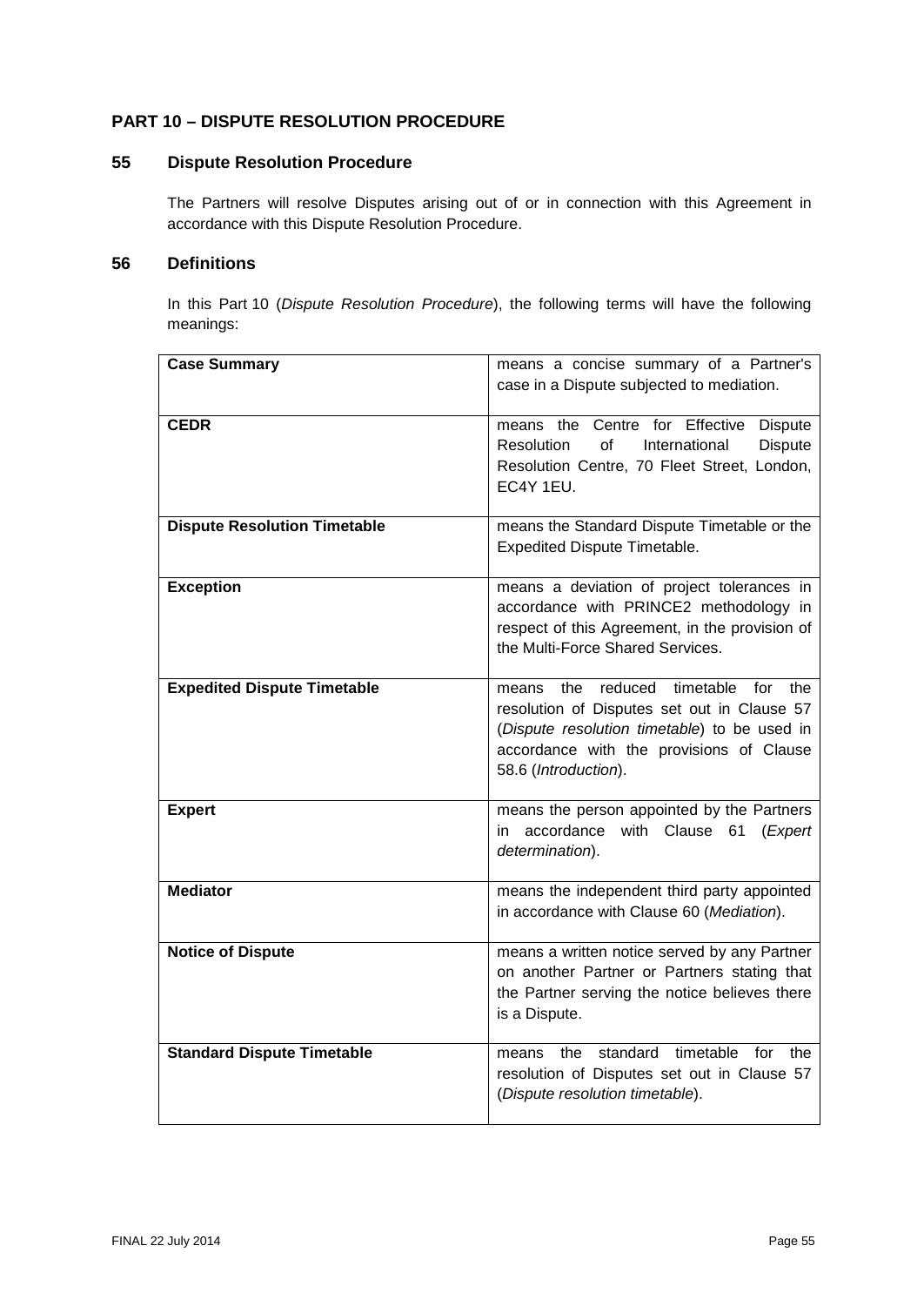## PART 10 – DISPUTE RESOLUTION PROCEDURE

### 55 Dispute Resolution Procedure

The Partners will resolve Disputes arising out of or in connection with this Agreement in accordance with this Dispute Resolution Procedure.

### 56 Definitions

In this Part 10 (*Dispute Resolution Procedure*), the following terms will have the following meanings:

| | |
|---|---|
| **Case Summary** | means a concise summary of a Partner's case in a Dispute subjected to mediation. |
| **CEDR** | means the Centre for Effective Dispute Resolution of International Dispute Resolution Centre, 70 Fleet Street, London, EC4Y 1EU. |
| **Dispute Resolution Timetable** | means the Standard Dispute Timetable or the Expedited Dispute Timetable. |
| **Exception** | means a deviation of project tolerances in accordance with PRINCE2 methodology in respect of this Agreement, in the provision of the Multi-Force Shared Services. |
| **Expedited Dispute Timetable** | means the reduced timetable for the resolution of Disputes set out in Clause 57 (*Dispute resolution timetable*) to be used in accordance with the provisions of Clause 58.6 (*Introduction*). |
| **Expert** | means the person appointed by the Partners in accordance with Clause 61 (*Expert determination*). |
| **Mediator** | means the independent third party appointed in accordance with Clause 60 (*Mediation*). |
| **Notice of Dispute** | means a written notice served by any Partner on another Partner or Partners stating that the Partner serving the notice believes there is a Dispute. |
| **Standard Dispute Timetable** | means the standard timetable for the resolution of Disputes set out in Clause 57 (*Dispute resolution timetable*). |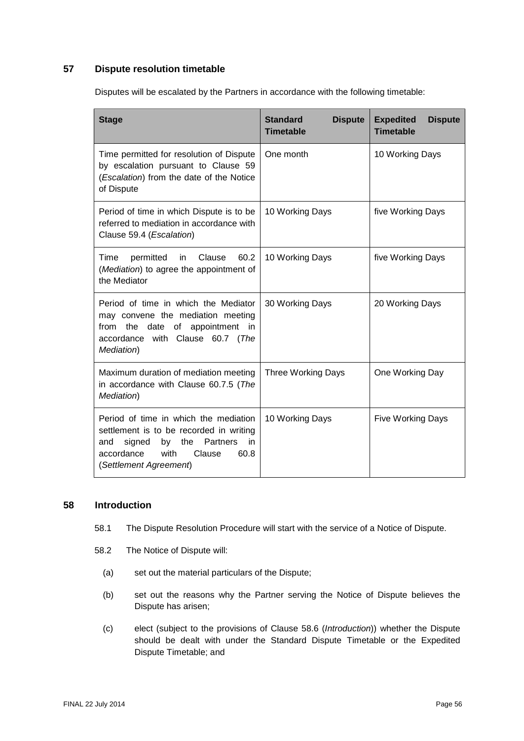## 57 Dispute resolution timetable

Disputes will be escalated by the Partners in accordance with the following timetable:

| Stage | Standard Dispute Timetable | Expedited Dispute Timetable |
|---|---|---|
| Time permitted for resolution of Dispute by escalation pursuant to Clause 59 (*Escalation*) from the date of the Notice of Dispute | One month | 10 Working Days |
| Period of time in which Dispute is to be referred to mediation in accordance with Clause 59.4 (*Escalation*) | 10 Working Days | five Working Days |
| Time permitted in Clause 60.2 (*Mediation*) to agree the appointment of the Mediator | 10 Working Days | five Working Days |
| Period of time in which the Mediator may convene the mediation meeting from the date of appointment in accordance with Clause 60.7 (*The Mediation*) | 30 Working Days | 20 Working Days |
| Maximum duration of mediation meeting in accordance with Clause 60.7.5 (*The Mediation*) | Three Working Days | One Working Day |
| Period of time in which the mediation settlement is to be recorded in writing and signed by the Partners in accordance with Clause 60.8 (*Settlement Agreement*) | 10 Working Days | Five Working Days |

## 58 Introduction

58.1 The Dispute Resolution Procedure will start with the service of a Notice of Dispute.

58.2 The Notice of Dispute will:

(a) set out the material particulars of the Dispute;

(b) set out the reasons why the Partner serving the Notice of Dispute believes the Dispute has arisen;

(c) elect (subject to the provisions of Clause 58.6 (*Introduction*)) whether the Dispute should be dealt with under the Standard Dispute Timetable or the Expedited Dispute Timetable; and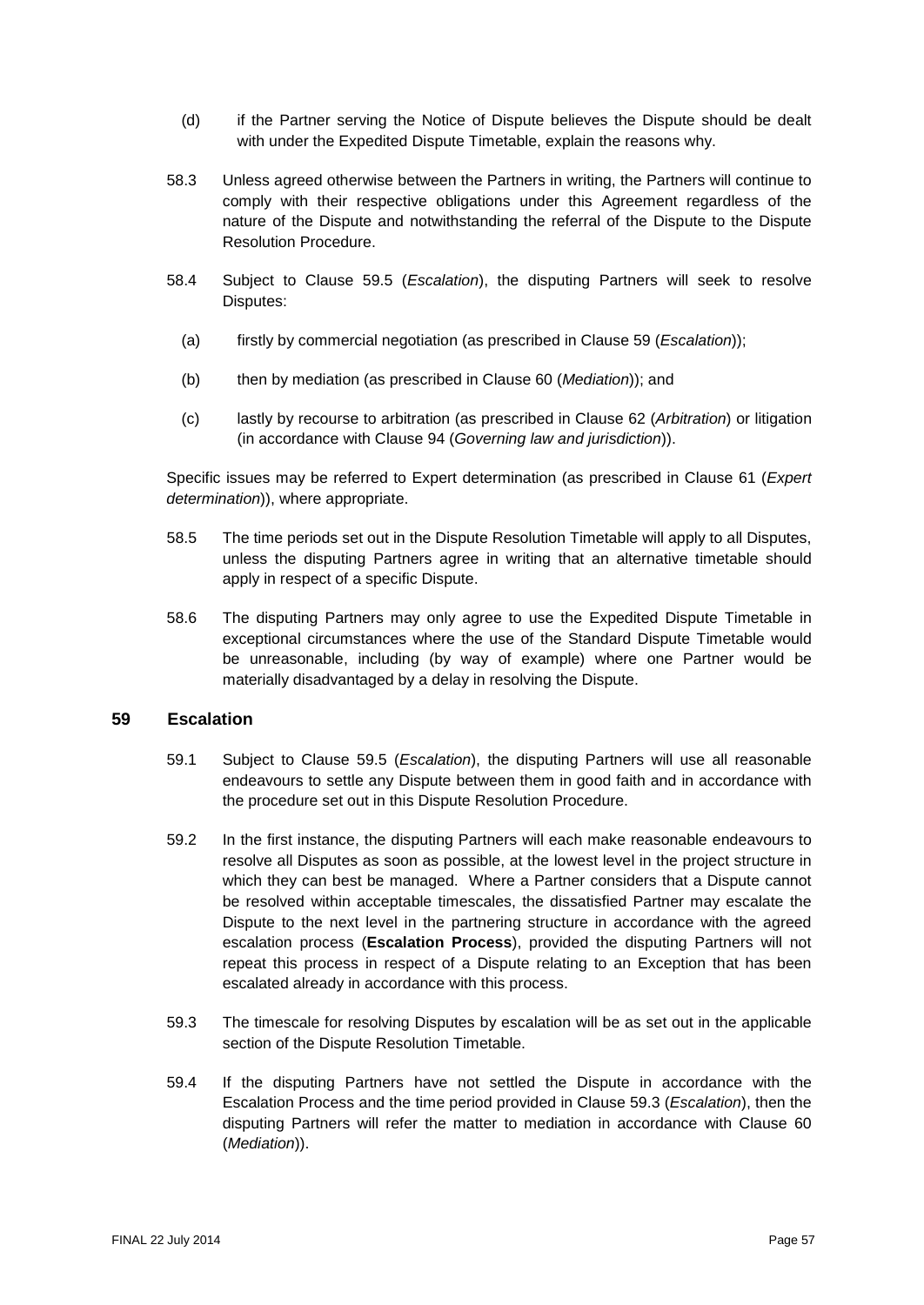(d) if the Partner serving the Notice of Dispute believes the Dispute should be dealt with under the Expedited Dispute Timetable, explain the reasons why.

58.3 Unless agreed otherwise between the Partners in writing, the Partners will continue to comply with their respective obligations under this Agreement regardless of the nature of the Dispute and notwithstanding the referral of the Dispute to the Dispute Resolution Procedure.

58.4 Subject to Clause 59.5 (*Escalation*), the disputing Partners will seek to resolve Disputes:

(a) firstly by commercial negotiation (as prescribed in Clause 59 (*Escalation*));

(b) then by mediation (as prescribed in Clause 60 (*Mediation*)); and

(c) lastly by recourse to arbitration (as prescribed in Clause 62 (*Arbitration*) or litigation (in accordance with Clause 94 (*Governing law and jurisdiction*)).

Specific issues may be referred to Expert determination (as prescribed in Clause 61 (*Expert determination*)), where appropriate.

58.5 The time periods set out in the Dispute Resolution Timetable will apply to all Disputes, unless the disputing Partners agree in writing that an alternative timetable should apply in respect of a specific Dispute.

58.6 The disputing Partners may only agree to use the Expedited Dispute Timetable in exceptional circumstances where the use of the Standard Dispute Timetable would be unreasonable, including (by way of example) where one Partner would be materially disadvantaged by a delay in resolving the Dispute.

## 59 Escalation

59.1 Subject to Clause 59.5 (*Escalation*), the disputing Partners will use all reasonable endeavours to settle any Dispute between them in good faith and in accordance with the procedure set out in this Dispute Resolution Procedure.

59.2 In the first instance, the disputing Partners will each make reasonable endeavours to resolve all Disputes as soon as possible, at the lowest level in the project structure in which they can best be managed. Where a Partner considers that a Dispute cannot be resolved within acceptable timescales, the dissatisfied Partner may escalate the Dispute to the next level in the partnering structure in accordance with the agreed escalation process (**Escalation Process**), provided the disputing Partners will not repeat this process in respect of a Dispute relating to an Exception that has been escalated already in accordance with this process.

59.3 The timescale for resolving Disputes by escalation will be as set out in the applicable section of the Dispute Resolution Timetable.

59.4 If the disputing Partners have not settled the Dispute in accordance with the Escalation Process and the time period provided in Clause 59.3 (*Escalation*), then the disputing Partners will refer the matter to mediation in accordance with Clause 60 (*Mediation*)).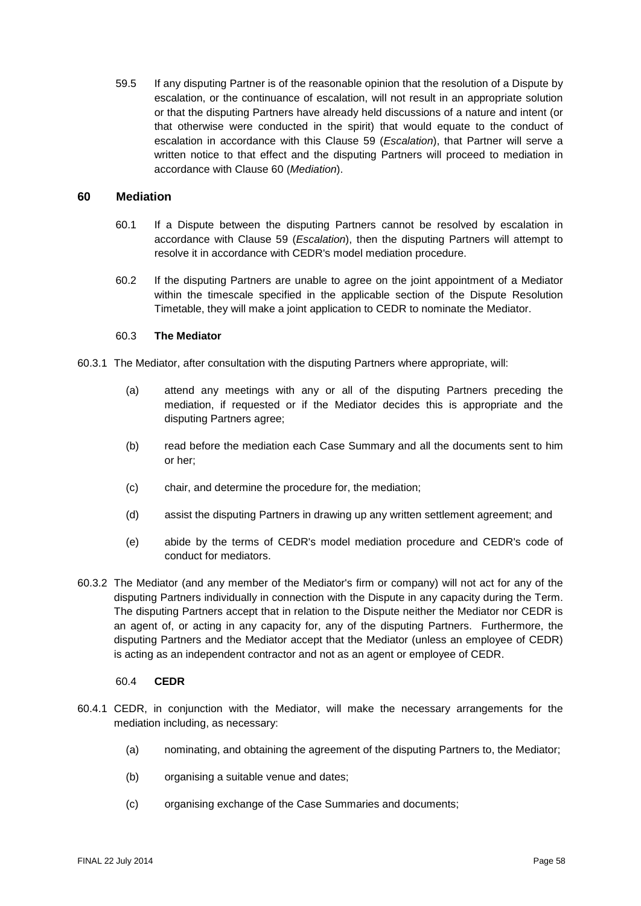59.5 If any disputing Partner is of the reasonable opinion that the resolution of a Dispute by escalation, or the continuance of escalation, will not result in an appropriate solution or that the disputing Partners have already held discussions of a nature and intent (or that otherwise were conducted in the spirit) that would equate to the conduct of escalation in accordance with this Clause 59 (*Escalation*), that Partner will serve a written notice to that effect and the disputing Partners will proceed to mediation in accordance with Clause 60 (*Mediation*).

## 60 Mediation

60.1 If a Dispute between the disputing Partners cannot be resolved by escalation in accordance with Clause 59 (*Escalation*), then the disputing Partners will attempt to resolve it in accordance with CEDR's model mediation procedure.

60.2 If the disputing Partners are unable to agree on the joint appointment of a Mediator within the timescale specified in the applicable section of the Dispute Resolution Timetable, they will make a joint application to CEDR to nominate the Mediator.

60.3 **The Mediator**

60.3.1 The Mediator, after consultation with the disputing Partners where appropriate, will:

(a) attend any meetings with any or all of the disputing Partners preceding the mediation, if requested or if the Mediator decides this is appropriate and the disputing Partners agree;

(b) read before the mediation each Case Summary and all the documents sent to him or her;

(c) chair, and determine the procedure for, the mediation;

(d) assist the disputing Partners in drawing up any written settlement agreement; and

(e) abide by the terms of CEDR's model mediation procedure and CEDR's code of conduct for mediators.

60.3.2 The Mediator (and any member of the Mediator's firm or company) will not act for any of the disputing Partners individually in connection with the Dispute in any capacity during the Term. The disputing Partners accept that in relation to the Dispute neither the Mediator nor CEDR is an agent of, or acting in any capacity for, any of the disputing Partners. Furthermore, the disputing Partners and the Mediator accept that the Mediator (unless an employee of CEDR) is acting as an independent contractor and not as an agent or employee of CEDR.

60.4 **CEDR**

60.4.1 CEDR, in conjunction with the Mediator, will make the necessary arrangements for the mediation including, as necessary:

(a) nominating, and obtaining the agreement of the disputing Partners to, the Mediator;

(b) organising a suitable venue and dates;

(c) organising exchange of the Case Summaries and documents;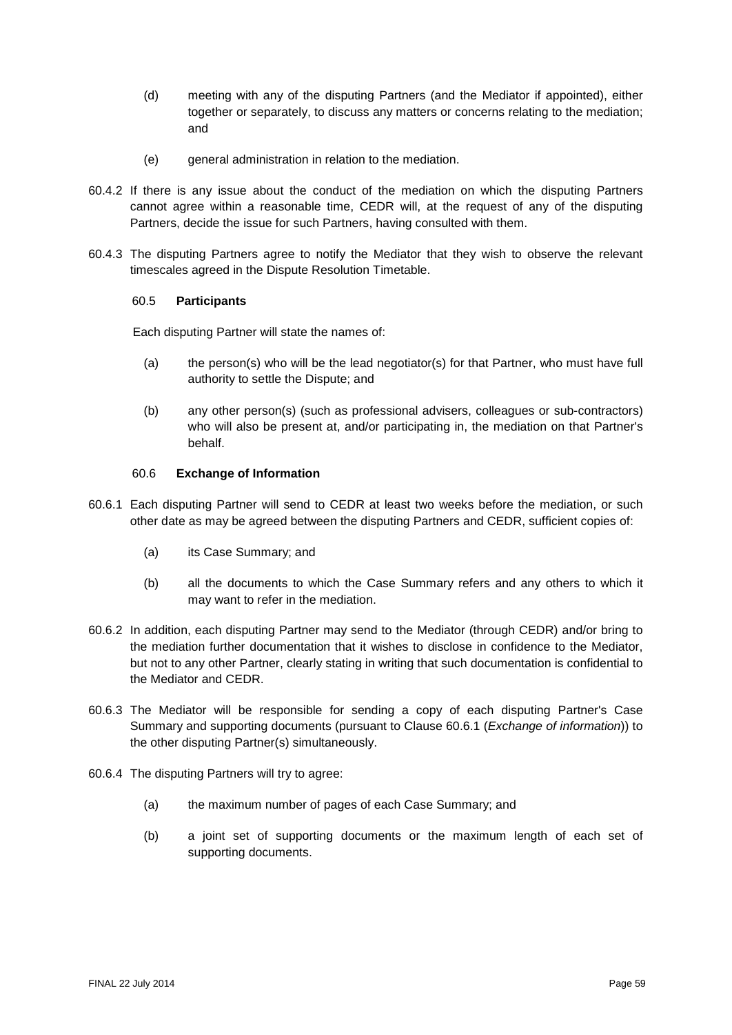(d) meeting with any of the disputing Partners (and the Mediator if appointed), either together or separately, to discuss any matters or concerns relating to the mediation; and

(e) general administration in relation to the mediation.

60.4.2 If there is any issue about the conduct of the mediation on which the disputing Partners cannot agree within a reasonable time, CEDR will, at the request of any of the disputing Partners, decide the issue for such Partners, having consulted with them.

60.4.3 The disputing Partners agree to notify the Mediator that they wish to observe the relevant timescales agreed in the Dispute Resolution Timetable.

### 60.5 **Participants**

Each disputing Partner will state the names of:

(a) the person(s) who will be the lead negotiator(s) for that Partner, who must have full authority to settle the Dispute; and

(b) any other person(s) (such as professional advisers, colleagues or sub-contractors) who will also be present at, and/or participating in, the mediation on that Partner's behalf.

### 60.6 **Exchange of Information**

60.6.1 Each disputing Partner will send to CEDR at least two weeks before the mediation, or such other date as may be agreed between the disputing Partners and CEDR, sufficient copies of:

(a) its Case Summary; and

(b) all the documents to which the Case Summary refers and any others to which it may want to refer in the mediation.

60.6.2 In addition, each disputing Partner may send to the Mediator (through CEDR) and/or bring to the mediation further documentation that it wishes to disclose in confidence to the Mediator, but not to any other Partner, clearly stating in writing that such documentation is confidential to the Mediator and CEDR.

60.6.3 The Mediator will be responsible for sending a copy of each disputing Partner's Case Summary and supporting documents (pursuant to Clause 60.6.1 (*Exchange of information*)) to the other disputing Partner(s) simultaneously.

60.6.4 The disputing Partners will try to agree:

(a) the maximum number of pages of each Case Summary; and

(b) a joint set of supporting documents or the maximum length of each set of supporting documents.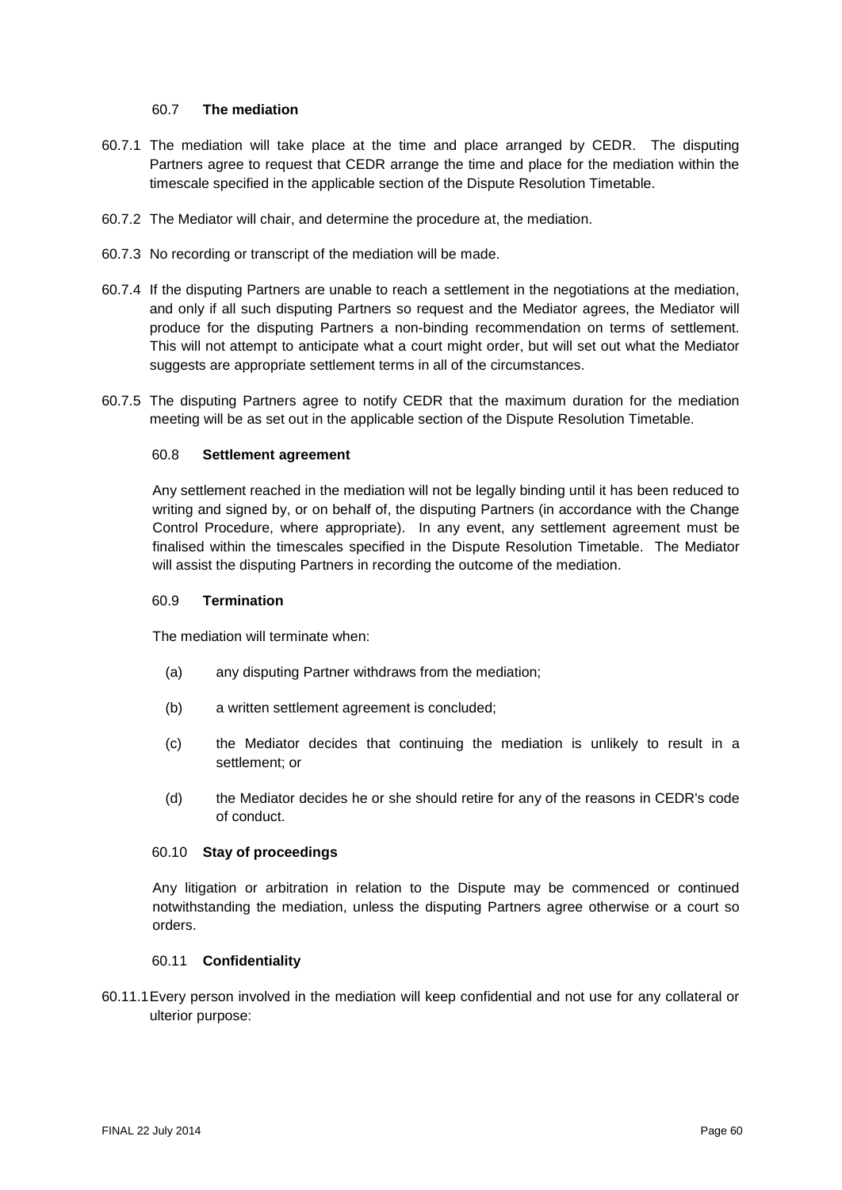### 60.7 **The mediation**

60.7.1 The mediation will take place at the time and place arranged by CEDR. The disputing Partners agree to request that CEDR arrange the time and place for the mediation within the timescale specified in the applicable section of the Dispute Resolution Timetable.

60.7.2 The Mediator will chair, and determine the procedure at, the mediation.

60.7.3 No recording or transcript of the mediation will be made.

60.7.4 If the disputing Partners are unable to reach a settlement in the negotiations at the mediation, and only if all such disputing Partners so request and the Mediator agrees, the Mediator will produce for the disputing Partners a non-binding recommendation on terms of settlement. This will not attempt to anticipate what a court might order, but will set out what the Mediator suggests are appropriate settlement terms in all of the circumstances.

60.7.5 The disputing Partners agree to notify CEDR that the maximum duration for the mediation meeting will be as set out in the applicable section of the Dispute Resolution Timetable.

### 60.8 **Settlement agreement**

Any settlement reached in the mediation will not be legally binding until it has been reduced to writing and signed by, or on behalf of, the disputing Partners (in accordance with the Change Control Procedure, where appropriate). In any event, any settlement agreement must be finalised within the timescales specified in the Dispute Resolution Timetable. The Mediator will assist the disputing Partners in recording the outcome of the mediation.

### 60.9 **Termination**

The mediation will terminate when:

(a) any disputing Partner withdraws from the mediation;

(b) a written settlement agreement is concluded;

(c) the Mediator decides that continuing the mediation is unlikely to result in a settlement; or

(d) the Mediator decides he or she should retire for any of the reasons in CEDR's code of conduct.

### 60.10 **Stay of proceedings**

Any litigation or arbitration in relation to the Dispute may be commenced or continued notwithstanding the mediation, unless the disputing Partners agree otherwise or a court so orders.

### 60.11 **Confidentiality**

60.11.1 Every person involved in the mediation will keep confidential and not use for any collateral or ulterior purpose: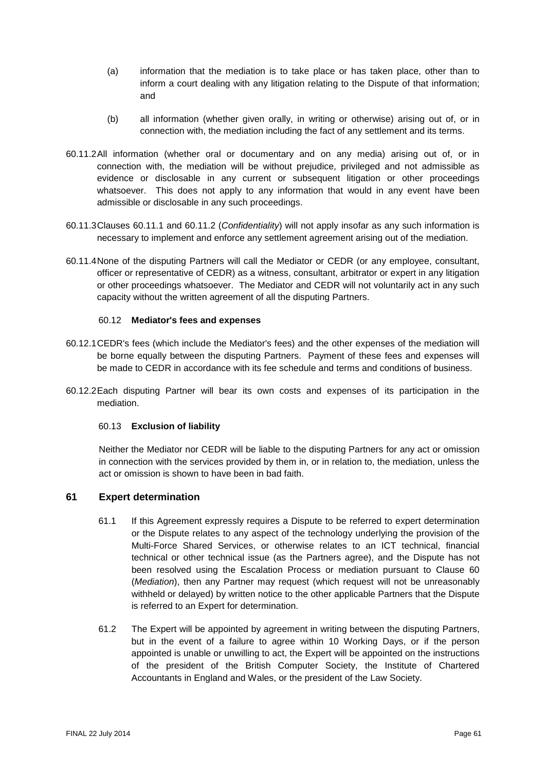(a) information that the mediation is to take place or has taken place, other than to inform a court dealing with any litigation relating to the Dispute of that information; and

(b) all information (whether given orally, in writing or otherwise) arising out of, or in connection with, the mediation including the fact of any settlement and its terms.

60.11.2 All information (whether oral or documentary and on any media) arising out of, or in connection with, the mediation will be without prejudice, privileged and not admissible as evidence or disclosable in any current or subsequent litigation or other proceedings whatsoever. This does not apply to any information that would in any event have been admissible or disclosable in any such proceedings.

60.11.3 Clauses 60.11.1 and 60.11.2 (*Confidentiality*) will not apply insofar as any such information is necessary to implement and enforce any settlement agreement arising out of the mediation.

60.11.4 None of the disputing Partners will call the Mediator or CEDR (or any employee, consultant, officer or representative of CEDR) as a witness, consultant, arbitrator or expert in any litigation or other proceedings whatsoever. The Mediator and CEDR will not voluntarily act in any such capacity without the written agreement of all the disputing Partners.

60.12 **Mediator's fees and expenses**

60.12.1 CEDR's fees (which include the Mediator's fees) and the other expenses of the mediation will be borne equally between the disputing Partners. Payment of these fees and expenses will be made to CEDR in accordance with its fee schedule and terms and conditions of business.

60.12.2 Each disputing Partner will bear its own costs and expenses of its participation in the mediation.

60.13 **Exclusion of liability**

Neither the Mediator nor CEDR will be liable to the disputing Partners for any act or omission in connection with the services provided by them in, or in relation to, the mediation, unless the act or omission is shown to have been in bad faith.

## 61 Expert determination

61.1 If this Agreement expressly requires a Dispute to be referred to expert determination or the Dispute relates to any aspect of the technology underlying the provision of the Multi-Force Shared Services, or otherwise relates to an ICT technical, financial technical or other technical issue (as the Partners agree), and the Dispute has not been resolved using the Escalation Process or mediation pursuant to Clause 60 (*Mediation*), then any Partner may request (which request will not be unreasonably withheld or delayed) by written notice to the other applicable Partners that the Dispute is referred to an Expert for determination.

61.2 The Expert will be appointed by agreement in writing between the disputing Partners, but in the event of a failure to agree within 10 Working Days, or if the person appointed is unable or unwilling to act, the Expert will be appointed on the instructions of the president of the British Computer Society, the Institute of Chartered Accountants in England and Wales, or the president of the Law Society.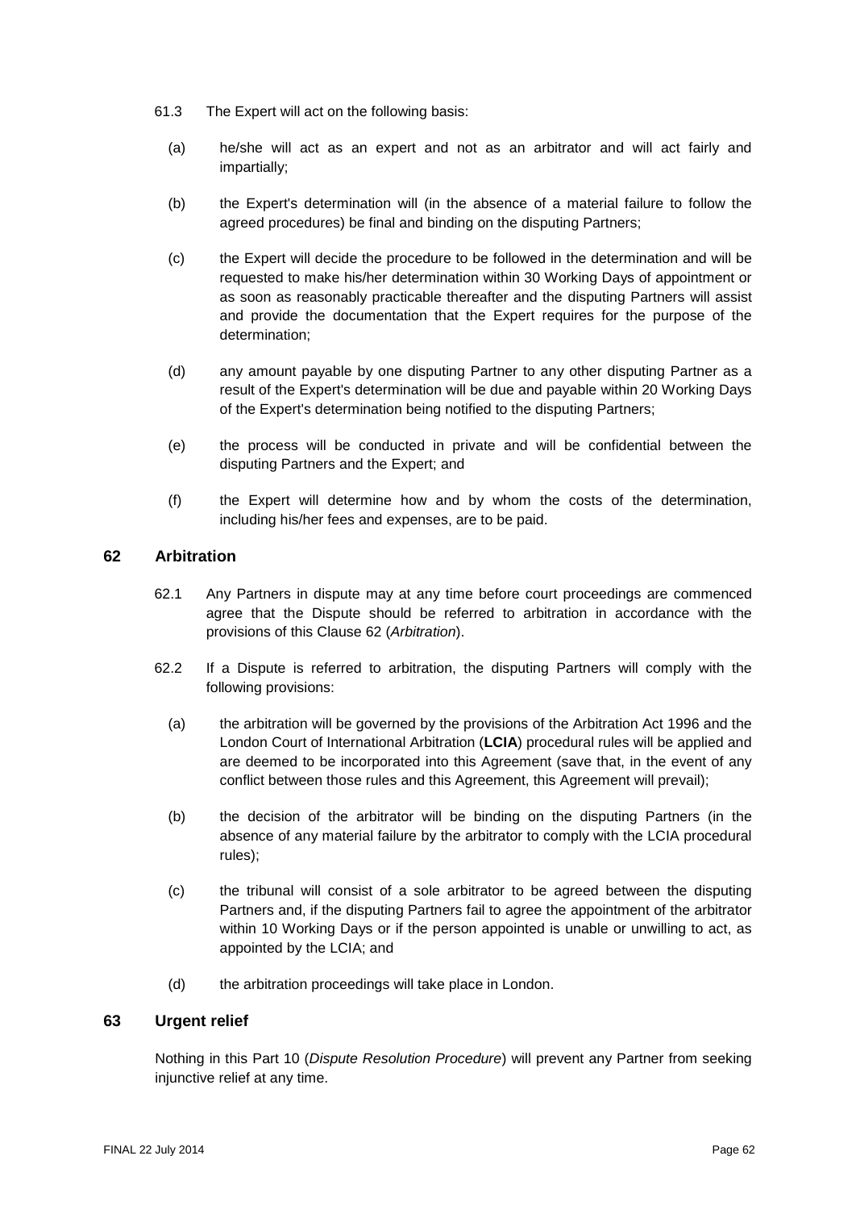61.3 The Expert will act on the following basis:

(a) he/she will act as an expert and not as an arbitrator and will act fairly and impartially;

(b) the Expert's determination will (in the absence of a material failure to follow the agreed procedures) be final and binding on the disputing Partners;

(c) the Expert will decide the procedure to be followed in the determination and will be requested to make his/her determination within 30 Working Days of appointment or as soon as reasonably practicable thereafter and the disputing Partners will assist and provide the documentation that the Expert requires for the purpose of the determination;

(d) any amount payable by one disputing Partner to any other disputing Partner as a result of the Expert's determination will be due and payable within 20 Working Days of the Expert's determination being notified to the disputing Partners;

(e) the process will be conducted in private and will be confidential between the disputing Partners and the Expert; and

(f) the Expert will determine how and by whom the costs of the determination, including his/her fees and expenses, are to be paid.

## 62 Arbitration

62.1 Any Partners in dispute may at any time before court proceedings are commenced agree that the Dispute should be referred to arbitration in accordance with the provisions of this Clause 62 (*Arbitration*).

62.2 If a Dispute is referred to arbitration, the disputing Partners will comply with the following provisions:

(a) the arbitration will be governed by the provisions of the Arbitration Act 1996 and the London Court of International Arbitration (**LCIA**) procedural rules will be applied and are deemed to be incorporated into this Agreement (save that, in the event of any conflict between those rules and this Agreement, this Agreement will prevail);

(b) the decision of the arbitrator will be binding on the disputing Partners (in the absence of any material failure by the arbitrator to comply with the LCIA procedural rules);

(c) the tribunal will consist of a sole arbitrator to be agreed between the disputing Partners and, if the disputing Partners fail to agree the appointment of the arbitrator within 10 Working Days or if the person appointed is unable or unwilling to act, as appointed by the LCIA; and

(d) the arbitration proceedings will take place in London.

## 63 Urgent relief

Nothing in this Part 10 (*Dispute Resolution Procedure*) will prevent any Partner from seeking injunctive relief at any time.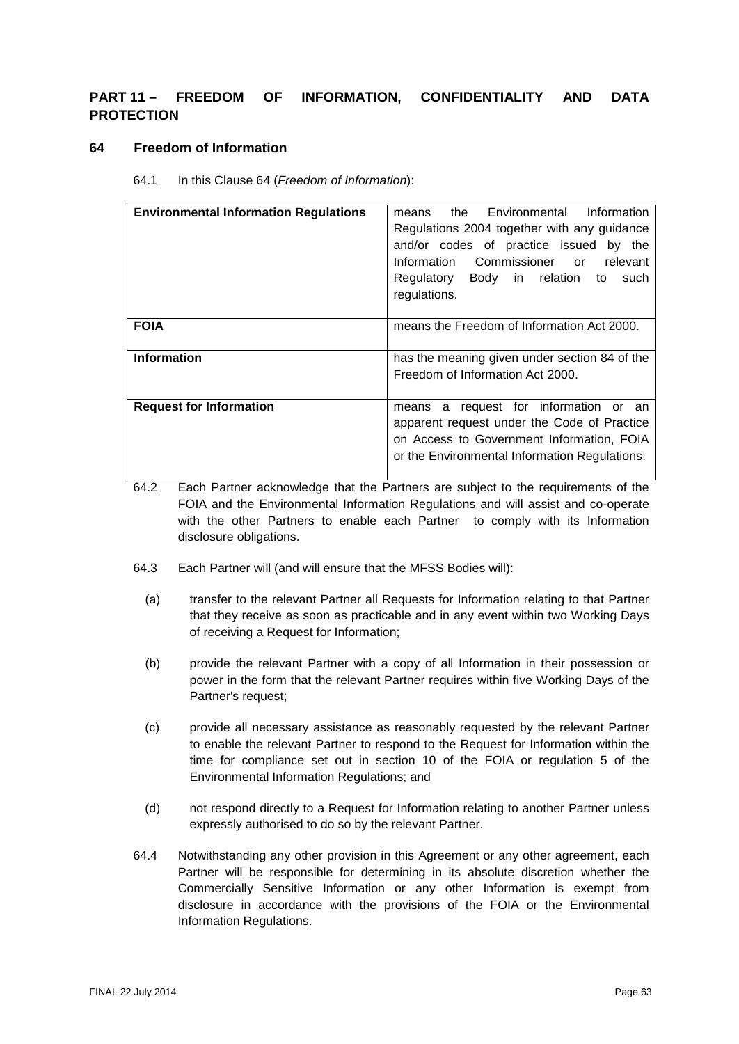## PART 11 – FREEDOM OF INFORMATION, CONFIDENTIALITY AND DATA PROTECTION

### 64 Freedom of Information

64.1 In this Clause 64 (*Freedom of Information*):

| | |
|---|---|
| **Environmental Information Regulations** | means the Environmental Information Regulations 2004 together with any guidance and/or codes of practice issued by the Information Commissioner or relevant Regulatory Body in relation to such regulations. |
| **FOIA** | means the Freedom of Information Act 2000. |
| **Information** | has the meaning given under section 84 of the Freedom of Information Act 2000. |
| **Request for Information** | means a request for information or an apparent request under the Code of Practice on Access to Government Information, FOIA or the Environmental Information Regulations. |

64.2 Each Partner acknowledge that the Partners are subject to the requirements of the FOIA and the Environmental Information Regulations and will assist and co-operate with the other Partners to enable each Partner to comply with its Information disclosure obligations.

64.3 Each Partner will (and will ensure that the MFSS Bodies will):

(a) transfer to the relevant Partner all Requests for Information relating to that Partner that they receive as soon as practicable and in any event within two Working Days of receiving a Request for Information;

(b) provide the relevant Partner with a copy of all Information in their possession or power in the form that the relevant Partner requires within five Working Days of the Partner's request;

(c) provide all necessary assistance as reasonably requested by the relevant Partner to enable the relevant Partner to respond to the Request for Information within the time for compliance set out in section 10 of the FOIA or regulation 5 of the Environmental Information Regulations; and

(d) not respond directly to a Request for Information relating to another Partner unless expressly authorised to do so by the relevant Partner.

64.4 Notwithstanding any other provision in this Agreement or any other agreement, each Partner will be responsible for determining in its absolute discretion whether the Commercially Sensitive Information or any other Information is exempt from disclosure in accordance with the provisions of the FOIA or the Environmental Information Regulations.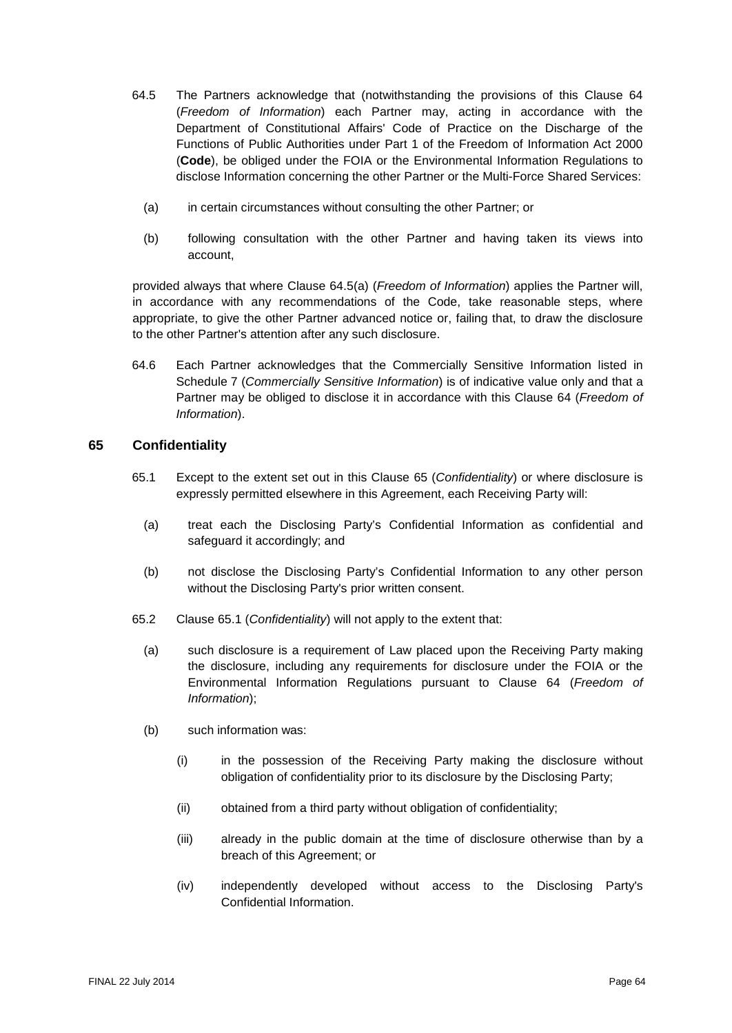64.5 The Partners acknowledge that (notwithstanding the provisions of this Clause 64 (*Freedom of Information*) each Partner may, acting in accordance with the Department of Constitutional Affairs' Code of Practice on the Discharge of the Functions of Public Authorities under Part 1 of the Freedom of Information Act 2000 (**Code**), be obliged under the FOIA or the Environmental Information Regulations to disclose Information concerning the other Partner or the Multi-Force Shared Services:

(a) in certain circumstances without consulting the other Partner; or

(b) following consultation with the other Partner and having taken its views into account,

provided always that where Clause 64.5(a) (*Freedom of Information*) applies the Partner will, in accordance with any recommendations of the Code, take reasonable steps, where appropriate, to give the other Partner advanced notice or, failing that, to draw the disclosure to the other Partner's attention after any such disclosure.

64.6 Each Partner acknowledges that the Commercially Sensitive Information listed in Schedule 7 (*Commercially Sensitive Information*) is of indicative value only and that a Partner may be obliged to disclose it in accordance with this Clause 64 (*Freedom of Information*).

## 65 Confidentiality

65.1 Except to the extent set out in this Clause 65 (*Confidentiality*) or where disclosure is expressly permitted elsewhere in this Agreement, each Receiving Party will:

(a) treat each the Disclosing Party's Confidential Information as confidential and safeguard it accordingly; and

(b) not disclose the Disclosing Party's Confidential Information to any other person without the Disclosing Party's prior written consent.

65.2 Clause 65.1 (*Confidentiality*) will not apply to the extent that:

(a) such disclosure is a requirement of Law placed upon the Receiving Party making the disclosure, including any requirements for disclosure under the FOIA or the Environmental Information Regulations pursuant to Clause 64 (*Freedom of Information*);

(b) such information was:

(i) in the possession of the Receiving Party making the disclosure without obligation of confidentiality prior to its disclosure by the Disclosing Party;

(ii) obtained from a third party without obligation of confidentiality;

(iii) already in the public domain at the time of disclosure otherwise than by a breach of this Agreement; or

(iv) independently developed without access to the Disclosing Party's Confidential Information.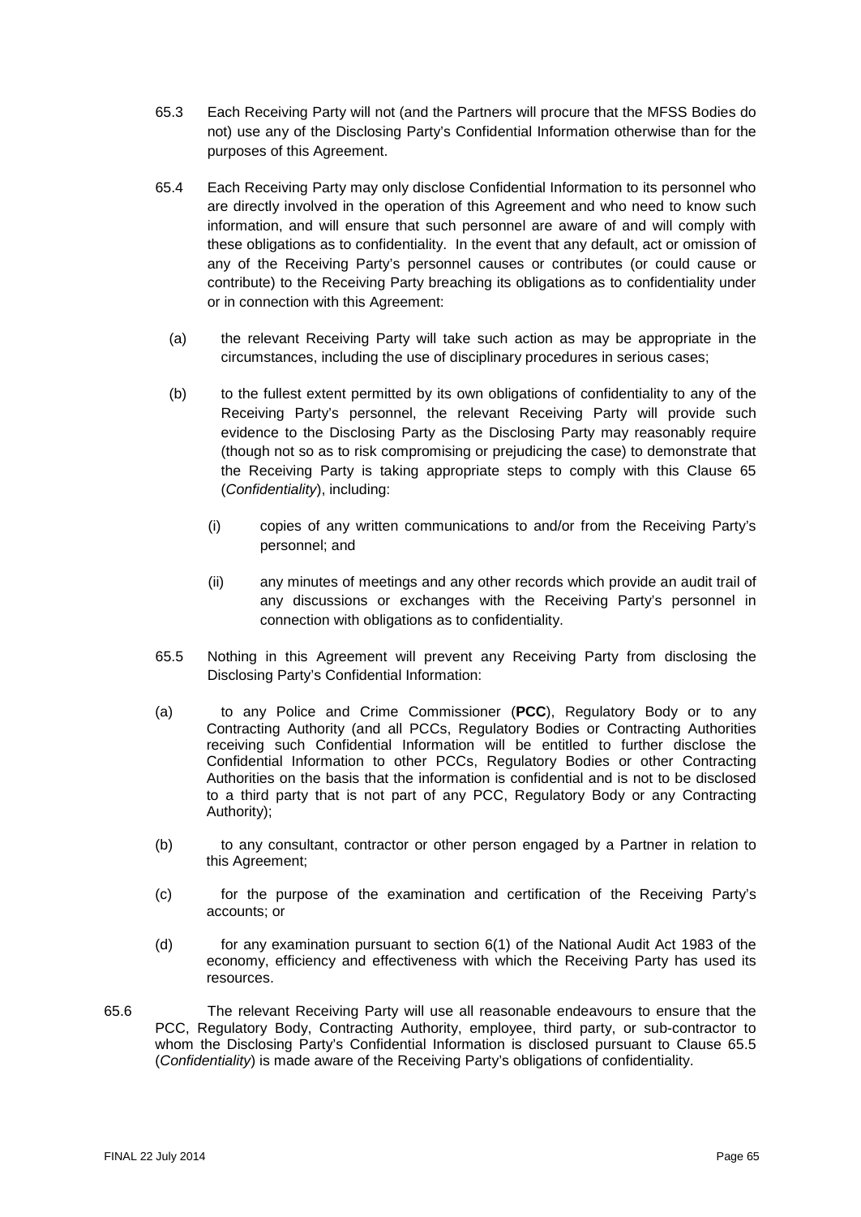65.3 Each Receiving Party will not (and the Partners will procure that the MFSS Bodies do not) use any of the Disclosing Party's Confidential Information otherwise than for the purposes of this Agreement.

65.4 Each Receiving Party may only disclose Confidential Information to its personnel who are directly involved in the operation of this Agreement and who need to know such information, and will ensure that such personnel are aware of and will comply with these obligations as to confidentiality. In the event that any default, act or omission of any of the Receiving Party's personnel causes or contributes (or could cause or contribute) to the Receiving Party breaching its obligations as to confidentiality under or in connection with this Agreement:

(a) the relevant Receiving Party will take such action as may be appropriate in the circumstances, including the use of disciplinary procedures in serious cases;

(b) to the fullest extent permitted by its own obligations of confidentiality to any of the Receiving Party's personnel, the relevant Receiving Party will provide such evidence to the Disclosing Party as the Disclosing Party may reasonably require (though not so as to risk compromising or prejudicing the case) to demonstrate that the Receiving Party is taking appropriate steps to comply with this Clause 65 (*Confidentiality*), including:

(i) copies of any written communications to and/or from the Receiving Party's personnel; and

(ii) any minutes of meetings and any other records which provide an audit trail of any discussions or exchanges with the Receiving Party's personnel in connection with obligations as to confidentiality.

65.5 Nothing in this Agreement will prevent any Receiving Party from disclosing the Disclosing Party's Confidential Information:

(a) to any Police and Crime Commissioner (**PCC**), Regulatory Body or to any Contracting Authority (and all PCCs, Regulatory Bodies or Contracting Authorities receiving such Confidential Information will be entitled to further disclose the Confidential Information to other PCCs, Regulatory Bodies or other Contracting Authorities on the basis that the information is confidential and is not to be disclosed to a third party that is not part of any PCC, Regulatory Body or any Contracting Authority);

(b) to any consultant, contractor or other person engaged by a Partner in relation to this Agreement;

(c) for the purpose of the examination and certification of the Receiving Party's accounts; or

(d) for any examination pursuant to section 6(1) of the National Audit Act 1983 of the economy, efficiency and effectiveness with which the Receiving Party has used its resources.

65.6 The relevant Receiving Party will use all reasonable endeavours to ensure that the PCC, Regulatory Body, Contracting Authority, employee, third party, or sub-contractor to whom the Disclosing Party's Confidential Information is disclosed pursuant to Clause 65.5 (*Confidentiality*) is made aware of the Receiving Party's obligations of confidentiality.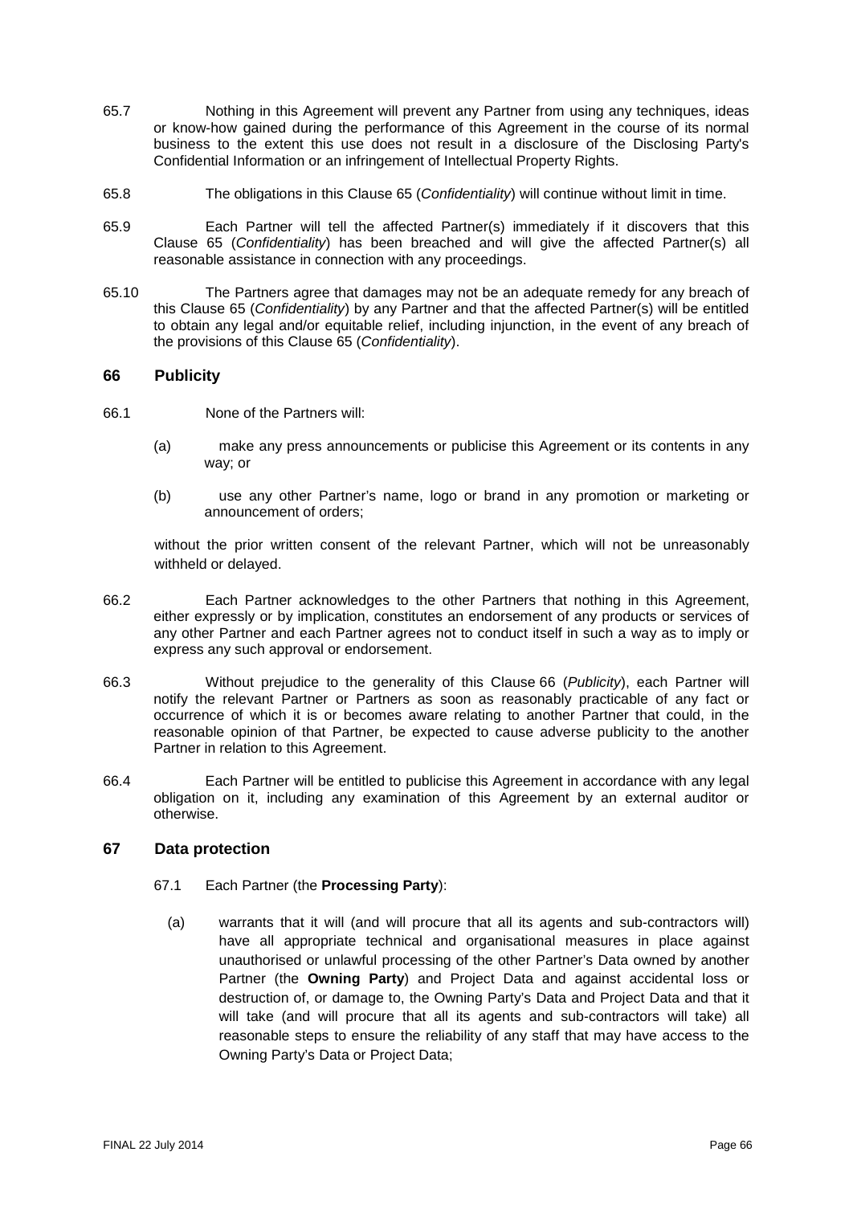65.7 Nothing in this Agreement will prevent any Partner from using any techniques, ideas or know-how gained during the performance of this Agreement in the course of its normal business to the extent this use does not result in a disclosure of the Disclosing Party's Confidential Information or an infringement of Intellectual Property Rights.

65.8 The obligations in this Clause 65 (*Confidentiality*) will continue without limit in time.

65.9 Each Partner will tell the affected Partner(s) immediately if it discovers that this Clause 65 (*Confidentiality*) has been breached and will give the affected Partner(s) all reasonable assistance in connection with any proceedings.

65.10 The Partners agree that damages may not be an adequate remedy for any breach of this Clause 65 (*Confidentiality*) by any Partner and that the affected Partner(s) will be entitled to obtain any legal and/or equitable relief, including injunction, in the event of any breach of the provisions of this Clause 65 (*Confidentiality*).

## 66 Publicity

66.1 None of the Partners will:

(a) make any press announcements or publicise this Agreement or its contents in any way; or

(b) use any other Partner's name, logo or brand in any promotion or marketing or announcement of orders;

without the prior written consent of the relevant Partner, which will not be unreasonably withheld or delayed.

66.2 Each Partner acknowledges to the other Partners that nothing in this Agreement, either expressly or by implication, constitutes an endorsement of any products or services of any other Partner and each Partner agrees not to conduct itself in such a way as to imply or express any such approval or endorsement.

66.3 Without prejudice to the generality of this Clause 66 (*Publicity*), each Partner will notify the relevant Partner or Partners as soon as reasonably practicable of any fact or occurrence of which it is or becomes aware relating to another Partner that could, in the reasonable opinion of that Partner, be expected to cause adverse publicity to the another Partner in relation to this Agreement.

66.4 Each Partner will be entitled to publicise this Agreement in accordance with any legal obligation on it, including any examination of this Agreement by an external auditor or otherwise.

## 67 Data protection

67.1 Each Partner (the **Processing Party**):

(a) warrants that it will (and will procure that all its agents and sub-contractors will) have all appropriate technical and organisational measures in place against unauthorised or unlawful processing of the other Partner's Data owned by another Partner (the **Owning Party**) and Project Data and against accidental loss or destruction of, or damage to, the Owning Party's Data and Project Data and that it will take (and will procure that all its agents and sub-contractors will take) all reasonable steps to ensure the reliability of any staff that may have access to the Owning Party's Data or Project Data;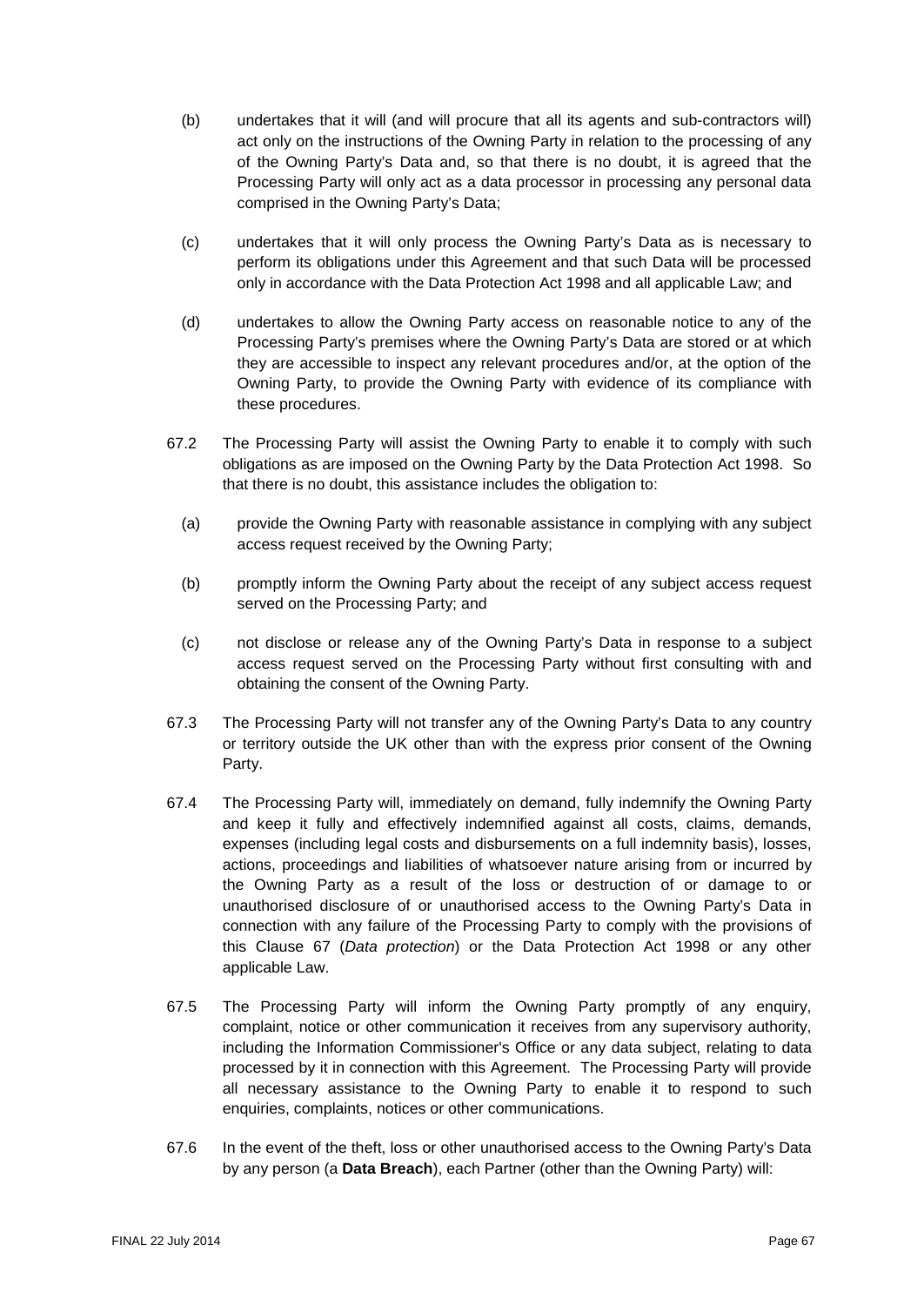(b) undertakes that it will (and will procure that all its agents and sub-contractors will) act only on the instructions of the Owning Party in relation to the processing of any of the Owning Party's Data and, so that there is no doubt, it is agreed that the Processing Party will only act as a data processor in processing any personal data comprised in the Owning Party's Data;

(c) undertakes that it will only process the Owning Party's Data as is necessary to perform its obligations under this Agreement and that such Data will be processed only in accordance with the Data Protection Act 1998 and all applicable Law; and

(d) undertakes to allow the Owning Party access on reasonable notice to any of the Processing Party's premises where the Owning Party's Data are stored or at which they are accessible to inspect any relevant procedures and/or, at the option of the Owning Party, to provide the Owning Party with evidence of its compliance with these procedures.

67.2 The Processing Party will assist the Owning Party to enable it to comply with such obligations as are imposed on the Owning Party by the Data Protection Act 1998. So that there is no doubt, this assistance includes the obligation to:

(a) provide the Owning Party with reasonable assistance in complying with any subject access request received by the Owning Party;

(b) promptly inform the Owning Party about the receipt of any subject access request served on the Processing Party; and

(c) not disclose or release any of the Owning Party's Data in response to a subject access request served on the Processing Party without first consulting with and obtaining the consent of the Owning Party.

67.3 The Processing Party will not transfer any of the Owning Party's Data to any country or territory outside the UK other than with the express prior consent of the Owning Party.

67.4 The Processing Party will, immediately on demand, fully indemnify the Owning Party and keep it fully and effectively indemnified against all costs, claims, demands, expenses (including legal costs and disbursements on a full indemnity basis), losses, actions, proceedings and liabilities of whatsoever nature arising from or incurred by the Owning Party as a result of the loss or destruction of or damage to or unauthorised disclosure of or unauthorised access to the Owning Party's Data in connection with any failure of the Processing Party to comply with the provisions of this Clause 67 (*Data protection*) or the Data Protection Act 1998 or any other applicable Law.

67.5 The Processing Party will inform the Owning Party promptly of any enquiry, complaint, notice or other communication it receives from any supervisory authority, including the Information Commissioner's Office or any data subject, relating to data processed by it in connection with this Agreement. The Processing Party will provide all necessary assistance to the Owning Party to enable it to respond to such enquiries, complaints, notices or other communications.

67.6 In the event of the theft, loss or other unauthorised access to the Owning Party's Data by any person (a **Data Breach**), each Partner (other than the Owning Party) will: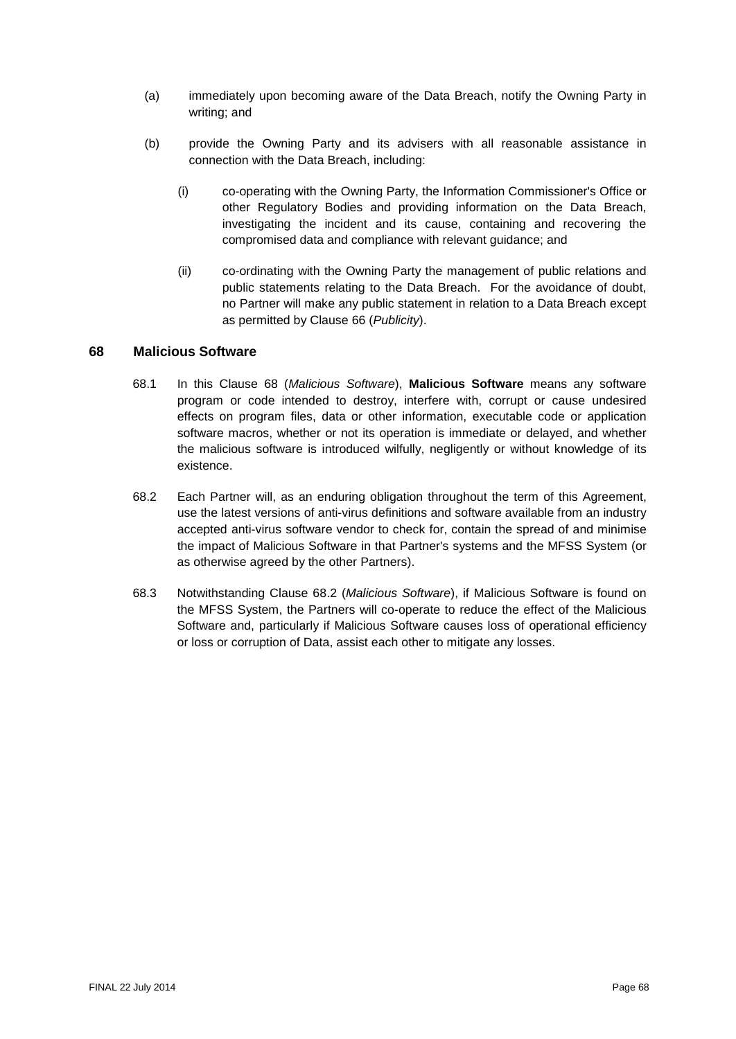(a) immediately upon becoming aware of the Data Breach, notify the Owning Party in writing; and

(b) provide the Owning Party and its advisers with all reasonable assistance in connection with the Data Breach, including:

   (i) co-operating with the Owning Party, the Information Commissioner's Office or other Regulatory Bodies and providing information on the Data Breach, investigating the incident and its cause, containing and recovering the compromised data and compliance with relevant guidance; and

   (ii) co-ordinating with the Owning Party the management of public relations and public statements relating to the Data Breach. For the avoidance of doubt, no Partner will make any public statement in relation to a Data Breach except as permitted by Clause 66 (*Publicity*).

## 68 Malicious Software

68.1 In this Clause 68 (*Malicious Software*), **Malicious Software** means any software program or code intended to destroy, interfere with, corrupt or cause undesired effects on program files, data or other information, executable code or application software macros, whether or not its operation is immediate or delayed, and whether the malicious software is introduced wilfully, negligently or without knowledge of its existence.

68.2 Each Partner will, as an enduring obligation throughout the term of this Agreement, use the latest versions of anti-virus definitions and software available from an industry accepted anti-virus software vendor to check for, contain the spread of and minimise the impact of Malicious Software in that Partner's systems and the MFSS System (or as otherwise agreed by the other Partners).

68.3 Notwithstanding Clause 68.2 (*Malicious Software*), if Malicious Software is found on the MFSS System, the Partners will co-operate to reduce the effect of the Malicious Software and, particularly if Malicious Software causes loss of operational efficiency or loss or corruption of Data, assist each other to mitigate any losses.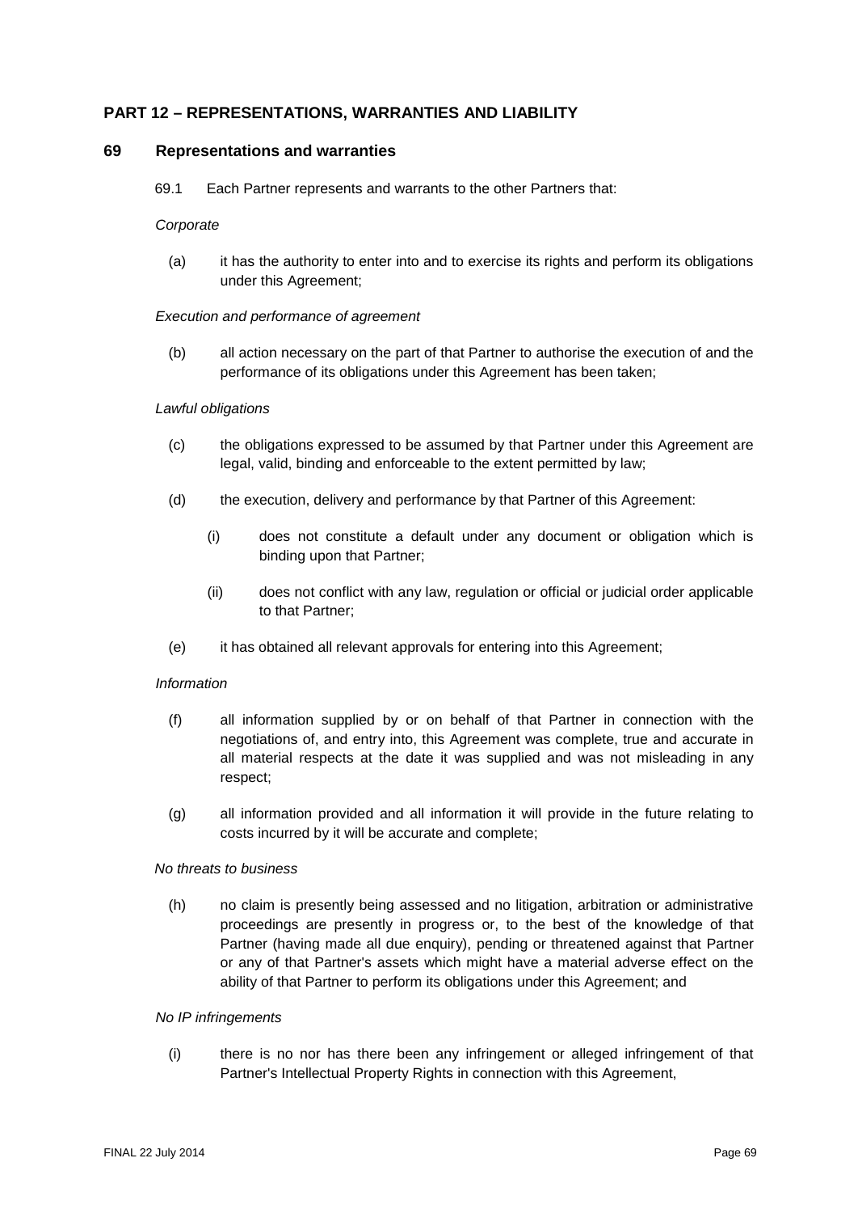## PART 12 – REPRESENTATIONS, WARRANTIES AND LIABILITY

### 69 Representations and warranties

69.1 Each Partner represents and warrants to the other Partners that:

*Corporate*

(a) it has the authority to enter into and to exercise its rights and perform its obligations under this Agreement;

*Execution and performance of agreement*

(b) all action necessary on the part of that Partner to authorise the execution of and the performance of its obligations under this Agreement has been taken;

*Lawful obligations*

(c) the obligations expressed to be assumed by that Partner under this Agreement are legal, valid, binding and enforceable to the extent permitted by law;

(d) the execution, delivery and performance by that Partner of this Agreement:

  (i) does not constitute a default under any document or obligation which is binding upon that Partner;

  (ii) does not conflict with any law, regulation or official or judicial order applicable to that Partner;

(e) it has obtained all relevant approvals for entering into this Agreement;

*Information*

(f) all information supplied by or on behalf of that Partner in connection with the negotiations of, and entry into, this Agreement was complete, true and accurate in all material respects at the date it was supplied and was not misleading in any respect;

(g) all information provided and all information it will provide in the future relating to costs incurred by it will be accurate and complete;

*No threats to business*

(h) no claim is presently being assessed and no litigation, arbitration or administrative proceedings are presently in progress or, to the best of the knowledge of that Partner (having made all due enquiry), pending or threatened against that Partner or any of that Partner's assets which might have a material adverse effect on the ability of that Partner to perform its obligations under this Agreement; and

*No IP infringements*

(i) there is no nor has there been any infringement or alleged infringement of that Partner's Intellectual Property Rights in connection with this Agreement,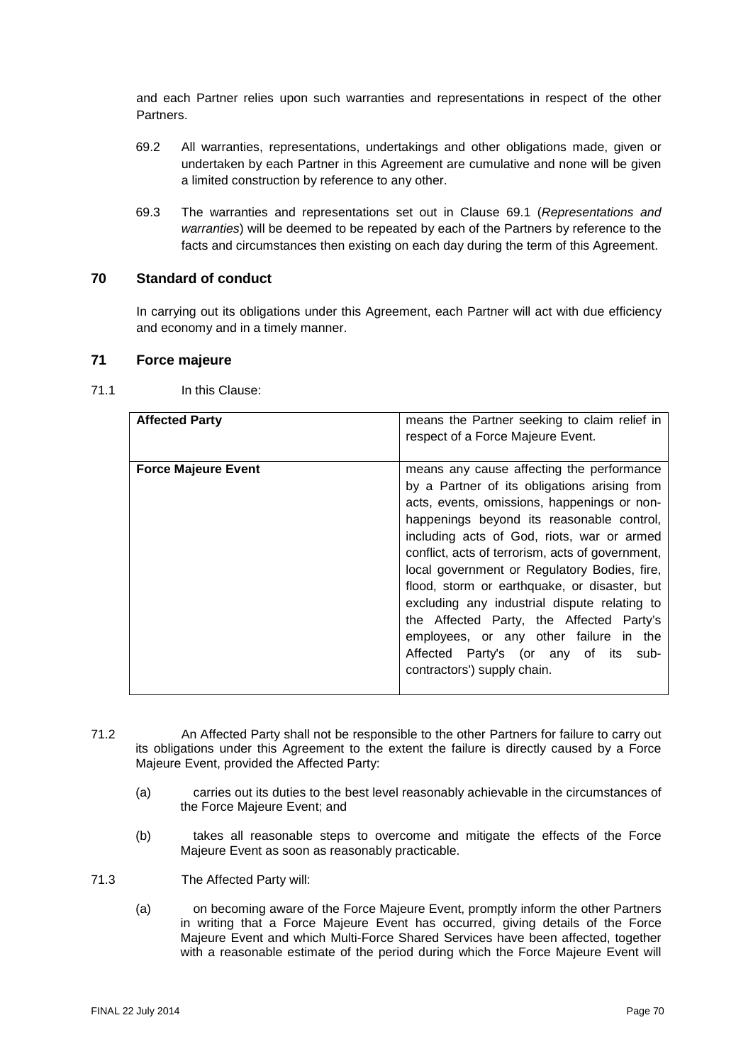and each Partner relies upon such warranties and representations in respect of the other Partners.

69.2 All warranties, representations, undertakings and other obligations made, given or undertaken by each Partner in this Agreement are cumulative and none will be given a limited construction by reference to any other.

69.3 The warranties and representations set out in Clause 69.1 (*Representations and warranties*) will be deemed to be repeated by each of the Partners by reference to the facts and circumstances then existing on each day during the term of this Agreement.

## 70 Standard of conduct

In carrying out its obligations under this Agreement, each Partner will act with due efficiency and economy and in a timely manner.

## 71 Force majeure

71.1 In this Clause:

| | |
|---|---|
| **Affected Party** | means the Partner seeking to claim relief in respect of a Force Majeure Event. |
| **Force Majeure Event** | means any cause affecting the performance by a Partner of its obligations arising from acts, events, omissions, happenings or non-happenings beyond its reasonable control, including acts of God, riots, war or armed conflict, acts of terrorism, acts of government, local government or Regulatory Bodies, fire, flood, storm or earthquake, or disaster, but excluding any industrial dispute relating to the Affected Party, the Affected Party's employees, or any other failure in the Affected Party's (or any of its sub-contractors') supply chain. |

71.2 An Affected Party shall not be responsible to the other Partners for failure to carry out its obligations under this Agreement to the extent the failure is directly caused by a Force Majeure Event, provided the Affected Party:

(a) carries out its duties to the best level reasonably achievable in the circumstances of the Force Majeure Event; and

(b) takes all reasonable steps to overcome and mitigate the effects of the Force Majeure Event as soon as reasonably practicable.

71.3 The Affected Party will:

(a) on becoming aware of the Force Majeure Event, promptly inform the other Partners in writing that a Force Majeure Event has occurred, giving details of the Force Majeure Event and which Multi-Force Shared Services have been affected, together with a reasonable estimate of the period during which the Force Majeure Event will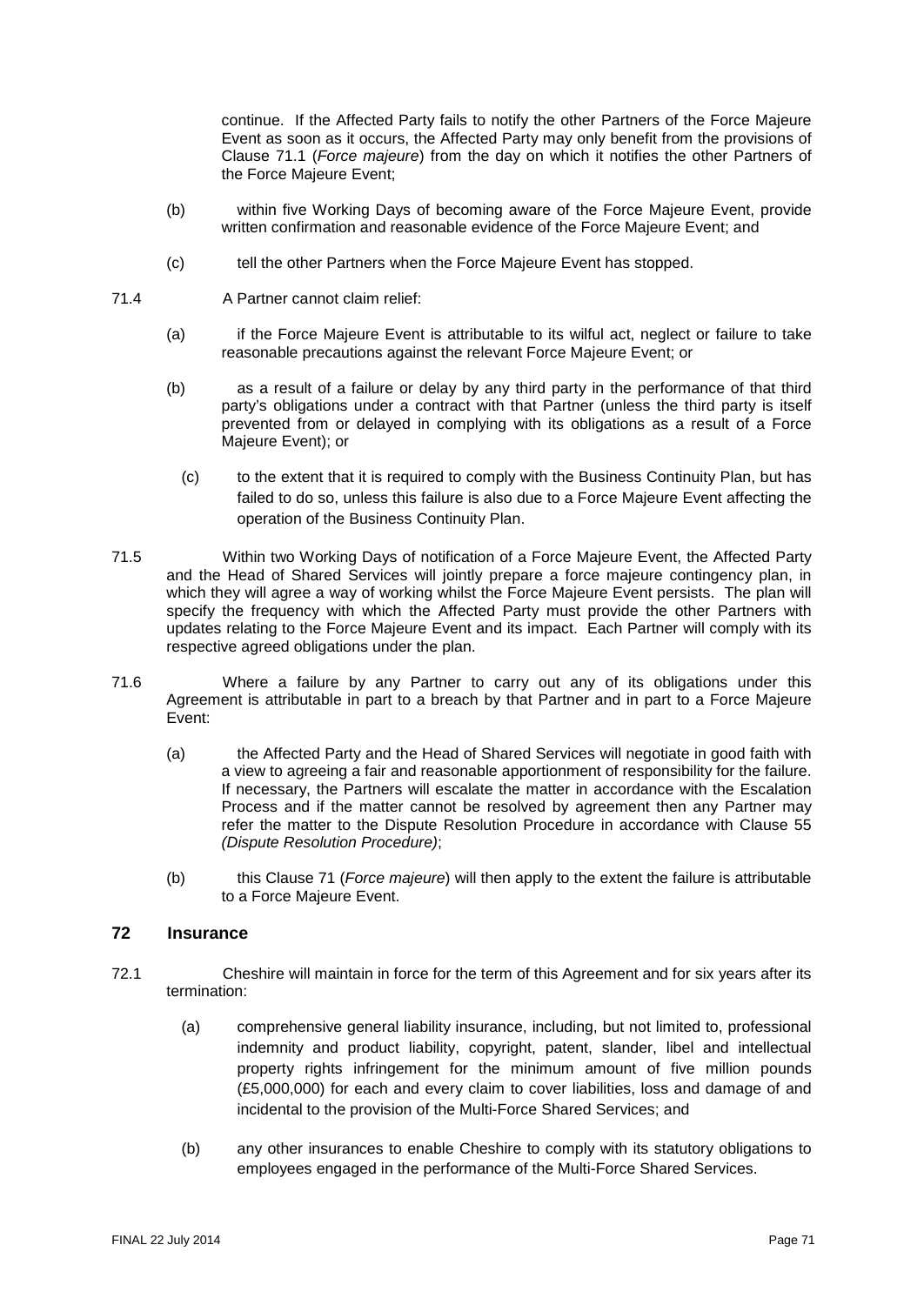continue. If the Affected Party fails to notify the other Partners of the Force Majeure Event as soon as it occurs, the Affected Party may only benefit from the provisions of Clause 71.1 (*Force majeure*) from the day on which it notifies the other Partners of the Force Majeure Event;

(b) within five Working Days of becoming aware of the Force Majeure Event, provide written confirmation and reasonable evidence of the Force Majeure Event; and

(c) tell the other Partners when the Force Majeure Event has stopped.

71.4 A Partner cannot claim relief:

(a) if the Force Majeure Event is attributable to its wilful act, neglect or failure to take reasonable precautions against the relevant Force Majeure Event; or

(b) as a result of a failure or delay by any third party in the performance of that third party's obligations under a contract with that Partner (unless the third party is itself prevented from or delayed in complying with its obligations as a result of a Force Majeure Event); or

(c) to the extent that it is required to comply with the Business Continuity Plan, but has failed to do so, unless this failure is also due to a Force Majeure Event affecting the operation of the Business Continuity Plan.

71.5 Within two Working Days of notification of a Force Majeure Event, the Affected Party and the Head of Shared Services will jointly prepare a force majeure contingency plan, in which they will agree a way of working whilst the Force Majeure Event persists. The plan will specify the frequency with which the Affected Party must provide the other Partners with updates relating to the Force Majeure Event and its impact. Each Partner will comply with its respective agreed obligations under the plan.

71.6 Where a failure by any Partner to carry out any of its obligations under this Agreement is attributable in part to a breach by that Partner and in part to a Force Majeure Event:

(a) the Affected Party and the Head of Shared Services will negotiate in good faith with a view to agreeing a fair and reasonable apportionment of responsibility for the failure. If necessary, the Partners will escalate the matter in accordance with the Escalation Process and if the matter cannot be resolved by agreement then any Partner may refer the matter to the Dispute Resolution Procedure in accordance with Clause 55 *(Dispute Resolution Procedure)*;

(b) this Clause 71 (*Force majeure*) will then apply to the extent the failure is attributable to a Force Majeure Event.

## 72 Insurance

72.1 Cheshire will maintain in force for the term of this Agreement and for six years after its termination:

(a) comprehensive general liability insurance, including, but not limited to, professional indemnity and product liability, copyright, patent, slander, libel and intellectual property rights infringement for the minimum amount of five million pounds (£5,000,000) for each and every claim to cover liabilities, loss and damage of and incidental to the provision of the Multi-Force Shared Services; and

(b) any other insurances to enable Cheshire to comply with its statutory obligations to employees engaged in the performance of the Multi-Force Shared Services.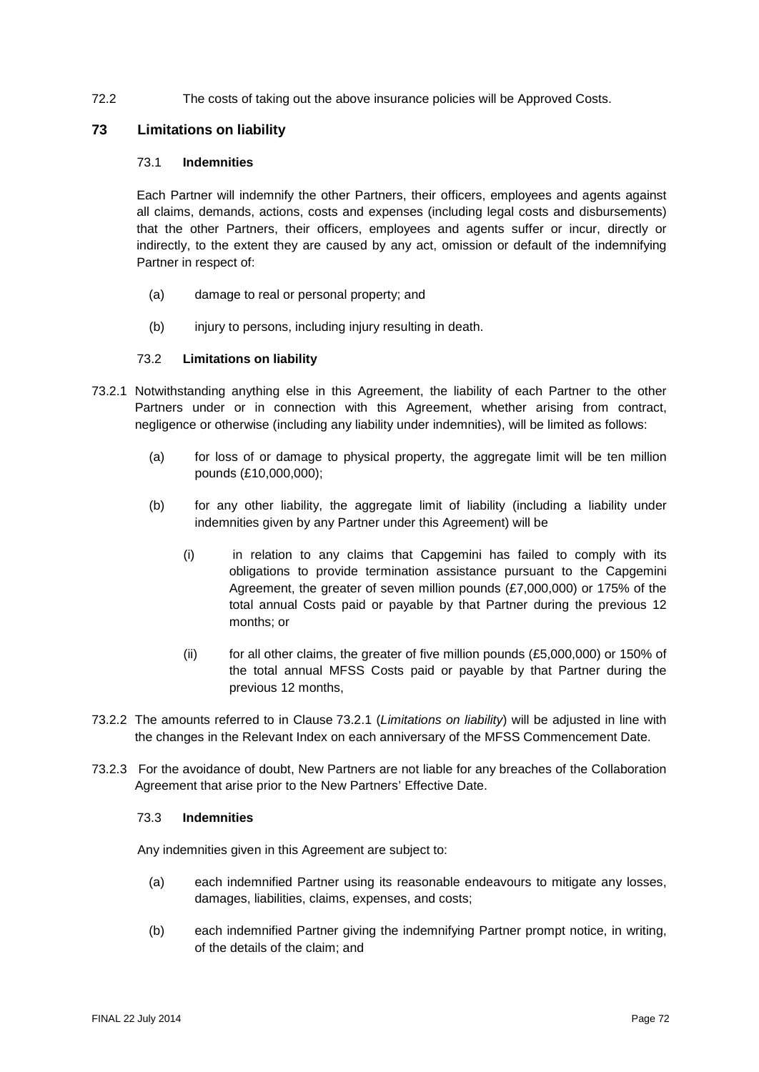72.2 The costs of taking out the above insurance policies will be Approved Costs.

## 73 Limitations on liability

### 73.1 Indemnities

Each Partner will indemnify the other Partners, their officers, employees and agents against all claims, demands, actions, costs and expenses (including legal costs and disbursements) that the other Partners, their officers, employees and agents suffer or incur, directly or indirectly, to the extent they are caused by any act, omission or default of the indemnifying Partner in respect of:

(a) damage to real or personal property; and

(b) injury to persons, including injury resulting in death.

### 73.2 Limitations on liability

73.2.1 Notwithstanding anything else in this Agreement, the liability of each Partner to the other Partners under or in connection with this Agreement, whether arising from contract, negligence or otherwise (including any liability under indemnities), will be limited as follows:

(a) for loss of or damage to physical property, the aggregate limit will be ten million pounds (£10,000,000);

(b) for any other liability, the aggregate limit of liability (including a liability under indemnities given by any Partner under this Agreement) will be

(i) in relation to any claims that Capgemini has failed to comply with its obligations to provide termination assistance pursuant to the Capgemini Agreement, the greater of seven million pounds (£7,000,000) or 175% of the total annual Costs paid or payable by that Partner during the previous 12 months; or

(ii) for all other claims, the greater of five million pounds (£5,000,000) or 150% of the total annual MFSS Costs paid or payable by that Partner during the previous 12 months,

73.2.2 The amounts referred to in Clause 73.2.1 (*Limitations on liability*) will be adjusted in line with the changes in the Relevant Index on each anniversary of the MFSS Commencement Date.

73.2.3 For the avoidance of doubt, New Partners are not liable for any breaches of the Collaboration Agreement that arise prior to the New Partners' Effective Date.

### 73.3 Indemnities

Any indemnities given in this Agreement are subject to:

(a) each indemnified Partner using its reasonable endeavours to mitigate any losses, damages, liabilities, claims, expenses, and costs;

(b) each indemnified Partner giving the indemnifying Partner prompt notice, in writing, of the details of the claim; and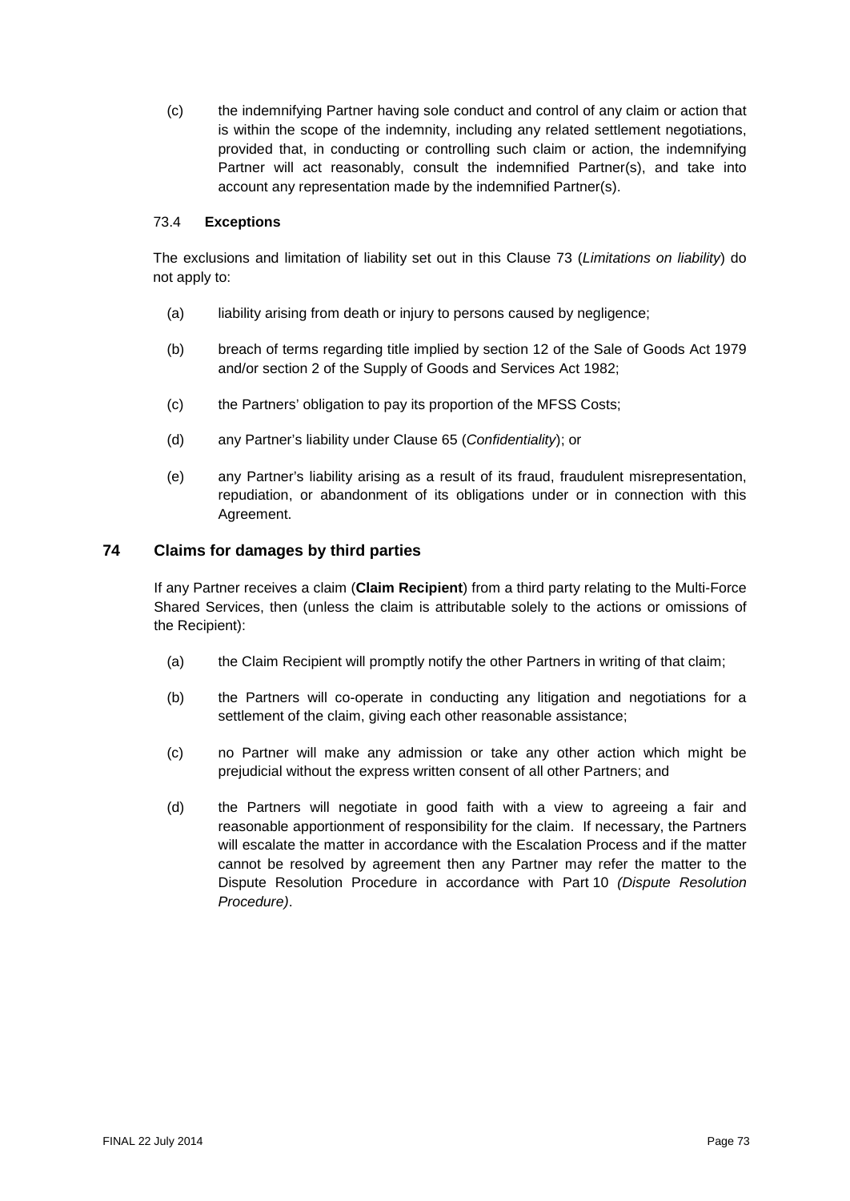(c) the indemnifying Partner having sole conduct and control of any claim or action that is within the scope of the indemnity, including any related settlement negotiations, provided that, in conducting or controlling such claim or action, the indemnifying Partner will act reasonably, consult the indemnified Partner(s), and take into account any representation made by the indemnified Partner(s).

### 73.4 **Exceptions**

The exclusions and limitation of liability set out in this Clause 73 (*Limitations on liability*) do not apply to:

(a) liability arising from death or injury to persons caused by negligence;

(b) breach of terms regarding title implied by section 12 of the Sale of Goods Act 1979 and/or section 2 of the Supply of Goods and Services Act 1982;

(c) the Partners' obligation to pay its proportion of the MFSS Costs;

(d) any Partner's liability under Clause 65 (*Confidentiality*); or

(e) any Partner's liability arising as a result of its fraud, fraudulent misrepresentation, repudiation, or abandonment of its obligations under or in connection with this Agreement.

## 74 Claims for damages by third parties

If any Partner receives a claim (**Claim Recipient**) from a third party relating to the Multi-Force Shared Services, then (unless the claim is attributable solely to the actions or omissions of the Recipient):

(a) the Claim Recipient will promptly notify the other Partners in writing of that claim;

(b) the Partners will co-operate in conducting any litigation and negotiations for a settlement of the claim, giving each other reasonable assistance;

(c) no Partner will make any admission or take any other action which might be prejudicial without the express written consent of all other Partners; and

(d) the Partners will negotiate in good faith with a view to agreeing a fair and reasonable apportionment of responsibility for the claim. If necessary, the Partners will escalate the matter in accordance with the Escalation Process and if the matter cannot be resolved by agreement then any Partner may refer the matter to the Dispute Resolution Procedure in accordance with Part 10 *(Dispute Resolution Procedure)*.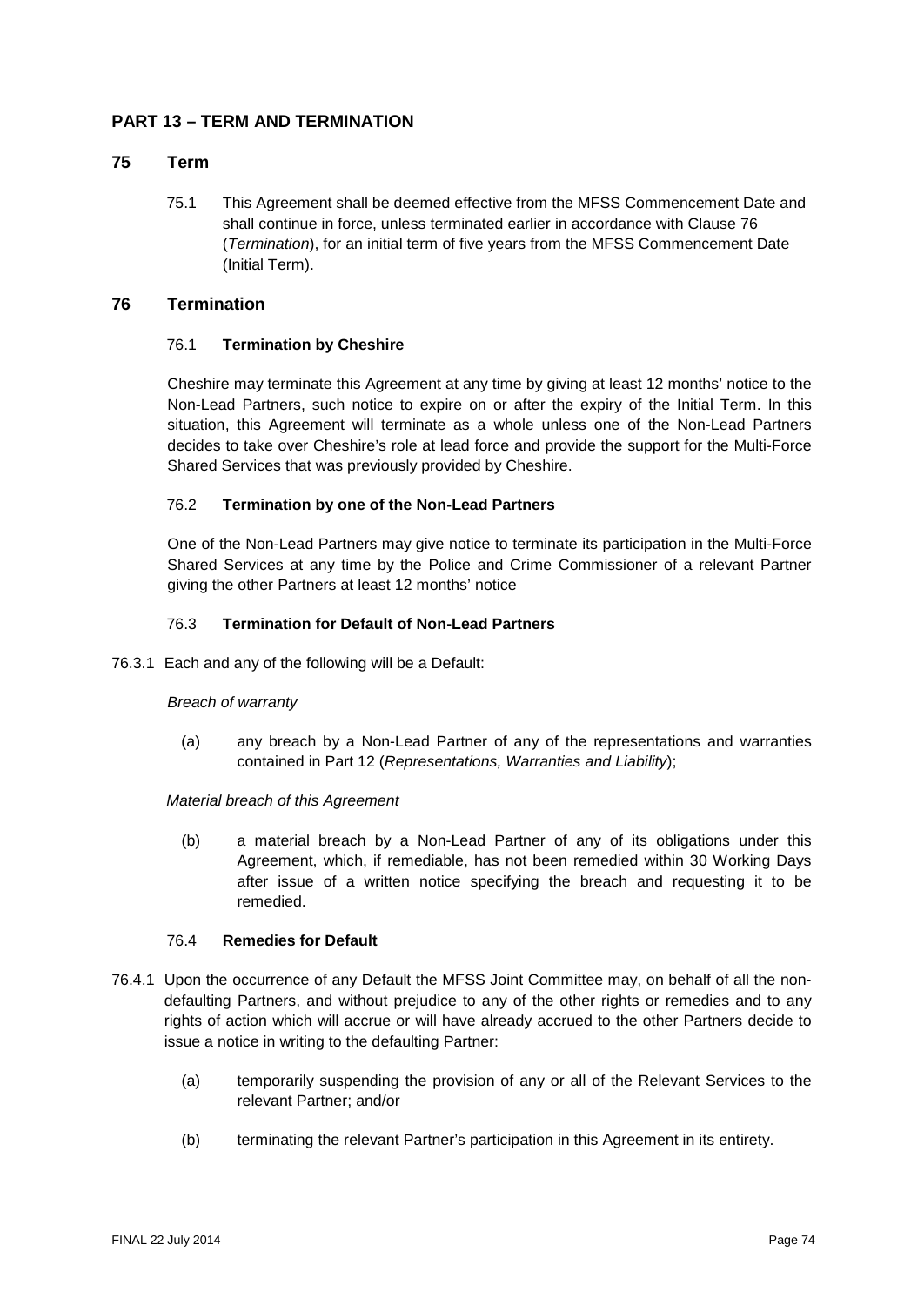## PART 13 – TERM AND TERMINATION

### 75 Term

75.1 This Agreement shall be deemed effective from the MFSS Commencement Date and shall continue in force, unless terminated earlier in accordance with Clause 76 (*Termination*), for an initial term of five years from the MFSS Commencement Date (Initial Term).

### 76 Termination

#### 76.1 Termination by Cheshire

Cheshire may terminate this Agreement at any time by giving at least 12 months' notice to the Non-Lead Partners, such notice to expire on or after the expiry of the Initial Term. In this situation, this Agreement will terminate as a whole unless one of the Non-Lead Partners decides to take over Cheshire's role at lead force and provide the support for the Multi-Force Shared Services that was previously provided by Cheshire.

#### 76.2 Termination by one of the Non-Lead Partners

One of the Non-Lead Partners may give notice to terminate its participation in the Multi-Force Shared Services at any time by the Police and Crime Commissioner of a relevant Partner giving the other Partners at least 12 months' notice

#### 76.3 Termination for Default of Non-Lead Partners

76.3.1 Each and any of the following will be a Default:

*Breach of warranty*

(a) any breach by a Non-Lead Partner of any of the representations and warranties contained in Part 12 (*Representations, Warranties and Liability*);

*Material breach of this Agreement*

(b) a material breach by a Non-Lead Partner of any of its obligations under this Agreement, which, if remediable, has not been remedied within 30 Working Days after issue of a written notice specifying the breach and requesting it to be remedied.

#### 76.4 Remedies for Default

76.4.1 Upon the occurrence of any Default the MFSS Joint Committee may, on behalf of all the non-defaulting Partners, and without prejudice to any of the other rights or remedies and to any rights of action which will accrue or will have already accrued to the other Partners decide to issue a notice in writing to the defaulting Partner:

(a) temporarily suspending the provision of any or all of the Relevant Services to the relevant Partner; and/or

(b) terminating the relevant Partner's participation in this Agreement in its entirety.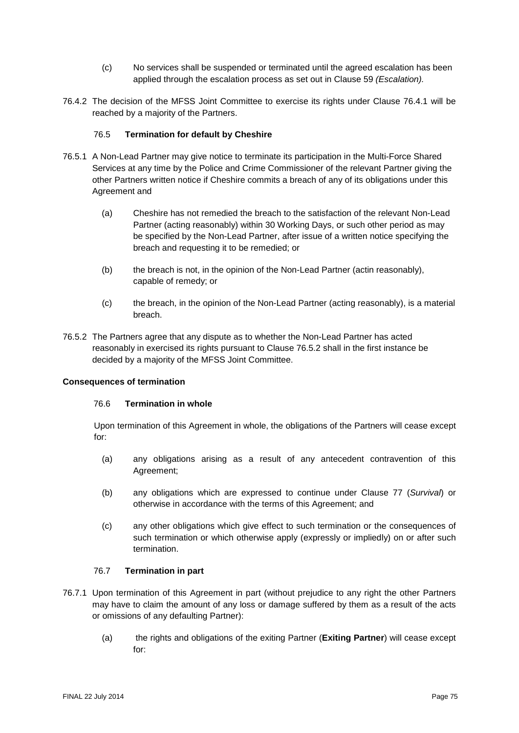(c) No services shall be suspended or terminated until the agreed escalation has been applied through the escalation process as set out in Clause 59 *(Escalation).*

76.4.2 The decision of the MFSS Joint Committee to exercise its rights under Clause 76.4.1 will be reached by a majority of the Partners.

### 76.5 **Termination for default by Cheshire**

76.5.1 A Non-Lead Partner may give notice to terminate its participation in the Multi-Force Shared Services at any time by the Police and Crime Commissioner of the relevant Partner giving the other Partners written notice if Cheshire commits a breach of any of its obligations under this Agreement and

(a) Cheshire has not remedied the breach to the satisfaction of the relevant Non-Lead Partner (acting reasonably) within 30 Working Days, or such other period as may be specified by the Non-Lead Partner, after issue of a written notice specifying the breach and requesting it to be remedied; or

(b) the breach is not, in the opinion of the Non-Lead Partner (actin reasonably), capable of remedy; or

(c) the breach, in the opinion of the Non-Lead Partner (acting reasonably), is a material breach.

76.5.2 The Partners agree that any dispute as to whether the Non-Lead Partner has acted reasonably in exercised its rights pursuant to Clause 76.5.2 shall in the first instance be decided by a majority of the MFSS Joint Committee.

**Consequences of termination**

### 76.6 **Termination in whole**

Upon termination of this Agreement in whole, the obligations of the Partners will cease except for:

(a) any obligations arising as a result of any antecedent contravention of this Agreement;

(b) any obligations which are expressed to continue under Clause 77 (*Survival*) or otherwise in accordance with the terms of this Agreement; and

(c) any other obligations which give effect to such termination or the consequences of such termination or which otherwise apply (expressly or impliedly) on or after such termination.

### 76.7 **Termination in part**

76.7.1 Upon termination of this Agreement in part (without prejudice to any right the other Partners may have to claim the amount of any loss or damage suffered by them as a result of the acts or omissions of any defaulting Partner):

(a) the rights and obligations of the exiting Partner (**Exiting Partner**) will cease except for: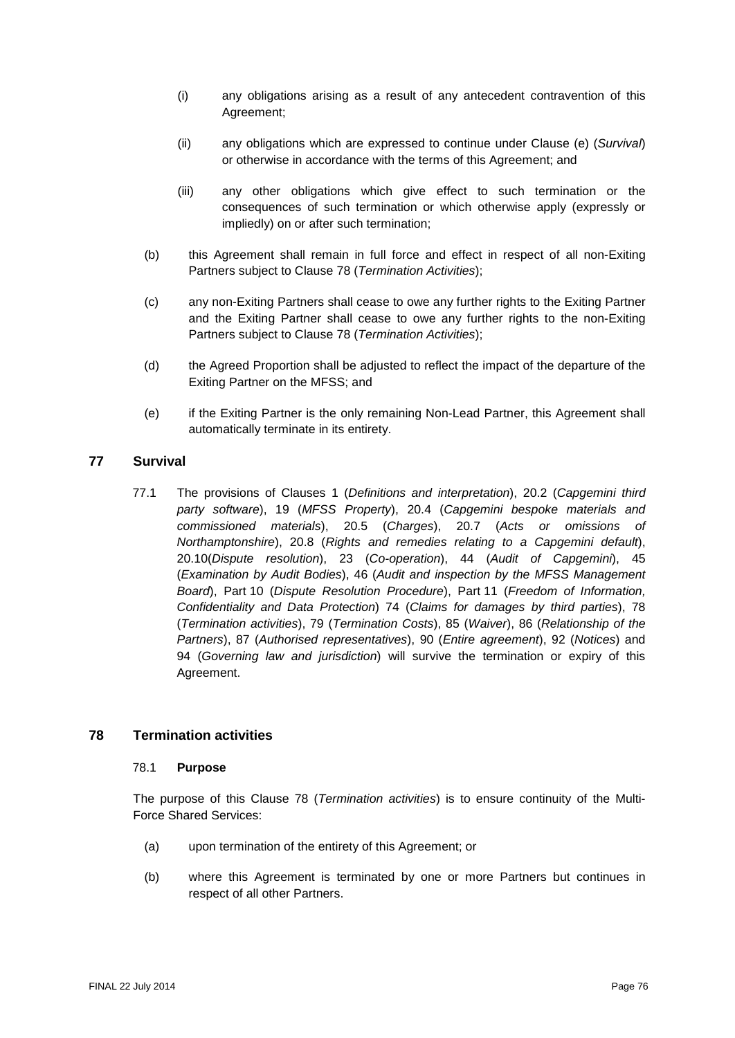(i) any obligations arising as a result of any antecedent contravention of this Agreement;

(ii) any obligations which are expressed to continue under Clause (e) (*Survival*) or otherwise in accordance with the terms of this Agreement; and

(iii) any other obligations which give effect to such termination or the consequences of such termination or which otherwise apply (expressly or impliedly) on or after such termination;

(b) this Agreement shall remain in full force and effect in respect of all non-Exiting Partners subject to Clause 78 (*Termination Activities*);

(c) any non-Exiting Partners shall cease to owe any further rights to the Exiting Partner and the Exiting Partner shall cease to owe any further rights to the non-Exiting Partners subject to Clause 78 (*Termination Activities*);

(d) the Agreed Proportion shall be adjusted to reflect the impact of the departure of the Exiting Partner on the MFSS; and

(e) if the Exiting Partner is the only remaining Non-Lead Partner, this Agreement shall automatically terminate in its entirety.

## 77 Survival

77.1 The provisions of Clauses 1 (*Definitions and interpretation*), 20.2 (*Capgemini third party software*), 19 (*MFSS Property*), 20.4 (*Capgemini bespoke materials and commissioned materials*), 20.5 (*Charges*), 20.7 (*Acts or omissions of Northamptonshire*), 20.8 (*Rights and remedies relating to a Capgemini default*), 20.10(*Dispute resolution*), 23 (*Co-operation*), 44 (*Audit of Capgemini*), 45 (*Examination by Audit Bodies*), 46 (*Audit and inspection by the MFSS Management Board*), Part 10 (*Dispute Resolution Procedure*), Part 11 (*Freedom of Information, Confidentiality and Data Protection*) 74 (*Claims for damages by third parties*), 78 (*Termination activities*), 79 (*Termination Costs*), 85 (*Waiver*), 86 (*Relationship of the Partners*), 87 (*Authorised representatives*), 90 (*Entire agreement*), 92 (*Notices*) and 94 (*Governing law and jurisdiction*) will survive the termination or expiry of this Agreement.

## 78 Termination activities

### 78.1 Purpose

The purpose of this Clause 78 (*Termination activities*) is to ensure continuity of the Multi-Force Shared Services:

(a) upon termination of the entirety of this Agreement; or

(b) where this Agreement is terminated by one or more Partners but continues in respect of all other Partners.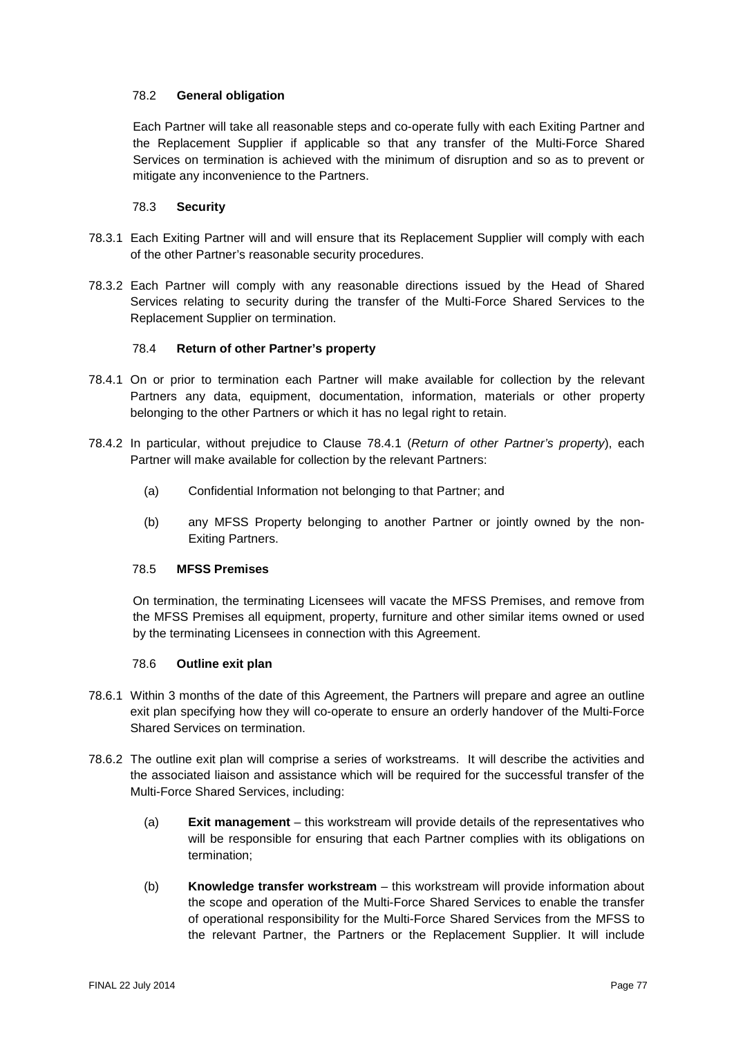### 78.2 **General obligation**

Each Partner will take all reasonable steps and co-operate fully with each Exiting Partner and the Replacement Supplier if applicable so that any transfer of the Multi-Force Shared Services on termination is achieved with the minimum of disruption and so as to prevent or mitigate any inconvenience to the Partners.

### 78.3 **Security**

78.3.1 Each Exiting Partner will and will ensure that its Replacement Supplier will comply with each of the other Partner's reasonable security procedures.

78.3.2 Each Partner will comply with any reasonable directions issued by the Head of Shared Services relating to security during the transfer of the Multi-Force Shared Services to the Replacement Supplier on termination.

### 78.4 **Return of other Partner's property**

78.4.1 On or prior to termination each Partner will make available for collection by the relevant Partners any data, equipment, documentation, information, materials or other property belonging to the other Partners or which it has no legal right to retain.

78.4.2 In particular, without prejudice to Clause 78.4.1 (*Return of other Partner's property*), each Partner will make available for collection by the relevant Partners:

(a) Confidential Information not belonging to that Partner; and

(b) any MFSS Property belonging to another Partner or jointly owned by the non-Exiting Partners.

### 78.5 **MFSS Premises**

On termination, the terminating Licensees will vacate the MFSS Premises, and remove from the MFSS Premises all equipment, property, furniture and other similar items owned or used by the terminating Licensees in connection with this Agreement.

### 78.6 **Outline exit plan**

78.6.1 Within 3 months of the date of this Agreement, the Partners will prepare and agree an outline exit plan specifying how they will co-operate to ensure an orderly handover of the Multi-Force Shared Services on termination.

78.6.2 The outline exit plan will comprise a series of workstreams. It will describe the activities and the associated liaison and assistance which will be required for the successful transfer of the Multi-Force Shared Services, including:

(a) **Exit management** – this workstream will provide details of the representatives who will be responsible for ensuring that each Partner complies with its obligations on termination;

(b) **Knowledge transfer workstream** – this workstream will provide information about the scope and operation of the Multi-Force Shared Services to enable the transfer of operational responsibility for the Multi-Force Shared Services from the MFSS to the relevant Partner, the Partners or the Replacement Supplier. It will include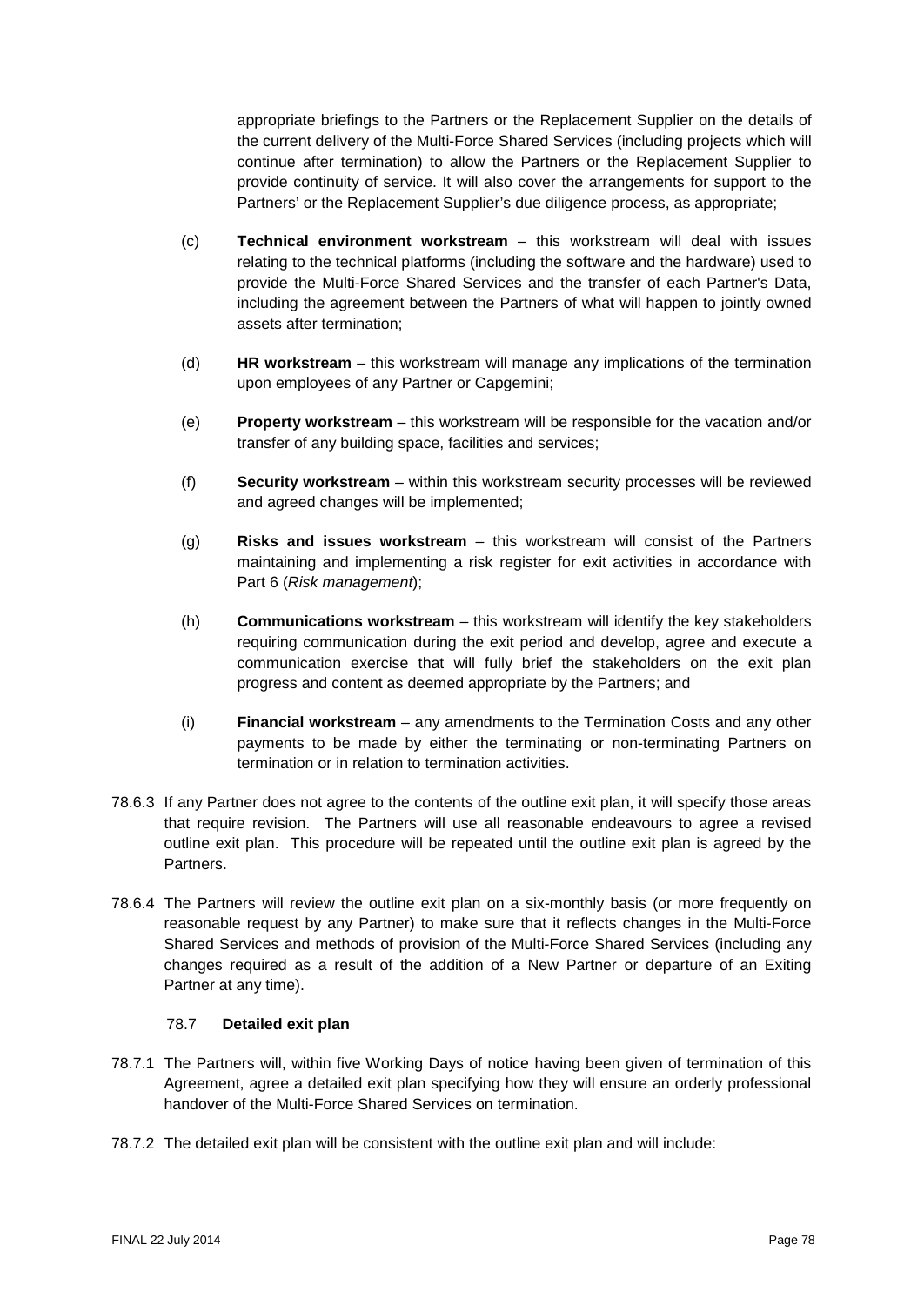appropriate briefings to the Partners or the Replacement Supplier on the details of the current delivery of the Multi-Force Shared Services (including projects which will continue after termination) to allow the Partners or the Replacement Supplier to provide continuity of service. It will also cover the arrangements for support to the Partners' or the Replacement Supplier's due diligence process, as appropriate;

(c) **Technical environment workstream** – this workstream will deal with issues relating to the technical platforms (including the software and the hardware) used to provide the Multi-Force Shared Services and the transfer of each Partner's Data, including the agreement between the Partners of what will happen to jointly owned assets after termination;

(d) **HR workstream** – this workstream will manage any implications of the termination upon employees of any Partner or Capgemini;

(e) **Property workstream** – this workstream will be responsible for the vacation and/or transfer of any building space, facilities and services;

(f) **Security workstream** – within this workstream security processes will be reviewed and agreed changes will be implemented;

(g) **Risks and issues workstream** – this workstream will consist of the Partners maintaining and implementing a risk register for exit activities in accordance with Part 6 (*Risk management*);

(h) **Communications workstream** – this workstream will identify the key stakeholders requiring communication during the exit period and develop, agree and execute a communication exercise that will fully brief the stakeholders on the exit plan progress and content as deemed appropriate by the Partners; and

(i) **Financial workstream** – any amendments to the Termination Costs and any other payments to be made by either the terminating or non-terminating Partners on termination or in relation to termination activities.

78.6.3 If any Partner does not agree to the contents of the outline exit plan, it will specify those areas that require revision. The Partners will use all reasonable endeavours to agree a revised outline exit plan. This procedure will be repeated until the outline exit plan is agreed by the Partners.

78.6.4 The Partners will review the outline exit plan on a six-monthly basis (or more frequently on reasonable request by any Partner) to make sure that it reflects changes in the Multi-Force Shared Services and methods of provision of the Multi-Force Shared Services (including any changes required as a result of the addition of a New Partner or departure of an Exiting Partner at any time).

### 78.7 Detailed exit plan

78.7.1 The Partners will, within five Working Days of notice having been given of termination of this Agreement, agree a detailed exit plan specifying how they will ensure an orderly professional handover of the Multi-Force Shared Services on termination.

78.7.2 The detailed exit plan will be consistent with the outline exit plan and will include: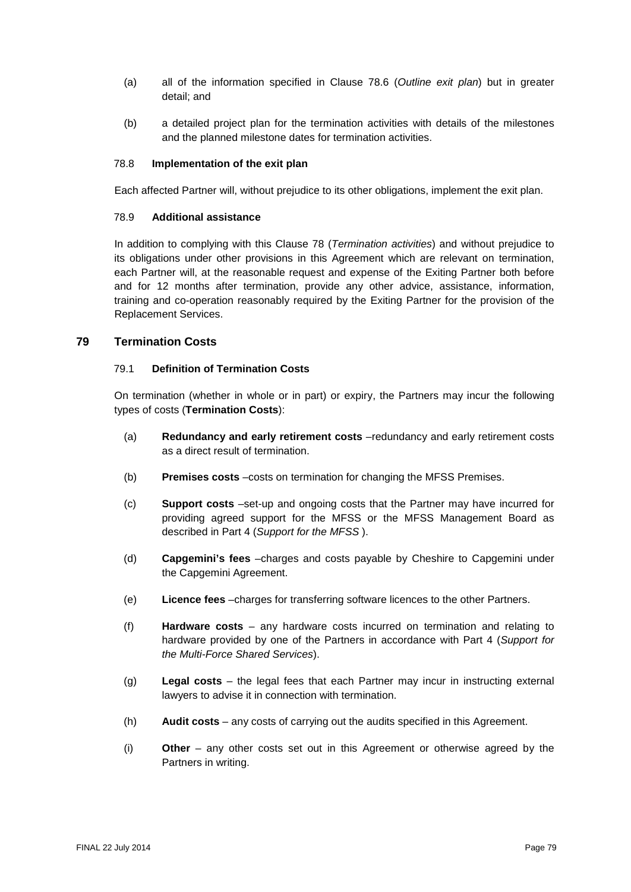(a) all of the information specified in Clause 78.6 (*Outline exit plan*) but in greater detail; and

(b) a detailed project plan for the termination activities with details of the milestones and the planned milestone dates for termination activities.

### 78.8 Implementation of the exit plan

Each affected Partner will, without prejudice to its other obligations, implement the exit plan.

### 78.9 Additional assistance

In addition to complying with this Clause 78 (*Termination activities*) and without prejudice to its obligations under other provisions in this Agreement which are relevant on termination, each Partner will, at the reasonable request and expense of the Exiting Partner both before and for 12 months after termination, provide any other advice, assistance, information, training and co-operation reasonably required by the Exiting Partner for the provision of the Replacement Services.

## 79 Termination Costs

### 79.1 Definition of Termination Costs

On termination (whether in whole or in part) or expiry, the Partners may incur the following types of costs (**Termination Costs**):

(a) **Redundancy and early retirement costs** –redundancy and early retirement costs as a direct result of termination.

(b) **Premises costs** –costs on termination for changing the MFSS Premises.

(c) **Support costs** –set-up and ongoing costs that the Partner may have incurred for providing agreed support for the MFSS or the MFSS Management Board as described in Part 4 (*Support for the MFSS* ).

(d) **Capgemini's fees** –charges and costs payable by Cheshire to Capgemini under the Capgemini Agreement.

(e) **Licence fees** –charges for transferring software licences to the other Partners.

(f) **Hardware costs** – any hardware costs incurred on termination and relating to hardware provided by one of the Partners in accordance with Part 4 (*Support for the Multi-Force Shared Services*).

(g) **Legal costs** – the legal fees that each Partner may incur in instructing external lawyers to advise it in connection with termination.

(h) **Audit costs** – any costs of carrying out the audits specified in this Agreement.

(i) **Other** – any other costs set out in this Agreement or otherwise agreed by the Partners in writing.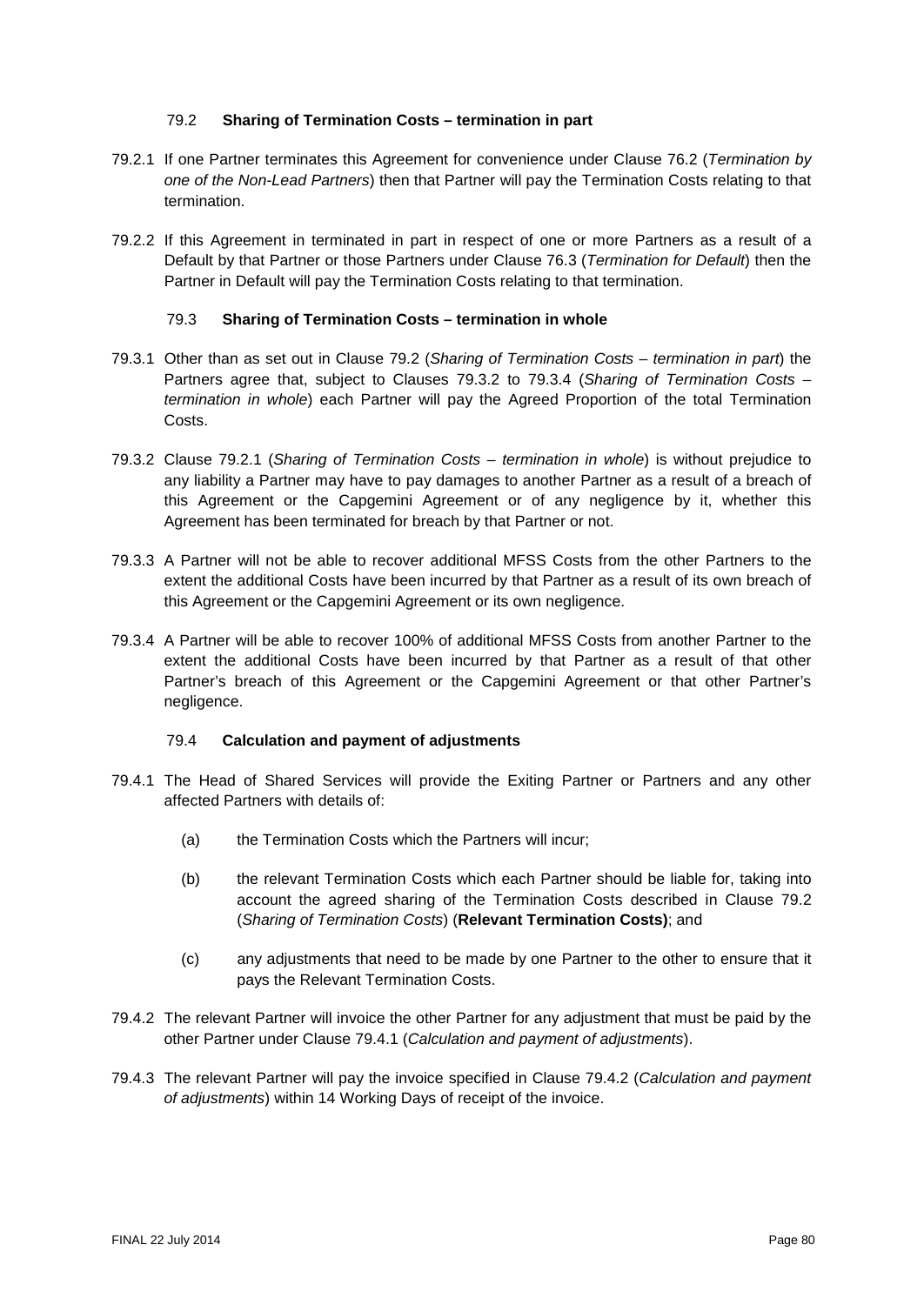### 79.2 **Sharing of Termination Costs – termination in part**

79.2.1 If one Partner terminates this Agreement for convenience under Clause 76.2 (*Termination by one of the Non-Lead Partners*) then that Partner will pay the Termination Costs relating to that termination.

79.2.2 If this Agreement in terminated in part in respect of one or more Partners as a result of a Default by that Partner or those Partners under Clause 76.3 (*Termination for Default*) then the Partner in Default will pay the Termination Costs relating to that termination.

### 79.3 **Sharing of Termination Costs – termination in whole**

79.3.1 Other than as set out in Clause 79.2 (*Sharing of Termination Costs – termination in part*) the Partners agree that, subject to Clauses 79.3.2 to 79.3.4 (*Sharing of Termination Costs – termination in whole*) each Partner will pay the Agreed Proportion of the total Termination Costs.

79.3.2 Clause 79.2.1 (*Sharing of Termination Costs – termination in whole*) is without prejudice to any liability a Partner may have to pay damages to another Partner as a result of a breach of this Agreement or the Capgemini Agreement or of any negligence by it, whether this Agreement has been terminated for breach by that Partner or not.

79.3.3 A Partner will not be able to recover additional MFSS Costs from the other Partners to the extent the additional Costs have been incurred by that Partner as a result of its own breach of this Agreement or the Capgemini Agreement or its own negligence.

79.3.4 A Partner will be able to recover 100% of additional MFSS Costs from another Partner to the extent the additional Costs have been incurred by that Partner as a result of that other Partner's breach of this Agreement or the Capgemini Agreement or that other Partner's negligence.

### 79.4 **Calculation and payment of adjustments**

79.4.1 The Head of Shared Services will provide the Exiting Partner or Partners and any other affected Partners with details of:

(a) the Termination Costs which the Partners will incur;

(b) the relevant Termination Costs which each Partner should be liable for, taking into account the agreed sharing of the Termination Costs described in Clause 79.2 (*Sharing of Termination Costs*) (**Relevant Termination Costs)**; and

(c) any adjustments that need to be made by one Partner to the other to ensure that it pays the Relevant Termination Costs.

79.4.2 The relevant Partner will invoice the other Partner for any adjustment that must be paid by the other Partner under Clause 79.4.1 (*Calculation and payment of adjustments*).

79.4.3 The relevant Partner will pay the invoice specified in Clause 79.4.2 (*Calculation and payment of adjustments*) within 14 Working Days of receipt of the invoice.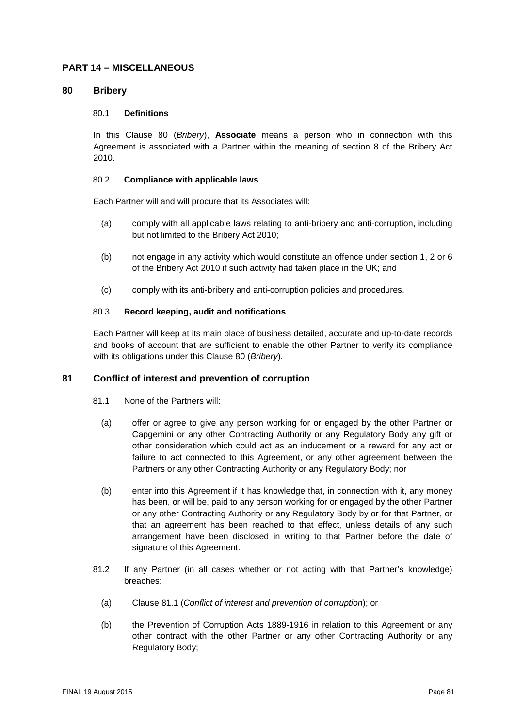## PART 14 – MISCELLANEOUS

### 80 Bribery

#### 80.1 Definitions

In this Clause 80 (*Bribery*), **Associate** means a person who in connection with this Agreement is associated with a Partner within the meaning of section 8 of the Bribery Act 2010.

#### 80.2 Compliance with applicable laws

Each Partner will and will procure that its Associates will:

(a) comply with all applicable laws relating to anti-bribery and anti-corruption, including but not limited to the Bribery Act 2010;

(b) not engage in any activity which would constitute an offence under section 1, 2 or 6 of the Bribery Act 2010 if such activity had taken place in the UK; and

(c) comply with its anti-bribery and anti-corruption policies and procedures.

#### 80.3 Record keeping, audit and notifications

Each Partner will keep at its main place of business detailed, accurate and up-to-date records and books of account that are sufficient to enable the other Partner to verify its compliance with its obligations under this Clause 80 (*Bribery*).

### 81 Conflict of interest and prevention of corruption

81.1 None of the Partners will:

(a) offer or agree to give any person working for or engaged by the other Partner or Capgemini or any other Contracting Authority or any Regulatory Body any gift or other consideration which could act as an inducement or a reward for any act or failure to act connected to this Agreement, or any other agreement between the Partners or any other Contracting Authority or any Regulatory Body; nor

(b) enter into this Agreement if it has knowledge that, in connection with it, any money has been, or will be, paid to any person working for or engaged by the other Partner or any other Contracting Authority or any Regulatory Body by or for that Partner, or that an agreement has been reached to that effect, unless details of any such arrangement have been disclosed in writing to that Partner before the date of signature of this Agreement.

81.2 If any Partner (in all cases whether or not acting with that Partner's knowledge) breaches:

(a) Clause 81.1 (*Conflict of interest and prevention of corruption*); or

(b) the Prevention of Corruption Acts 1889-1916 in relation to this Agreement or any other contract with the other Partner or any other Contracting Authority or any Regulatory Body;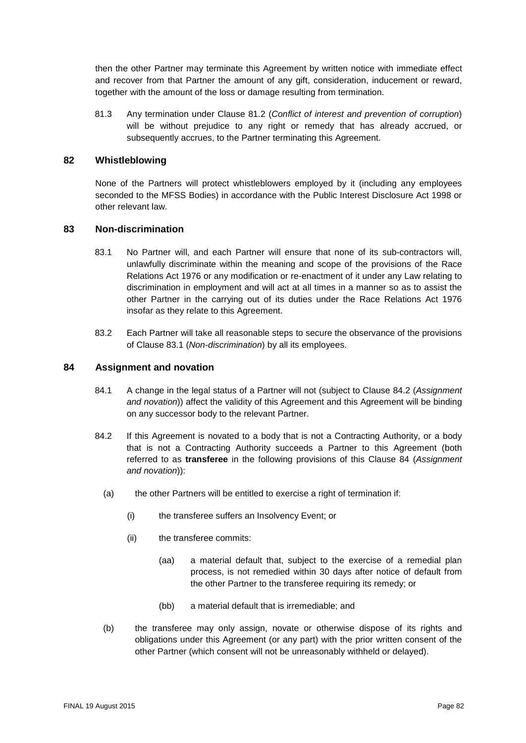then the other Partner may terminate this Agreement by written notice with immediate effect and recover from that Partner the amount of any gift, consideration, inducement or reward, together with the amount of the loss or damage resulting from termination.

81.3 Any termination under Clause 81.2 (*Conflict of interest and prevention of corruption*) will be without prejudice to any right or remedy that has already accrued, or subsequently accrues, to the Partner terminating this Agreement.

## 82 Whistleblowing

None of the Partners will protect whistleblowers employed by it (including any employees seconded to the MFSS Bodies) in accordance with the Public Interest Disclosure Act 1998 or other relevant law.

## 83 Non-discrimination

83.1 No Partner will, and each Partner will ensure that none of its sub-contractors will, unlawfully discriminate within the meaning and scope of the provisions of the Race Relations Act 1976 or any modification or re-enactment of it under any Law relating to discrimination in employment and will act at all times in a manner so as to assist the other Partner in the carrying out of its duties under the Race Relations Act 1976 insofar as they relate to this Agreement.

83.2 Each Partner will take all reasonable steps to secure the observance of the provisions of Clause 83.1 (*Non-discrimination*) by all its employees.

## 84 Assignment and novation

84.1 A change in the legal status of a Partner will not (subject to Clause 84.2 (*Assignment and novation*)) affect the validity of this Agreement and this Agreement will be binding on any successor body to the relevant Partner.

84.2 If this Agreement is novated to a body that is not a Contracting Authority, or a body that is not a Contracting Authority succeeds a Partner to this Agreement (both referred to as **transferee** in the following provisions of this Clause 84 (*Assignment and novation*)):

(a) the other Partners will be entitled to exercise a right of termination if:

(i) the transferee suffers an Insolvency Event; or

(ii) the transferee commits:

(aa) a material default that, subject to the exercise of a remedial plan process, is not remedied within 30 days after notice of default from the other Partner to the transferee requiring its remedy; or

(bb) a material default that is irremediable; and

(b) the transferee may only assign, novate or otherwise dispose of its rights and obligations under this Agreement (or any part) with the prior written consent of the other Partner (which consent will not be unreasonably withheld or delayed).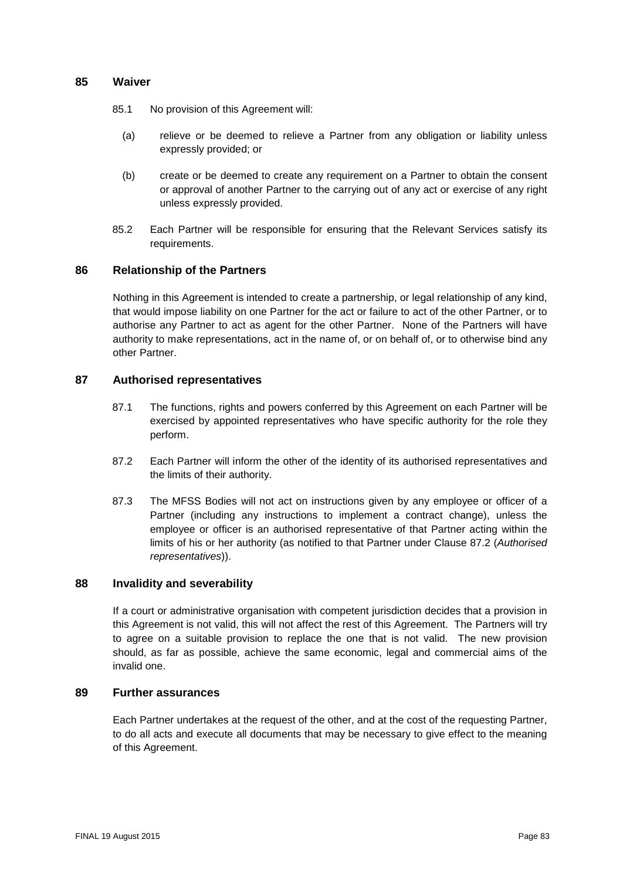## 85 Waiver

85.1 No provision of this Agreement will:

(a) relieve or be deemed to relieve a Partner from any obligation or liability unless expressly provided; or

(b) create or be deemed to create any requirement on a Partner to obtain the consent or approval of another Partner to the carrying out of any act or exercise of any right unless expressly provided.

85.2 Each Partner will be responsible for ensuring that the Relevant Services satisfy its requirements.

## 86 Relationship of the Partners

Nothing in this Agreement is intended to create a partnership, or legal relationship of any kind, that would impose liability on one Partner for the act or failure to act of the other Partner, or to authorise any Partner to act as agent for the other Partner. None of the Partners will have authority to make representations, act in the name of, or on behalf of, or to otherwise bind any other Partner.

## 87 Authorised representatives

87.1 The functions, rights and powers conferred by this Agreement on each Partner will be exercised by appointed representatives who have specific authority for the role they perform.

87.2 Each Partner will inform the other of the identity of its authorised representatives and the limits of their authority.

87.3 The MFSS Bodies will not act on instructions given by any employee or officer of a Partner (including any instructions to implement a contract change), unless the employee or officer is an authorised representative of that Partner acting within the limits of his or her authority (as notified to that Partner under Clause 87.2 (*Authorised representatives*)).

## 88 Invalidity and severability

If a court or administrative organisation with competent jurisdiction decides that a provision in this Agreement is not valid, this will not affect the rest of this Agreement. The Partners will try to agree on a suitable provision to replace the one that is not valid. The new provision should, as far as possible, achieve the same economic, legal and commercial aims of the invalid one.

## 89 Further assurances

Each Partner undertakes at the request of the other, and at the cost of the requesting Partner, to do all acts and execute all documents that may be necessary to give effect to the meaning of this Agreement.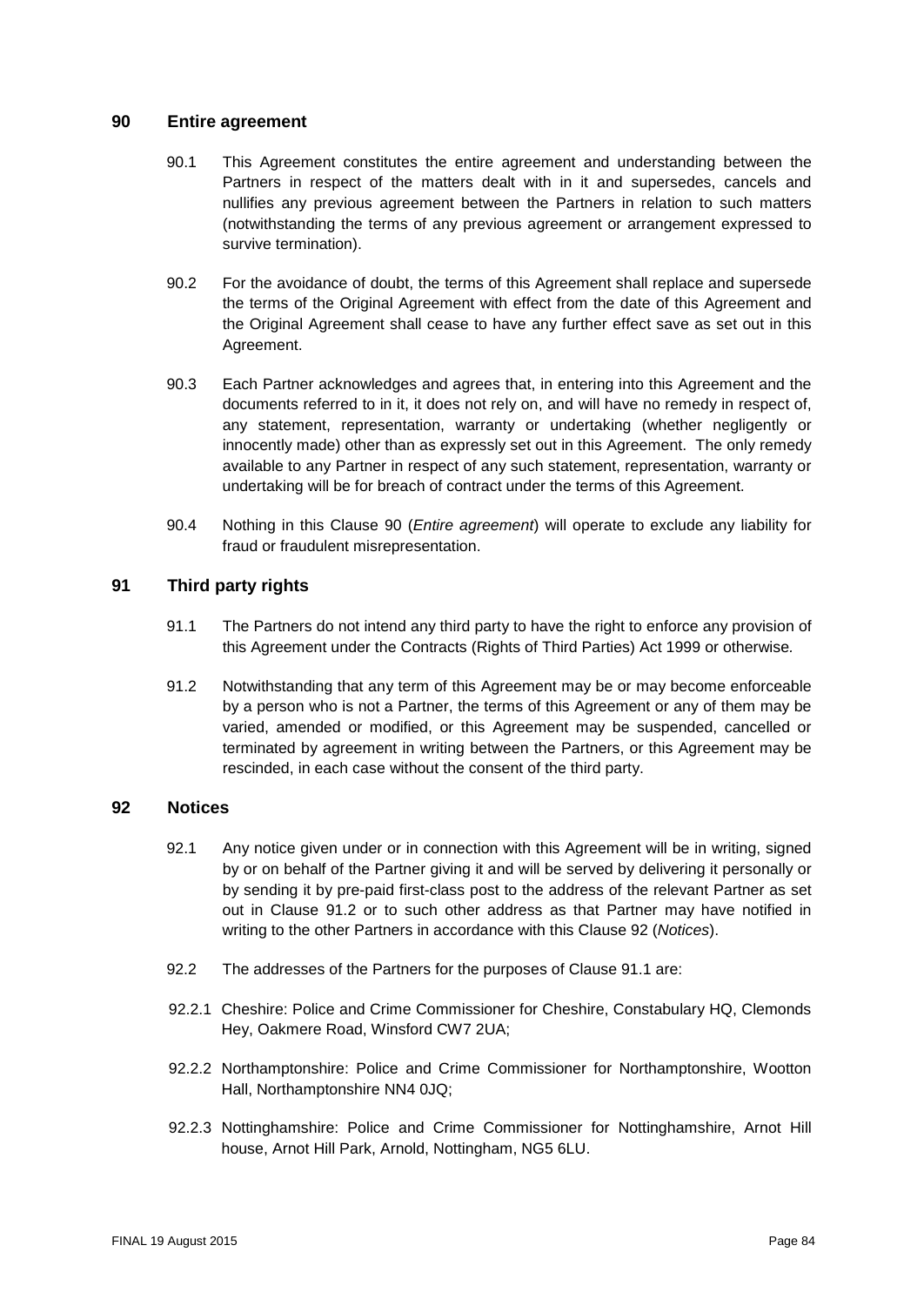## 90 Entire agreement

90.1 This Agreement constitutes the entire agreement and understanding between the Partners in respect of the matters dealt with in it and supersedes, cancels and nullifies any previous agreement between the Partners in relation to such matters (notwithstanding the terms of any previous agreement or arrangement expressed to survive termination).

90.2 For the avoidance of doubt, the terms of this Agreement shall replace and supersede the terms of the Original Agreement with effect from the date of this Agreement and the Original Agreement shall cease to have any further effect save as set out in this Agreement.

90.3 Each Partner acknowledges and agrees that, in entering into this Agreement and the documents referred to in it, it does not rely on, and will have no remedy in respect of, any statement, representation, warranty or undertaking (whether negligently or innocently made) other than as expressly set out in this Agreement. The only remedy available to any Partner in respect of any such statement, representation, warranty or undertaking will be for breach of contract under the terms of this Agreement.

90.4 Nothing in this Clause 90 (*Entire agreement*) will operate to exclude any liability for fraud or fraudulent misrepresentation.

## 91 Third party rights

91.1 The Partners do not intend any third party to have the right to enforce any provision of this Agreement under the Contracts (Rights of Third Parties) Act 1999 or otherwise.

91.2 Notwithstanding that any term of this Agreement may be or may become enforceable by a person who is not a Partner, the terms of this Agreement or any of them may be varied, amended or modified, or this Agreement may be suspended, cancelled or terminated by agreement in writing between the Partners, or this Agreement may be rescinded, in each case without the consent of the third party.

## 92 Notices

92.1 Any notice given under or in connection with this Agreement will be in writing, signed by or on behalf of the Partner giving it and will be served by delivering it personally or by sending it by pre-paid first-class post to the address of the relevant Partner as set out in Clause 91.2 or to such other address as that Partner may have notified in writing to the other Partners in accordance with this Clause 92 (*Notices*).

92.2 The addresses of the Partners for the purposes of Clause 91.1 are:

92.2.1 Cheshire: Police and Crime Commissioner for Cheshire, Constabulary HQ, Clemonds Hey, Oakmere Road, Winsford CW7 2UA;

92.2.2 Northamptonshire: Police and Crime Commissioner for Northamptonshire, Wootton Hall, Northamptonshire NN4 0JQ;

92.2.3 Nottinghamshire: Police and Crime Commissioner for Nottinghamshire, Arnot Hill house, Arnot Hill Park, Arnold, Nottingham, NG5 6LU.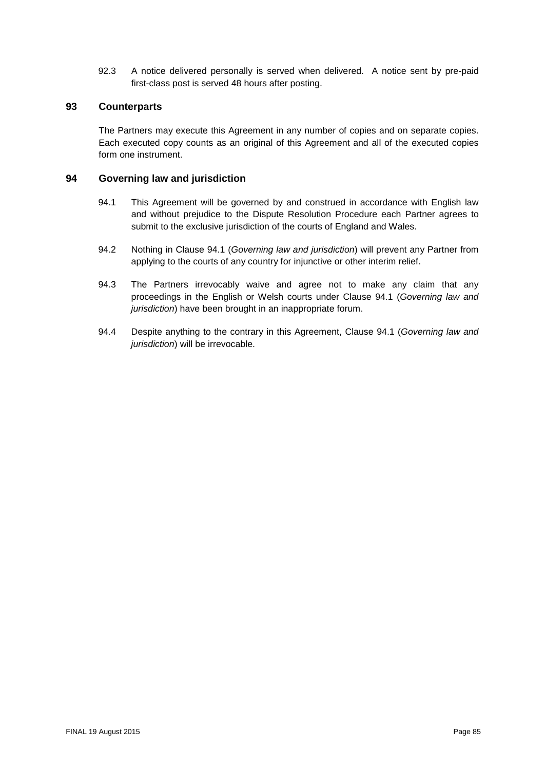92.3 A notice delivered personally is served when delivered. A notice sent by pre-paid first-class post is served 48 hours after posting.

## 93 Counterparts

The Partners may execute this Agreement in any number of copies and on separate copies. Each executed copy counts as an original of this Agreement and all of the executed copies form one instrument.

## 94 Governing law and jurisdiction

94.1 This Agreement will be governed by and construed in accordance with English law and without prejudice to the Dispute Resolution Procedure each Partner agrees to submit to the exclusive jurisdiction of the courts of England and Wales.

94.2 Nothing in Clause 94.1 (*Governing law and jurisdiction*) will prevent any Partner from applying to the courts of any country for injunctive or other interim relief.

94.3 The Partners irrevocably waive and agree not to make any claim that any proceedings in the English or Welsh courts under Clause 94.1 (*Governing law and jurisdiction*) have been brought in an inappropriate forum.

94.4 Despite anything to the contrary in this Agreement, Clause 94.1 (*Governing law and jurisdiction*) will be irrevocable.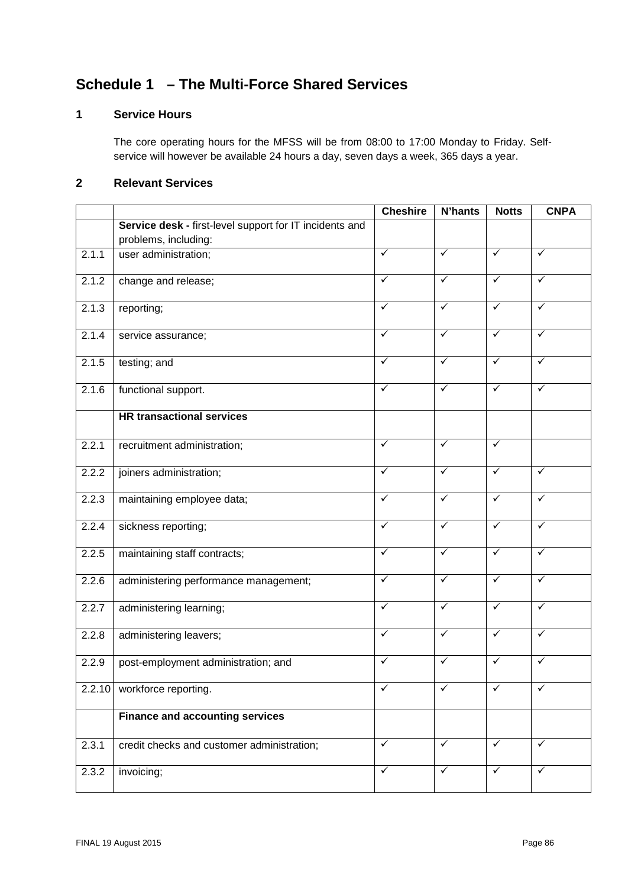# Schedule 1 – The Multi-Force Shared Services

## 1 Service Hours

The core operating hours for the MFSS will be from 08:00 to 17:00 Monday to Friday. Self-service will however be available 24 hours a day, seven days a week, 365 days a year.

## 2 Relevant Services

| | | Cheshire | N'hants | Notts | CNPA |
|---|---|---|---|---|---|
| | **Service desk -** first-level support for IT incidents and problems, including: | | | | |
| 2.1.1 | user administration; | ✓ | ✓ | ✓ | ✓ |
| 2.1.2 | change and release; | ✓ | ✓ | ✓ | ✓ |
| 2.1.3 | reporting; | ✓ | ✓ | ✓ | ✓ |
| 2.1.4 | service assurance; | ✓ | ✓ | ✓ | ✓ |
| 2.1.5 | testing; and | ✓ | ✓ | ✓ | ✓ |
| 2.1.6 | functional support. | ✓ | ✓ | ✓ | ✓ |
| | **HR transactional services** | | | | |
| 2.2.1 | recruitment administration; | ✓ | ✓ | ✓ | |
| 2.2.2 | joiners administration; | ✓ | ✓ | ✓ | ✓ |
| 2.2.3 | maintaining employee data; | ✓ | ✓ | ✓ | ✓ |
| 2.2.4 | sickness reporting; | ✓ | ✓ | ✓ | ✓ |
| 2.2.5 | maintaining staff contracts; | ✓ | ✓ | ✓ | ✓ |
| 2.2.6 | administering performance management; | ✓ | ✓ | ✓ | ✓ |
| 2.2.7 | administering learning; | ✓ | ✓ | ✓ | ✓ |
| 2.2.8 | administering leavers; | ✓ | ✓ | ✓ | ✓ |
| 2.2.9 | post-employment administration; and | ✓ | ✓ | ✓ | ✓ |
| 2.2.10 | workforce reporting. | ✓ | ✓ | ✓ | ✓ |
| | **Finance and accounting services** | | | | |
| 2.3.1 | credit checks and customer administration; | ✓ | ✓ | ✓ | ✓ |
| 2.3.2 | invoicing; | ✓ | ✓ | ✓ | ✓ |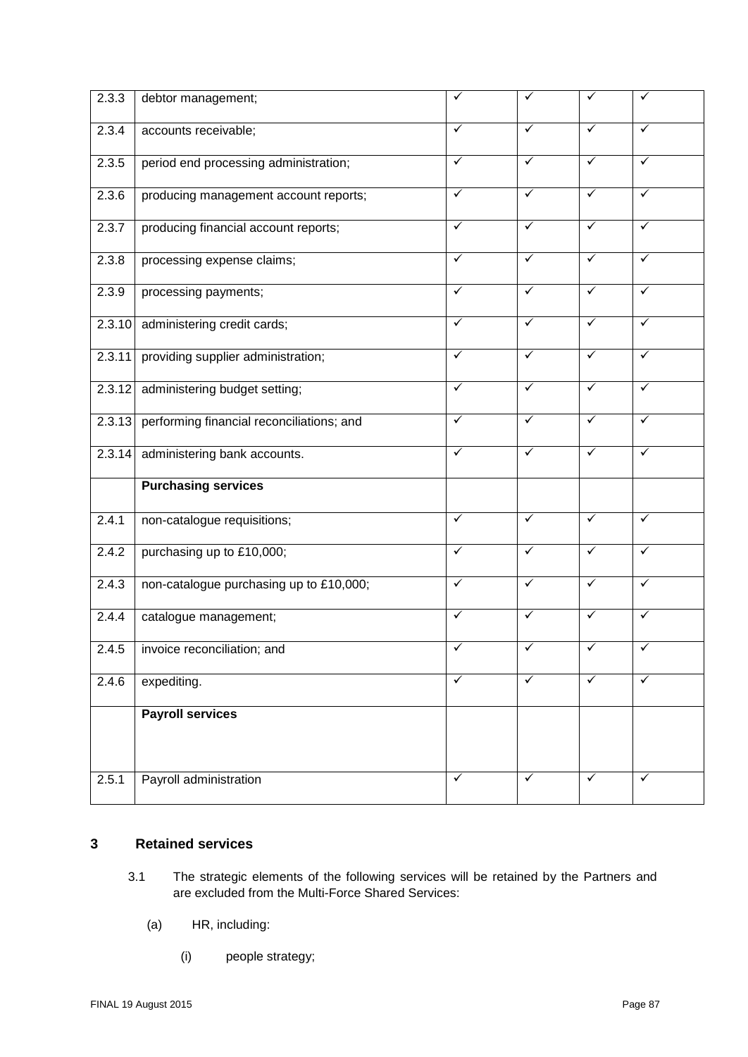| | | | | | |
|---|---|---|---|---|---|
| 2.3.3 | debtor management; | ✓ | ✓ | ✓ | ✓ |
| 2.3.4 | accounts receivable; | ✓ | ✓ | ✓ | ✓ |
| 2.3.5 | period end processing administration; | ✓ | ✓ | ✓ | ✓ |
| 2.3.6 | producing management account reports; | ✓ | ✓ | ✓ | ✓ |
| 2.3.7 | producing financial account reports; | ✓ | ✓ | ✓ | ✓ |
| 2.3.8 | processing expense claims; | ✓ | ✓ | ✓ | ✓ |
| 2.3.9 | processing payments; | ✓ | ✓ | ✓ | ✓ |
| 2.3.10 | administering credit cards; | ✓ | ✓ | ✓ | ✓ |
| 2.3.11 | providing supplier administration; | ✓ | ✓ | ✓ | ✓ |
| 2.3.12 | administering budget setting; | ✓ | ✓ | ✓ | ✓ |
| 2.3.13 | performing financial reconciliations; and | ✓ | ✓ | ✓ | ✓ |
| 2.3.14 | administering bank accounts. | ✓ | ✓ | ✓ | ✓ |
| | **Purchasing services** | | | | |
| 2.4.1 | non-catalogue requisitions; | ✓ | ✓ | ✓ | ✓ |
| 2.4.2 | purchasing up to £10,000; | ✓ | ✓ | ✓ | ✓ |
| 2.4.3 | non-catalogue purchasing up to £10,000; | ✓ | ✓ | ✓ | ✓ |
| 2.4.4 | catalogue management; | ✓ | ✓ | ✓ | ✓ |
| 2.4.5 | invoice reconciliation; and | ✓ | ✓ | ✓ | ✓ |
| 2.4.6 | expediting. | ✓ | ✓ | ✓ | ✓ |
| | **Payroll services** | | | | |
| 2.5.1 | Payroll administration | ✓ | ✓ | ✓ | ✓ |

## 3 Retained services

3.1 The strategic elements of the following services will be retained by the Partners and are excluded from the Multi-Force Shared Services:

(a) HR, including:

(i) people strategy;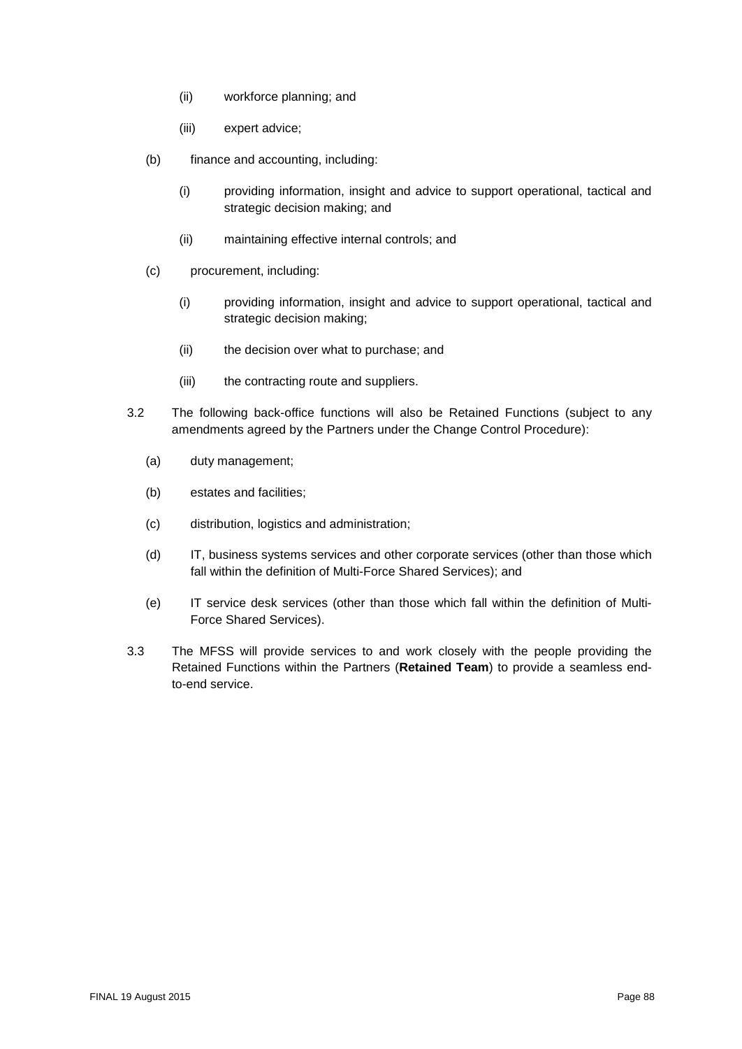(ii) workforce planning; and

(iii) expert advice;

(b) finance and accounting, including:

(i) providing information, insight and advice to support operational, tactical and strategic decision making; and

(ii) maintaining effective internal controls; and

(c) procurement, including:

(i) providing information, insight and advice to support operational, tactical and strategic decision making;

(ii) the decision over what to purchase; and

(iii) the contracting route and suppliers.

3.2 The following back-office functions will also be Retained Functions (subject to any amendments agreed by the Partners under the Change Control Procedure):

(a) duty management;

(b) estates and facilities;

(c) distribution, logistics and administration;

(d) IT, business systems services and other corporate services (other than those which fall within the definition of Multi-Force Shared Services); and

(e) IT service desk services (other than those which fall within the definition of Multi-Force Shared Services).

3.3 The MFSS will provide services to and work closely with the people providing the Retained Functions within the Partners (**Retained Team**) to provide a seamless end-to-end service.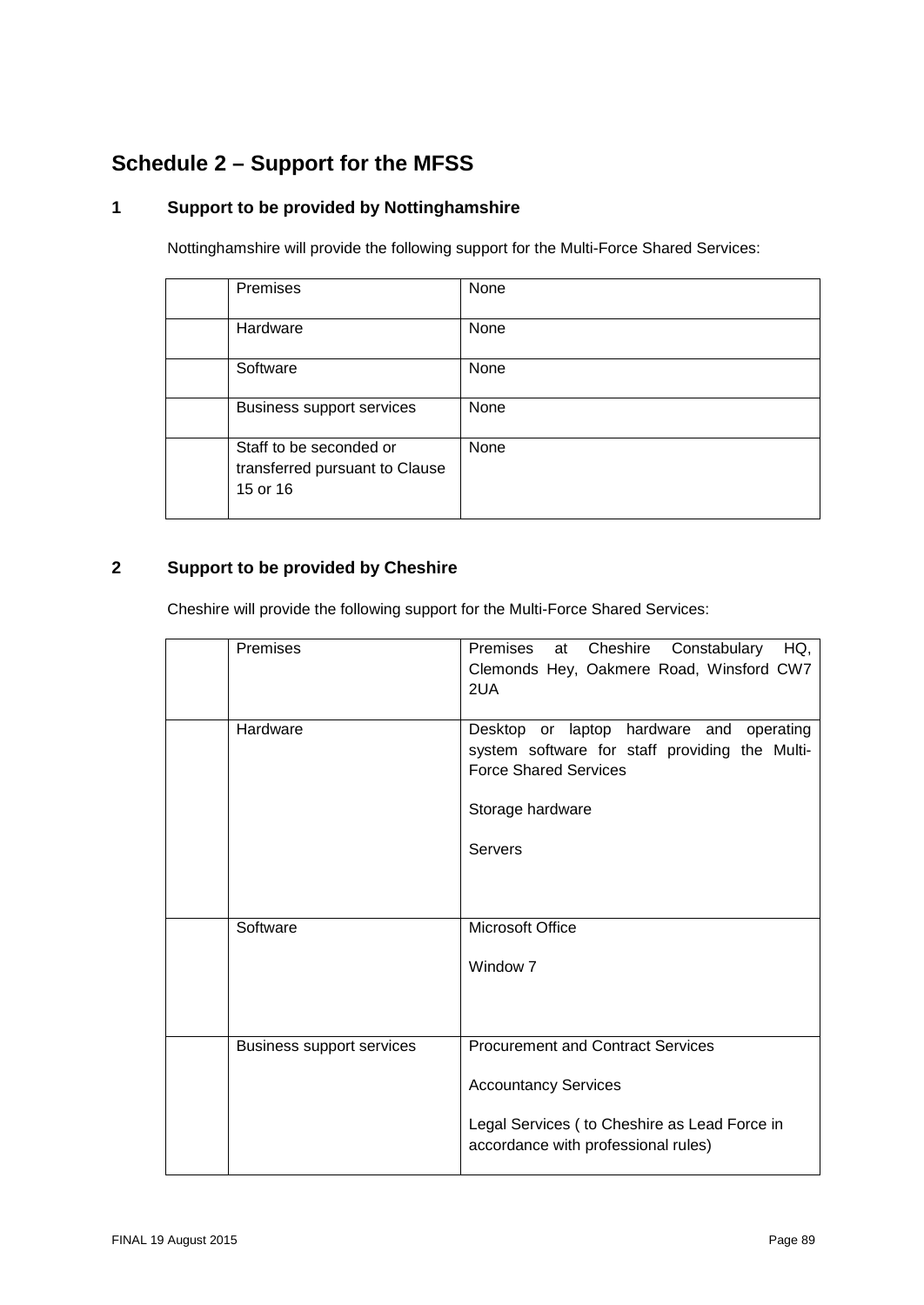# Schedule 2 – Support for the MFSS

## 1 Support to be provided by Nottinghamshire

Nottinghamshire will provide the following support for the Multi-Force Shared Services:

| | | |
|---|---|---|
| | Premises | None |
| | Hardware | None |
| | Software | None |
| | Business support services | None |
| | Staff to be seconded or transferred pursuant to Clause 15 or 16 | None |

## 2 Support to be provided by Cheshire

Cheshire will provide the following support for the Multi-Force Shared Services:

| | | |
|---|---|---|
| | Premises | Premises at Cheshire Constabulary HQ, Clemonds Hey, Oakmere Road, Winsford CW7 2UA |
| | Hardware | Desktop or laptop hardware and operating system software for staff providing the Multi-Force Shared Services<br><br>Storage hardware<br><br>Servers |
| | Software | Microsoft Office<br><br>Window 7 |
| | Business support services | Procurement and Contract Services<br><br>Accountancy Services<br><br>Legal Services ( to Cheshire as Lead Force in accordance with professional rules) |

FINAL 19 August 2015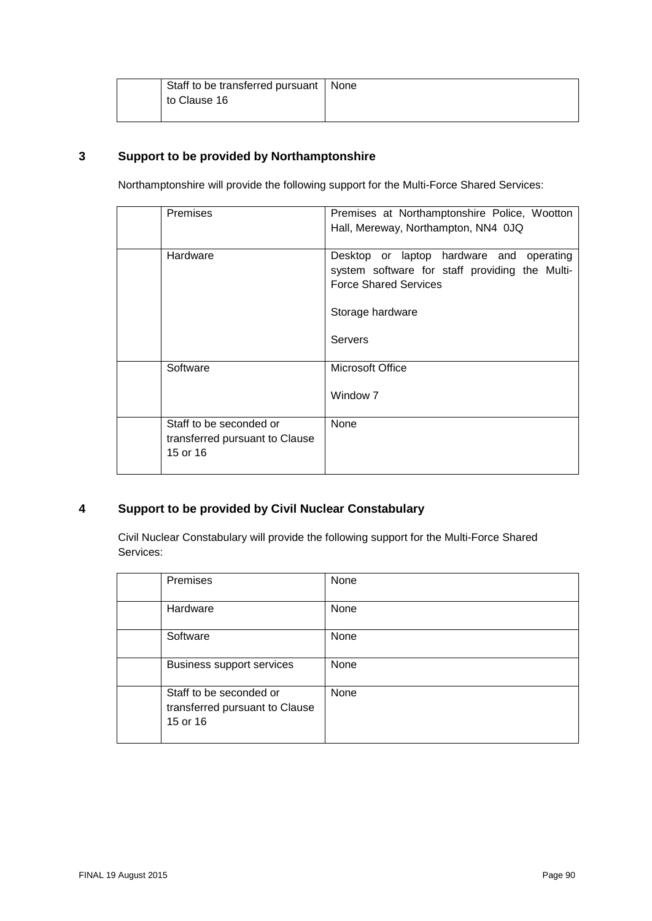| | | |
|---|---|---|
| | Staff to be transferred pursuant to Clause 16 | None |

## 3 Support to be provided by Northamptonshire

Northamptonshire will provide the following support for the Multi-Force Shared Services:

| | | |
|---|---|---|
| | Premises | Premises at Northamptonshire Police, Wootton Hall, Mereway, Northampton, NN4 0JQ |
| | Hardware | Desktop or laptop hardware and operating system software for staff providing the Multi-Force Shared Services<br><br>Storage hardware<br><br>Servers |
| | Software | Microsoft Office<br><br>Window 7 |
| | Staff to be seconded or transferred pursuant to Clause 15 or 16 | None |

## 4 Support to be provided by Civil Nuclear Constabulary

Civil Nuclear Constabulary will provide the following support for the Multi-Force Shared Services:

| | | |
|---|---|---|
| | Premises | None |
| | Hardware | None |
| | Software | None |
| | Business support services | None |
| | Staff to be seconded or transferred pursuant to Clause 15 or 16 | None |

FINAL 19 August 2015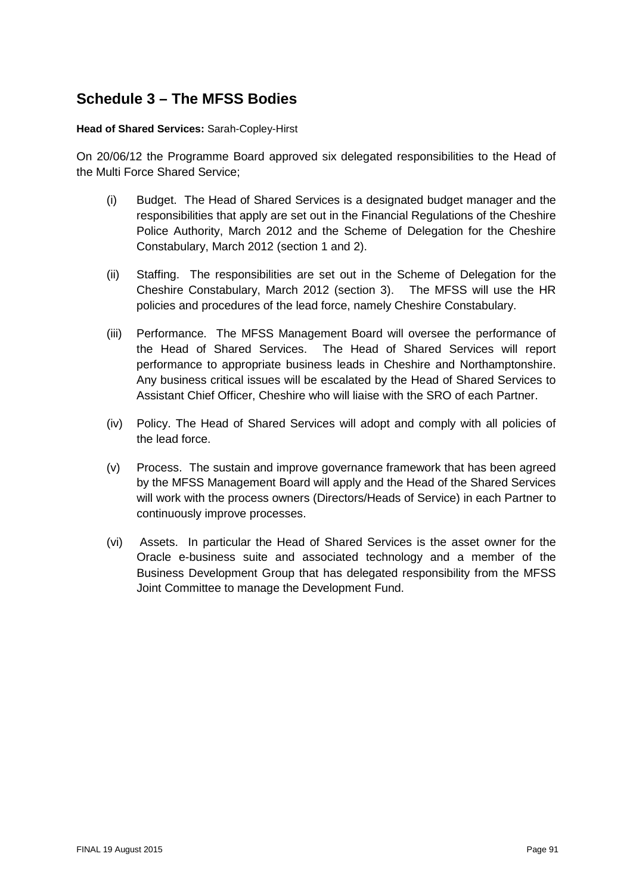## Schedule 3 – The MFSS Bodies

**Head of Shared Services:** Sarah-Copley-Hirst

On 20/06/12 the Programme Board approved six delegated responsibilities to the Head of the Multi Force Shared Service;

(i) Budget. The Head of Shared Services is a designated budget manager and the responsibilities that apply are set out in the Financial Regulations of the Cheshire Police Authority, March 2012 and the Scheme of Delegation for the Cheshire Constabulary, March 2012 (section 1 and 2).

(ii) Staffing. The responsibilities are set out in the Scheme of Delegation for the Cheshire Constabulary, March 2012 (section 3). The MFSS will use the HR policies and procedures of the lead force, namely Cheshire Constabulary.

(iii) Performance. The MFSS Management Board will oversee the performance of the Head of Shared Services. The Head of Shared Services will report performance to appropriate business leads in Cheshire and Northamptonshire. Any business critical issues will be escalated by the Head of Shared Services to Assistant Chief Officer, Cheshire who will liaise with the SRO of each Partner.

(iv) Policy. The Head of Shared Services will adopt and comply with all policies of the lead force.

(v) Process. The sustain and improve governance framework that has been agreed by the MFSS Management Board will apply and the Head of the Shared Services will work with the process owners (Directors/Heads of Service) in each Partner to continuously improve processes.

(vi) Assets. In particular the Head of Shared Services is the asset owner for the Oracle e-business suite and associated technology and a member of the Business Development Group that has delegated responsibility from the MFSS Joint Committee to manage the Development Fund.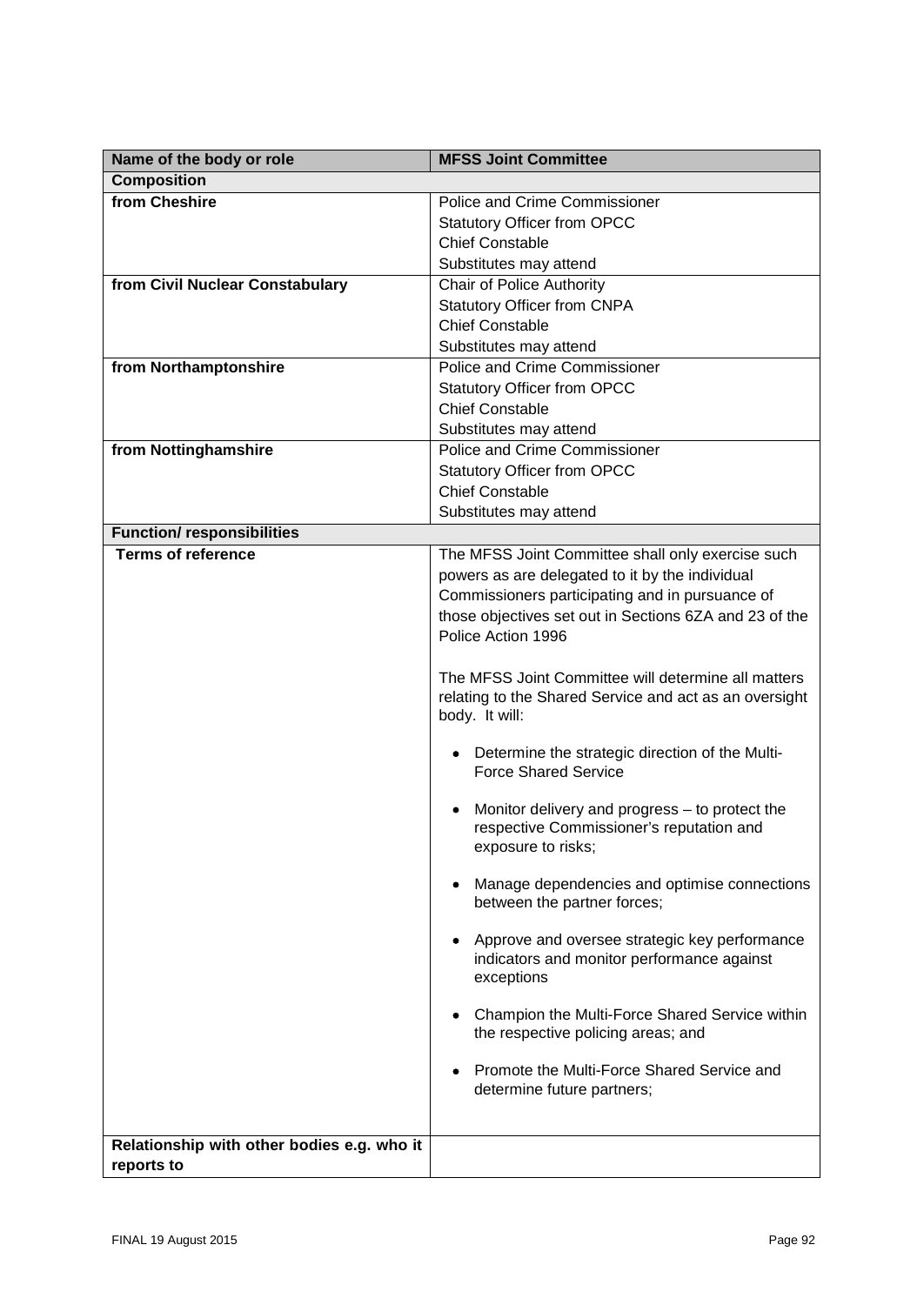| Name of the body or role | MFSS Joint Committee |
|---|---|
| **Composition** | |
| **from Cheshire** | Police and Crime Commissioner<br>Statutory Officer from OPCC<br>Chief Constable<br>Substitutes may attend |
| **from Civil Nuclear Constabulary** | Chair of Police Authority<br>Statutory Officer from CNPA<br>Chief Constable<br>Substitutes may attend |
| **from Northamptonshire** | Police and Crime Commissioner<br>Statutory Officer from OPCC<br>Chief Constable<br>Substitutes may attend |
| **from Nottinghamshire** | Police and Crime Commissioner<br>Statutory Officer from OPCC<br>Chief Constable<br>Substitutes may attend |
| **Function/ responsibilities** | |
| **Terms of reference** | The MFSS Joint Committee shall only exercise such powers as are delegated to it by the individual Commissioners participating and in pursuance of those objectives set out in Sections 6ZA and 23 of the Police Action 1996<br><br>The MFSS Joint Committee will determine all matters relating to the Shared Service and act as an oversight body. It will:<br><br>• Determine the strategic direction of the Multi-Force Shared Service<br>• Monitor delivery and progress – to protect the respective Commissioner's reputation and exposure to risks;<br>• Manage dependencies and optimise connections between the partner forces;<br>• Approve and oversee strategic key performance indicators and monitor performance against exceptions<br>• Champion the Multi-Force Shared Service within the respective policing areas; and<br>• Promote the Multi-Force Shared Service and determine future partners; |
| **Relationship with other bodies e.g. who it reports to** | |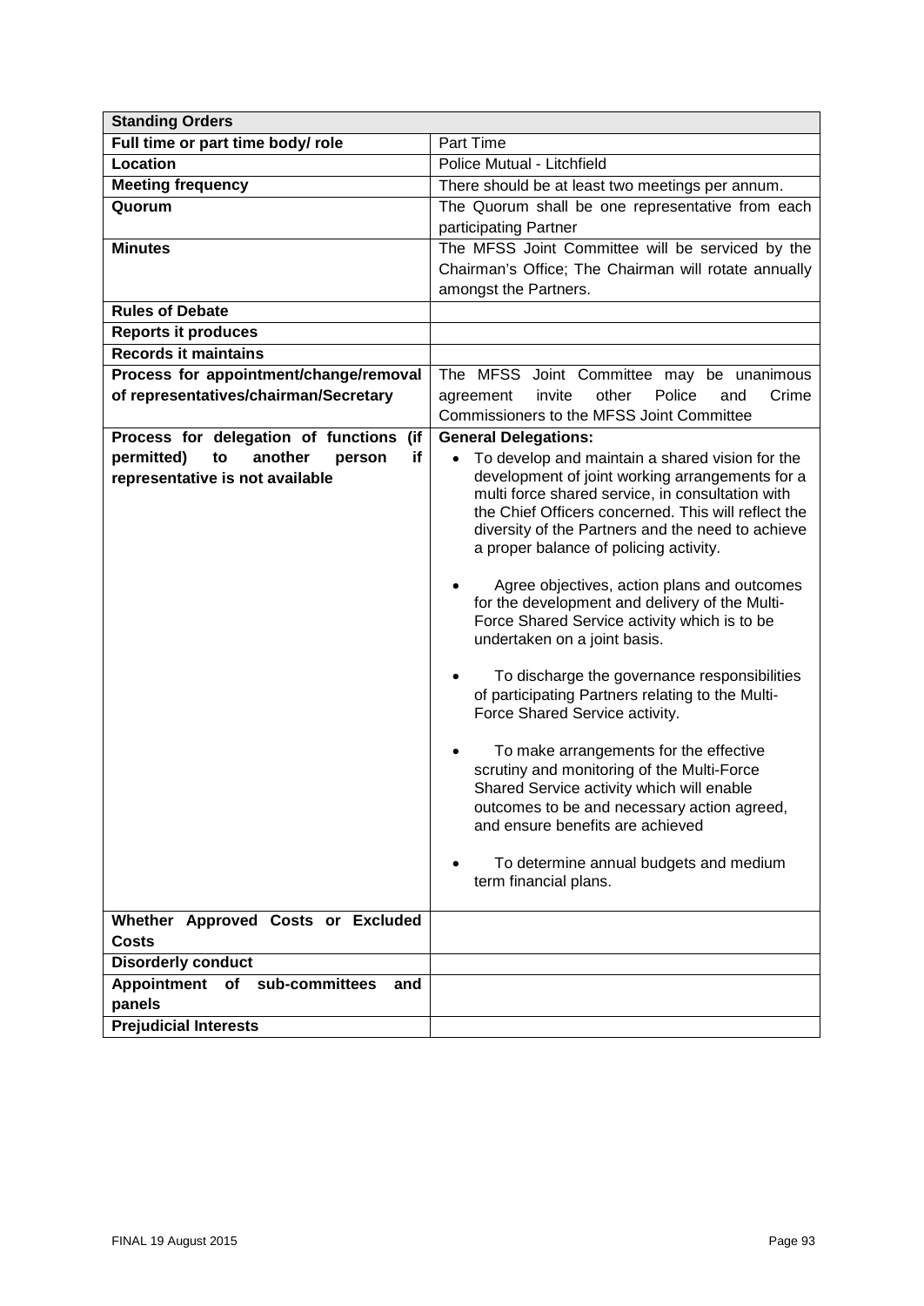| Standing Orders | |
|---|---|
| **Full time or part time body/ role** | Part Time |
| **Location** | Police Mutual - Litchfield |
| **Meeting frequency** | There should be at least two meetings per annum. |
| **Quorum** | The Quorum shall be one representative from each participating Partner |
| **Minutes** | The MFSS Joint Committee will be serviced by the Chairman's Office; The Chairman will rotate annually amongst the Partners. |
| **Rules of Debate** | |
| **Reports it produces** | |
| **Records it maintains** | |
| **Process for appointment/change/removal of representatives/chairman/Secretary** | The MFSS Joint Committee may be unanimous agreement invite other Police and Crime Commissioners to the MFSS Joint Committee |
| **Process for delegation of functions (if permitted) to another person if representative is not available** | **General Delegations:**<br>• To develop and maintain a shared vision for the development of joint working arrangements for a multi force shared service, in consultation with the Chief Officers concerned. This will reflect the diversity of the Partners and the need to achieve a proper balance of policing activity.<br>• Agree objectives, action plans and outcomes for the development and delivery of the Multi-Force Shared Service activity which is to be undertaken on a joint basis.<br>• To discharge the governance responsibilities of participating Partners relating to the Multi-Force Shared Service activity.<br>• To make arrangements for the effective scrutiny and monitoring of the Multi-Force Shared Service activity which will enable outcomes to be and necessary action agreed, and ensure benefits are achieved<br>• To determine annual budgets and medium term financial plans. |
| **Whether Approved Costs or Excluded Costs** | |
| **Disorderly conduct** | |
| **Appointment of sub-committees and panels** | |
| **Prejudicial Interests** | |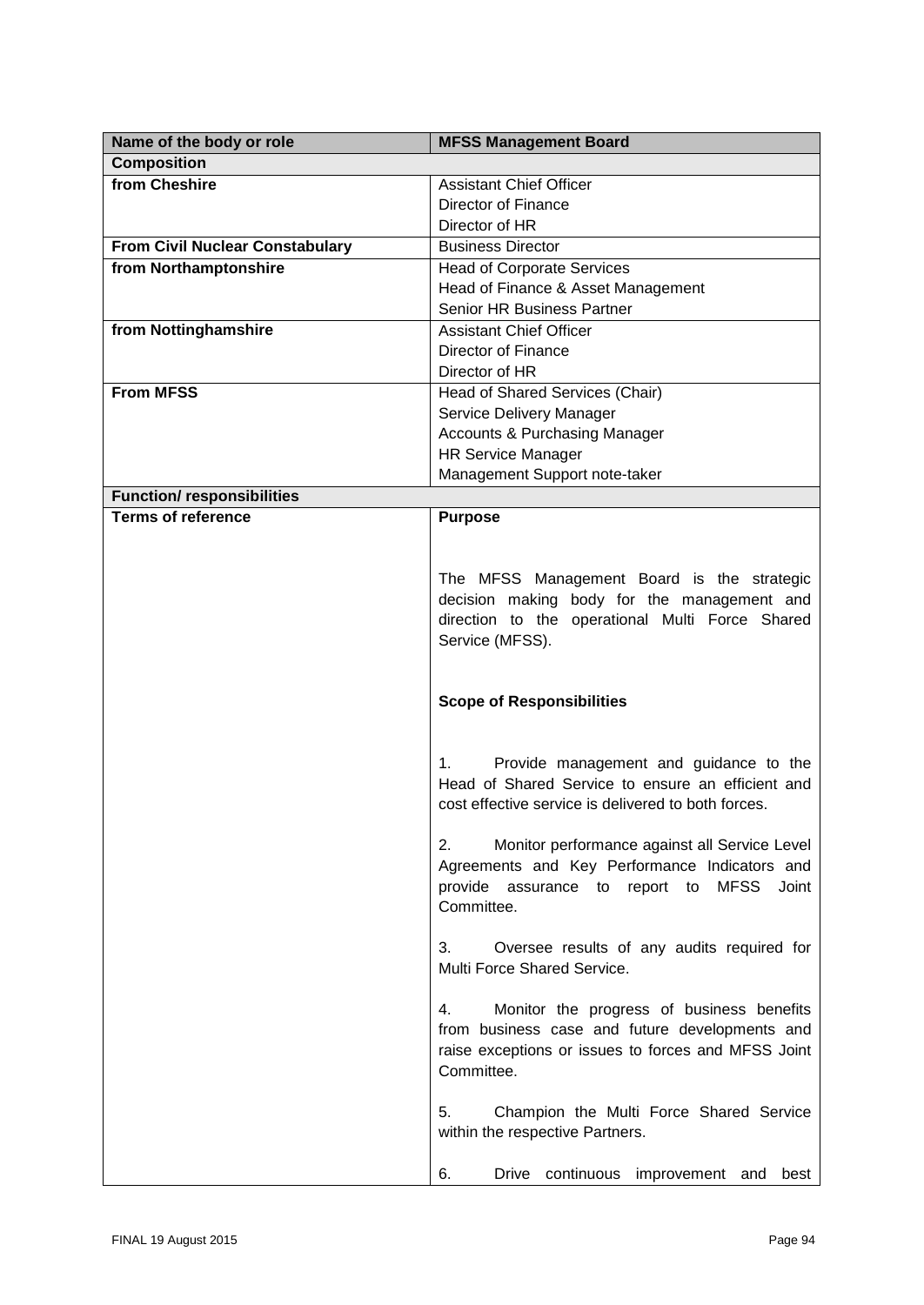| Name of the body or role | MFSS Management Board |
|---|---|
| **Composition** | |
| **from Cheshire** | Assistant Chief Officer<br>Director of Finance<br>Director of HR |
| **From Civil Nuclear Constabulary** | Business Director |
| **from Northamptonshire** | Head of Corporate Services<br>Head of Finance & Asset Management<br>Senior HR Business Partner |
| **from Nottinghamshire** | Assistant Chief Officer<br>Director of Finance<br>Director of HR |
| **From MFSS** | Head of Shared Services (Chair)<br>Service Delivery Manager<br>Accounts & Purchasing Manager<br>HR Service Manager<br>Management Support note-taker |
| **Function/ responsibilities** | |
| **Terms of reference** | **Purpose**<br><br>The MFSS Management Board is the strategic decision making body for the management and direction to the operational Multi Force Shared Service (MFSS).<br><br>**Scope of Responsibilities**<br><br>1. Provide management and guidance to the Head of Shared Service to ensure an efficient and cost effective service is delivered to both forces.<br><br>2. Monitor performance against all Service Level Agreements and Key Performance Indicators and provide assurance to report to MFSS Joint Committee.<br><br>3. Oversee results of any audits required for Multi Force Shared Service.<br><br>4. Monitor the progress of business benefits from business case and future developments and raise exceptions or issues to forces and MFSS Joint Committee.<br><br>5. Champion the Multi Force Shared Service within the respective Partners.<br><br>6. Drive continuous improvement and best |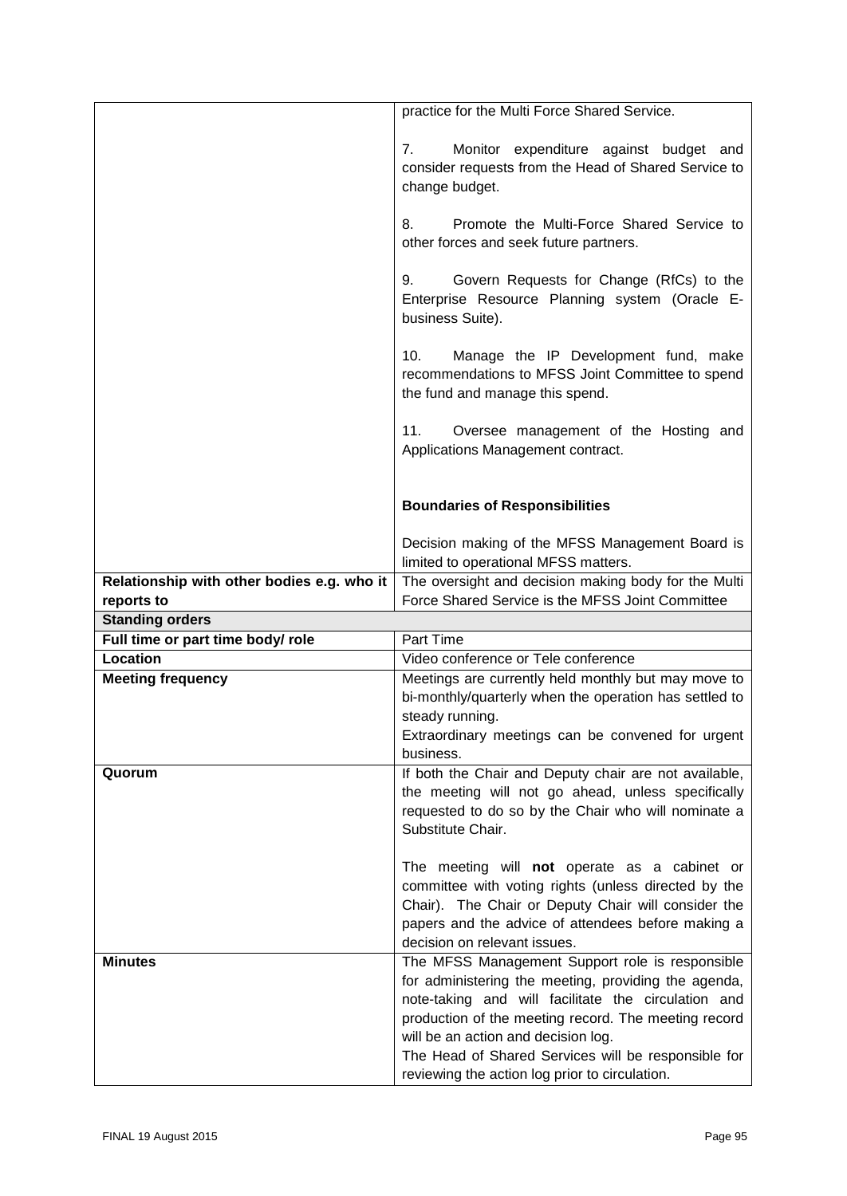| | |
|---|---|
| | practice for the Multi Force Shared Service.<br><br>7. Monitor expenditure against budget and consider requests from the Head of Shared Service to change budget.<br><br>8. Promote the Multi-Force Shared Service to other forces and seek future partners.<br><br>9. Govern Requests for Change (RfCs) to the Enterprise Resource Planning system (Oracle E-business Suite).<br><br>10. Manage the IP Development fund, make recommendations to MFSS Joint Committee to spend the fund and manage this spend.<br><br>11. Oversee management of the Hosting and Applications Management contract.<br><br>**Boundaries of Responsibilities**<br><br>Decision making of the MFSS Management Board is limited to operational MFSS matters. |
| **Relationship with other bodies e.g. who it reports to** | The oversight and decision making body for the Multi Force Shared Service is the MFSS Joint Committee |
| **Standing orders** | |
| **Full time or part time body/ role** | Part Time |
| **Location** | Video conference or Tele conference |
| **Meeting frequency** | Meetings are currently held monthly but may move to bi-monthly/quarterly when the operation has settled to steady running.<br>Extraordinary meetings can be convened for urgent business. |
| **Quorum** | If both the Chair and Deputy chair are not available, the meeting will not go ahead, unless specifically requested to do so by the Chair who will nominate a Substitute Chair.<br><br>The meeting will **not** operate as a cabinet or committee with voting rights (unless directed by the Chair). The Chair or Deputy Chair will consider the papers and the advice of attendees before making a decision on relevant issues. |
| **Minutes** | The MFSS Management Support role is responsible for administering the meeting, providing the agenda, note-taking and will facilitate the circulation and production of the meeting record. The meeting record will be an action and decision log.<br>The Head of Shared Services will be responsible for reviewing the action log prior to circulation. |

FINAL 19 August 2015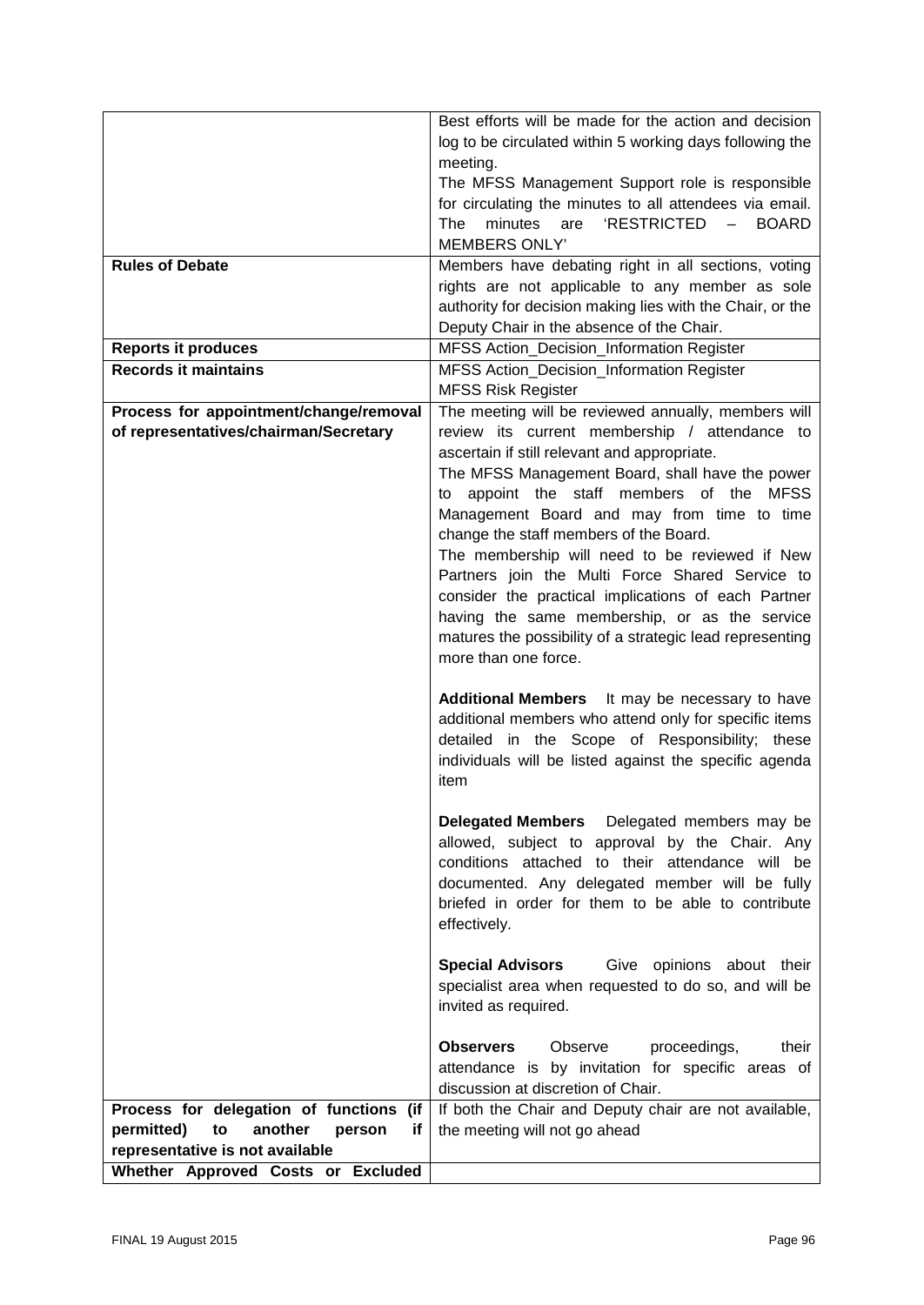| | |
|---|---|
| | Best efforts will be made for the action and decision log to be circulated within 5 working days following the meeting.<br>The MFSS Management Support role is responsible for circulating the minutes to all attendees via email. The minutes are 'RESTRICTED – BOARD MEMBERS ONLY' |
| **Rules of Debate** | Members have debating right in all sections, voting rights are not applicable to any member as sole authority for decision making lies with the Chair, or the Deputy Chair in the absence of the Chair. |
| **Reports it produces** | MFSS Action_Decision_Information Register |
| **Records it maintains** | MFSS Action_Decision_Information Register<br>MFSS Risk Register |
| **Process for appointment/change/removal of representatives/chairman/Secretary** | The meeting will be reviewed annually, members will review its current membership / attendance to ascertain if still relevant and appropriate.<br>The MFSS Management Board, shall have the power to appoint the staff members of the MFSS Management Board and may from time to time change the staff members of the Board.<br>The membership will need to be reviewed if New Partners join the Multi Force Shared Service to consider the practical implications of each Partner having the same membership, or as the service matures the possibility of a strategic lead representing more than one force.<br><br>**Additional Members** It may be necessary to have additional members who attend only for specific items detailed in the Scope of Responsibility; these individuals will be listed against the specific agenda item<br><br>**Delegated Members** Delegated members may be allowed, subject to approval by the Chair. Any conditions attached to their attendance will be documented. Any delegated member will be fully briefed in order for them to be able to contribute effectively.<br><br>**Special Advisors** Give opinions about their specialist area when requested to do so, and will be invited as required.<br><br>**Observers** Observe proceedings, their attendance is by invitation for specific areas of discussion at discretion of Chair. |
| **Process for delegation of functions (if permitted) to another person if representative is not available** | If both the Chair and Deputy chair are not available, the meeting will not go ahead |
| **Whether Approved Costs or Excluded** | |

FINAL 19 August 2015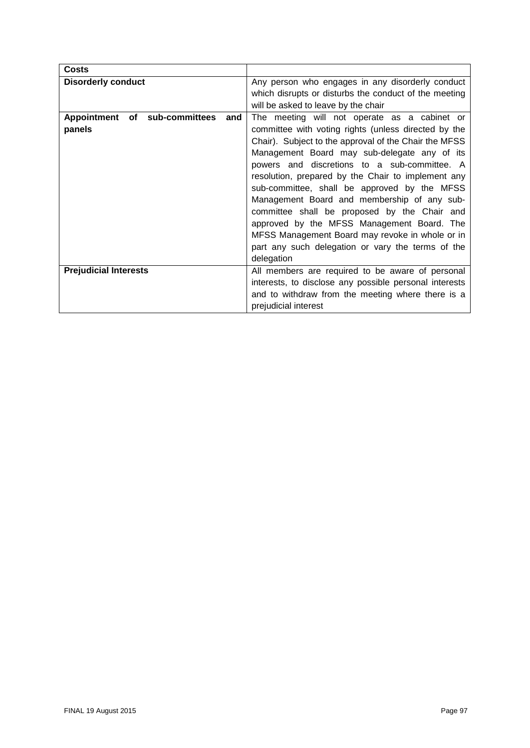| **Costs** | |
|---|---|
| **Disorderly conduct** | Any person who engages in any disorderly conduct which disrupts or disturbs the conduct of the meeting will be asked to leave by the chair |
| **Appointment of sub-committees and panels** | The meeting will not operate as a cabinet or committee with voting rights (unless directed by the Chair). Subject to the approval of the Chair the MFSS Management Board may sub-delegate any of its powers and discretions to a sub-committee. A resolution, prepared by the Chair to implement any sub-committee, shall be approved by the MFSS Management Board and membership of any sub-committee shall be proposed by the Chair and approved by the MFSS Management Board. The MFSS Management Board may revoke in whole or in part any such delegation or vary the terms of the delegation |
| **Prejudicial Interests** | All members are required to be aware of personal interests, to disclose any possible personal interests and to withdraw from the meeting where there is a prejudicial interest |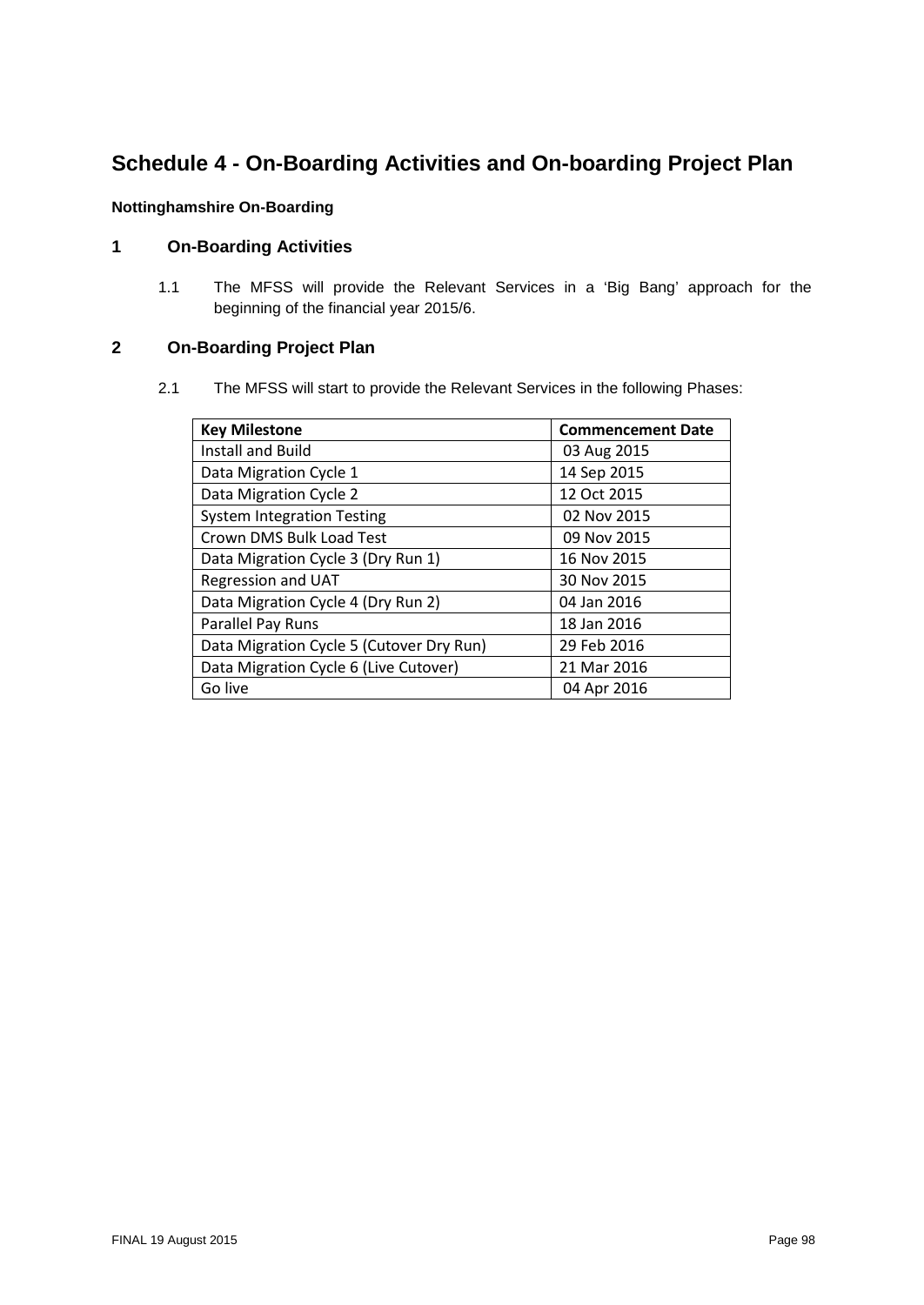# Schedule 4 - On-Boarding Activities and On-boarding Project Plan

**Nottinghamshire On-Boarding**

## 1 On-Boarding Activities

1.1 The MFSS will provide the Relevant Services in a 'Big Bang' approach for the beginning of the financial year 2015/6.

## 2 On-Boarding Project Plan

2.1 The MFSS will start to provide the Relevant Services in the following Phases:

| Key Milestone | Commencement Date |
|---|---|
| Install and Build | 03 Aug 2015 |
| Data Migration Cycle 1 | 14 Sep 2015 |
| Data Migration Cycle 2 | 12 Oct 2015 |
| System Integration Testing | 02 Nov 2015 |
| Crown DMS Bulk Load Test | 09 Nov 2015 |
| Data Migration Cycle 3 (Dry Run 1) | 16 Nov 2015 |
| Regression and UAT | 30 Nov 2015 |
| Data Migration Cycle 4 (Dry Run 2) | 04 Jan 2016 |
| Parallel Pay Runs | 18 Jan 2016 |
| Data Migration Cycle 5 (Cutover Dry Run) | 29 Feb 2016 |
| Data Migration Cycle 6 (Live Cutover) | 21 Mar 2016 |
| Go live | 04 Apr 2016 |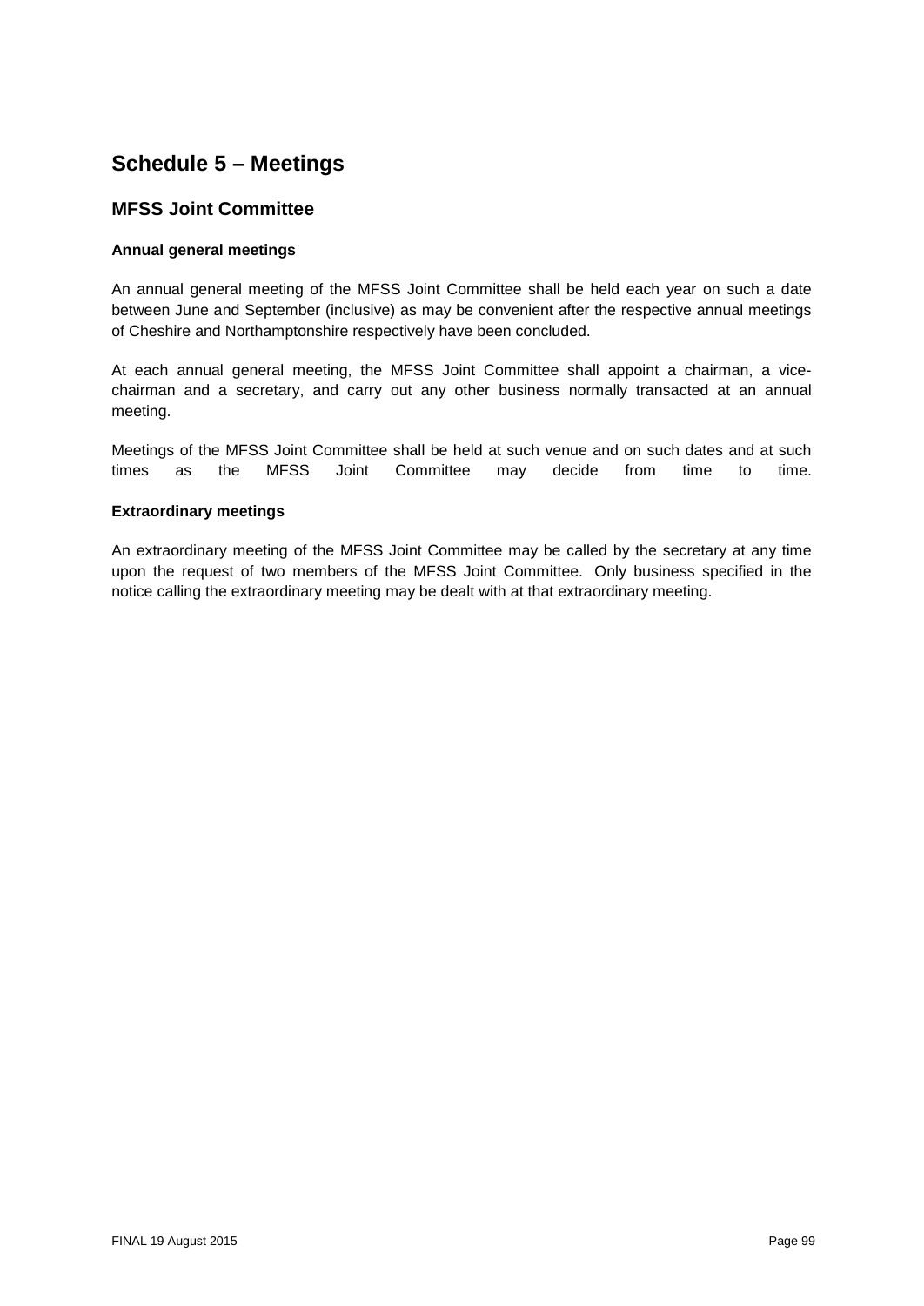# Schedule 5 – Meetings

## MFSS Joint Committee

### Annual general meetings

An annual general meeting of the MFSS Joint Committee shall be held each year on such a date between June and September (inclusive) as may be convenient after the respective annual meetings of Cheshire and Northamptonshire respectively have been concluded.

At each annual general meeting, the MFSS Joint Committee shall appoint a chairman, a vice-chairman and a secretary, and carry out any other business normally transacted at an annual meeting.

Meetings of the MFSS Joint Committee shall be held at such venue and on such dates and at such times as the MFSS Joint Committee may decide from time to time.

### Extraordinary meetings

An extraordinary meeting of the MFSS Joint Committee may be called by the secretary at any time upon the request of two members of the MFSS Joint Committee. Only business specified in the notice calling the extraordinary meeting may be dealt with at that extraordinary meeting.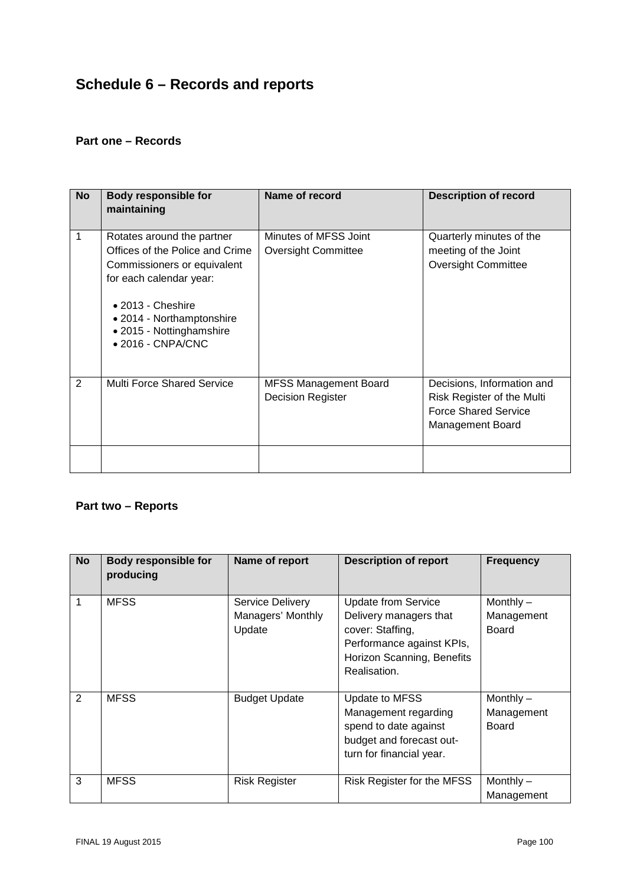# Schedule 6 – Records and reports

## Part one – Records

| No | Body responsible for maintaining | Name of record | Description of record |
|---|---|---|---|
| 1 | Rotates around the partner Offices of the Police and Crime Commissioners or equivalent for each calendar year:<br>• 2013 - Cheshire<br>• 2014 - Northamptonshire<br>• 2015 - Nottinghamshire<br>• 2016 - CNPA/CNC | Minutes of MFSS Joint Oversight Committee | Quarterly minutes of the meeting of the Joint Oversight Committee |
| 2 | Multi Force Shared Service | MFSS Management Board Decision Register | Decisions, Information and Risk Register of the Multi Force Shared Service Management Board |
| | | | |

## Part two – Reports

| No | Body responsible for producing | Name of report | Description of report | Frequency |
|---|---|---|---|---|
| 1 | MFSS | Service Delivery Managers' Monthly Update | Update from Service Delivery managers that cover: Staffing, Performance against KPIs, Horizon Scanning, Benefits Realisation. | Monthly – Management Board |
| 2 | MFSS | Budget Update | Update to MFSS Management regarding spend to date against budget and forecast out-turn for financial year. | Monthly – Management Board |
| 3 | MFSS | Risk Register | Risk Register for the MFSS | Monthly – Management |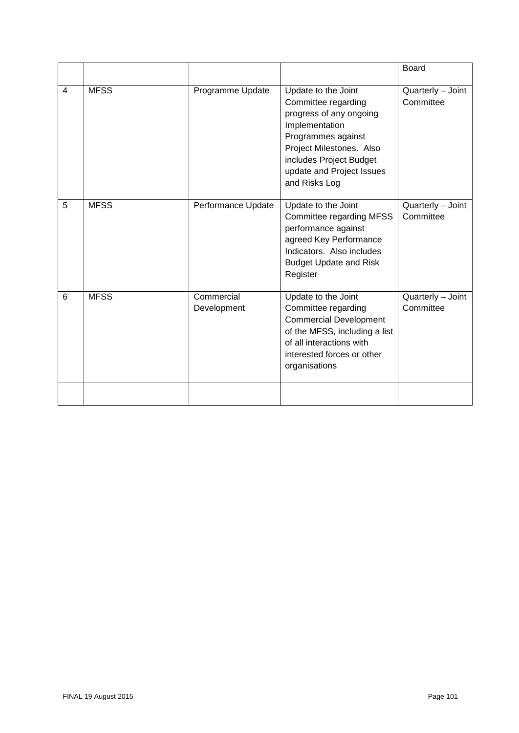| | | | | |
|---|---|---|---|---|
| | | | | Board |
| 4 | MFSS | Programme Update | Update to the Joint Committee regarding progress of any ongoing Implementation Programmes against Project Milestones. Also includes Project Budget update and Project Issues and Risks Log | Quarterly – Joint Committee |
| 5 | MFSS | Performance Update | Update to the Joint Committee regarding MFSS performance against agreed Key Performance Indicators. Also includes Budget Update and Risk Register | Quarterly – Joint Committee |
| 6 | MFSS | Commercial Development | Update to the Joint Committee regarding Commercial Development of the MFSS, including a list of all interactions with interested forces or other organisations | Quarterly – Joint Committee |
| | | | | |

FINAL 19 August 2015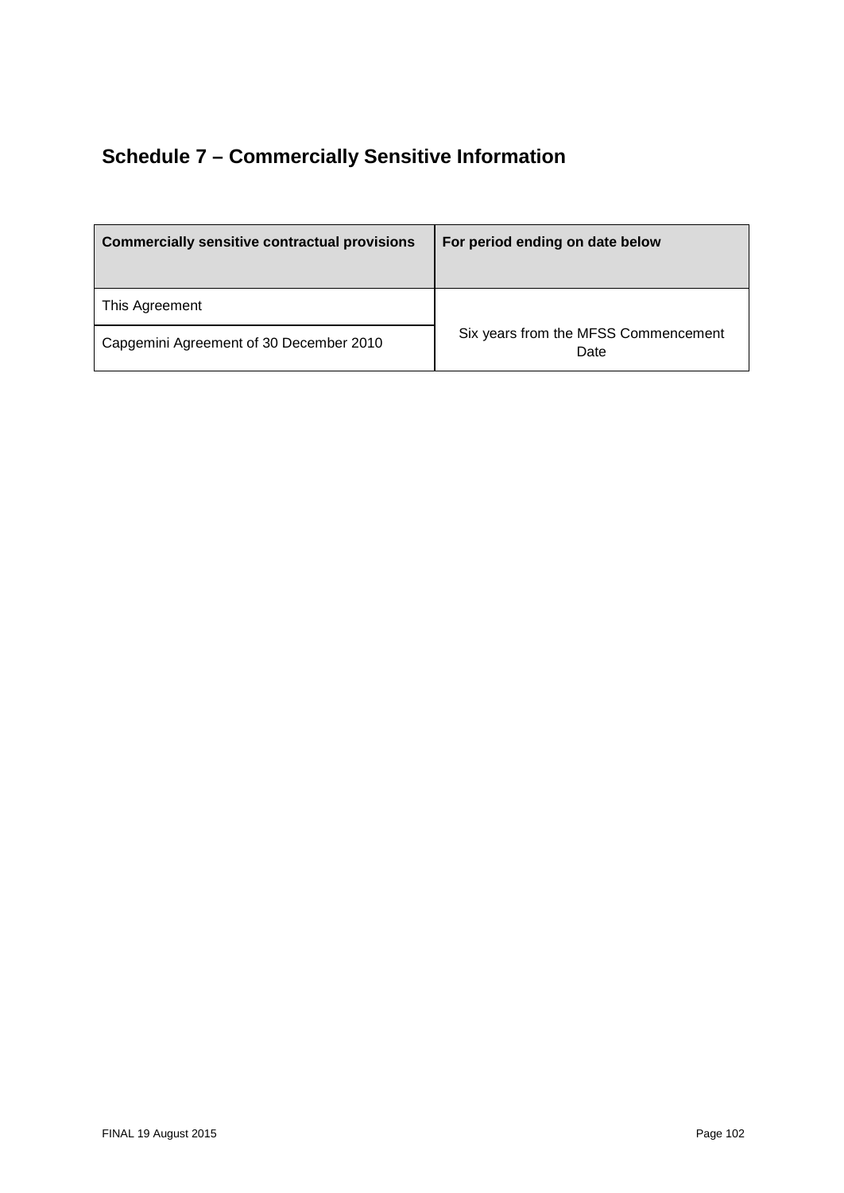## Schedule 7 – Commercially Sensitive Information

| Commercially sensitive contractual provisions | For period ending on date below |
|---|---|
| This Agreement | Six years from the MFSS Commencement Date |
| Capgemini Agreement of 30 December 2010 | |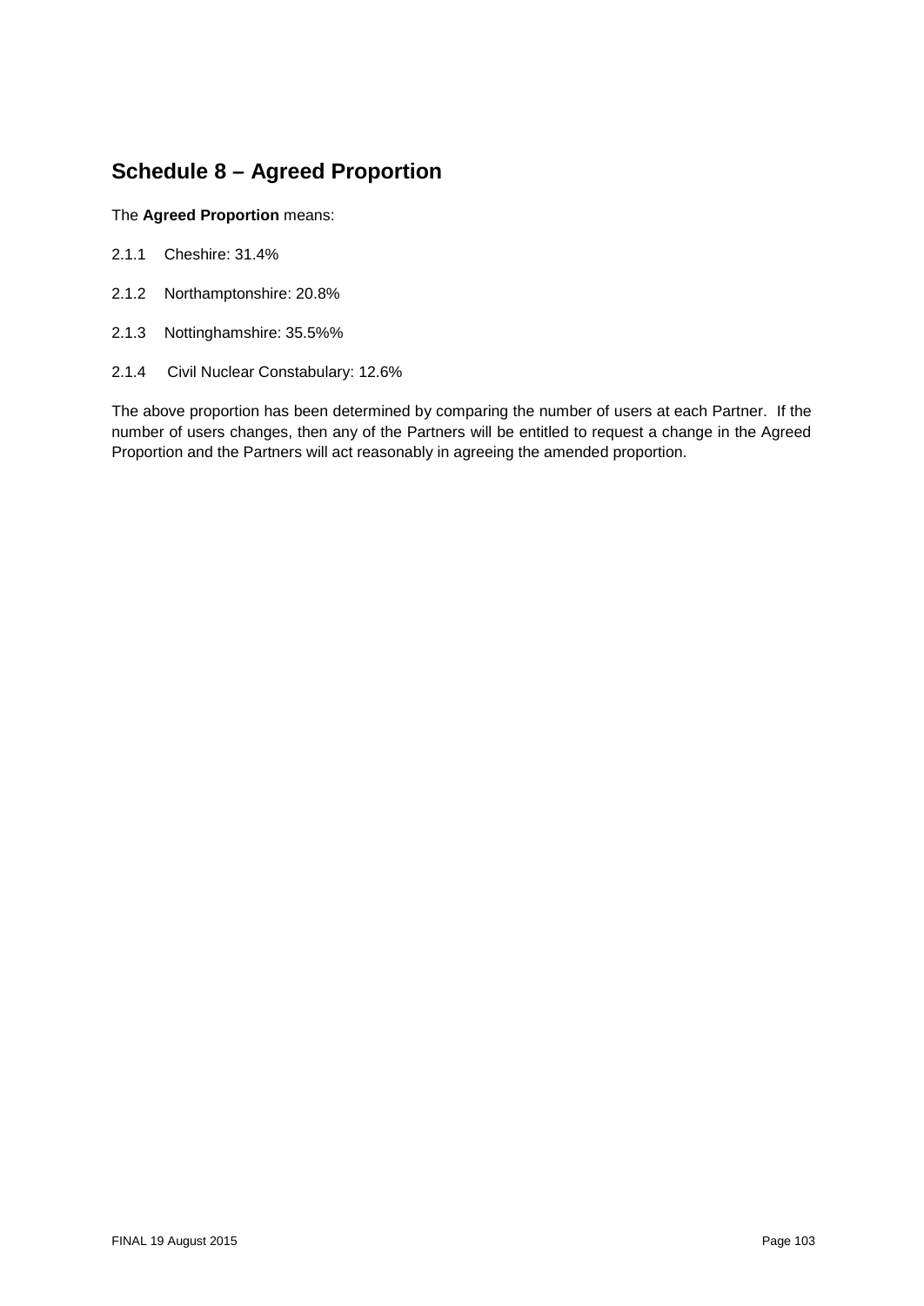## Schedule 8 – Agreed Proportion

The **Agreed Proportion** means:

2.1.1 Cheshire: 31.4%

2.1.2 Northamptonshire: 20.8%

2.1.3 Nottinghamshire: 35.5%%

2.1.4 Civil Nuclear Constabulary: 12.6%

The above proportion has been determined by comparing the number of users at each Partner. If the number of users changes, then any of the Partners will be entitled to request a change in the Agreed Proportion and the Partners will act reasonably in agreeing the amended proportion.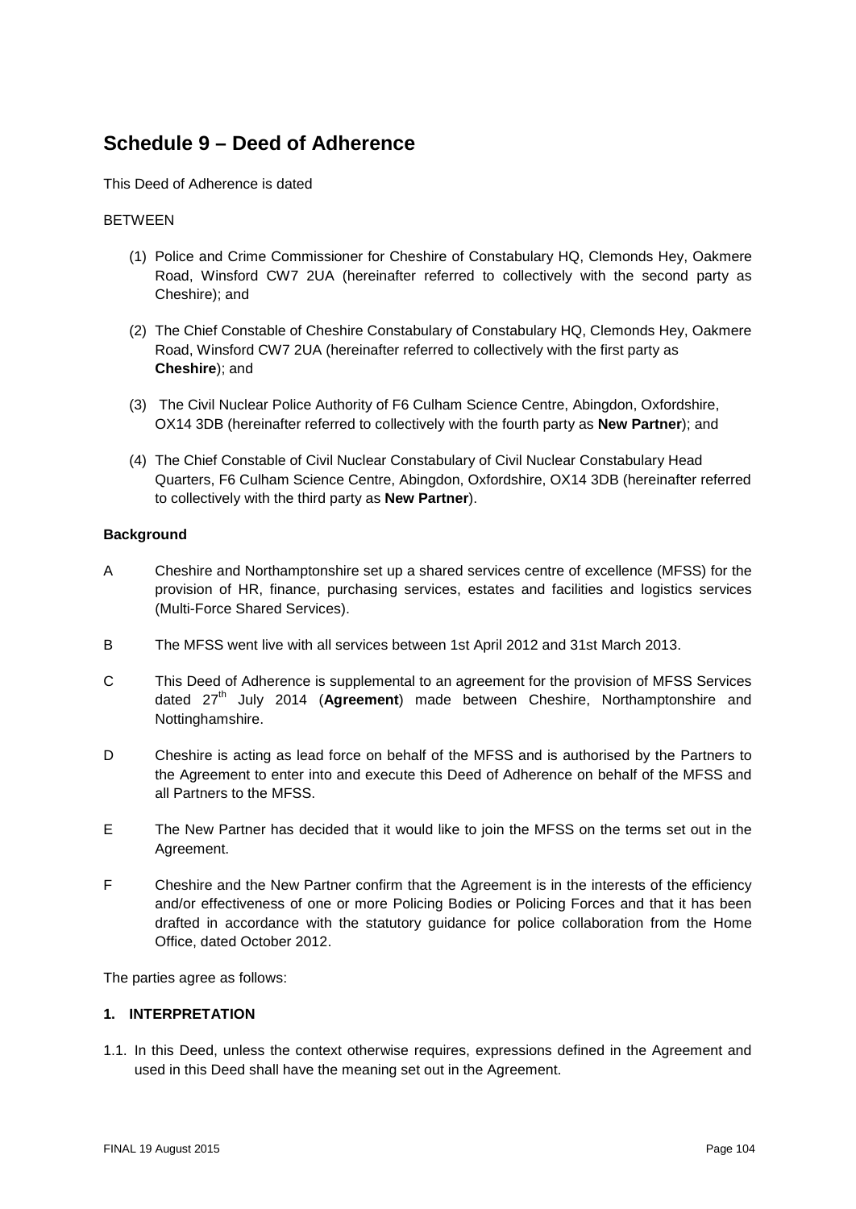## Schedule 9 – Deed of Adherence

This Deed of Adherence is dated

BETWEEN

(1) Police and Crime Commissioner for Cheshire of Constabulary HQ, Clemonds Hey, Oakmere Road, Winsford CW7 2UA (hereinafter referred to collectively with the second party as Cheshire); and

(2) The Chief Constable of Cheshire Constabulary of Constabulary HQ, Clemonds Hey, Oakmere Road, Winsford CW7 2UA (hereinafter referred to collectively with the first party as **Cheshire**); and

(3) The Civil Nuclear Police Authority of F6 Culham Science Centre, Abingdon, Oxfordshire, OX14 3DB (hereinafter referred to collectively with the fourth party as **New Partner**); and

(4) The Chief Constable of Civil Nuclear Constabulary of Civil Nuclear Constabulary Head Quarters, F6 Culham Science Centre, Abingdon, Oxfordshire, OX14 3DB (hereinafter referred to collectively with the third party as **New Partner**).

**Background**

A Cheshire and Northamptonshire set up a shared services centre of excellence (MFSS) for the provision of HR, finance, purchasing services, estates and facilities and logistics services (Multi-Force Shared Services).

B The MFSS went live with all services between 1st April 2012 and 31st March 2013.

C This Deed of Adherence is supplemental to an agreement for the provision of MFSS Services dated 27th July 2014 (**Agreement**) made between Cheshire, Northamptonshire and Nottinghamshire.

D Cheshire is acting as lead force on behalf of the MFSS and is authorised by the Partners to the Agreement to enter into and execute this Deed of Adherence on behalf of the MFSS and all Partners to the MFSS.

E The New Partner has decided that it would like to join the MFSS on the terms set out in the Agreement.

F Cheshire and the New Partner confirm that the Agreement is in the interests of the efficiency and/or effectiveness of one or more Policing Bodies or Policing Forces and that it has been drafted in accordance with the statutory guidance for police collaboration from the Home Office, dated October 2012.

The parties agree as follows:

**1. INTERPRETATION**

1.1. In this Deed, unless the context otherwise requires, expressions defined in the Agreement and used in this Deed shall have the meaning set out in the Agreement.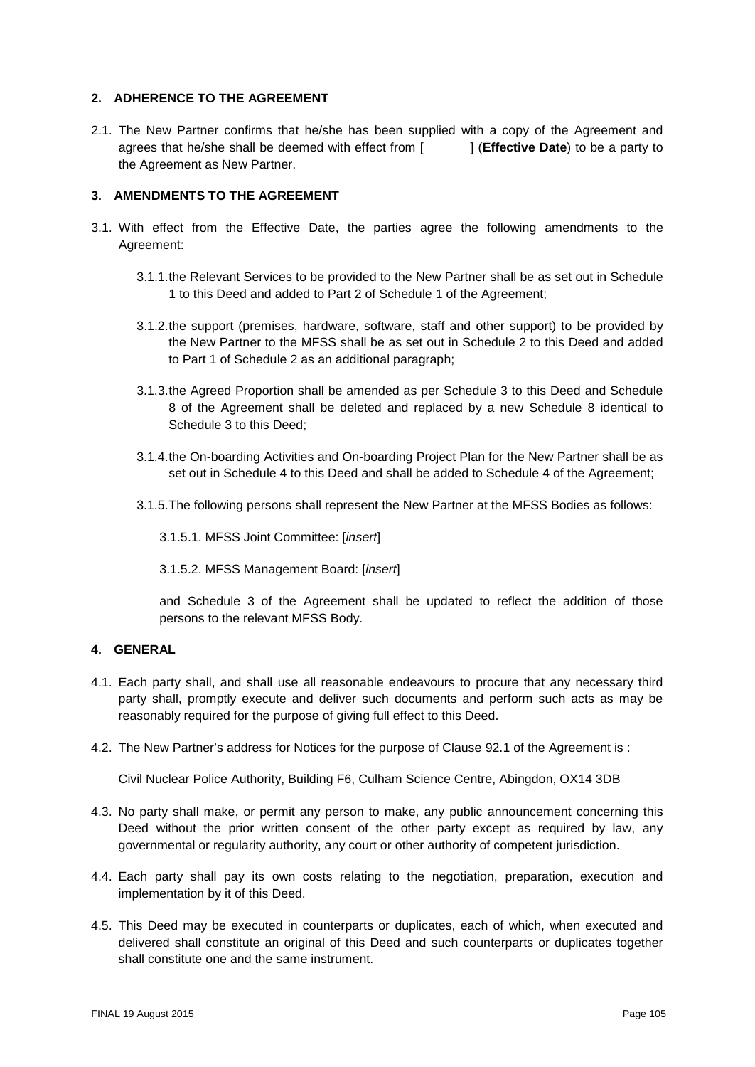## 2. ADHERENCE TO THE AGREEMENT

2.1. The New Partner confirms that he/she has been supplied with a copy of the Agreement and agrees that he/she shall be deemed with effect from [ ] (**Effective Date**) to be a party to the Agreement as New Partner.

## 3. AMENDMENTS TO THE AGREEMENT

3.1. With effect from the Effective Date, the parties agree the following amendments to the Agreement:

3.1.1. the Relevant Services to be provided to the New Partner shall be as set out in Schedule 1 to this Deed and added to Part 2 of Schedule 1 of the Agreement;

3.1.2. the support (premises, hardware, software, staff and other support) to be provided by the New Partner to the MFSS shall be as set out in Schedule 2 to this Deed and added to Part 1 of Schedule 2 as an additional paragraph;

3.1.3. the Agreed Proportion shall be amended as per Schedule 3 to this Deed and Schedule 8 of the Agreement shall be deleted and replaced by a new Schedule 8 identical to Schedule 3 to this Deed;

3.1.4. the On-boarding Activities and On-boarding Project Plan for the New Partner shall be as set out in Schedule 4 to this Deed and shall be added to Schedule 4 of the Agreement;

3.1.5. The following persons shall represent the New Partner at the MFSS Bodies as follows:

3.1.5.1. MFSS Joint Committee: [*insert*]

3.1.5.2. MFSS Management Board: [*insert*]

and Schedule 3 of the Agreement shall be updated to reflect the addition of those persons to the relevant MFSS Body.

## 4. GENERAL

4.1. Each party shall, and shall use all reasonable endeavours to procure that any necessary third party shall, promptly execute and deliver such documents and perform such acts as may be reasonably required for the purpose of giving full effect to this Deed.

4.2. The New Partner's address for Notices for the purpose of Clause 92.1 of the Agreement is :

Civil Nuclear Police Authority, Building F6, Culham Science Centre, Abingdon, OX14 3DB

4.3. No party shall make, or permit any person to make, any public announcement concerning this Deed without the prior written consent of the other party except as required by law, any governmental or regularity authority, any court or other authority of competent jurisdiction.

4.4. Each party shall pay its own costs relating to the negotiation, preparation, execution and implementation by it of this Deed.

4.5. This Deed may be executed in counterparts or duplicates, each of which, when executed and delivered shall constitute an original of this Deed and such counterparts or duplicates together shall constitute one and the same instrument.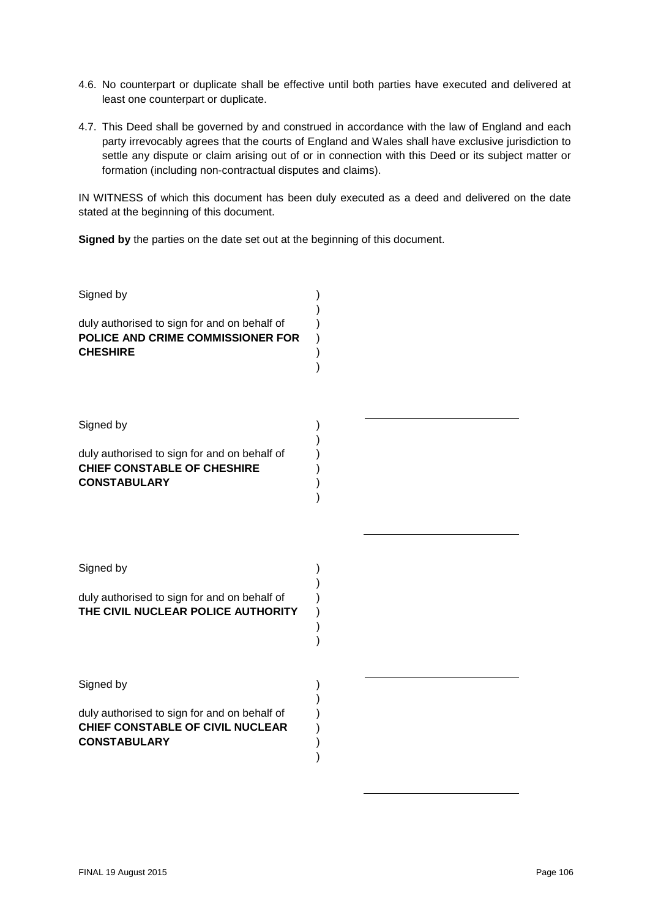4.6. No counterpart or duplicate shall be effective until both parties have executed and delivered at least one counterpart or duplicate.

4.7. This Deed shall be governed by and construed in accordance with the law of England and each party irrevocably agrees that the courts of England and Wales shall have exclusive jurisdiction to settle any dispute or claim arising out of or in connection with this Deed or its subject matter or formation (including non-contractual disputes and claims).

IN WITNESS of which this document has been duly executed as a deed and delivered on the date stated at the beginning of this document.

**Signed by** the parties on the date set out at the beginning of this document.

Signed by )
)
duly authorised to sign for and on behalf of )
**POLICE AND CRIME COMMISSIONER FOR** )
**CHESHIRE** )
)

______________________________

Signed by )
)
duly authorised to sign for and on behalf of )
**CHIEF CONSTABLE OF CHESHIRE** )
**CONSTABULARY** )
)

______________________________

Signed by )
)
duly authorised to sign for and on behalf of )
**THE CIVIL NUCLEAR POLICE AUTHORITY** )
)
)

______________________________

Signed by )
)
duly authorised to sign for and on behalf of )
**CHIEF CONSTABLE OF CIVIL NUCLEAR** )
**CONSTABULARY** )
)

______________________________

FINAL 19 August 2015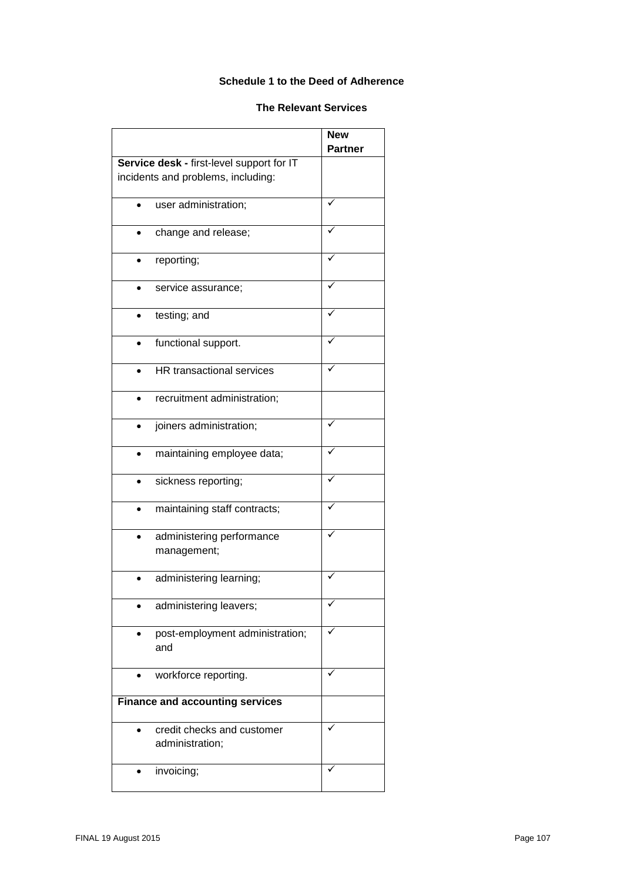**Schedule 1 to the Deed of Adherence**

**The Relevant Services**

| | **New Partner** |
|---|---|
| **Service desk -** first-level support for IT incidents and problems, including: | |
| • user administration; | ✓ |
| • change and release; | ✓ |
| • reporting; | ✓ |
| • service assurance; | ✓ |
| • testing; and | ✓ |
| • functional support. | ✓ |
| • HR transactional services | ✓ |
| • recruitment administration; | |
| • joiners administration; | ✓ |
| • maintaining employee data; | ✓ |
| • sickness reporting; | ✓ |
| • maintaining staff contracts; | ✓ |
| • administering performance management; | ✓ |
| • administering learning; | ✓ |
| • administering leavers; | ✓ |
| • post-employment administration; and | ✓ |
| • workforce reporting. | ✓ |
| **Finance and accounting services** | |
| • credit checks and customer administration; | ✓ |
| • invoicing; | ✓ |

FINAL 19 August 2015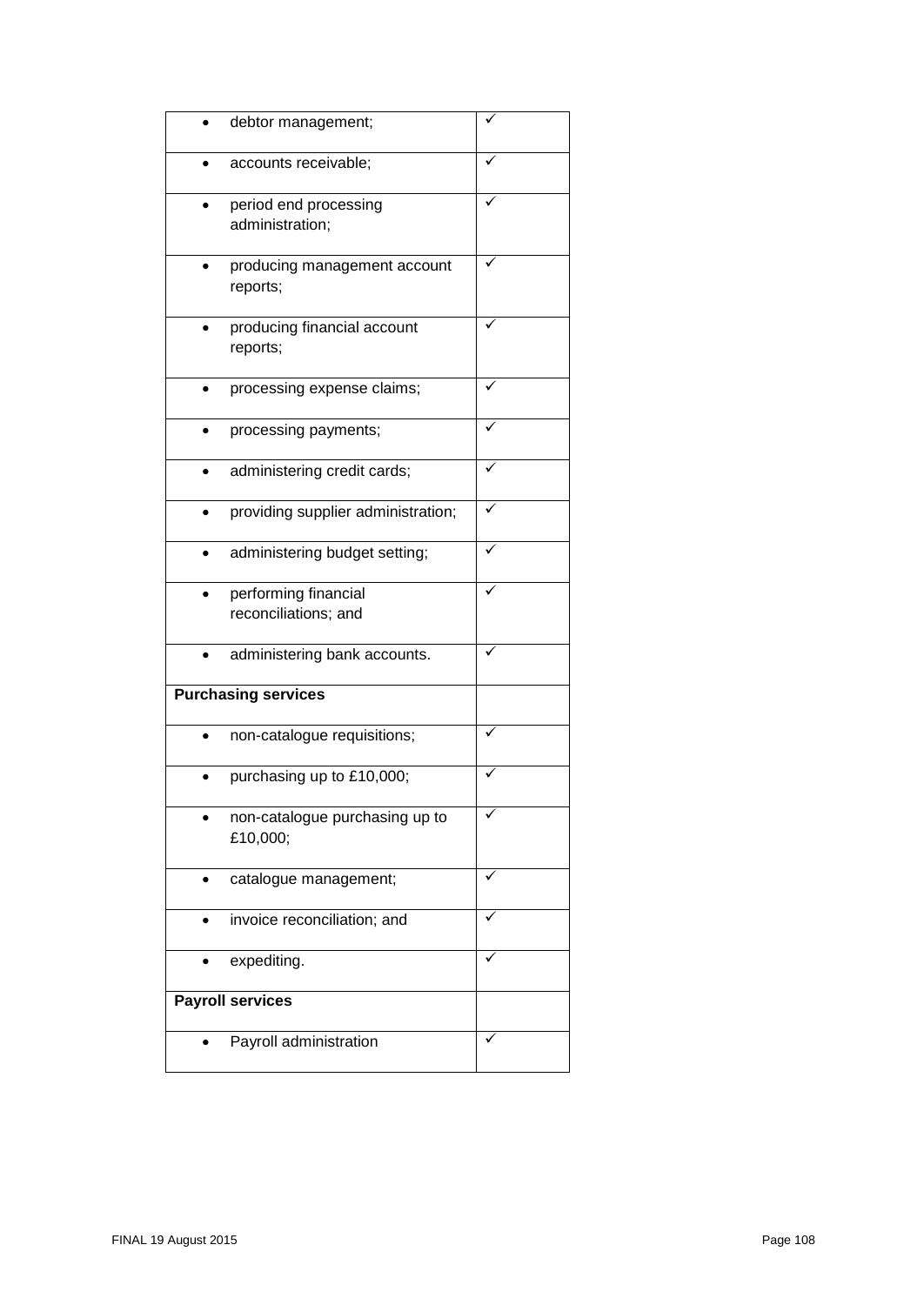| | |
|---|---|
| • debtor management; | ✓ |
| • accounts receivable; | ✓ |
| • period end processing administration; | ✓ |
| • producing management account reports; | ✓ |
| • producing financial account reports; | ✓ |
| • processing expense claims; | ✓ |
| • processing payments; | ✓ |
| • administering credit cards; | ✓ |
| • providing supplier administration; | ✓ |
| • administering budget setting; | ✓ |
| • performing financial reconciliations; and | ✓ |
| • administering bank accounts. | ✓ |
| **Purchasing services** | |
| • non-catalogue requisitions; | ✓ |
| • purchasing up to £10,000; | ✓ |
| • non-catalogue purchasing up to £10,000; | ✓ |
| • catalogue management; | ✓ |
| • invoice reconciliation; and | ✓ |
| • expediting. | ✓ |
| **Payroll services** | |
| • Payroll administration | ✓ |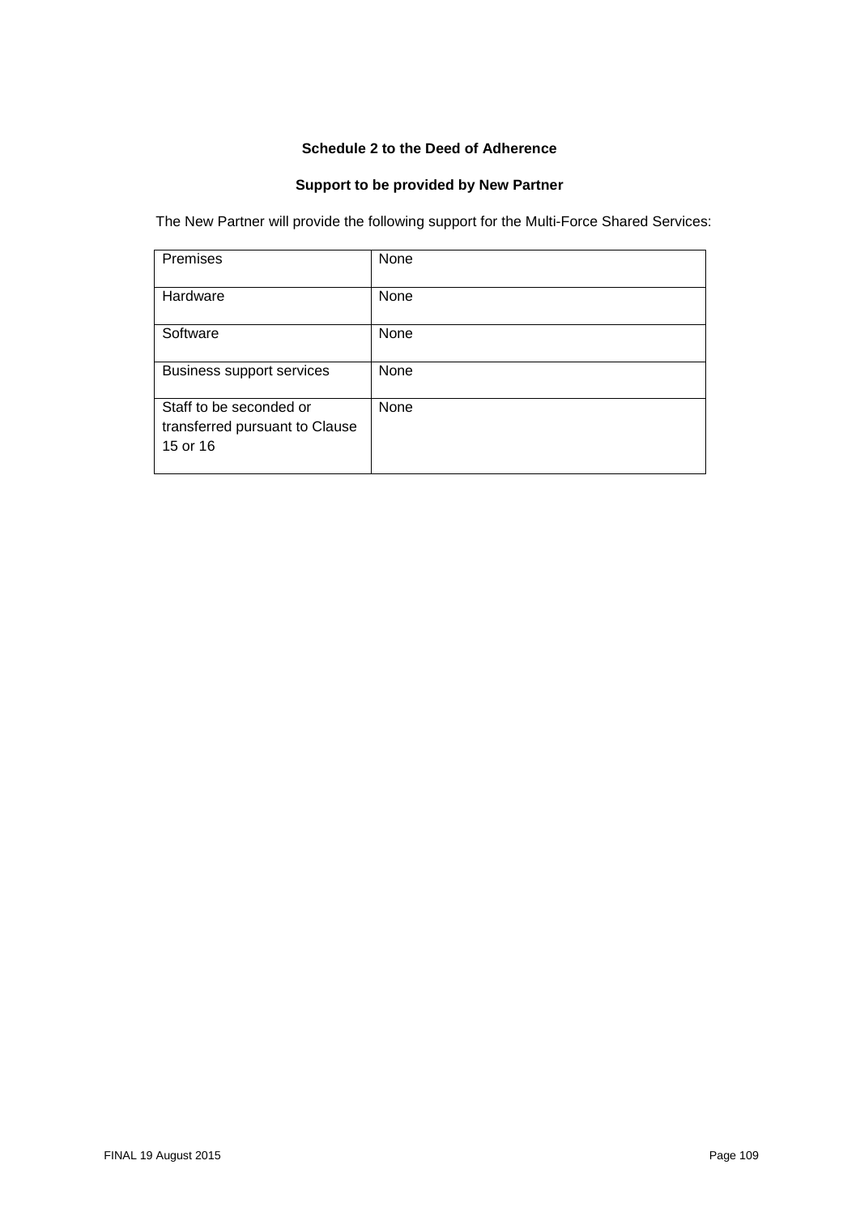**Schedule 2 to the Deed of Adherence**

**Support to be provided by New Partner**

The New Partner will provide the following support for the Multi-Force Shared Services:

| | |
|---|---|
| Premises | None |
| Hardware | None |
| Software | None |
| Business support services | None |
| Staff to be seconded or transferred pursuant to Clause 15 or 16 | None |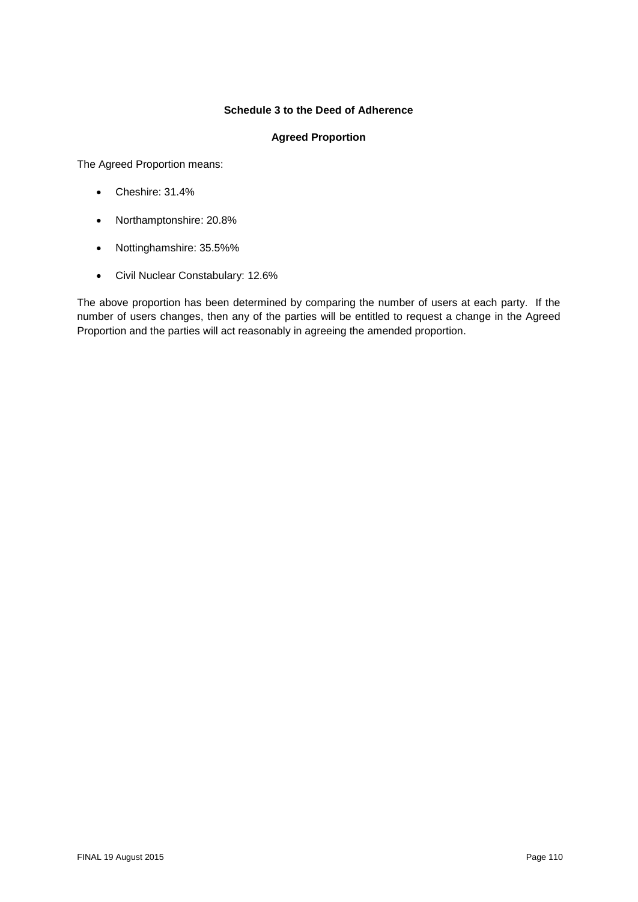**Schedule 3 to the Deed of Adherence**

**Agreed Proportion**

The Agreed Proportion means:

- Cheshire: 31.4%
- Northamptonshire: 20.8%
- Nottinghamshire: 35.5%%
- Civil Nuclear Constabulary: 12.6%

The above proportion has been determined by comparing the number of users at each party. If the number of users changes, then any of the parties will be entitled to request a change in the Agreed Proportion and the parties will act reasonably in agreeing the amended proportion.

FINAL 19 August 2015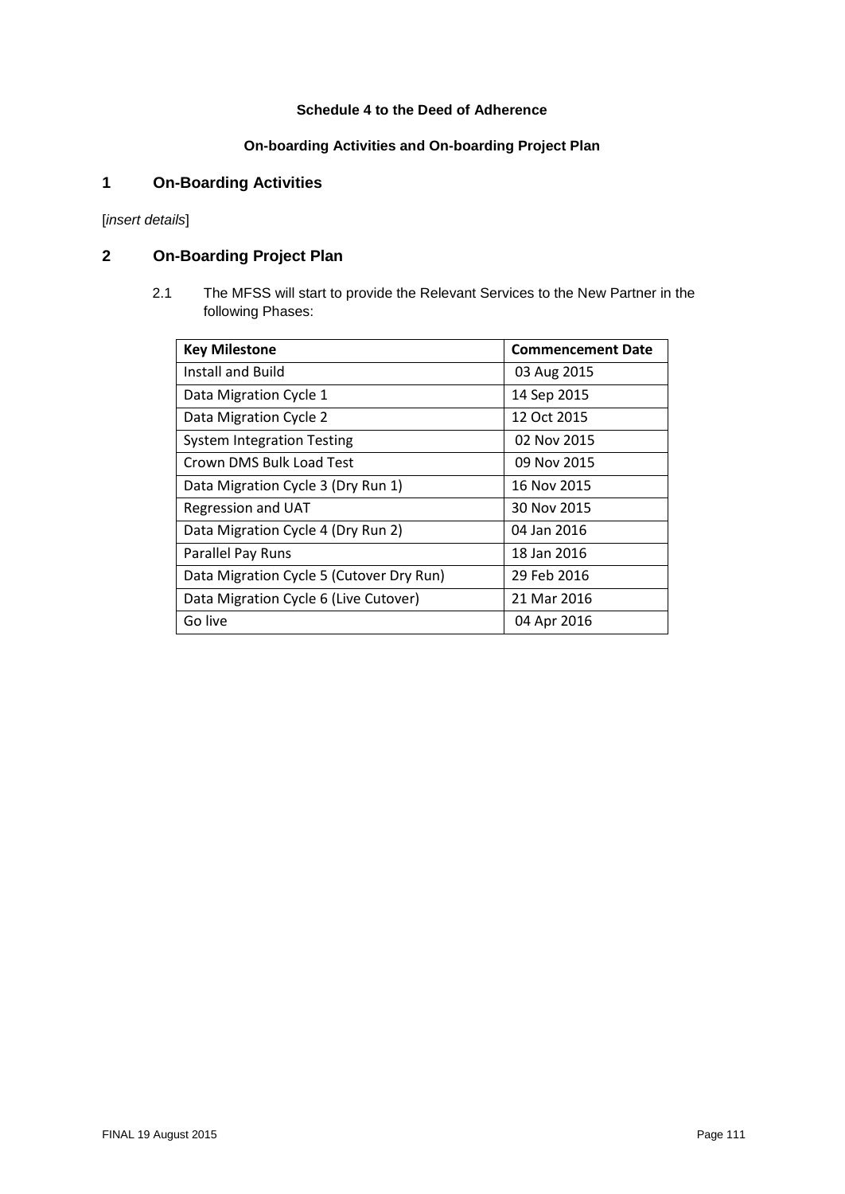**Schedule 4 to the Deed of Adherence**

**On-boarding Activities and On-boarding Project Plan**

## 1 On-Boarding Activities

[*insert details*]

## 2 On-Boarding Project Plan

2.1 The MFSS will start to provide the Relevant Services to the New Partner in the following Phases:

| **Key Milestone** | **Commencement Date** |
|---|---|
| Install and Build | 03 Aug 2015 |
| Data Migration Cycle 1 | 14 Sep 2015 |
| Data Migration Cycle 2 | 12 Oct 2015 |
| System Integration Testing | 02 Nov 2015 |
| Crown DMS Bulk Load Test | 09 Nov 2015 |
| Data Migration Cycle 3 (Dry Run 1) | 16 Nov 2015 |
| Regression and UAT | 30 Nov 2015 |
| Data Migration Cycle 4 (Dry Run 2) | 04 Jan 2016 |
| Parallel Pay Runs | 18 Jan 2016 |
| Data Migration Cycle 5 (Cutover Dry Run) | 29 Feb 2016 |
| Data Migration Cycle 6 (Live Cutover) | 21 Mar 2016 |
| Go live | 04 Apr 2016 |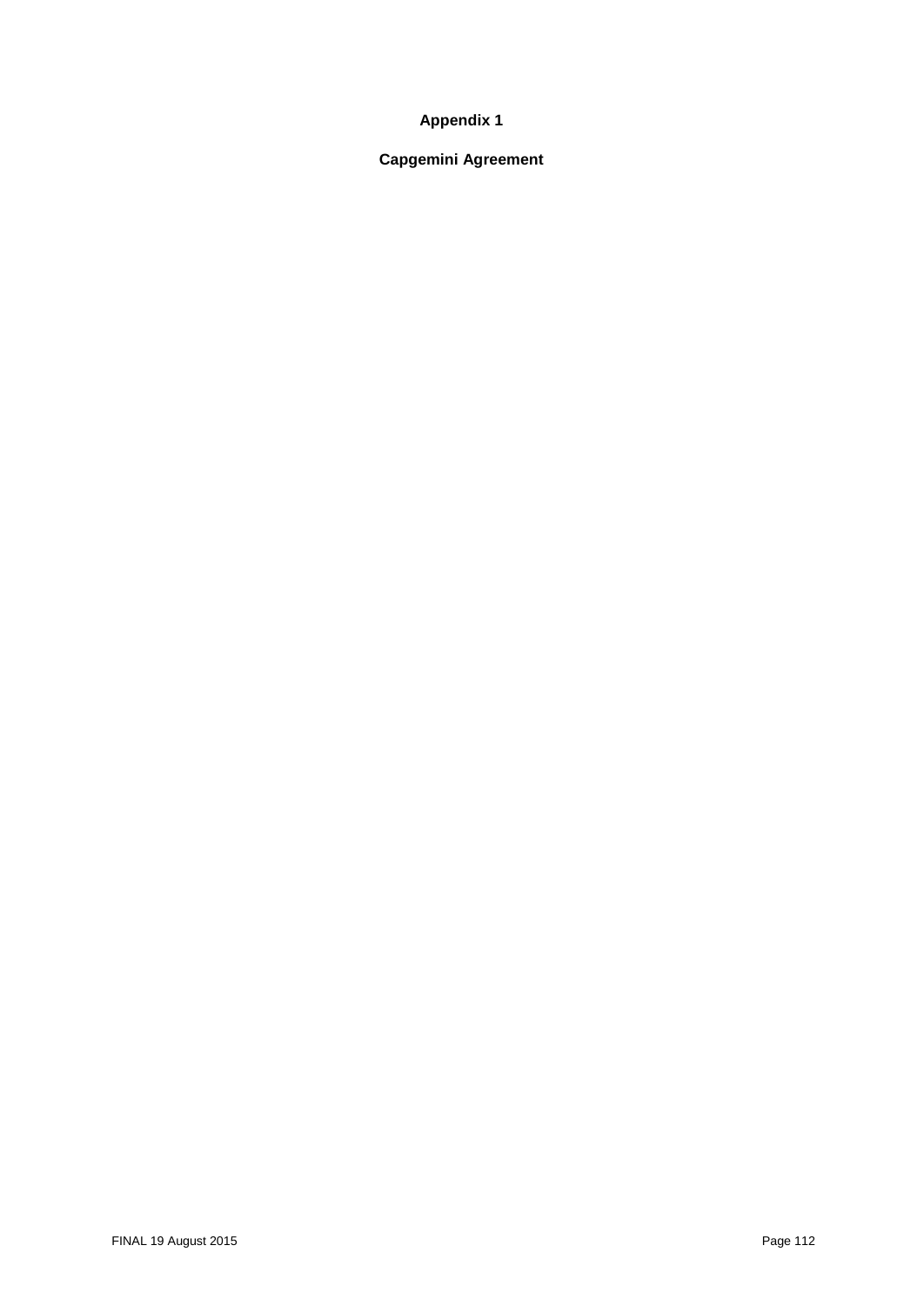# Appendix 1

## Capgemini Agreement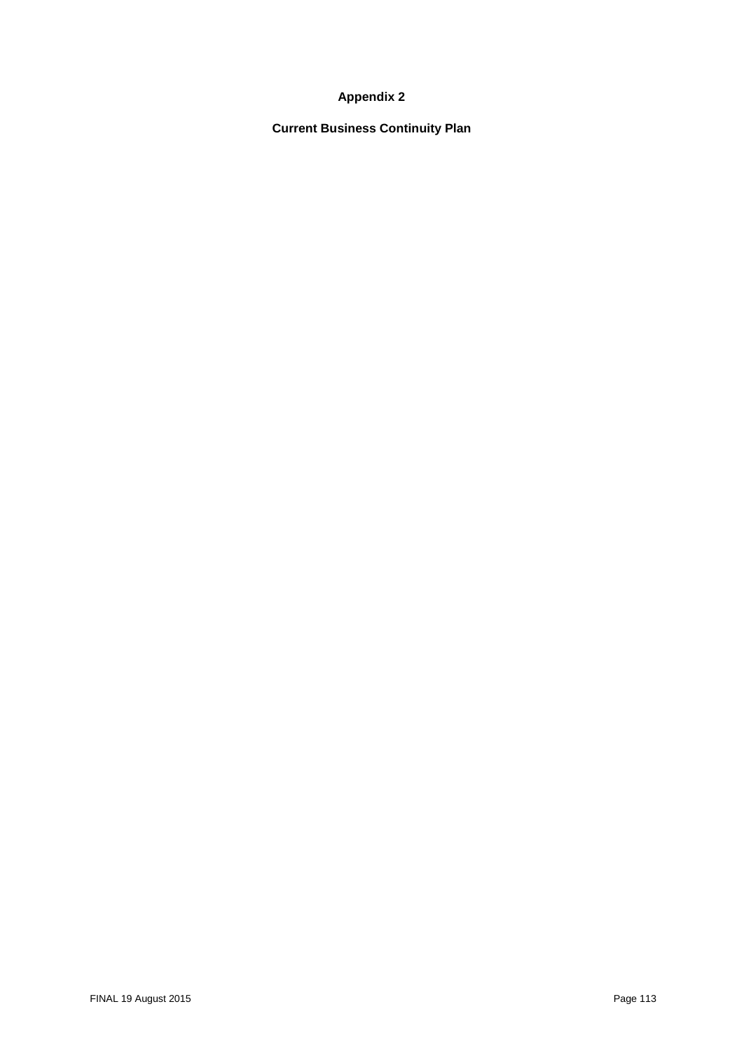# Appendix 2

## Current Business Continuity Plan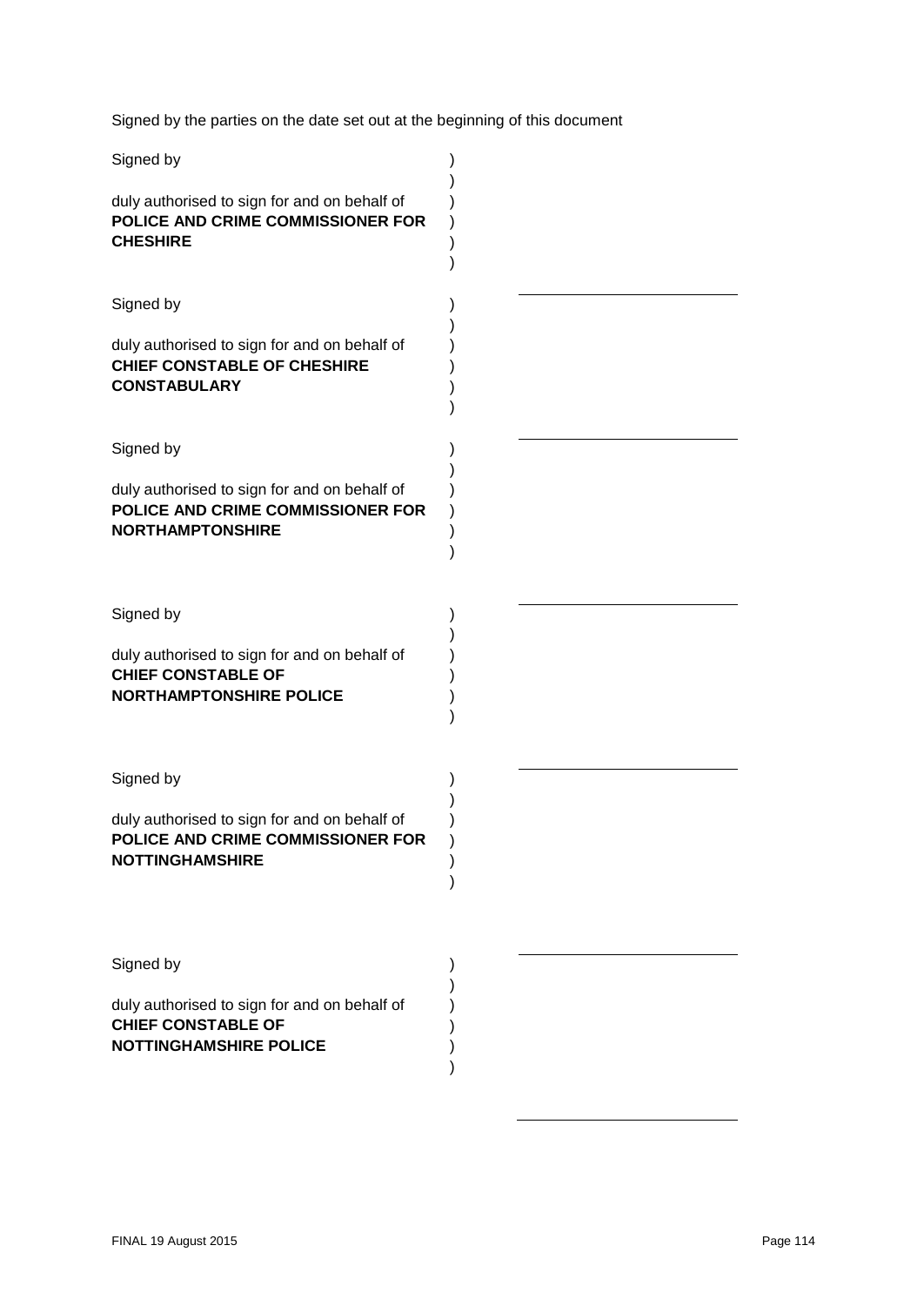Signed by the parties on the date set out at the beginning of this document

Signed by )
)
duly authorised to sign for and on behalf of )
**POLICE AND CRIME COMMISSIONER FOR CHESHIRE** )

\_\_\_\_\_\_\_\_\_\_\_\_\_\_\_\_\_\_\_\_\_\_\_\_

Signed by )
)
duly authorised to sign for and on behalf of )
**CHIEF CONSTABLE OF CHESHIRE CONSTABULARY** )

\_\_\_\_\_\_\_\_\_\_\_\_\_\_\_\_\_\_\_\_\_\_\_\_

Signed by )
)
duly authorised to sign for and on behalf of )
**POLICE AND CRIME COMMISSIONER FOR NORTHAMPTONSHIRE** )

\_\_\_\_\_\_\_\_\_\_\_\_\_\_\_\_\_\_\_\_\_\_\_\_

Signed by )
)
duly authorised to sign for and on behalf of )
**CHIEF CONSTABLE OF NORTHAMPTONSHIRE POLICE** )

\_\_\_\_\_\_\_\_\_\_\_\_\_\_\_\_\_\_\_\_\_\_\_\_

Signed by )
)
duly authorised to sign for and on behalf of )
**POLICE AND CRIME COMMISSIONER FOR NOTTINGHAMSHIRE** )

\_\_\_\_\_\_\_\_\_\_\_\_\_\_\_\_\_\_\_\_\_\_\_\_

Signed by )
)
duly authorised to sign for and on behalf of )
**CHIEF CONSTABLE OF NOTTINGHAMSHIRE POLICE** )

\_\_\_\_\_\_\_\_\_\_\_\_\_\_\_\_\_\_\_\_\_\_\_\_

FINAL 19 August 2015